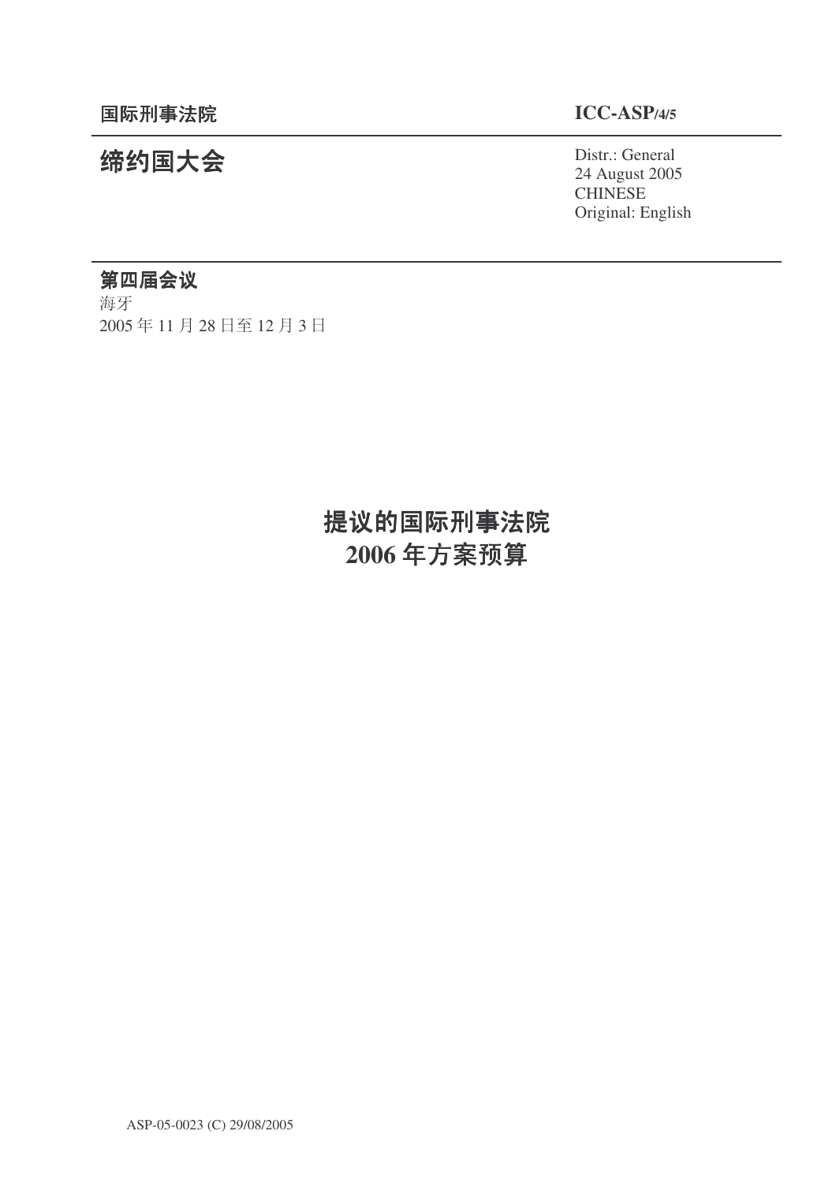国际刑事法院　　　　　　　　　　　　　　　　　　　　　　**ICC-ASP/4/5**

# 缔约国大会

Distr.: General
24 August 2005
CHINESE
Original: English

**第四届会议**
海牙
2005 年 11 月 28 日至 12 月 3 日

# 提议的国际刑事法院 2006 年方案预算

ASP-05-0023 (C) 29/08/2005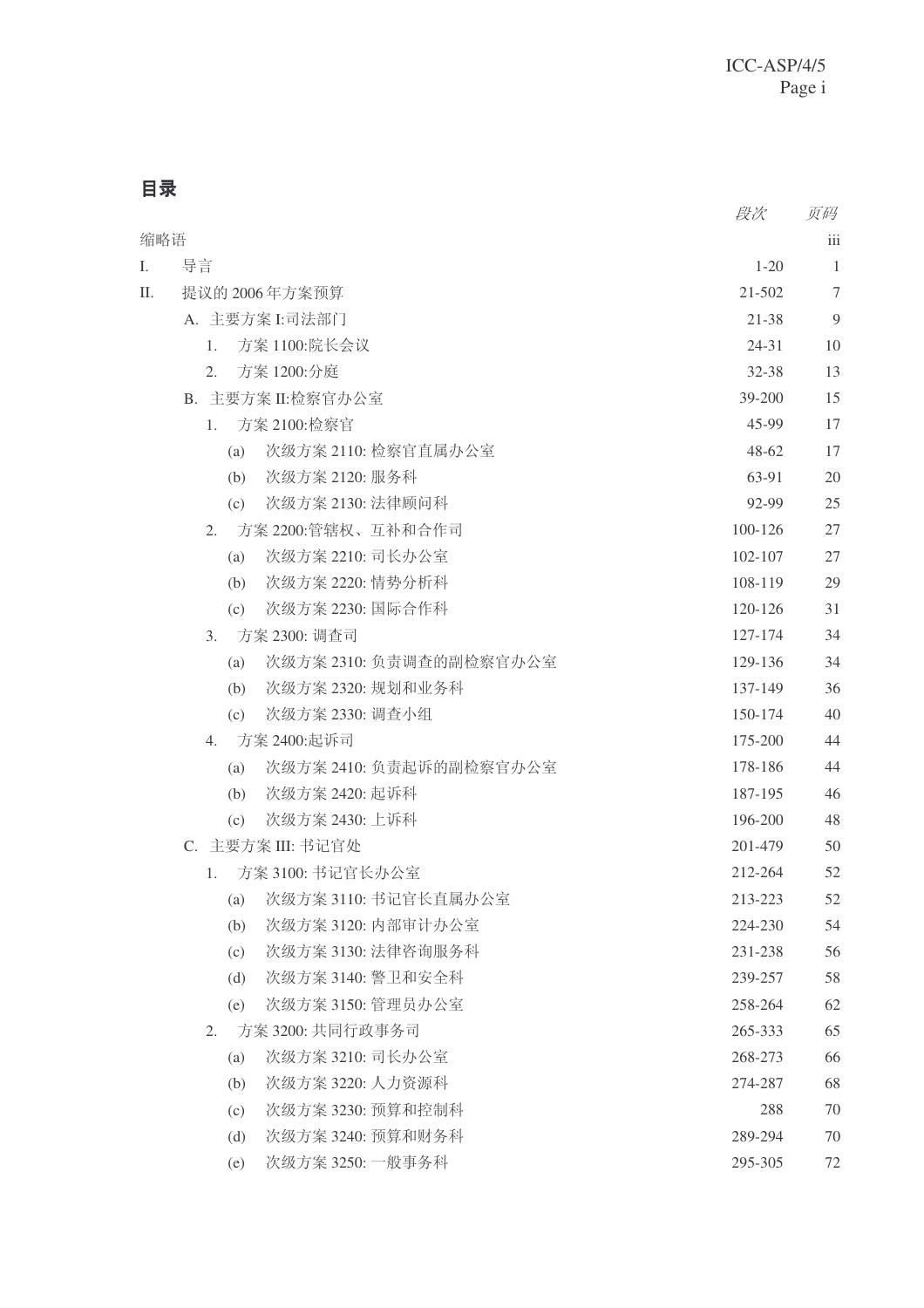# 目录

| | 段次 | 页码 |
|---|---|---|
| 缩略语 | | iii |
| I. 导言 | 1-20 | 1 |
| II. 提议的 2006 年方案预算 | 21-502 | 7 |
| A. 主要方案 I:司法部门 | 21-38 | 9 |
| 1. 方案 1100:院长会议 | 24-31 | 10 |
| 2. 方案 1200:分庭 | 32-38 | 13 |
| B. 主要方案 II:检察官办公室 | 39-200 | 15 |
| 1. 方案 2100:检察官 | 45-99 | 17 |
| (a) 次级方案 2110: 检察官直属办公室 | 48-62 | 17 |
| (b) 次级方案 2120: 服务科 | 63-91 | 20 |
| (c) 次级方案 2130: 法律顾问科 | 92-99 | 25 |
| 2. 方案 2200:管辖权、互补和合作司 | 100-126 | 27 |
| (a) 次级方案 2210: 司长办公室 | 102-107 | 27 |
| (b) 次级方案 2220: 情势分析科 | 108-119 | 29 |
| (c) 次级方案 2230: 国际合作科 | 120-126 | 31 |
| 3. 方案 2300: 调查司 | 127-174 | 34 |
| (a) 次级方案 2310: 负责调查的副检察官办公室 | 129-136 | 34 |
| (b) 次级方案 2320: 规划和业务科 | 137-149 | 36 |
| (c) 次级方案 2330: 调查小组 | 150-174 | 40 |
| 4. 方案 2400:起诉司 | 175-200 | 44 |
| (a) 次级方案 2410: 负责起诉的副检察官办公室 | 178-186 | 44 |
| (b) 次级方案 2420: 起诉科 | 187-195 | 46 |
| (c) 次级方案 2430: 上诉科 | 196-200 | 48 |
| C. 主要方案 III: 书记官处 | 201-479 | 50 |
| 1. 方案 3100: 书记官长办公室 | 212-264 | 52 |
| (a) 次级方案 3110: 书记官长直属办公室 | 213-223 | 52 |
| (b) 次级方案 3120: 内部审计办公室 | 224-230 | 54 |
| (c) 次级方案 3130: 法律咨询服务科 | 231-238 | 56 |
| (d) 次级方案 3140: 警卫和安全科 | 239-257 | 58 |
| (e) 次级方案 3150: 管理员办公室 | 258-264 | 62 |
| 2. 方案 3200: 共同行政事务司 | 265-333 | 65 |
| (a) 次级方案 3210: 司长办公室 | 268-273 | 66 |
| (b) 次级方案 3220: 人力资源科 | 274-287 | 68 |
| (c) 次级方案 3230: 预算和控制科 | 288 | 70 |
| (d) 次级方案 3240: 预算和财务科 | 289-294 | 70 |
| (e) 次级方案 3250: 一般事务科 | 295-305 | 72 |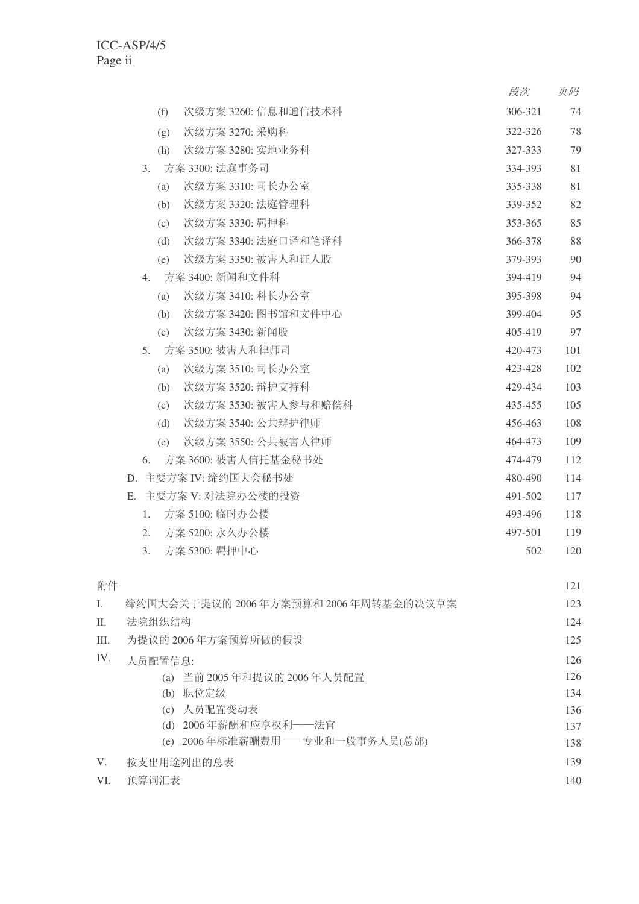| | 段次 | 页码 |
|---|---|---|
| (f) 次级方案 3260: 信息和通信技术科 | 306-321 | 74 |
| (g) 次级方案 3270: 采购科 | 322-326 | 78 |
| (h) 次级方案 3280: 实地业务科 | 327-333 | 79 |
| 3. 方案 3300: 法庭事务司 | 334-393 | 81 |
| (a) 次级方案 3310: 司长办公室 | 335-338 | 81 |
| (b) 次级方案 3320: 法庭管理科 | 339-352 | 82 |
| (c) 次级方案 3330: 羁押科 | 353-365 | 85 |
| (d) 次级方案 3340: 法庭口译和笔译科 | 366-378 | 88 |
| (e) 次级方案 3350: 被害人和证人股 | 379-393 | 90 |
| 4. 方案 3400: 新闻和文件科 | 394-419 | 94 |
| (a) 次级方案 3410: 科长办公室 | 395-398 | 94 |
| (b) 次级方案 3420: 图书馆和文件中心 | 399-404 | 95 |
| (c) 次级方案 3430: 新闻股 | 405-419 | 97 |
| 5. 方案 3500: 被害人和律师司 | 420-473 | 101 |
| (a) 次级方案 3510: 司长办公室 | 423-428 | 102 |
| (b) 次级方案 3520: 辩护支持科 | 429-434 | 103 |
| (c) 次级方案 3530: 被害人参与和赔偿科 | 435-455 | 105 |
| (d) 次级方案 3540: 公共辩护律师 | 456-463 | 108 |
| (e) 次级方案 3550: 公共被害人律师 | 464-473 | 109 |
| 6. 方案 3600: 被害人信托基金秘书处 | 474-479 | 112 |
| D. 主要方案 IV: 缔约国大会秘书处 | 480-490 | 114 |
| E. 主要方案 V: 对法院办公楼的投资 | 491-502 | 117 |
| 1. 方案 5100: 临时办公楼 | 493-496 | 118 |
| 2. 方案 5200: 永久办公楼 | 497-501 | 119 |
| 3. 方案 5300: 羁押中心 | 502 | 120 |

| 附件 | | 121 |
|---|---|---|
| I. | 缔约国大会关于提议的 2006 年方案预算和 2006 年周转基金的决议草案 | 123 |
| II. | 法院组织结构 | 124 |
| III. | 为提议的 2006 年方案预算所做的假设 | 125 |
| IV. | 人员配置信息: | 126 |
| | (a) 当前 2005 年和提议的 2006 年人员配置 | 126 |
| | (b) 职位定级 | 134 |
| | (c) 人员配置变动表 | 136 |
| | (d) 2006 年薪酬和应享权利——法官 | 137 |
| | (e) 2006 年标准薪酬费用——专业和一般事务人员(总部) | 138 |
| V. | 按支出用途列出的总表 | 139 |
| VI. | 预算词汇表 | 140 |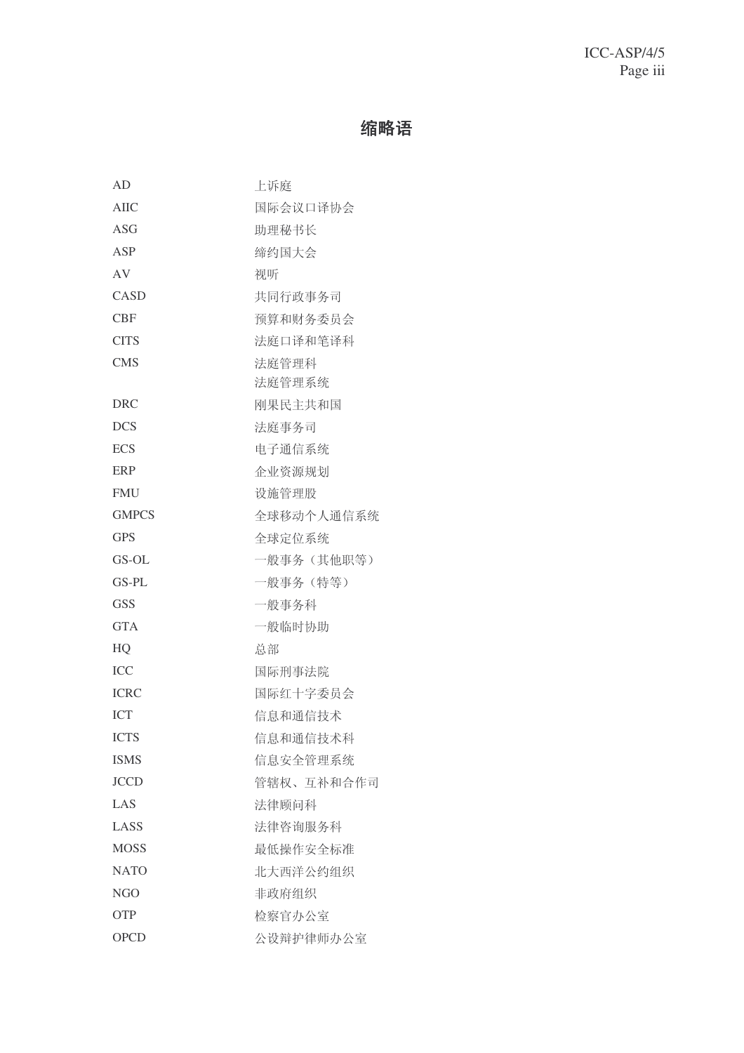# 缩略语

| | |
|---|---|
| AD | 上诉庭 |
| AIIC | 国际会议口译协会 |
| ASG | 助理秘书长 |
| ASP | 缔约国大会 |
| AV | 视听 |
| CASD | 共同行政事务司 |
| CBF | 预算和财务委员会 |
| CITS | 法庭口译和笔译科 |
| CMS | 法庭管理科<br>法庭管理系统 |
| DRC | 刚果民主共和国 |
| DCS | 法庭事务司 |
| ECS | 电子通信系统 |
| ERP | 企业资源规划 |
| FMU | 设施管理股 |
| GMPCS | 全球移动个人通信系统 |
| GPS | 全球定位系统 |
| GS-OL | 一般事务（其他职等） |
| GS-PL | 一般事务（特等） |
| GSS | 一般事务科 |
| GTA | 一般临时协助 |
| HQ | 总部 |
| ICC | 国际刑事法院 |
| ICRC | 国际红十字委员会 |
| ICT | 信息和通信技术 |
| ICTS | 信息和通信技术科 |
| ISMS | 信息安全管理系统 |
| JCCD | 管辖权、互补和合作司 |
| LAS | 法律顾问科 |
| LASS | 法律咨询服务科 |
| MOSS | 最低操作安全标准 |
| NATO | 北大西洋公约组织 |
| NGO | 非政府组织 |
| OTP | 检察官办公室 |
| OPCD | 公设辩护律师办公室 |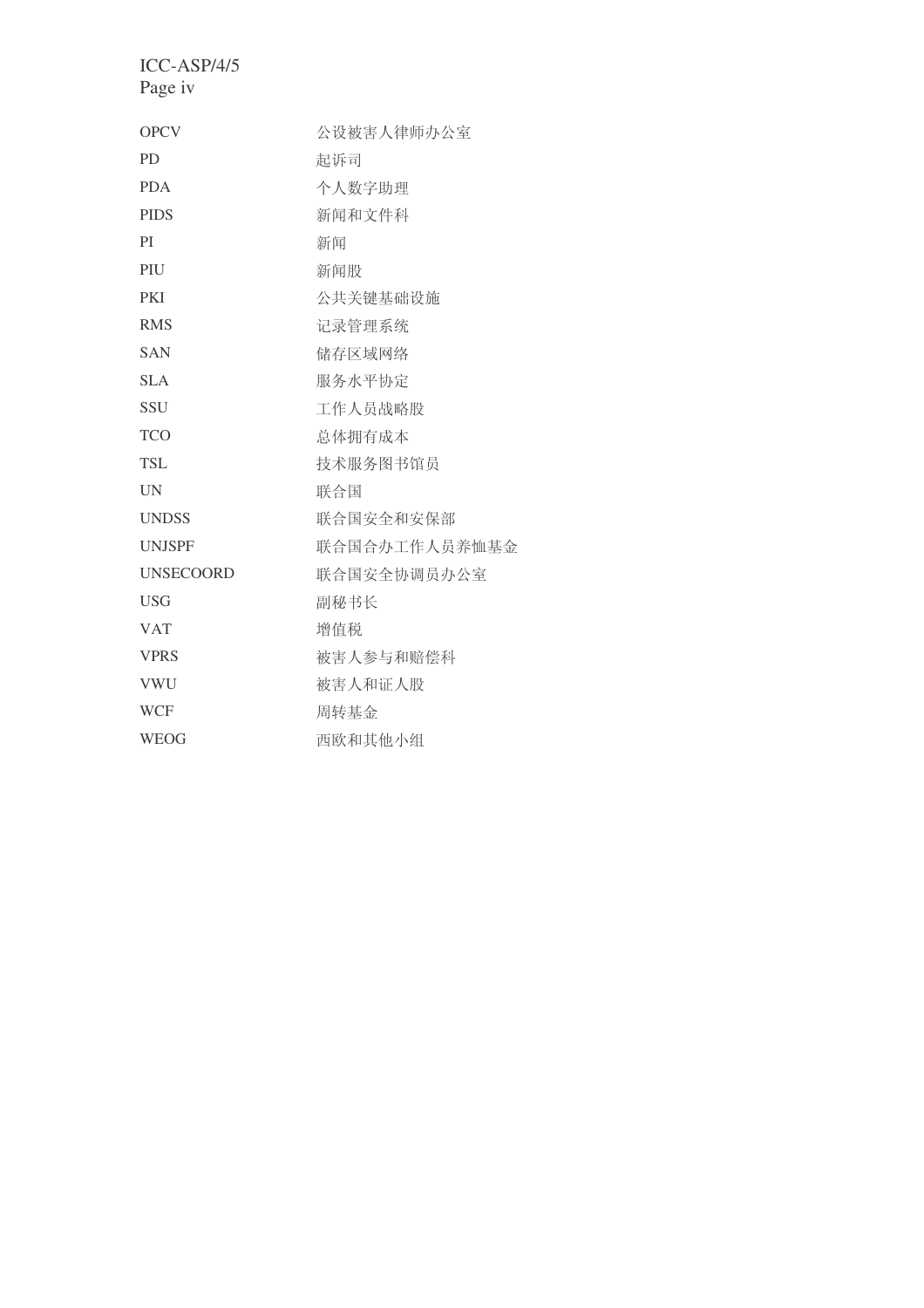| | |
|---|---|
| OPCV | 公设被害人律师办公室 |
| PD | 起诉司 |
| PDA | 个人数字助理 |
| PIDS | 新闻和文件科 |
| PI | 新闻 |
| PIU | 新闻股 |
| PKI | 公共关键基础设施 |
| RMS | 记录管理系统 |
| SAN | 储存区域网络 |
| SLA | 服务水平协定 |
| SSU | 工作人员战略股 |
| TCO | 总体拥有成本 |
| TSL | 技术服务图书馆员 |
| UN | 联合国 |
| UNDSS | 联合国安全和安保部 |
| UNJSPF | 联合国合办工作人员养恤基金 |
| UNSECOORD | 联合国安全协调员办公室 |
| USG | 副秘书长 |
| VAT | 增值税 |
| VPRS | 被害人参与和赔偿科 |
| VWU | 被害人和证人股 |
| WCF | 周转基金 |
| WEOG | 西欧和其他小组 |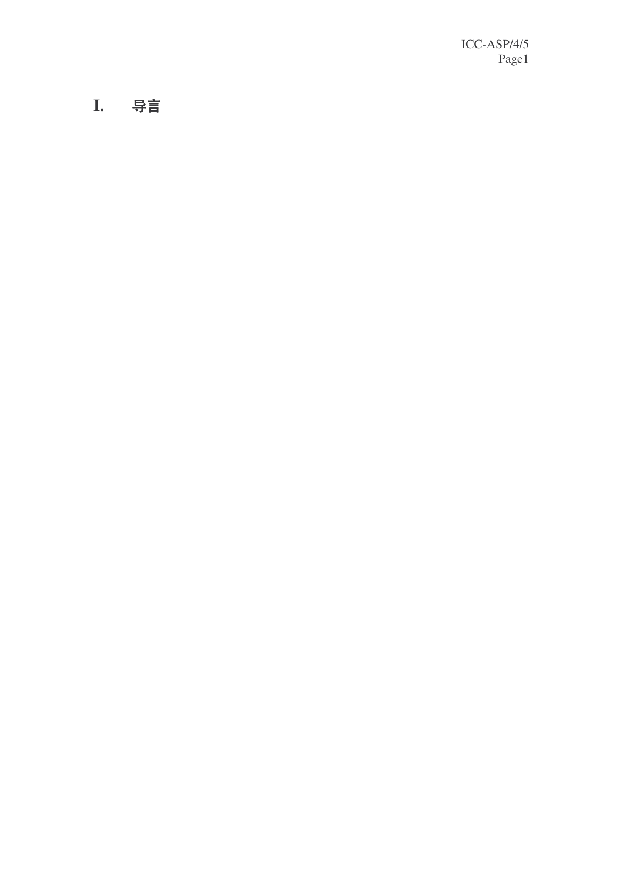# I. 导言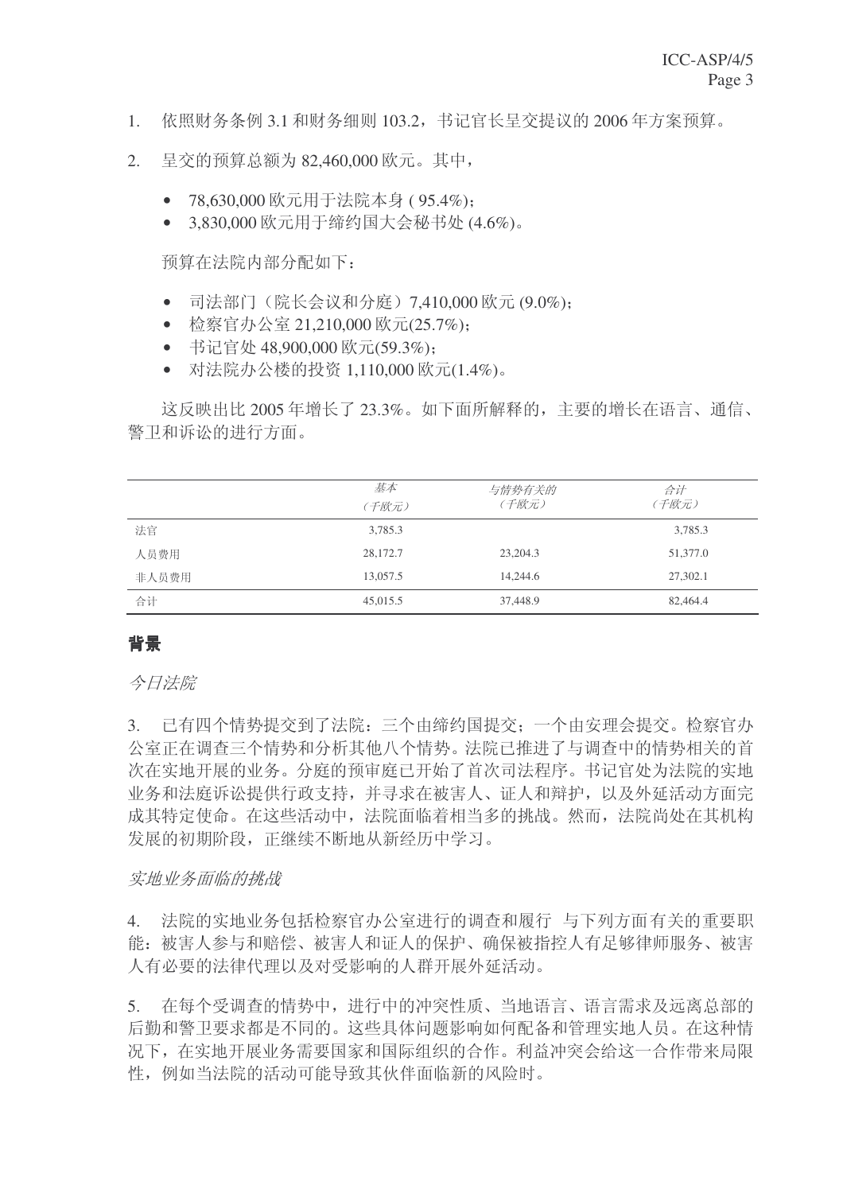1. 依照财务条例 3.1 和财务细则 103.2，书记官长呈交提议的 2006 年方案预算。

2. 呈交的预算总额为 82,460,000 欧元。其中，

   - 78,630,000 欧元用于法院本身 ( 95.4%)；
   - 3,830,000 欧元用于缔约国大会秘书处 (4.6%)。

   预算在法院内部分配如下：

   - 司法部门（院长会议和分庭）7,410,000 欧元 (9.0%)；
   - 检察官办公室 21,210,000 欧元(25.7%)；
   - 书记官处 48,900,000 欧元(59.3%)；
   - 对法院办公楼的投资 1,110,000 欧元(1.4%)。

   这反映出比 2005 年增长了 23.3%。如下面所解释的，主要的增长在语言、通信、警卫和诉讼的进行方面。

| | *基本*<br>*（千欧元）* | *与情势有关的*<br>*（千欧元）* | *合计*<br>*（千欧元）* |
|---|---|---|---|
| 法官 | 3,785.3 | | 3,785.3 |
| 人员费用 | 28,172.7 | 23,204.3 | 51,377.0 |
| 非人员费用 | 13,057.5 | 14,244.6 | 27,302.1 |
| 合计 | 45,015.5 | 37,448.9 | 82,464.4 |

## 背景

*今日法院*

3. 已有四个情势提交到了法院：三个由缔约国提交；一个由安理会提交。检察官办公室正在调查三个情势和分析其他八个情势。法院已推进了与调查中的情势相关的首次在实地开展的业务。分庭的预审庭已开始了首次司法程序。书记官处为法院的实地业务和法庭诉讼提供行政支持，并寻求在被害人、证人和辩护，以及外延活动方面完成其特定使命。在这些活动中，法院面临着相当多的挑战。然而，法院尚处在其机构发展的初期阶段，正继续不断地从新经历中学习。

*实地业务面临的挑战*

4. 法院的实地业务包括检察官办公室进行的调查和履行 与下列方面有关的重要职能：被害人参与和赔偿、被害人和证人的保护、确保被指控人有足够律师服务、被害人有必要的法律代理以及对受影响的人群开展外延活动。

5. 在每个受调查的情势中，进行中的冲突性质、当地语言、语言需求及远离总部的后勤和警卫要求都是不同的。这些具体问题影响如何配备和管理实地人员。在这种情况下，在实地开展业务需要国家和国际组织的合作。利益冲突会给这一合作带来局限性，例如当法院的活动可能导致其伙伴面临新的风险时。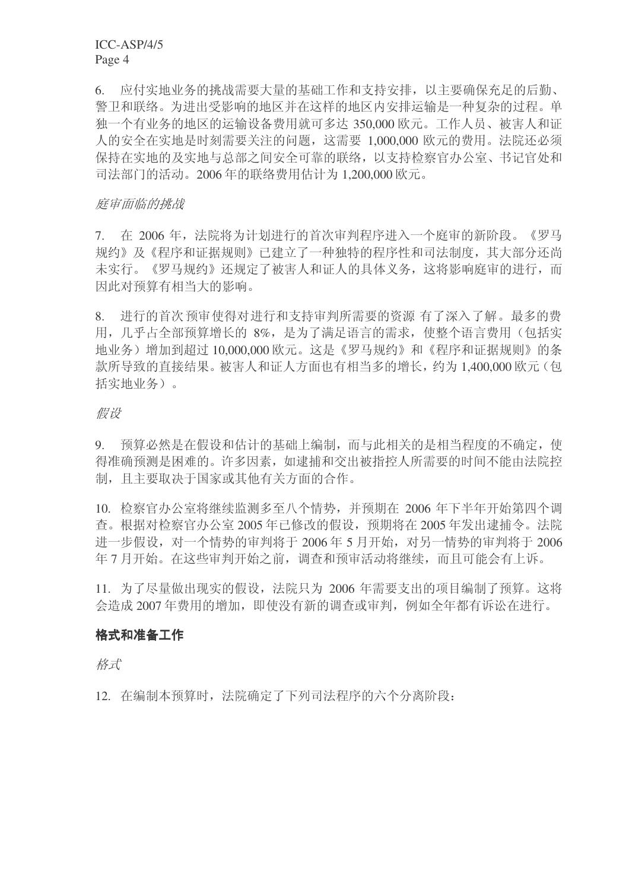6. 应付实地业务的挑战需要大量的基础工作和支持安排，以主要确保充足的后勤、警卫和联络。为进出受影响的地区并在这样的地区内安排运输是一种复杂的过程。单独一个有业务的地区的运输设备费用就可多达 350,000 欧元。工作人员、被害人和证人的安全在实地是时刻需要关注的问题，这需要 1,000,000 欧元的费用。法院还必须保持在实地的及实地与总部之间安全可靠的联络，以支持检察官办公室、书记官处和司法部门的活动。2006 年的联络费用估计为 1,200,000 欧元。

*庭审面临的挑战*

7. 在 2006 年，法院将为计划进行的首次审判程序进入一个庭审的新阶段。《罗马规约》及《程序和证据规则》已建立了一种独特的程序性和司法制度，其大部分还尚未实行。《罗马规约》还规定了被害人和证人的具体义务，这将影响庭审的进行，而因此对预算有相当大的影响。

8. 进行的首次预审使得对进行和支持审判所需要的资源 有了深入了解。最多的费用，几乎占全部预算增长的 8%，是为了满足语言的需求，使整个语言费用（包括实地业务）增加到超过 10,000,000 欧元。这是《罗马规约》和《程序和证据规则》的条款所导致的直接结果。被害人和证人方面也有相当多的增长，约为 1,400,000 欧元（包括实地业务）。

*假设*

9. 预算必然是在假设和估计的基础上编制，而与此相关的是相当程度的不确定，使得准确预测是困难的。许多因素，如逮捕和交出被指控人所需要的时间不能由法院控制，且主要取决于国家或其他有关方面的合作。

10. 检察官办公室将继续监测多至八个情势，并预期在 2006 年下半年开始第四个调查。根据对检察官办公室 2005 年已修改的假设，预期将在 2005 年发出逮捕令。法院进一步假设，对一个情势的审判将于 2006 年 5 月开始，对另一情势的审判将于 2006 年 7 月开始。在这些审判开始之前，调查和预审活动将继续，而且可能会有上诉。

11. 为了尽量做出现实的假设，法院只为 2006 年需要支出的项目编制了预算。这将会造成 2007 年费用的增加，即使没有新的调查或审判，例如全年都有诉讼在进行。

**格式和准备工作**

*格式*

12. 在编制本预算时，法院确定了下列司法程序的六个分离阶段：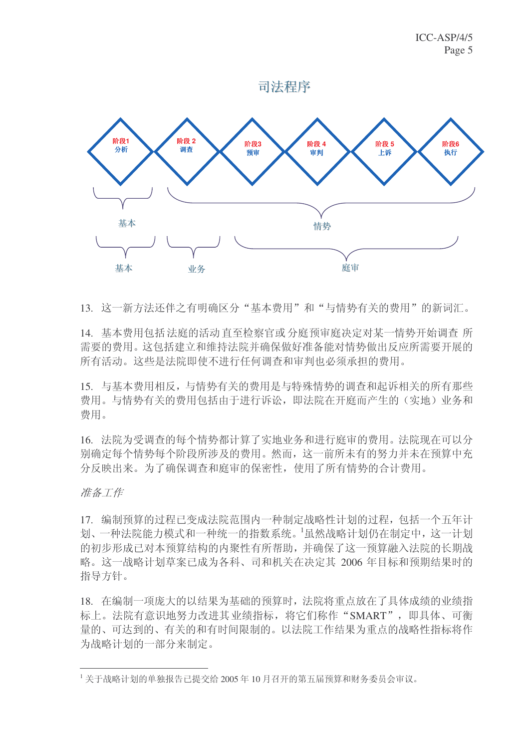## 司法程序

阶段1 分析 | 阶段 2 调查 | 阶段3 预审 | 阶段 4 审判 | 阶段 5 上诉 | 阶段6 执行

基本 | 情势

基本 | 业务 | 庭审

13. 这一新方法还伴之有明确区分“基本费用”和“与情势有关的费用”的新词汇。

14. 基本费用包括法庭的活动直至检察官或分庭预审庭决定对某一情势开始调查 所需要的费用。这包括建立和维持法院并确保做好准备能对情势做出反应所需要开展的所有活动。这些是法院即使不进行任何调查和审判也必须承担的费用。

15. 与基本费用相反，与情势有关的费用是与特殊情势的调查和起诉相关的所有那些费用。与情势有关的费用包括由于进行诉讼，即法院在开庭而产生的（实地）业务和费用。

16. 法院为受调查的每个情势都计算了实地业务和进行庭审的费用。法院现在可以分别确定每个情势每个阶段所涉及的费用。然而，这一前所未有的努力并未在预算中充分反映出来。为了确保调查和庭审的保密性，使用了所有情势的合计费用。

*准备工作*

17. 编制预算的过程已变成法院范围内一种制定战略性计划的过程，包括一个五年计划、一种法院能力模式和一种统一的指数系统。[1]虽然战略计划仍在制定中，这一计划的初步形成已对本预算结构的内聚性有所帮助，并确保了这一预算融入法院的长期战略。这一战略计划草案已成为各科、司和机关在决定其 2006 年目标和预期结果时的指导方针。

18. 在编制一项庞大的以结果为基础的预算时，法院将重点放在了具体成绩的业绩指标上。法院有意识地努力改进其业绩指标，将它们称作“SMART”，即具体、可衡量的、可达到的、有关的和有时间限制的。以法院工作结果为重点的战略性指标将作为战略计划的一部分来制定。

[1] 关于战略计划的单独报告已提交给 2005 年 10 月召开的第五届预算和财务委员会审议。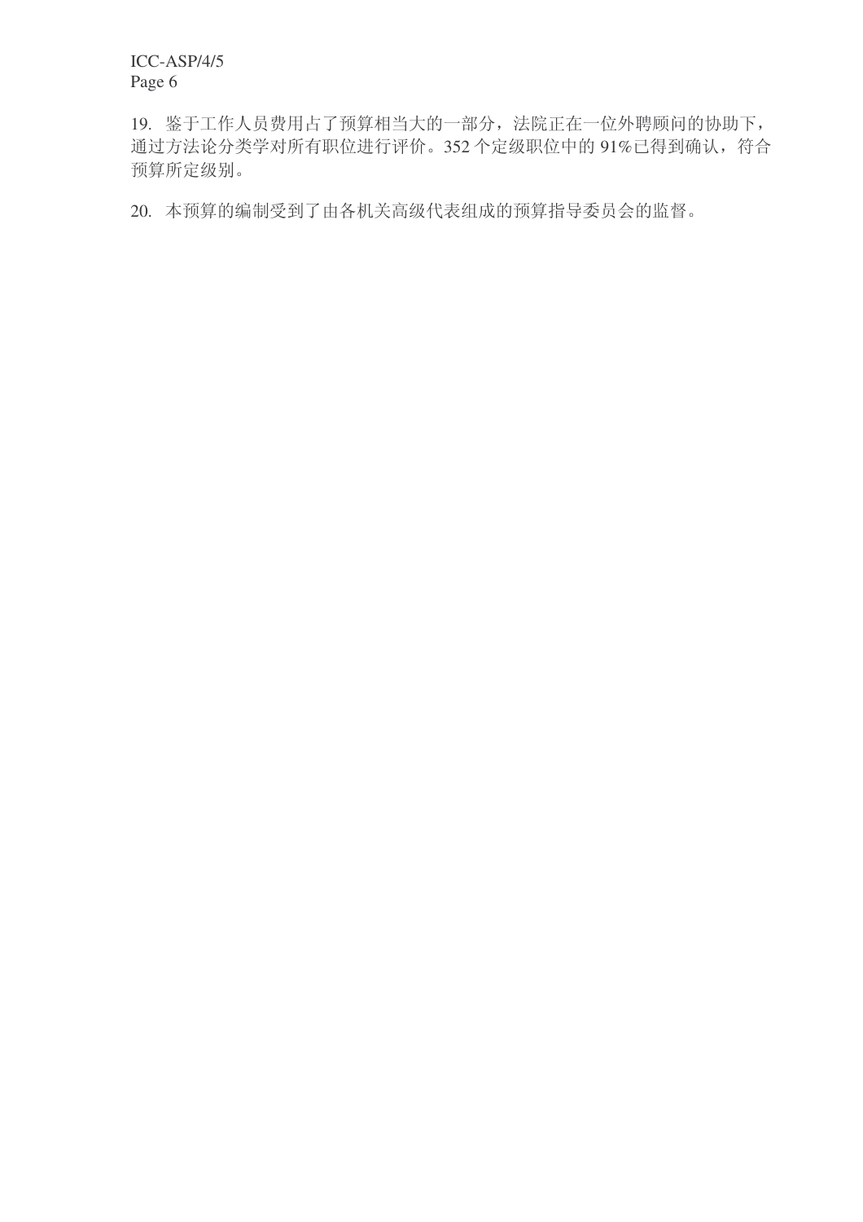19. 鉴于工作人员费用占了预算相当大的一部分，法院正在一位外聘顾问的协助下，通过方法论分类学对所有职位进行评价。352 个定级职位中的 91%已得到确认，符合预算所定级别。

20. 本预算的编制受到了由各机关高级代表组成的预算指导委员会的监督。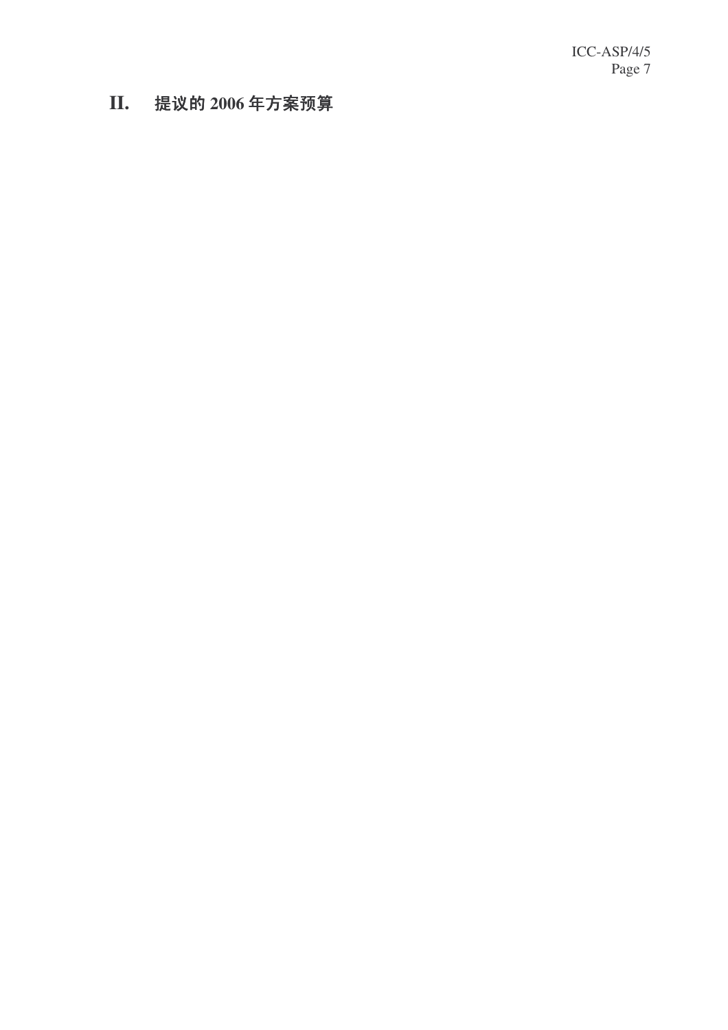## II. 提议的 2006 年方案预算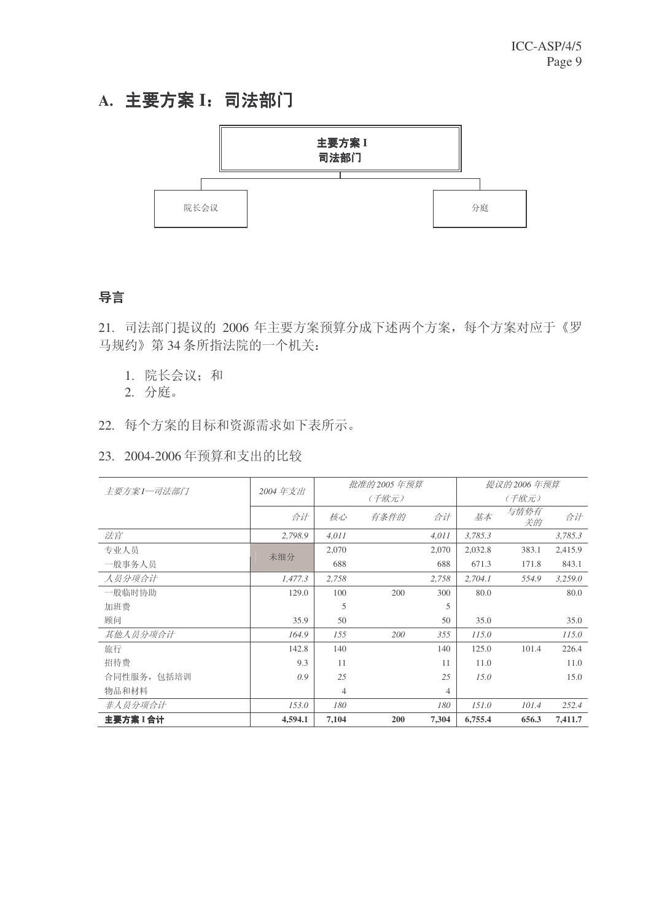## A. 主要方案 I：司法部门

**主要方案 I**
**司法部门**

院长会议

分庭

### 导言

21. 司法部门提议的 2006 年主要方案预算分成下述两个方案，每个方案对应于《罗马规约》第 34 条所指法院的一个机关：

1. 院长会议；和
2. 分庭。

22. 每个方案的目标和资源需求如下表所示。

23. 2004-2006 年预算和支出的比较

| *主要方案 I—司法部门* | *2004 年支出* | *批准的 2005 年预算（千欧元）* | | | *提议的 2006 年预算（千欧元）* | | |
|---|---|---|---|---|---|---|---|
| | *合计* | *核心* | *有条件的* | *合计* | *基本* | *与情势有关的* | *合计* |
| *法官* | *2,798.9* | *4,011* | | *4,011* | *3,785.3* | | *3,785.3* |
| 专业人员 | 未细分 | 2,070 | | 2,070 | 2,032.8 | 383.1 | 2,415.9 |
| 一般事务人员 | | 688 | | 688 | 671.3 | 171.8 | 843.1 |
| *人员分项合计* | *1,477.3* | *2,758* | | *2,758* | *2,704.1* | *554.9* | *3,259.0* |
| 一般临时协助 | 129.0 | 100 | 200 | 300 | 80.0 | | 80.0 |
| 加班费 | | 5 | | 5 | | | |
| 顾问 | 35.9 | 50 | | 50 | 35.0 | | 35.0 |
| *其他人员分项合计* | *164.9* | *155* | *200* | *355* | *115.0* | | *115.0* |
| 旅行 | 142.8 | 140 | | 140 | 125.0 | 101.4 | 226.4 |
| 招待费 | 9.3 | 11 | | 11 | 11.0 | | 11.0 |
| 合同性服务，包括培训 | *0.9* | *25* | | *25* | *15.0* | | 15.0 |
| 物品和材料 | | 4 | | 4 | | | |
| *非人员分项合计* | *153.0* | *180* | | *180* | *151.0* | *101.4* | *252.4* |
| **主要方案 I 合计** | **4,594.1** | **7,104** | **200** | **7,304** | **6,755.4** | **656.3** | **7,411.7** |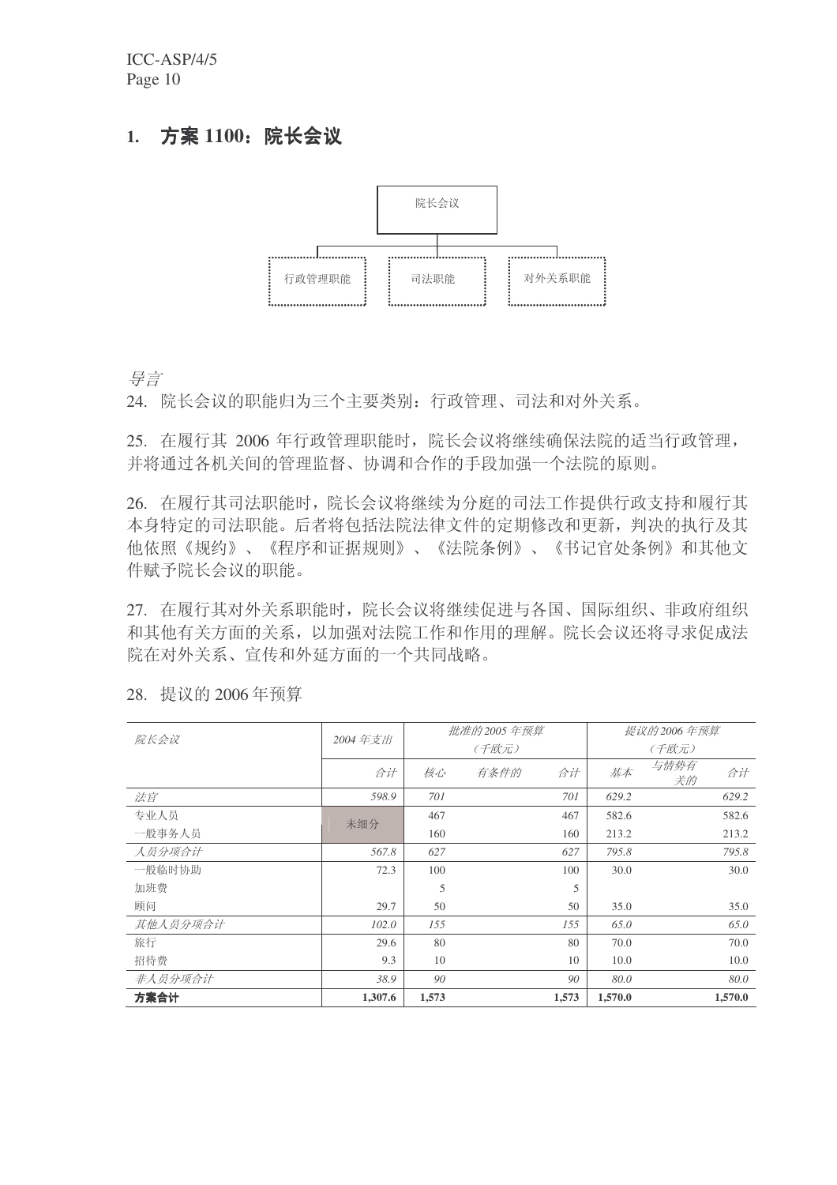## 1. 方案 1100：院长会议

院长会议

行政管理职能 | 司法职能 | 对外关系职能

*导言*

24. 院长会议的职能归为三个主要类别：行政管理、司法和对外关系。

25. 在履行其 2006 年行政管理职能时，院长会议将继续确保法院的适当行政管理，并将通过各机关间的管理监督、协调和合作的手段加强一个法院的原则。

26. 在履行其司法职能时，院长会议将继续为分庭的司法工作提供行政支持和履行其本身特定的司法职能。后者将包括法院法律文件的定期修改和更新，判决的执行及其他依照《规约》、《程序和证据规则》、《法院条例》、《书记官处条例》和其他文件赋予院长会议的职能。

27. 在履行其对外关系职能时，院长会议将继续促进与各国、国际组织、非政府组织和其他有关方面的关系，以加强对法院工作和作用的理解。院长会议还将寻求促成法院在对外关系、宣传和外延方面的一个共同战略。

28. 提议的 2006 年预算

| *院长会议* | *2004 年支出* | *批准的 2005 年预算（千欧元）* | | | *提议的 2006 年预算（千欧元）* | | |
|---|---|---|---|---|---|---|---|
| | *合计* | *核心* | *有条件的* | *合计* | *基本* | *与情势有关的* | *合计* |
| *法官* | *598.9* | *701* | | *701* | *629.2* | | *629.2* |
| 专业人员 | 未细分 | 467 | | 467 | 582.6 | | 582.6 |
| 一般事务人员 | | 160 | | 160 | 213.2 | | 213.2 |
| *人员分项合计* | *567.8* | *627* | | *627* | *795.8* | | *795.8* |
| 一般临时协助 | 72.3 | 100 | | 100 | 30.0 | | 30.0 |
| 加班费 | | 5 | | 5 | | | |
| 顾问 | 29.7 | 50 | | 50 | 35.0 | | 35.0 |
| *其他人员分项合计* | *102.0* | *155* | | *155* | *65.0* | | *65.0* |
| 旅行 | 29.6 | 80 | | 80 | 70.0 | | 70.0 |
| 招待费 | 9.3 | 10 | | 10 | 10.0 | | 10.0 |
| *非人员分项合计* | *38.9* | *90* | | *90* | *80.0* | | *80.0* |
| **方案合计** | **1,307.6** | **1,573** | | **1,573** | **1,570.0** | | **1,570.0** |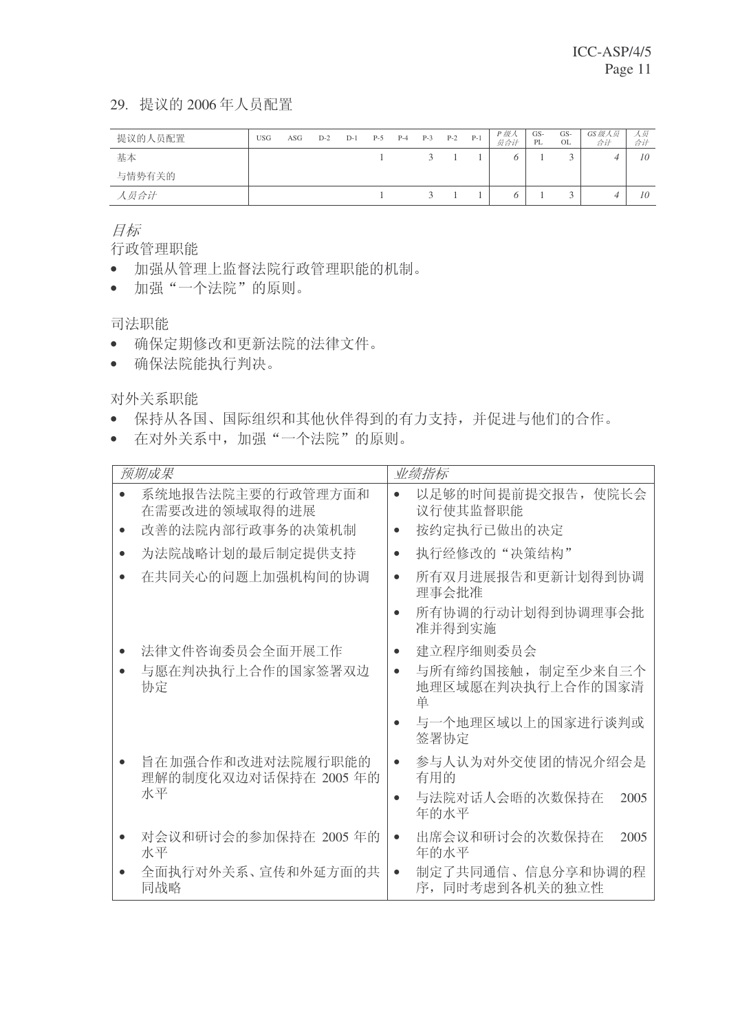29. 提议的 2006 年人员配置

| 提议的人员配置 | USG | ASG | D-2 | D-1 | P-5 | P-4 | P-3 | P-2 | P-1 | *P 级人员合计* | GS-PL | GS-OL | *GS 级人员合计* | *人员合计* |
|---|---|---|---|---|---|---|---|---|---|---|---|---|---|---|
| 基本 | | | | | 1 | | 3 | 1 | 1 | *6* | 1 | 3 | *4* | *10* |
| 与情势有关的 | | | | | | | | | | | | | | |
| *人员合计* | | | | | 1 | | 3 | 1 | 1 | *6* | 1 | 3 | *4* | *10* |

*目标*

行政管理职能

- 加强从管理上监督法院行政管理职能的机制。
- 加强“一个法院”的原则。

司法职能

- 确保定期修改和更新法院的法律文件。
- 确保法院能执行判决。

对外关系职能

- 保持从各国、国际组织和其他伙伴得到的有力支持，并促进与他们的合作。
- 在对外关系中，加强“一个法院”的原则。

| *预期成果* | *业绩指标* |
|---|---|
| • 系统地报告法院主要的行政管理方面和在需要改进的领域取得的进展 | • 以足够的时间提前提交报告，使院长会议行使其监督职能 |
| • 改善的法院内部行政事务的决策机制 | • 按约定执行已做出的决定 |
| • 为法院战略计划的最后制定提供支持 | • 执行经修改的“决策结构” |
| • 在共同关心的问题上加强机构间的协调 | • 所有双月进展报告和更新计划得到协调理事会批准<br>• 所有协调的行动计划得到协调理事会批准并得到实施 |
| • 法律文件咨询委员会全面开展工作 | • 建立程序细则委员会 |
| • 与愿在判决执行上合作的国家签署双边协定 | • 与所有缔约国接触，制定至少来自三个地理区域愿在判决执行上合作的国家清单<br>• 与一个地理区域以上的国家进行谈判或签署协定 |
| • 旨在加强合作和改进对法院履行职能的理解的制度化双边对话保持在 2005 年的水平 | • 参与人认为对外交使团的情况介绍会是有用的<br>• 与法院对话人会晤的次数保持在 2005 年的水平 |
| • 对会议和研讨会的参加保持在 2005 年的水平 | • 出席会议和研讨会的次数保持在 2005 年的水平 |
| • 全面执行对外关系、宣传和外延方面的共同战略 | • 制定了共同通信、信息分享和协调的程序，同时考虑到各机关的独立性 |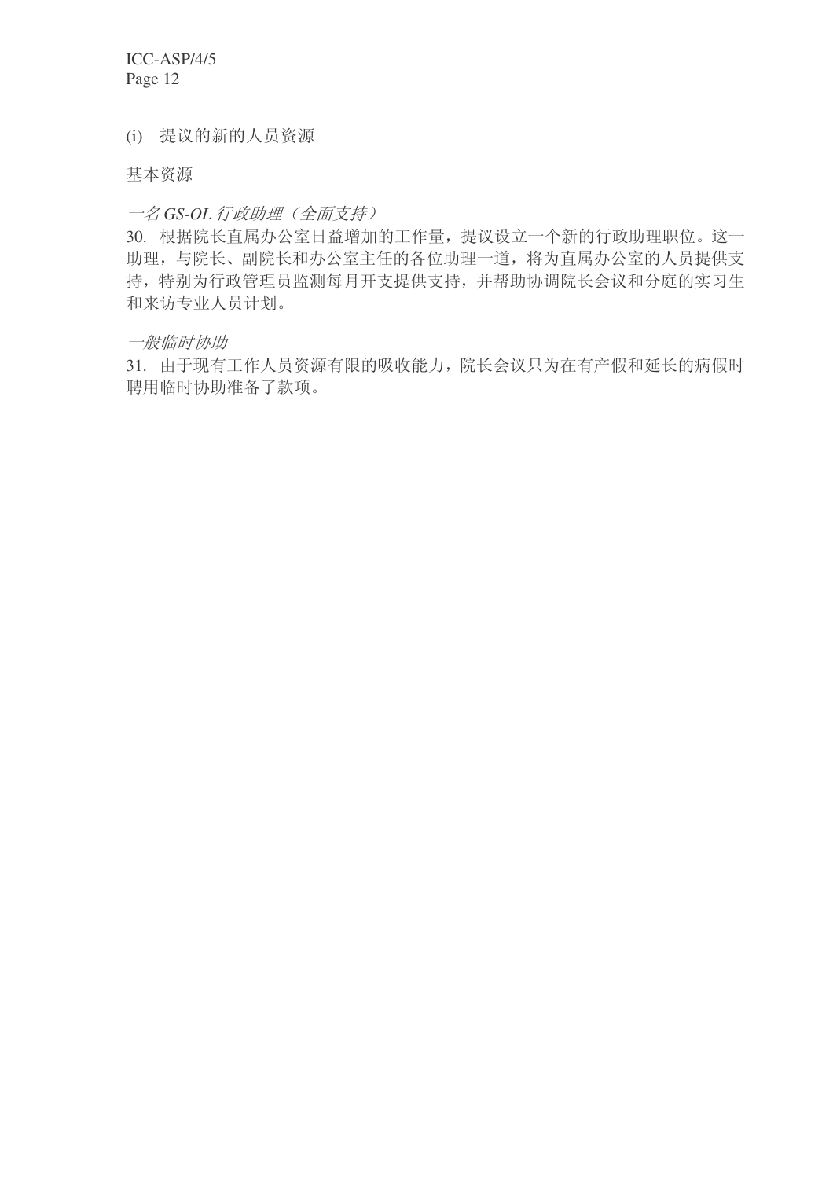(i) 提议的新的人员资源

基本资源

*一名 GS-OL 行政助理（全面支持）*

30. 根据院长直属办公室日益增加的工作量，提议设立一个新的行政助理职位。这一助理，与院长、副院长和办公室主任的各位助理一道，将为直属办公室的人员提供支持，特别为行政管理员监测每月开支提供支持，并帮助协调院长会议和分庭的实习生和来访专业人员计划。

*一般临时协助*

31. 由于现有工作人员资源有限的吸收能力，院长会议只为在有产假和延长的病假时聘用临时协助准备了款项。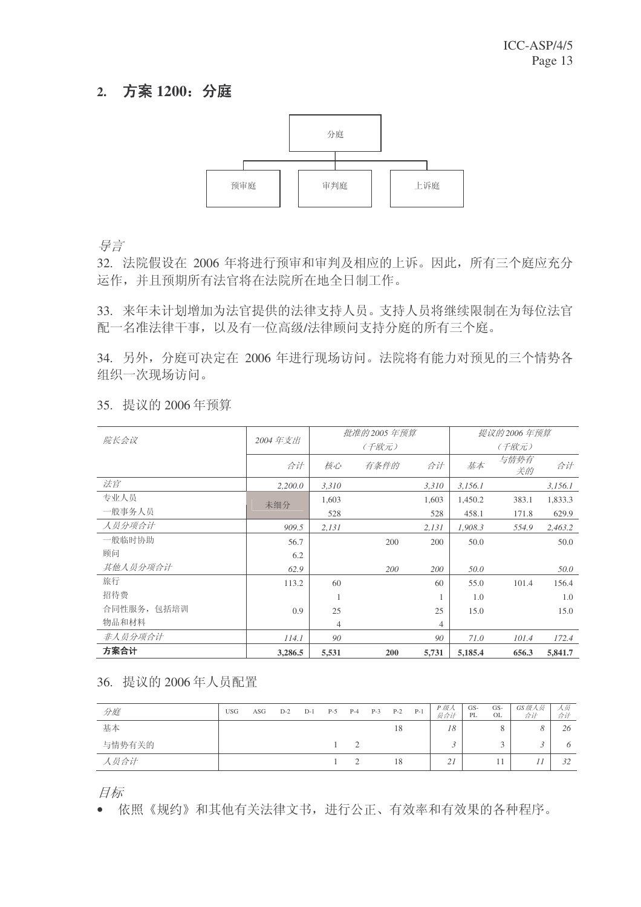## 2. 方案 1200：分庭

分庭

预审庭　审判庭　上诉庭

*导言*

32. 法院假设在 2006 年将进行预审和审判及相应的上诉。因此，所有三个庭应充分运作，并且预期所有法官将在法院所在地全日制工作。

33. 来年未计划增加为法官提供的法律支持人员。支持人员将继续限制在为每位法官配一名准法律干事，以及有一位高级/法律顾问支持分庭的所有三个庭。

34. 另外，分庭可决定在 2006 年进行现场访问。法院将有能力对预见的三个情势各组织一次现场访问。

35. 提议的 2006 年预算

| *院长会议* | *2004 年支出* | *批准的 2005 年预算 （千欧元）* | | | *提议的 2006 年预算 （千欧元）* | | |
|---|---|---|---|---|---|---|---|
| | *合计* | *核心* | *有条件的* | *合计* | *基本* | *与情势有关的* | *合计* |
| *法官* | *2,200.0* | *3,310* | | *3,310* | *3,156.1* | | *3,156.1* |
| 专业人员 | 未细分 | 1,603 | | 1,603 | 1,450.2 | 383.1 | 1,833.3 |
| 一般事务人员 | | 528 | | 528 | 458.1 | 171.8 | 629.9 |
| *人员分项合计* | *909.5* | *2,131* | | *2,131* | *1,908.3* | *554.9* | *2,463.2* |
| 一般临时协助 | 56.7 | | 200 | 200 | 50.0 | | 50.0 |
| 顾问 | 6.2 | | | | | | |
| *其他人员分项合计* | *62.9* | | *200* | *200* | *50.0* | | *50.0* |
| 旅行 | 113.2 | 60 | | 60 | 55.0 | 101.4 | 156.4 |
| 招待费 | | 1 | | 1 | 1.0 | | 1.0 |
| 合同性服务，包括培训 | 0.9 | 25 | | 25 | 15.0 | | 15.0 |
| 物品和材料 | | 4 | | 4 | | | |
| *非人员分项合计* | *114.1* | *90* | | *90* | *71.0* | *101.4* | *172.4* |
| **方案合计** | **3,286.5** | **5,531** | **200** | **5,731** | **5,185.4** | **656.3** | **5,841.7** |

36. 提议的 2006 年人员配置

| *分庭* | USG | ASG | D-2 | D-1 | P-5 | P-4 | P-3 | P-2 | P-1 | *P 级人员合计* | GS-PL | GS-OL | *GS 级人员合计* | *人员合计* |
|---|---|---|---|---|---|---|---|---|---|---|---|---|---|---|
| 基本 | | | | | | | | 18 | | *18* | | 8 | *8* | *26* |
| 与情势有关的 | | | | | 1 | 2 | | | | *3* | | 3 | *3* | *6* |
| *人员合计* | | | | | 1 | 2 | | 18 | | *21* | | 11 | *11* | *32* |

*目标*

- 依照《规约》和其他有关法律文书，进行公正、有效率和有效果的各种程序。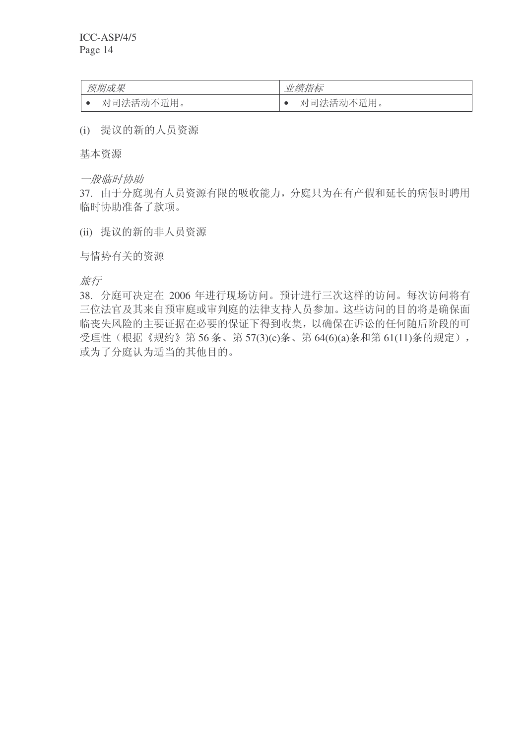| *预期成果* | *业绩指标* |
| --- | --- |
| • 对司法活动不适用。 | • 对司法活动不适用。 |

(i) 提议的新的人员资源

基本资源

*一般临时协助*

37. 由于分庭现有人员资源有限的吸收能力，分庭只为在有产假和延长的病假时聘用临时协助准备了款项。

(ii) 提议的新的非人员资源

与情势有关的资源

*旅行*

38. 分庭可决定在 2006 年进行现场访问。预计进行三次这样的访问。每次访问将有三位法官及其来自预审庭或审判庭的法律支持人员参加。这些访问的目的将是确保面临丧失风险的主要证据在必要的保证下得到收集，以确保在诉讼的任何随后阶段的可受理性（根据《规约》第 56 条、第 57(3)(c)条、第 64(6)(a)条和第 61(11)条的规定），或为了分庭认为适当的其他目的。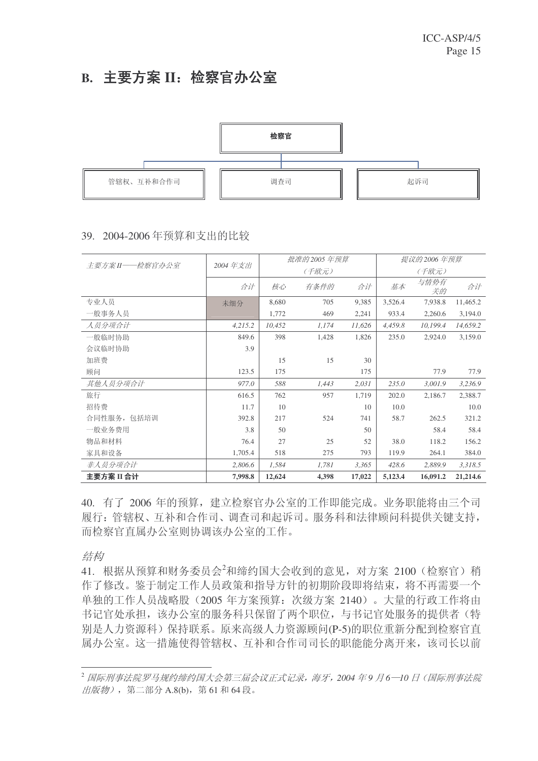## B. 主要方案 II：检察官办公室

检察官

管辖权、互补和合作司 | 调查司 | 起诉司

39. 2004-2006 年预算和支出的比较

| *主要方案 II——检察官办公室* | *2004 年支出* | *批准的 2005 年预算（千欧元）* | | | *提议的 2006 年预算（千欧元）* | | |
|---|---|---|---|---|---|---|---|
| | *合计* | *核心* | *有条件的* | *合计* | *基本* | *与情势有关的* | *合计* |
| 专业人员 | 未细分 | 8,680 | 705 | 9,385 | 3,526.4 | 7,938.8 | 11,465.2 |
| 一般事务人员 | | 1,772 | 469 | 2,241 | 933.4 | 2,260.6 | 3,194.0 |
| *人员分项合计* | *4,215.2* | *10,452* | *1,174* | *11,626* | *4,459.8* | *10,199.4* | *14,659.2* |
| 一般临时协助 | 849.6 | 398 | 1,428 | 1,826 | 235.0 | 2,924.0 | 3,159.0 |
| 会议临时协助 | 3.9 | | | | | | |
| 加班费 | | 15 | 15 | 30 | | | |
| 顾问 | 123.5 | 175 | | 175 | | 77.9 | 77.9 |
| *其他人员分项合计* | *977.0* | *588* | *1,443* | *2,031* | *235.0* | *3,001.9* | *3,236.9* |
| 旅行 | 616.5 | 762 | 957 | 1,719 | 202.0 | 2,186.7 | 2,388.7 |
| 招待费 | 11.7 | 10 | | 10 | 10.0 | | 10.0 |
| 合同性服务，包括培训 | 392.8 | 217 | 524 | 741 | 58.7 | 262.5 | 321.2 |
| 一般业务费用 | 3.8 | 50 | | 50 | | 58.4 | 58.4 |
| 物品和材料 | 76.4 | 27 | 25 | 52 | 38.0 | 118.2 | 156.2 |
| 家具和设备 | 1,705.4 | 518 | 275 | 793 | 119.9 | 264.1 | 384.0 |
| *非人员分项合计* | *2,806.6* | *1,584* | *1,781* | *3,365* | *428.6* | *2,889.9* | *3,318.5* |
| **主要方案 II 合计** | **7,998.8** | **12,624** | **4,398** | **17,022** | **5,123.4** | **16,091.2** | **21,214.6** |

40. 有了 2006 年的预算，建立检察官办公室的工作即能完成。业务职能将由三个司履行：管辖权、互补和合作司、调查司和起诉司。服务科和法律顾问科提供关键支持，而检察官直属办公室则协调该办公室的工作。

*结构*

41. 根据从预算和财务委员会[2]和缔约国大会收到的意见，对方案 2100（检察官）稍作了修改。鉴于制定工作人员政策和指导方针的初期阶段即将结束，将不再需要一个单独的工作人员战略股（2005 年方案预算：次级方案 2140）。大量的行政工作将由书记官处承担，该办公室的服务科只保留了两个职位，与书记官处服务的提供者（特别是人力资源科）保持联系。原来高级人力资源顾问(P-5)的职位重新分配到检察官直属办公室。这一措施使得管辖权、互补和合作司司长的职能能分离开来，该司长以前

[2] *国际刑事法院罗马规约缔约国大会第三届会议正式记录，海牙，2004 年 9 月 6—10 日（国际刑事法院出版物）*，第二部分 A.8(b)，第 61 和 64 段。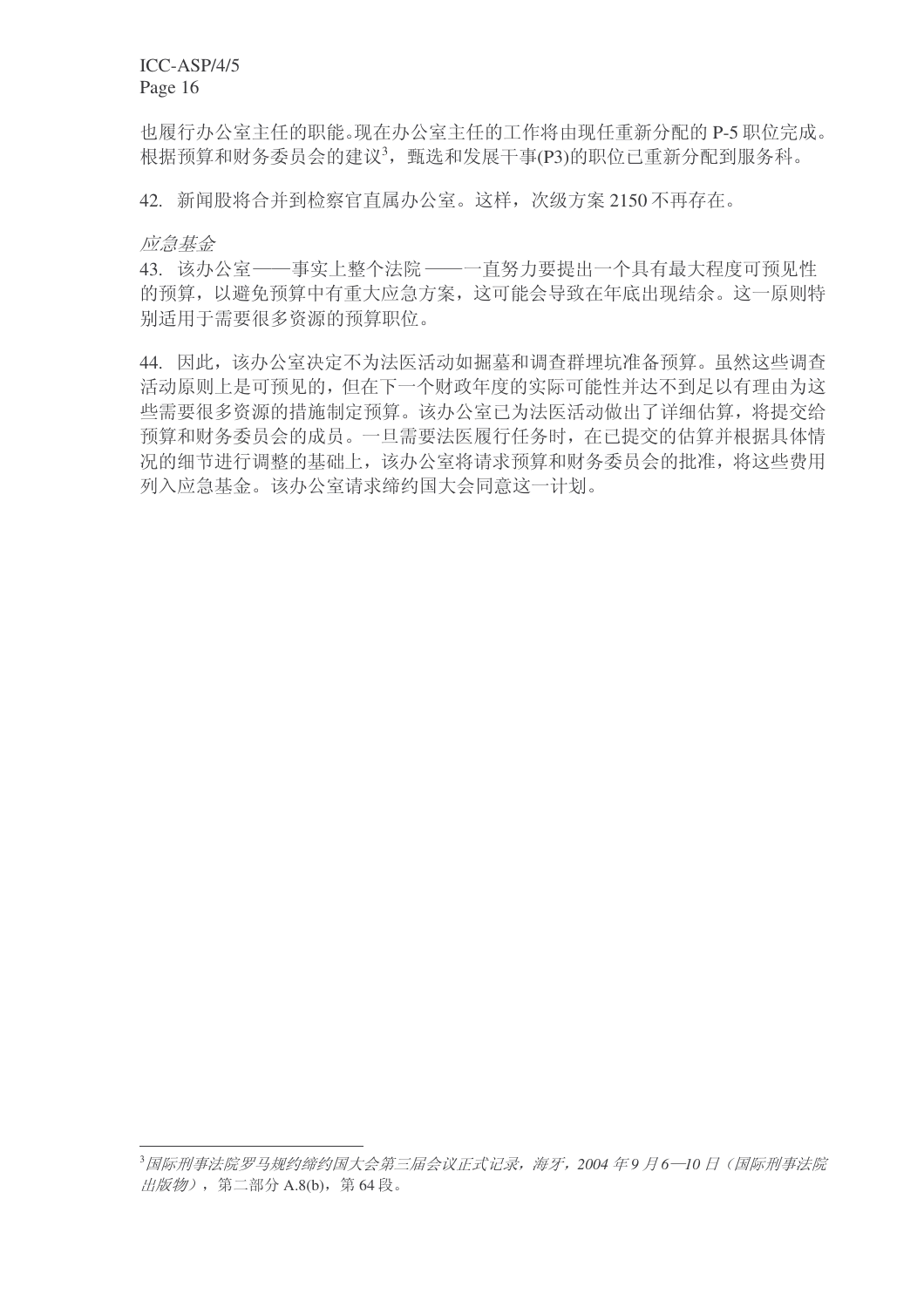也履行办公室主任的职能。现在办公室主任的工作将由现任重新分配的 P-5 职位完成。根据预算和财务委员会的建议[3]，甄选和发展干事(P3)的职位已重新分配到服务科。

42. 新闻股将合并到检察官直属办公室。这样，次级方案 2150 不再存在。

*应急基金*

43. 该办公室——事实上整个法院——一直努力要提出一个具有最大程度可预见性的预算，以避免预算中有重大应急方案，这可能会导致在年底出现结余。这一原则特别适用于需要很多资源的预算职位。

44. 因此，该办公室决定不为法医活动如掘墓和调查群埋坑准备预算。虽然这些调查活动原则上是可预见的，但在下一个财政年度的实际可能性并达不到足以有理由为这些需要很多资源的措施制定预算。该办公室已为法医活动做出了详细估算，将提交给预算和财务委员会的成员。一旦需要法医履行任务时，在已提交的估算并根据具体情况的细节进行调整的基础上，该办公室将请求预算和财务委员会的批准，将这些费用列入应急基金。该办公室请求缔约国大会同意这一计划。

---

[3] *国际刑事法院罗马规约缔约国大会第三届会议正式记录，海牙，2004 年 9 月 6—10 日（国际刑事法院出版物）*，第二部分 A.8(b)，第 64 段。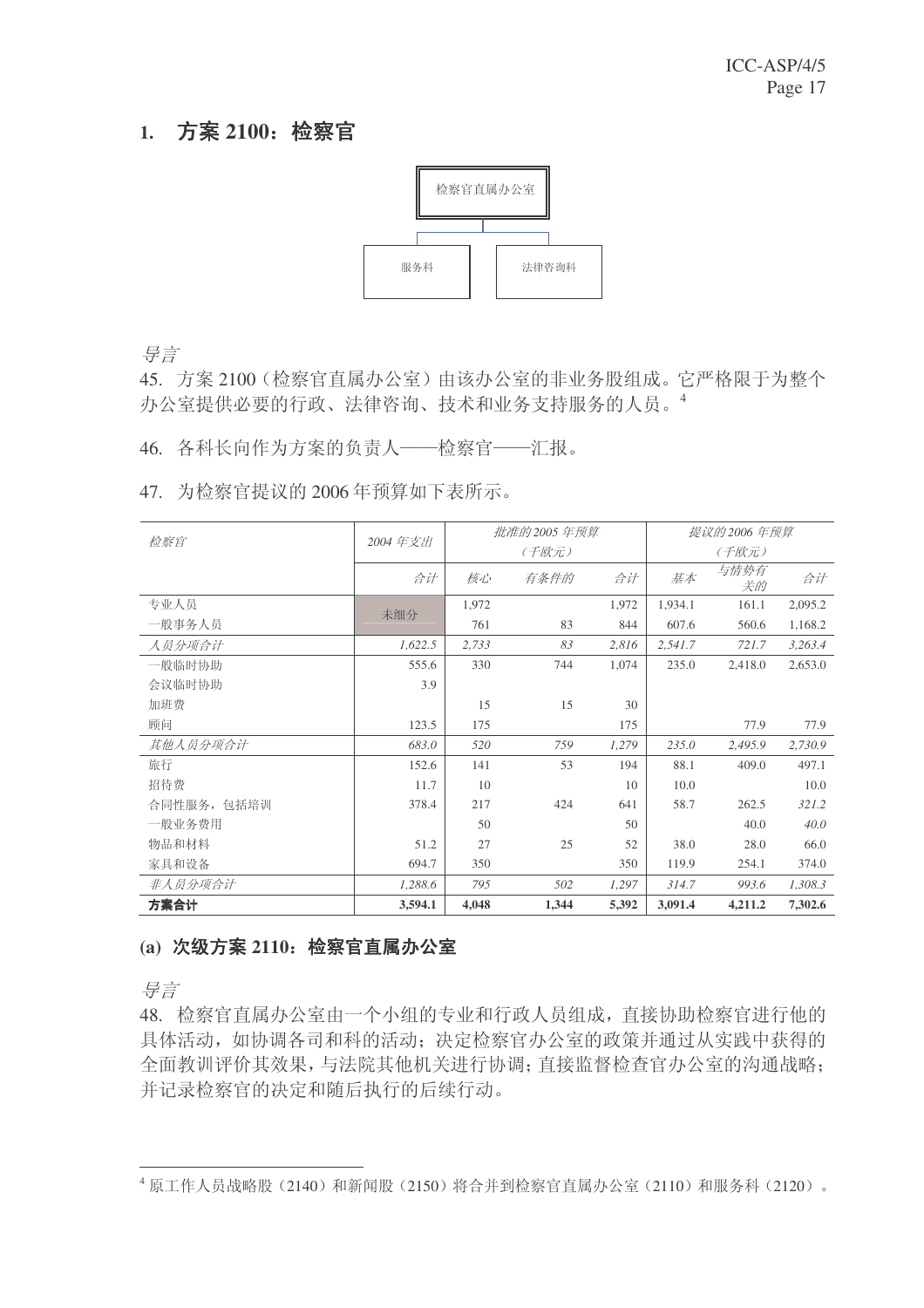## 1. 方案 2100：检察官

检察官直属办公室

服务科　　法律咨询科

*导言*

45. 方案 2100（检察官直属办公室）由该办公室的非业务股组成。它严格限于为整个办公室提供必要的行政、法律咨询、技术和业务支持服务的人员。[4]

46. 各科长向作为方案的负责人——检察官——汇报。

47. 为检察官提议的 2006 年预算如下表所示。

| *检察官* | *2004 年支出* | *批准的 2005 年预算（千欧元）* | | | *提议的 2006 年预算（千欧元）* | | |
|---|---|---|---|---|---|---|---|
| | *合计* | *核心* | *有条件的* | *合计* | *基本* | *与情势有关的* | *合计* |
| 专业人员 | 未细分 | 1,972 | | 1,972 | 1,934.1 | 161.1 | 2,095.2 |
| 一般事务人员 | | 761 | 83 | 844 | 607.6 | 560.6 | 1,168.2 |
| *人员分项合计* | *1,622.5* | *2,733* | *83* | *2,816* | *2,541.7* | *721.7* | *3,263.4* |
| 一般临时协助 | 555.6 | 330 | 744 | 1,074 | 235.0 | 2,418.0 | 2,653.0 |
| 会议临时协助 | 3.9 | | | | | | |
| 加班费 | | 15 | 15 | 30 | | | |
| 顾问 | 123.5 | 175 | | 175 | | 77.9 | 77.9 |
| *其他人员分项合计* | *683.0* | *520* | *759* | *1,279* | *235.0* | *2,495.9* | *2,730.9* |
| 旅行 | 152.6 | 141 | 53 | 194 | 88.1 | 409.0 | 497.1 |
| 招待费 | 11.7 | 10 | | 10 | 10.0 | | 10.0 |
| 合同性服务，包括培训 | 378.4 | 217 | 424 | 641 | 58.7 | 262.5 | *321.2* |
| 一般业务费用 | | 50 | | 50 | | 40.0 | *40.0* |
| 物品和材料 | 51.2 | 27 | 25 | 52 | 38.0 | 28.0 | 66.0 |
| 家具和设备 | 694.7 | 350 | | 350 | 119.9 | 254.1 | 374.0 |
| *非人员分项合计* | *1,288.6* | *795* | *502* | *1,297* | *314.7* | *993.6* | *1,308.3* |
| **方案合计** | **3,594.1** | **4,048** | **1,344** | **5,392** | **3,091.4** | **4,211.2** | **7,302.6** |

### (a) 次级方案 2110：检察官直属办公室

*导言*

48. 检察官直属办公室由一个小组的专业和行政人员组成，直接协助检察官进行他的具体活动，如协调各司和科的活动；决定检察官办公室的政策并通过从实践中获得的全面教训评价其效果，与法院其他机关进行协调；直接监督检查官办公室的沟通战略；并记录检察官的决定和随后执行的后续行动。

[4] 原工作人员战略股（2140）和新闻股（2150）将合并到检察官直属办公室（2110）和服务科（2120）。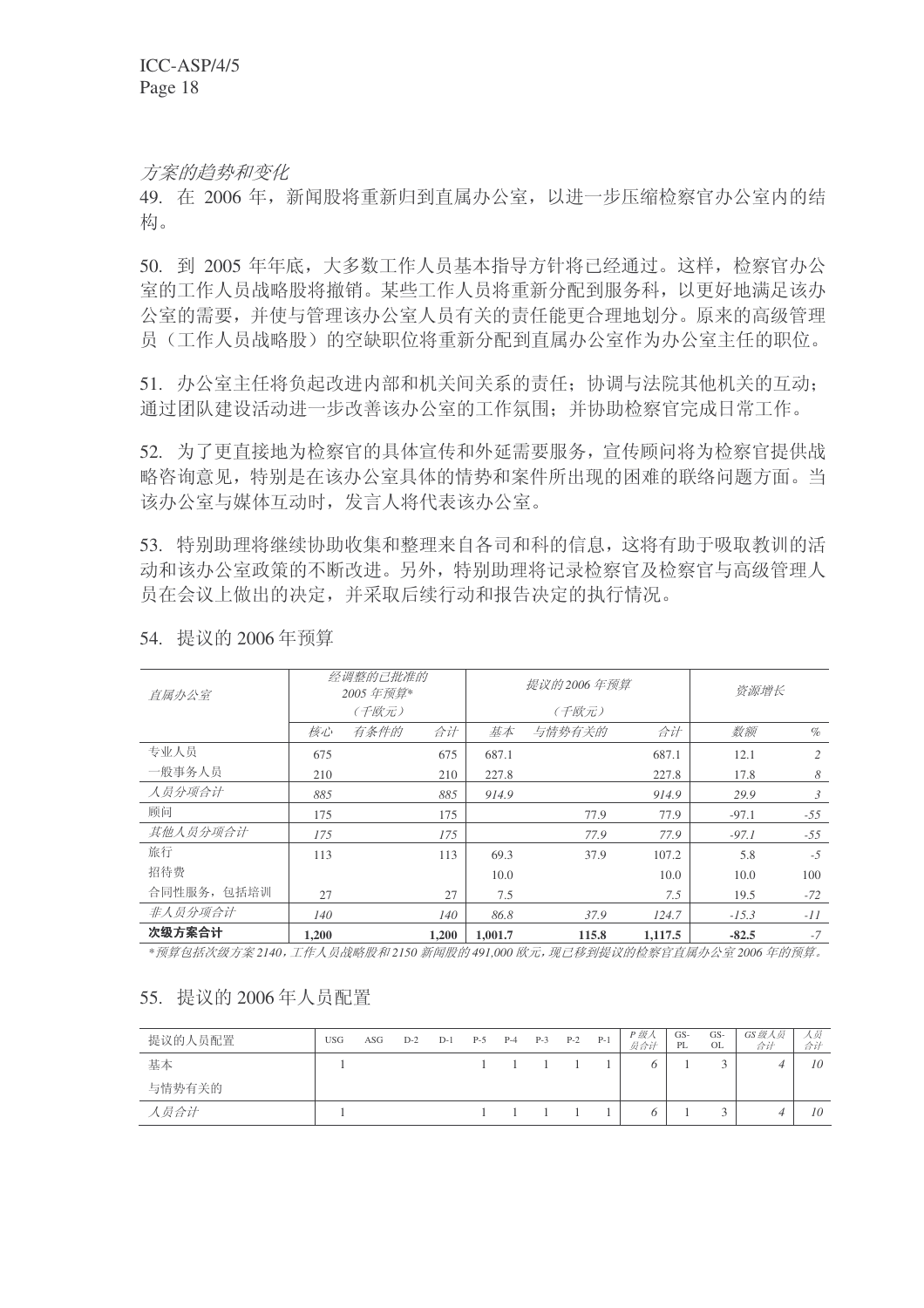*方案的趋势和变化*

49. 在 2006 年，新闻股将重新归到直属办公室，以进一步压缩检察官办公室内的结构。

50. 到 2005 年年底，大多数工作人员基本指导方针将已经通过。这样，检察官办公室的工作人员战略股将撤销。某些工作人员将重新分配到服务科，以更好地满足该办公室的需要，并使与管理该办公室人员有关的责任能更合理地划分。原来的高级管理员（工作人员战略股）的空缺职位将重新分配到直属办公室作为办公室主任的职位。

51. 办公室主任将负起改进内部和机关间关系的责任；协调与法院其他机关的互动；通过团队建设活动进一步改善该办公室的工作氛围；并协助检察官完成日常工作。

52. 为了更直接地为检察官的具体宣传和外延需要服务，宣传顾问将为检察官提供战略咨询意见，特别是在该办公室具体的情势和案件所出现的困难的联络问题方面。当该办公室与媒体互动时，发言人将代表该办公室。

53. 特别助理将继续协助收集和整理来自各司和科的信息，这将有助于吸取教训的活动和该办公室政策的不断改进。另外，特别助理将记录检察官及检察官与高级管理人员在会议上做出的决定，并采取后续行动和报告决定的执行情况。

54. 提议的 2006 年预算

| *直属办公室* | *经调整的已批准的 2005 年预算\* （千欧元）* | | | *提议的 2006 年预算 （千欧元）* | | | *资源增长* | |
|---|---|---|---|---|---|---|---|---|
| | *核心* | *有条件的* | *合计* | *基本* | *与情势有关的* | *合计* | *数额* | *%* |
| 专业人员 | 675 | | 675 | 687.1 | | 687.1 | 12.1 | *2* |
| 一般事务人员 | 210 | | 210 | 227.8 | | 227.8 | 17.8 | *8* |
| *人员分项合计* | *885* | | *885* | *914.9* | | *914.9* | *29.9* | *3* |
| 顾问 | 175 | | 175 | | 77.9 | 77.9 | -97.1 | *-55* |
| *其他人员分项合计* | *175* | | *175* | | *77.9* | *77.9* | *-97.1* | *-55* |
| 旅行 | 113 | | 113 | 69.3 | 37.9 | 107.2 | 5.8 | *-5* |
| 招待费 | | | | 10.0 | | 10.0 | 10.0 | 100 |
| 合同性服务，包括培训 | 27 | | 27 | 7.5 | | 7.5 | 19.5 | *-72* |
| *非人员分项合计* | *140* | | *140* | *86.8* | *37.9* | *124.7* | *-15.3* | *-11* |
| **次级方案合计** | **1,200** | | **1,200** | **1,001.7** | **115.8** | **1,117.5** | **-82.5** | *-7* |

*\*预算包括次级方案 2140，工作人员战略股和 2150 新闻股的 491,000 欧元，现已移到提议的检察官直属办公室 2006 年的预算。*

55. 提议的 2006 年人员配置

| 提议的人员配置 | USG | ASG | D-2 | D-1 | P-5 | P-4 | P-3 | P-2 | P-1 | *P 级人员合计* | GS-PL | GS-OL | *GS 级人员合计* | *人员合计* |
|---|---|---|---|---|---|---|---|---|---|---|---|---|---|---|
| 基本 | 1 | | | | 1 | 1 | 1 | 1 | 1 | *6* | 1 | 3 | *4* | *10* |
| 与情势有关的 | | | | | | | | | | | | | | |
| *人员合计* | 1 | | | | 1 | 1 | 1 | 1 | 1 | *6* | 1 | 3 | *4* | *10* |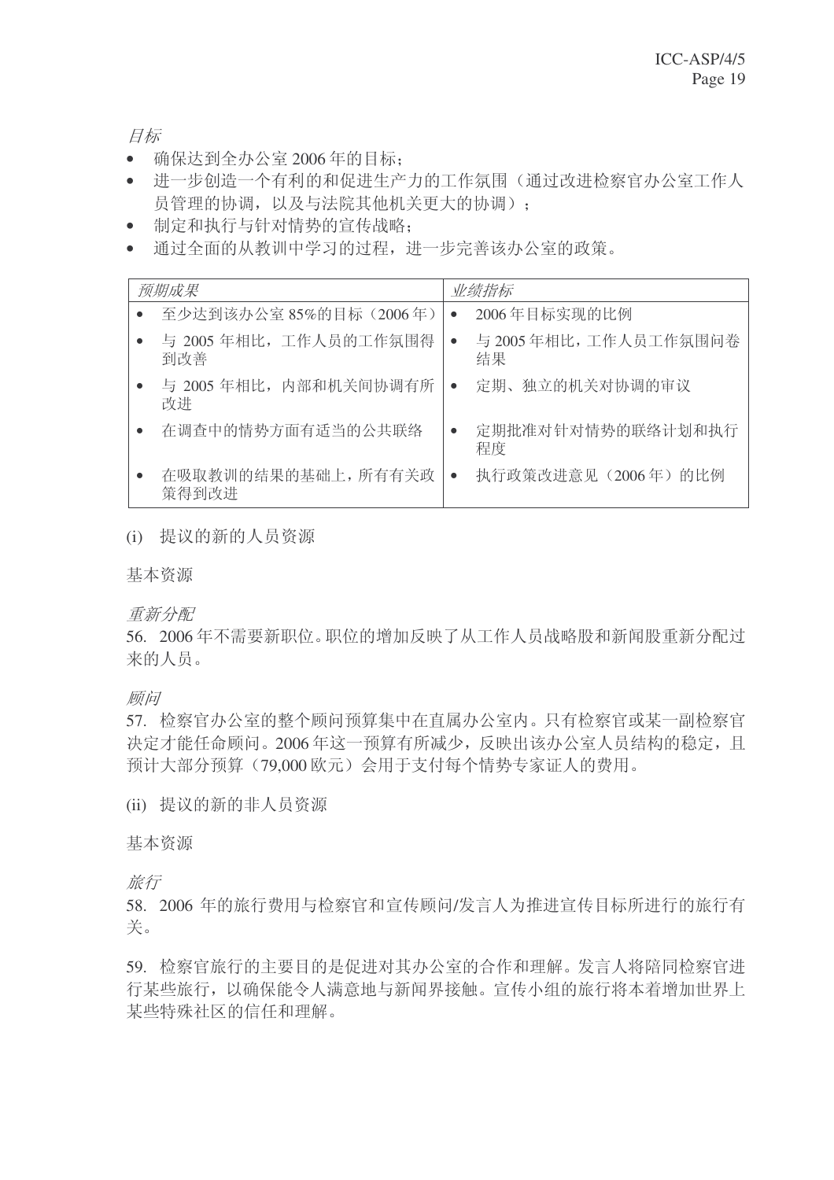*目标*

- 确保达到全办公室 2006 年的目标；
- 进一步创造一个有利的和促进生产力的工作氛围（通过改进检察官办公室工作人员管理的协调，以及与法院其他机关更大的协调）；
- 制定和执行与针对情势的宣传战略；
- 通过全面的从教训中学习的过程，进一步完善该办公室的政策。

| *预期成果* | *业绩指标* |
|---|---|
| • 至少达到该办公室 85%的目标（2006 年） | • 2006 年目标实现的比例 |
| • 与 2005 年相比，工作人员的工作氛围得到改善 | • 与 2005 年相比，工作人员工作氛围问卷结果 |
| • 与 2005 年相比，内部和机关间协调有所改进 | • 定期、独立的机关对协调的审议 |
| • 在调查中的情势方面有适当的公共联络 | • 定期批准对针对情势的联络计划和执行程度 |
| • 在吸取教训的结果的基础上，所有有关政策得到改进 | • 执行政策改进意见（2006 年）的比例 |

(i) 提议的新的人员资源

基本资源

*重新分配*

56. 2006 年不需要新职位。职位的增加反映了从工作人员战略股和新闻股重新分配过来的人员。

*顾问*

57. 检察官办公室的整个顾问预算集中在直属办公室内。只有检察官或某一副检察官决定才能任命顾问。2006 年这一预算有所减少，反映出该办公室人员结构的稳定，且预计大部分预算（79,000 欧元）会用于支付每个情势专家证人的费用。

(ii) 提议的新的非人员资源

基本资源

*旅行*

58. 2006 年的旅行费用与检察官和宣传顾问/发言人为推进宣传目标所进行的旅行有关。

59. 检察官旅行的主要目的是促进对其办公室的合作和理解。发言人将陪同检察官进行某些旅行，以确保能令人满意地与新闻界接触。宣传小组的旅行将本着增加世界上某些特殊社区的信任和理解。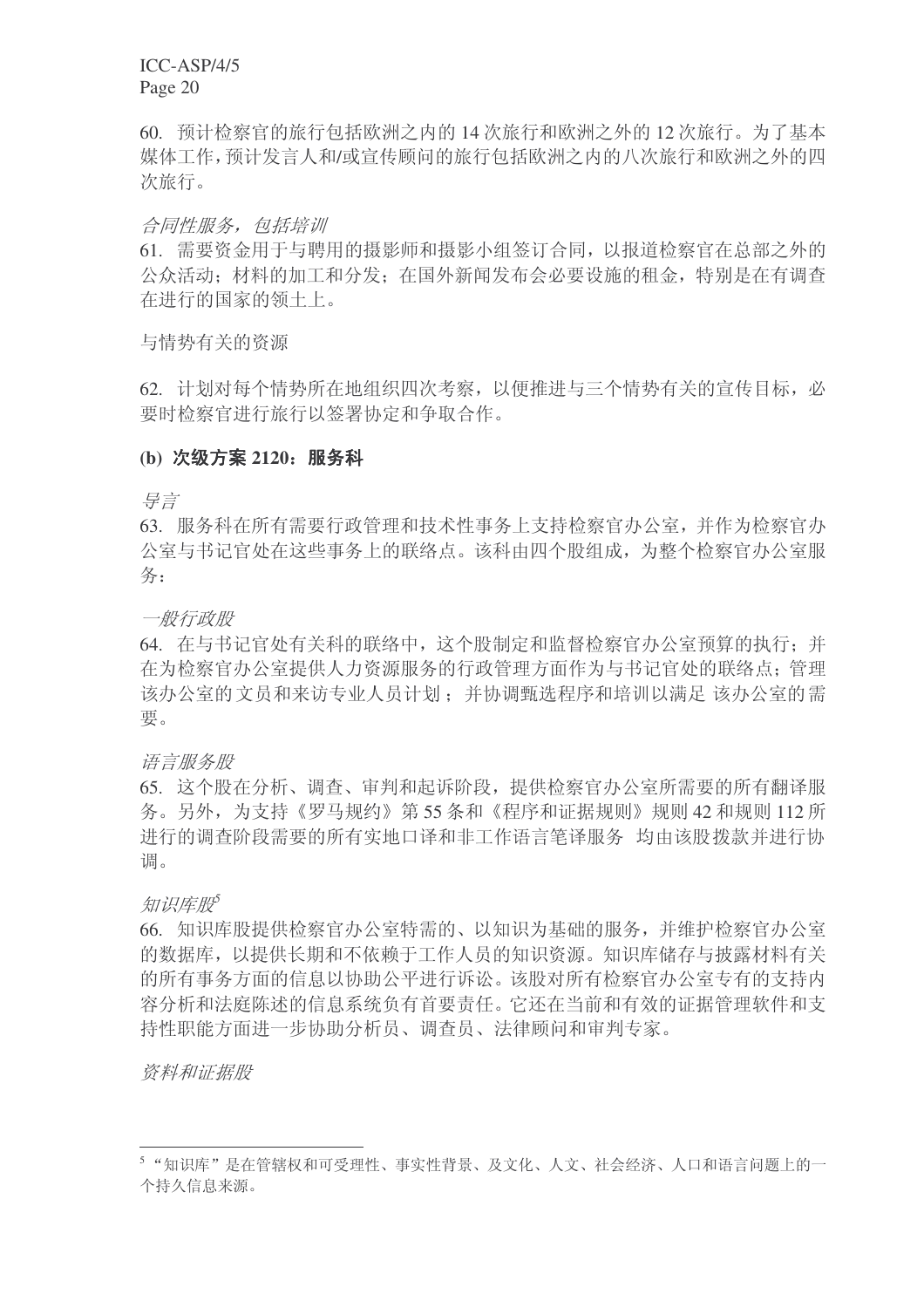60. 预计检察官的旅行包括欧洲之内的 14 次旅行和欧洲之外的 12 次旅行。为了基本媒体工作，预计发言人和/或宣传顾问的旅行包括欧洲之内的八次旅行和欧洲之外的四次旅行。

*合同性服务，包括培训*

61. 需要资金用于与聘用的摄影师和摄影小组签订合同，以报道检察官在总部之外的公众活动；材料的加工和分发；在国外新闻发布会必要设施的租金，特别是在有调查在进行的国家的领土上。

与情势有关的资源

62. 计划对每个情势所在地组织四次考察，以便推进与三个情势有关的宣传目标，必要时检察官进行旅行以签署协定和争取合作。

**(b) 次级方案 2120：服务科**

*导言*

63. 服务科在所有需要行政管理和技术性事务上支持检察官办公室，并作为检察官办公室与书记官处在这些事务上的联络点。该科由四个股组成，为整个检察官办公室服务：

*一般行政股*

64. 在与书记官处有关科的联络中，这个股制定和监督检察官办公室预算的执行；并在为检察官办公室提供人力资源服务的行政管理方面作为与书记官处的联络点；管理该办公室的文员和来访专业人员计划；并协调甄选程序和培训以满足 该办公室的需要。

*语言服务股*

65. 这个股在分析、调查、审判和起诉阶段，提供检察官办公室所需要的所有翻译服务。另外，为支持《罗马规约》第 55 条和《程序和证据规则》规则 42 和规则 112 所进行的调查阶段需要的所有实地口译和非工作语言笔译服务 均由该股拨款并进行协调。

*知识库股*[5]

66. 知识库股提供检察官办公室特需的、以知识为基础的服务，并维护检察官办公室的数据库，以提供长期和不依赖于工作人员的知识资源。知识库储存与披露材料有关的所有事务方面的信息以协助公平进行诉讼。该股对所有检察官办公室专有的支持内容分析和法庭陈述的信息系统负有首要责任。它还在当前和有效的证据管理软件和支持性职能方面进一步协助分析员、调查员、法律顾问和审判专家。

*资料和证据股*

[5] "知识库"是在管辖权和可受理性、事实性背景、及文化、人文、社会经济、人口和语言问题上的一个持久信息来源。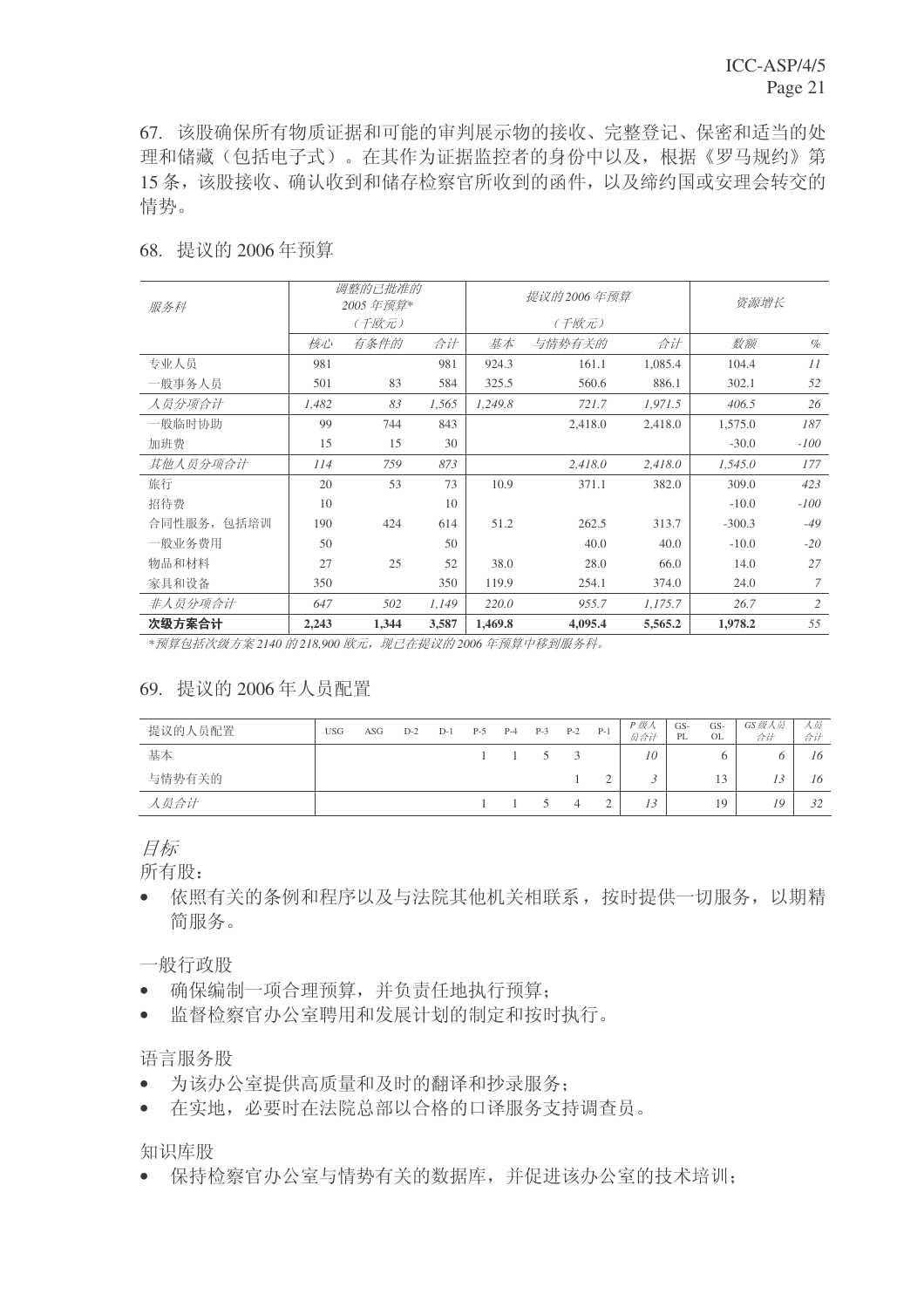67. 该股确保所有物质证据和可能的审判展示物的接收、完整登记、保密和适当的处理和储藏（包括电子式）。在其作为证据监控者的身份中以及，根据《罗马规约》第15条，该股接收、确认收到和储存检察官所收到的函件，以及缔约国或安理会转交的情势。

68. 提议的 2006 年预算

| *服务科* | *调整的已批准的 2005 年预算* *（千欧元）* | | | *提议的 2006 年预算* *（千欧元）* | | | *资源增长* | |
|---|---|---|---|---|---|---|---|---|
| | *核心* | *有条件的* | *合计* | *基本* | *与情势有关的* | *合计* | *数额* | *%* |
| 专业人员 | 981 | | 981 | 924.3 | 161.1 | 1,085.4 | 104.4 | *11* |
| 一般事务人员 | 501 | 83 | 584 | 325.5 | 560.6 | 886.1 | 302.1 | *52* |
| *人员分项合计* | *1,482* | *83* | *1,565* | *1,249.8* | *721.7* | *1,971.5* | *406.5* | *26* |
| 一般临时协助 | 99 | 744 | 843 | | 2,418.0 | 2,418.0 | 1,575.0 | *187* |
| 加班费 | 15 | 15 | 30 | | | | -30.0 | *-100* |
| *其他人员分项合计* | *114* | *759* | *873* | | *2,418.0* | *2,418.0* | *1,545.0* | *177* |
| 旅行 | 20 | 53 | 73 | 10.9 | 371.1 | 382.0 | 309.0 | *423* |
| 招待费 | 10 | | 10 | | | | -10.0 | *-100* |
| 合同性服务，包括培训 | 190 | 424 | 614 | 51.2 | 262.5 | 313.7 | -300.3 | *-49* |
| 一般业务费用 | 50 | | 50 | | 40.0 | 40.0 | -10.0 | *-20* |
| 物品和材料 | 27 | 25 | 52 | 38.0 | 28.0 | 66.0 | 14.0 | *27* |
| 家具和设备 | 350 | | 350 | 119.9 | 254.1 | 374.0 | 24.0 | *7* |
| *非人员分项合计* | *647* | *502* | *1,149* | *220.0* | *955.7* | *1,175.7* | *26.7* | *2* |
| **次级方案合计** | **2,243** | **1,344** | **3,587** | **1,469.8** | **4,095.4** | **5,565.2** | **1,978.2** | *55* |

*\*预算包括次级方案 2140 的 218,900 欧元，现已在提议的 2006 年预算中移到服务科。*

69. 提议的 2006 年人员配置

| 提议的人员配置 | USG | ASG | D-2 | D-1 | P-5 | P-4 | P-3 | P-2 | P-1 | *P 级人员合计* | GS-PL | GS-OL | *GS 级人员合计* | *人员合计* |
|---|---|---|---|---|---|---|---|---|---|---|---|---|---|---|
| 基本 | | | | | 1 | 1 | 5 | 3 | | *10* | | 6 | *6* | *16* |
| 与情势有关的 | | | | | | | | 1 | 2 | *3* | | 13 | *13* | *16* |
| *人员合计* | | | | | 1 | 1 | 5 | 4 | 2 | *13* | | 19 | *19* | *32* |

*目标*

所有股：

- 依照有关的条例和程序以及与法院其他机关相联系，按时提供一切服务，以期精简服务。

一般行政股

- 确保编制一项合理预算，并负责任地执行预算；
- 监督检察官办公室聘用和发展计划的制定和按时执行。

语言服务股

- 为该办公室提供高质量和及时的翻译和抄录服务；
- 在实地，必要时在法院总部以合格的口译服务支持调查员。

知识库股

- 保持检察官办公室与情势有关的数据库，并促进该办公室的技术培训；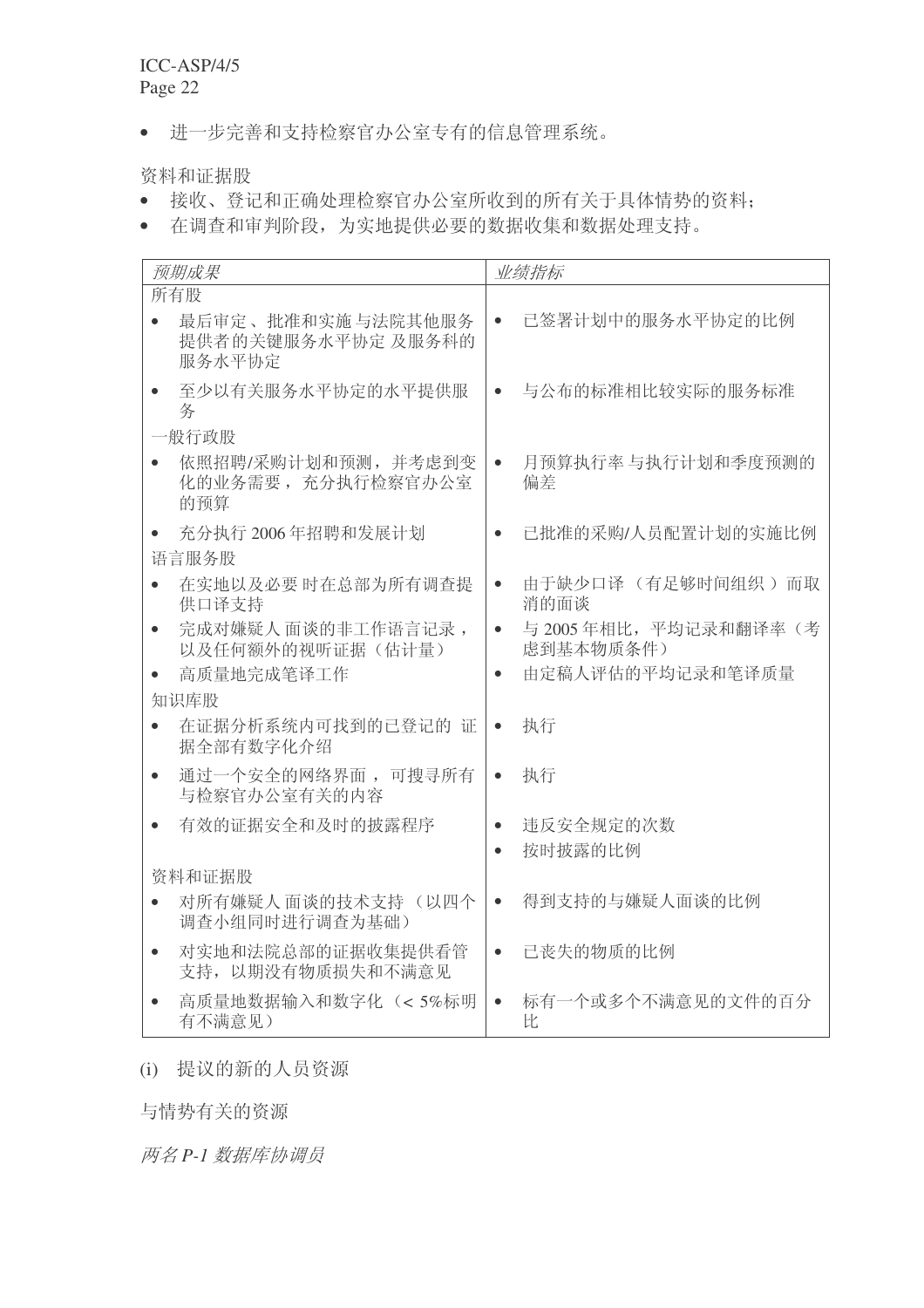- 进一步完善和支持检察官办公室专有的信息管理系统。

资料和证据股

- 接收、登记和正确处理检察官办公室所收到的所有关于具体情势的资料；
- 在调查和审判阶段，为实地提供必要的数据收集和数据处理支持。

| *预期成果* | *业绩指标* |
|---|---|
| 所有股 | |
| • 最后审定、批准和实施与法院其他服务提供者的关键服务水平协定 及服务科的服务水平协定 | • 已签署计划中的服务水平协定的比例 |
| • 至少以有关服务水平协定的水平提供服务 | • 与公布的标准相比较实际的服务标准 |
| 一般行政股 | |
| • 依照招聘/采购计划和预测，并考虑到变化的业务需要，充分执行检察官办公室的预算 | • 月预算执行率 与执行计划和季度预测的偏差 |
| • 充分执行 2006 年招聘和发展计划 | • 已批准的采购/人员配置计划的实施比例 |
| 语言服务股 | |
| • 在实地以及必要 时在总部为所有调查提供口译支持 | • 由于缺少口译（有足够时间组织）而取消的面谈 |
| • 完成对嫌疑人 面谈的非工作语言记录，以及任何额外的视听证据（估计量） | • 与 2005 年相比，平均记录和翻译率（考虑到基本物质条件） |
| • 高质量地完成笔译工作 | • 由定稿人评估的平均记录和笔译质量 |
| 知识库股 | |
| • 在证据分析系统内可找到的已登记的 证据全部有数字化介绍 | • 执行 |
| • 通过一个安全的网络界面，可搜寻所有与检察官办公室有关的内容 | • 执行 |
| • 有效的证据安全和及时的披露程序 | • 违反安全规定的次数<br>• 按时披露的比例 |
| 资料和证据股 | |
| • 对所有嫌疑人 面谈的技术支持（以四个调查小组同时进行调查为基础） | • 得到支持的与嫌疑人面谈的比例 |
| • 对实地和法院总部的证据收集提供看管支持，以期没有物质损失和不满意见 | • 已丧失的物质的比例 |
| • 高质量地数据输入和数字化（< 5%标明有不满意见） | • 标有一个或多个不满意见的文件的百分比 |

(i) 提议的新的人员资源

与情势有关的资源

*两名 P-1 数据库协调员*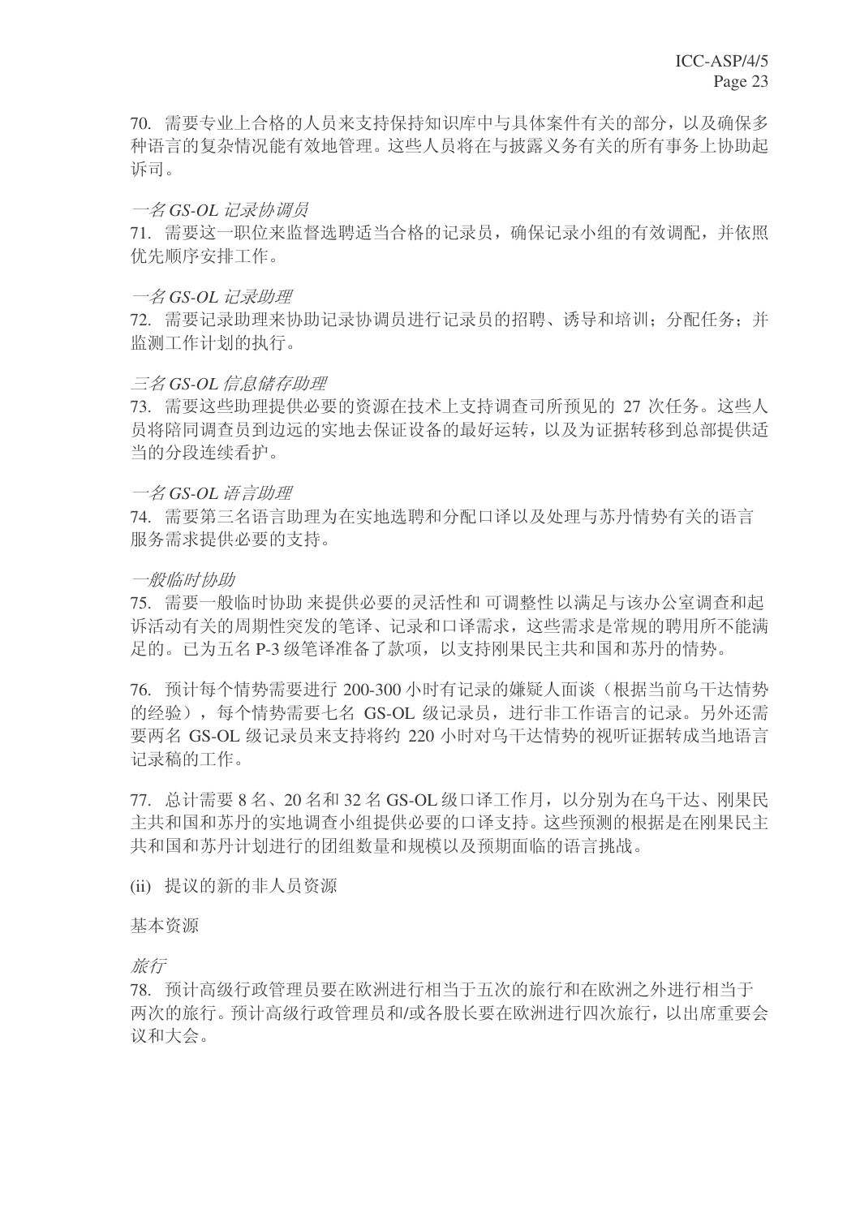70. 需要专业上合格的人员来支持保持知识库中与具体案件有关的部分，以及确保多种语言的复杂情况能有效地管理。这些人员将在与披露义务有关的所有事务上协助起诉司。

*一名 GS-OL 记录协调员*

71. 需要这一职位来监督选聘适当合格的记录员，确保记录小组的有效调配，并依照优先顺序安排工作。

*一名 GS-OL 记录助理*

72. 需要记录助理来协助记录协调员进行记录员的招聘、诱导和培训；分配任务；并监测工作计划的执行。

*三名 GS-OL 信息储存助理*

73. 需要这些助理提供必要的资源在技术上支持调查司所预见的 27 次任务。这些人员将陪同调查员到边远的实地去保证设备的最好运转，以及为证据转移到总部提供适当的分段连续看护。

*一名 GS-OL 语言助理*

74. 需要第三名语言助理为在实地选聘和分配口译以及处理与苏丹情势有关的语言服务需求提供必要的支持。

*一般临时协助*

75. 需要一般临时协助 来提供必要的灵活性和 可调整性以满足与该办公室调查和起诉活动有关的周期性突发的笔译、记录和口译需求，这些需求是常规的聘用所不能满足的。已为五名 P-3 级笔译准备了款项，以支持刚果民主共和国和苏丹的情势。

76. 预计每个情势需要进行 200-300 小时有记录的嫌疑人面谈（根据当前乌干达情势的经验），每个情势需要七名 GS-OL 级记录员，进行非工作语言的记录。另外还需要两名 GS-OL 级记录员来支持将约 220 小时对乌干达情势的视听证据转成当地语言记录稿的工作。

77. 总计需要 8 名、20 名和 32 名 GS-OL 级口译工作月，以分别为在乌干达、刚果民主共和国和苏丹的实地调查小组提供必要的口译支持。这些预测的根据是在刚果民主共和国和苏丹计划进行的团组数量和规模以及预期面临的语言挑战。

(ii) 提议的新的非人员资源

基本资源

*旅行*

78. 预计高级行政管理员要在欧洲进行相当于五次的旅行和在欧洲之外进行相当于两次的旅行。预计高级行政管理员和/或各股长要在欧洲进行四次旅行，以出席重要会议和大会。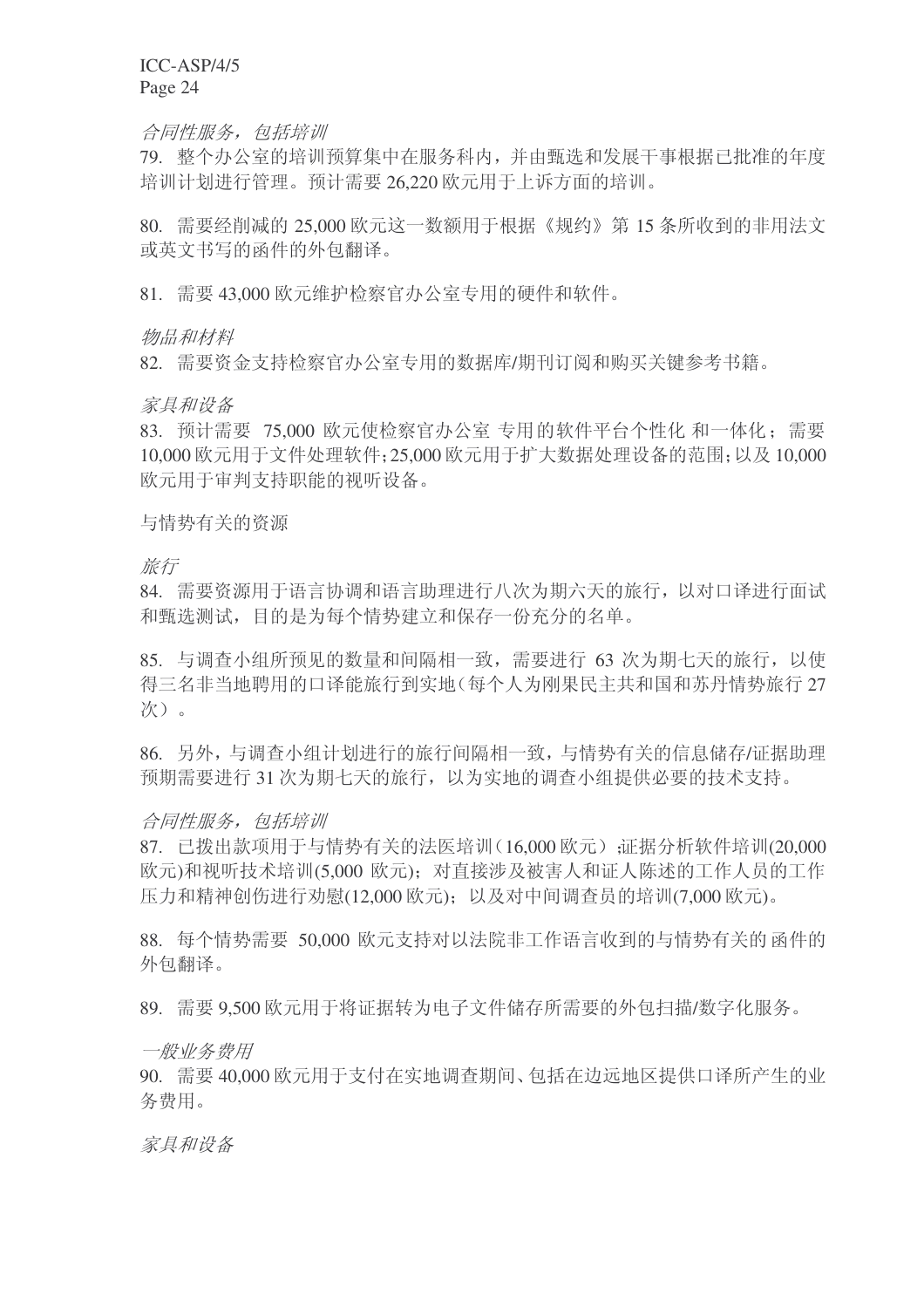*合同性服务，包括培训*

79. 整个办公室的培训预算集中在服务科内，并由甄选和发展干事根据已批准的年度培训计划进行管理。预计需要 26,220 欧元用于上诉方面的培训。

80. 需要经削减的 25,000 欧元这一数额用于根据《规约》第 15 条所收到的非用法文或英文书写的函件的外包翻译。

81. 需要 43,000 欧元维护检察官办公室专用的硬件和软件。

*物品和材料*

82. 需要资金支持检察官办公室专用的数据库/期刊订阅和购买关键参考书籍。

*家具和设备*

83. 预计需要 75,000 欧元使检察官办公室专用的软件平台个性化和一体化；需要 10,000 欧元用于文件处理软件；25,000 欧元用于扩大数据处理设备的范围；以及 10,000 欧元用于审判支持职能的视听设备。

与情势有关的资源

*旅行*

84. 需要资源用于语言协调和语言助理进行八次为期六天的旅行，以对口译进行面试和甄选测试，目的是为每个情势建立和保存一份充分的名单。

85. 与调查小组所预见的数量和间隔相一致，需要进行 63 次为期七天的旅行，以使得三名非当地聘用的口译能旅行到实地（每个人为刚果民主共和国和苏丹情势旅行 27 次）。

86. 另外，与调查小组计划进行的旅行间隔相一致，与情势有关的信息储存/证据助理预期需要进行 31 次为期七天的旅行，以为实地的调查小组提供必要的技术支持。

*合同性服务，包括培训*

87. 已拨出款项用于与情势有关的法医培训（16,000 欧元）；证据分析软件培训(20,000 欧元)和视听技术培训(5,000 欧元)；对直接涉及被害人和证人陈述的工作人员的工作压力和精神创伤进行劝慰(12,000 欧元)；以及对中间调查员的培训(7,000 欧元)。

88. 每个情势需要 50,000 欧元支持对以法院非工作语言收到的与情势有关的函件的外包翻译。

89. 需要 9,500 欧元用于将证据转为电子文件储存所需要的外包扫描/数字化服务。

*一般业务费用*

90. 需要 40,000 欧元用于支付在实地调查期间、包括在边远地区提供口译所产生的业务费用。

*家具和设备*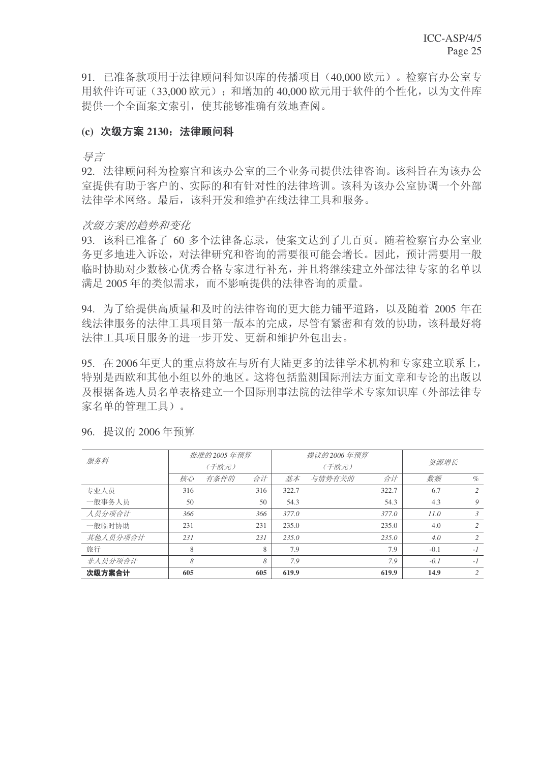91. 已准备款项用于法律顾问科知识库的传播项目（40,000 欧元）。检察官办公室专用软件许可证（33,000 欧元）；和增加的 40,000 欧元用于软件的个性化，以为文件库提供一个全面案文索引，使其能够准确有效地查阅。

### (c) 次级方案 2130：法律顾问科

*导言*

92. 法律顾问科为检察官和该办公室的三个业务司提供法律咨询。该科旨在为该办公室提供有助于客户的、实际的和有针对性的法律培训。该科为该办公室协调一个外部法律学术网络。最后，该科开发和维护在线法律工具和服务。

*次级方案的趋势和变化*

93. 该科已准备了 60 多个法律备忘录，使案文达到了几百页。随着检察官办公室业务更多地进入诉讼，对法律研究和咨询的需要很可能会增长。因此，预计需要用一般临时协助对少数核心优秀合格专家进行补充，并且将继续建立外部法律专家的名单以满足 2005 年的类似需求，而不影响提供的法律咨询的质量。

94. 为了给提供高质量和及时的法律咨询的更大能力铺平道路，以及随着 2005 年在线法律服务的法律工具项目第一版本的完成，尽管有紧密和有效的协助，该科最好将法律工具项目服务的进一步开发、更新和维护外包出去。

95. 在 2006 年更大的重点将放在与所有大陆更多的法律学术机构和专家建立联系上，特别是西欧和其他小组以外的地区。这将包括监测国际刑法方面文章和专论的出版以及根据备选人员名单表格建立一个国际刑事法院的法律学术专家知识库（外部法律专家名单的管理工具）。

96. 提议的 2006 年预算

| *服务科* | *批准的 2005 年预算（千欧元）* | | | *提议的 2006 年预算（千欧元）* | | | *资源增长* | |
|---|---|---|---|---|---|---|---|---|
| | *核心* | *有条件的* | *合计* | *基本* | *与情势有关的* | *合计* | *数额* | *%* |
| 专业人员 | 316 | | 316 | 322.7 | | 322.7 | 6.7 | *2* |
| 一般事务人员 | 50 | | 50 | 54.3 | | 54.3 | 4.3 | *9* |
| *人员分项合计* | *366* | | *366* | *377.0* | | *377.0* | *11.0* | *3* |
| 一般临时协助 | 231 | | 231 | 235.0 | | 235.0 | 4.0 | *2* |
| *其他人员分项合计* | *231* | | *231* | *235.0* | | *235.0* | *4.0* | *2* |
| 旅行 | 8 | | 8 | 7.9 | | 7.9 | -0.1 | *-1* |
| *非人员分项合计* | *8* | | *8* | *7.9* | | *7.9* | *-0.1* | *-1* |
| **次级方案合计** | **605** | | **605** | **619.9** | | **619.9** | **14.9** | *2* |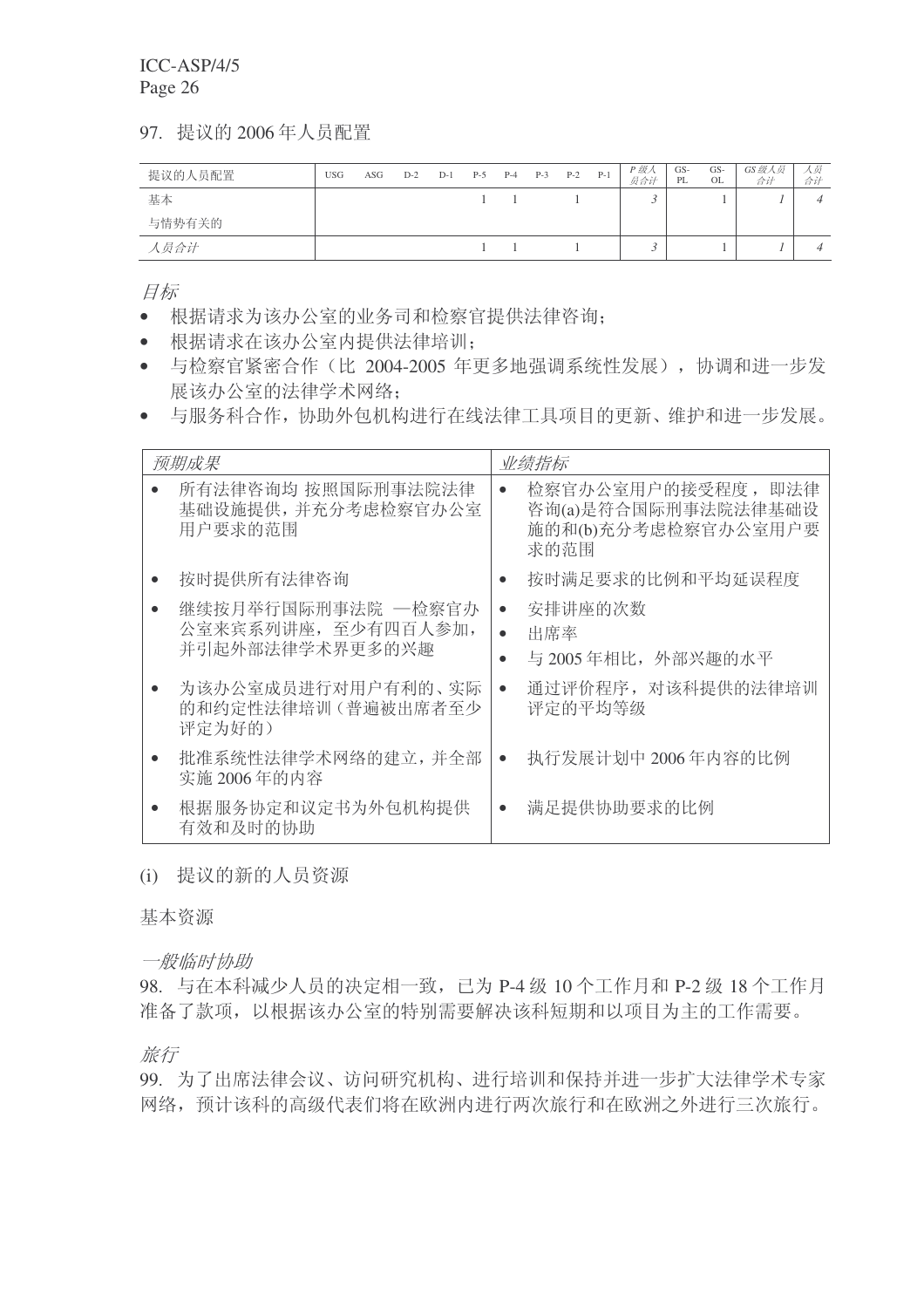97. 提议的 2006 年人员配置

| 提议的人员配置 | USG | ASG | D-2 | D-1 | P-5 | P-4 | P-3 | P-2 | P-1 | *P 级人员合计* | GS-PL | GS-OL | *GS 级人员合计* | *人员合计* |
|---|---|---|---|---|---|---|---|---|---|---|---|---|---|---|
| 基本 | | | | | 1 | 1 | | 1 | | *3* | | 1 | *1* | *4* |
| 与情势有关的 | | | | | | | | | | | | | | |
| *人员合计* | | | | | 1 | 1 | | 1 | | *3* | | 1 | *1* | *4* |

*目标*

- 根据请求为该办公室的业务司和检察官提供法律咨询；
- 根据请求在该办公室内提供法律培训；
- 与检察官紧密合作（比 2004-2005 年更多地强调系统性发展），协调和进一步发展该办公室的法律学术网络；
- 与服务科合作，协助外包机构进行在线法律工具项目的更新、维护和进一步发展。

| *预期成果* | *业绩指标* |
|---|---|
| • 所有法律咨询均 按照国际刑事法院法律基础设施提供，并充分考虑检察官办公室用户要求的范围 | • 检察官办公室用户的接受程度，即法律咨询(a)是符合国际刑事法院法律基础设施的和(b)充分考虑检察官办公室用户要求的范围 |
| • 按时提供所有法律咨询 | • 按时满足要求的比例和平均延误程度 |
| • 继续按月举行国际刑事法院 —检察官办公室来宾系列讲座，至少有四百人参加，并引起外部法律学术界更多的兴趣 | • 安排讲座的次数<br>• 出席率<br>• 与 2005 年相比，外部兴趣的水平 |
| • 为该办公室成员进行对用户有利的、实际的和约定性法律培训（普遍被出席者至少评定为好的） | • 通过评价程序，对该科提供的法律培训评定的平均等级 |
| • 批准系统性法律学术网络的建立，并全部实施 2006 年的内容 | • 执行发展计划中 2006 年内容的比例 |
| • 根据服务协定和议定书为外包机构提供有效和及时的协助 | • 满足提供协助要求的比例 |

(i) 提议的新的人员资源

基本资源

*一般临时协助*

98. 与在本科减少人员的决定相一致，已为 P-4 级 10 个工作月和 P-2 级 18 个工作月准备了款项，以根据该办公室的特别需要解决该科短期和以项目为主的工作需要。

*旅行*

99. 为了出席法律会议、访问研究机构、进行培训和保持并进一步扩大法律学术专家网络，预计该科的高级代表们将在欧洲内进行两次旅行和在欧洲之外进行三次旅行。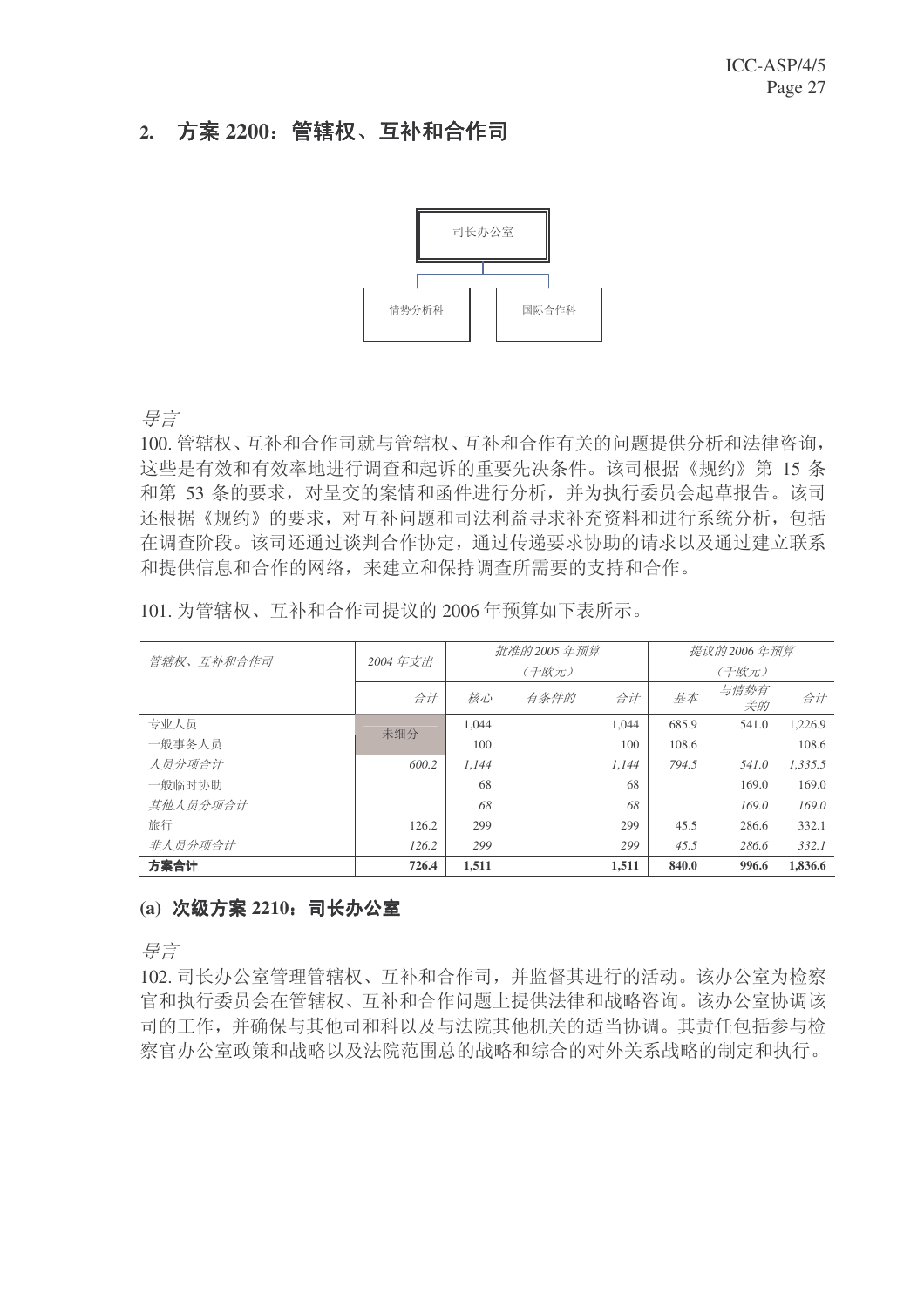## 2. 方案 2200：管辖权、互补和合作司

司长办公室

情势分析科　　国际合作科

*导言*

100. 管辖权、互补和合作司就与管辖权、互补和合作有关的问题提供分析和法律咨询，这些是有效和有效率地进行调查和起诉的重要先决条件。该司根据《规约》第 15 条和第 53 条的要求，对呈交的案情和函件进行分析，并为执行委员会起草报告。该司还根据《规约》的要求，对互补问题和司法利益寻求补充资料和进行系统分析，包括在调查阶段。该司还通过谈判合作协定，通过传递要求协助的请求以及通过建立联系和提供信息和合作的网络，来建立和保持调查所需要的支持和合作。

101. 为管辖权、互补和合作司提议的 2006 年预算如下表所示。

| *管辖权、互补和合作司* | *2004 年支出* | *批准的 2005 年预算（千欧元）* | | | *提议的 2006 年预算（千欧元）* | | |
|---|---|---|---|---|---|---|---|
| | *合计* | *核心* | *有条件的* | *合计* | *基本* | *与情势有关的* | *合计* |
| 专业人员 | 未细分 | 1,044 | | 1,044 | 685.9 | 541.0 | 1,226.9 |
| 一般事务人员 | | 100 | | 100 | 108.6 | | 108.6 |
| *人员分项合计* | *600.2* | *1,144* | | *1,144* | *794.5* | *541.0* | *1,335.5* |
| 一般临时协助 | | 68 | | 68 | | 169.0 | 169.0 |
| *其他人员分项合计* | | *68* | | *68* | | *169.0* | *169.0* |
| 旅行 | 126.2 | 299 | | 299 | 45.5 | 286.6 | 332.1 |
| *非人员分项合计* | *126.2* | *299* | | *299* | *45.5* | *286.6* | *332.1* |
| **方案合计** | **726.4** | **1,511** | | **1,511** | **840.0** | **996.6** | **1,836.6** |

### (a) 次级方案 2210：司长办公室

*导言*

102. 司长办公室管理管辖权、互补和合作司，并监督其进行的活动。该办公室为检察官和执行委员会在管辖权、互补和合作问题上提供法律和战略咨询。该办公室协调该司的工作，并确保与其他司和科以及与法院其他机关的适当协调。其责任包括参与检察官办公室政策和战略以及法院范围总的战略和综合的对外关系战略的制定和执行。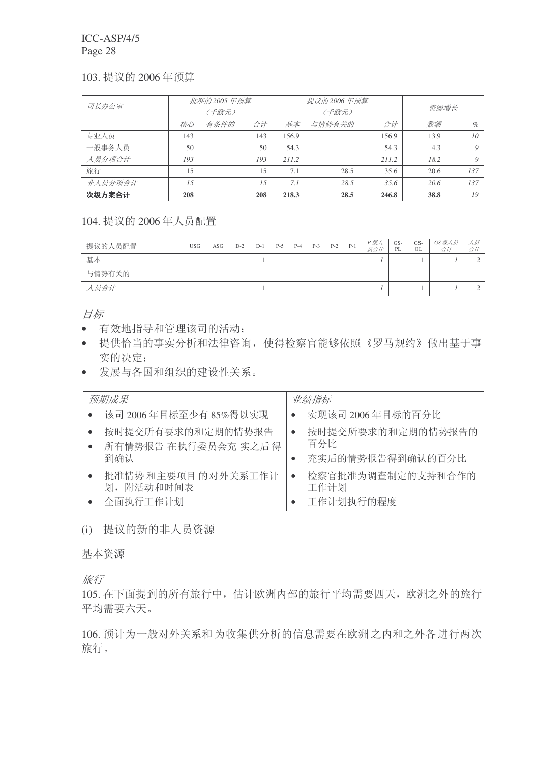103. 提议的 2006 年预算

| 司长办公室 | 批准的 2005 年预算 (千欧元) | | | 提议的 2006 年预算 (千欧元) | | | 资源增长 | |
|---|---|---|---|---|---|---|---|---|
| | 核心 | 有条件的 | 合计 | 基本 | 与情势有关的 | 合计 | 数额 | % |
| 专业人员 | 143 | | 143 | 156.9 | | 156.9 | 13.9 | *10* |
| 一般事务人员 | 50 | | 50 | 54.3 | | 54.3 | 4.3 | *9* |
| *人员分项合计* | *193* | | *193* | *211.2* | | *211.2* | *18.2* | *9* |
| 旅行 | 15 | | 15 | 7.1 | 28.5 | 35.6 | 20.6 | *137* |
| *非人员分项合计* | *15* | | *15* | *7.1* | *28.5* | *35.6* | *20.6* | *137* |
| **次级方案合计** | **208** | | **208** | **218.3** | **28.5** | **246.8** | **38.8** | *19* |

104. 提议的 2006 年人员配置

| 提议的人员配置 | USG | ASG | D-2 | D-1 | P-5 | P-4 | P-3 | P-2 | P-1 | P 级人员合计 | GS-PL | GS-OL | GS 级人员合计 | 人员合计 |
|---|---|---|---|---|---|---|---|---|---|---|---|---|---|---|
| 基本 | | | | 1 | | | | | | *1* | | 1 | *1* | *2* |
| 与情势有关的 | | | | | | | | | | | | | | |
| *人员合计* | | | | 1 | | | | | | *1* | | 1 | *1* | *2* |

*目标*

- 有效地指导和管理该司的活动；
- 提供恰当的事实分析和法律咨询，使得检察官能够依照《罗马规约》做出基于事实的决定；
- 发展与各国和组织的建设性关系。

| *预期成果* | *业绩指标* |
|---|---|
| • 该司 2006 年目标至少有 85%得以实现 | • 实现该司 2006 年目标的百分比 |
| • 按时提交所有要求的和定期的情势报告<br>• 所有情势报告 在执行委员会充 实之后得到确认 | • 按时提交所有要求的和定期的情势报告的百分比<br>• 充实后的情势报告得到确认的百分比 |
| • 批准情势 和主要项目 的对外关系工作计划，附活动和时间表<br>• 全面执行工作计划 | • 检察官批准为调查制定的支持和合作的工作计划<br>• 工作计划执行的程度 |

(i) 提议的新的非人员资源

基本资源

*旅行*

105. 在下面提到的所有旅行中，估计欧洲内部的旅行平均需要四天，欧洲之外的旅行平均需要六天。

106. 预计为一般对外关系和 为收集供分析的信息需要在欧洲 之内和之外各 进行两次旅行。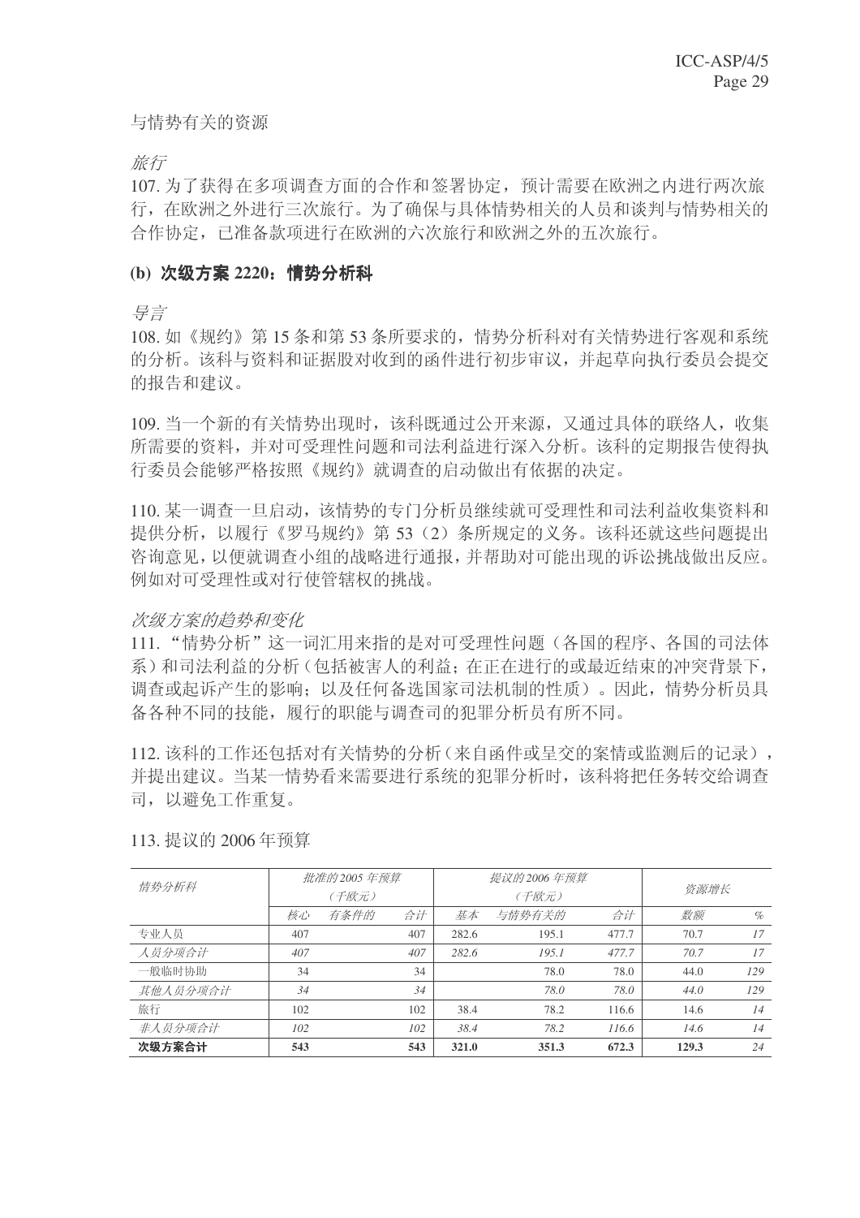与情势有关的资源

*旅行*

107. 为了获得在多项调查方面的合作和签署协定，预计需要在欧洲之内进行两次旅行，在欧洲之外进行三次旅行。为了确保与具体情势相关的人员和谈判与情势相关的合作协定，已准备款项进行在欧洲的六次旅行和欧洲之外的五次旅行。

### (b) 次级方案 2220：情势分析科

*导言*

108. 如《规约》第 15 条和第 53 条所要求的，情势分析科对有关情势进行客观和系统的分析。该科与资料和证据股对收到的函件进行初步审议，并起草向执行委员会提交的报告和建议。

109. 当一个新的有关情势出现时，该科既通过公开来源，又通过具体的联络人，收集所需要的资料，并对可受理性问题和司法利益进行深入分析。该科的定期报告使得执行委员会能够严格按照《规约》就调查的启动做出有依据的决定。

110. 某一调查一旦启动，该情势的专门分析员继续就可受理性和司法利益收集资料和提供分析，以履行《罗马规约》第 53（2）条所规定的义务。该科还就这些问题提出咨询意见，以便就调查小组的战略进行通报，并帮助对可能出现的诉讼挑战做出反应。例如对可受理性或对行使管辖权的挑战。

*次级方案的趋势和变化*

111. “情势分析”这一词汇用来指的是对可受理性问题（各国的程序、各国的司法体系）和司法利益的分析（包括被害人的利益；在正在进行的或最近结束的冲突背景下，调查或起诉产生的影响；以及任何备选国家司法机制的性质）。因此，情势分析员具备各种不同的技能，履行的职能与调查司的犯罪分析员有所不同。

112. 该科的工作还包括对有关情势的分析（来自函件或呈交的案情或监测后的记录），并提出建议。当某一情势看来需要进行系统的犯罪分析时，该科将把任务转交给调查司，以避免工作重复。

113. 提议的 2006 年预算

| *情势分析科* | *批准的 2005 年预算（千欧元）* | | | *提议的 2006 年预算（千欧元）* | | | *资源增长* | |
|---|---|---|---|---|---|---|---|---|
| | *核心* | *有条件的* | *合计* | *基本* | *与情势有关的* | *合计* | *数额* | *%* |
| 专业人员 | 407 | | 407 | 282.6 | 195.1 | 477.7 | 70.7 | 17 |
| *人员分项合计* | *407* | | *407* | *282.6* | *195.1* | *477.7* | *70.7* | *17* |
| 一般临时协助 | 34 | | 34 | | 78.0 | 78.0 | 44.0 | 129 |
| *其他人员分项合计* | *34* | | *34* | | *78.0* | *78.0* | *44.0* | *129* |
| 旅行 | 102 | | 102 | 38.4 | 78.2 | 116.6 | 14.6 | 14 |
| *非人员分项合计* | *102* | | *102* | *38.4* | *78.2* | *116.6* | *14.6* | *14* |
| **次级方案合计** | **543** | | **543** | **321.0** | **351.3** | **672.3** | **129.3** | *24* |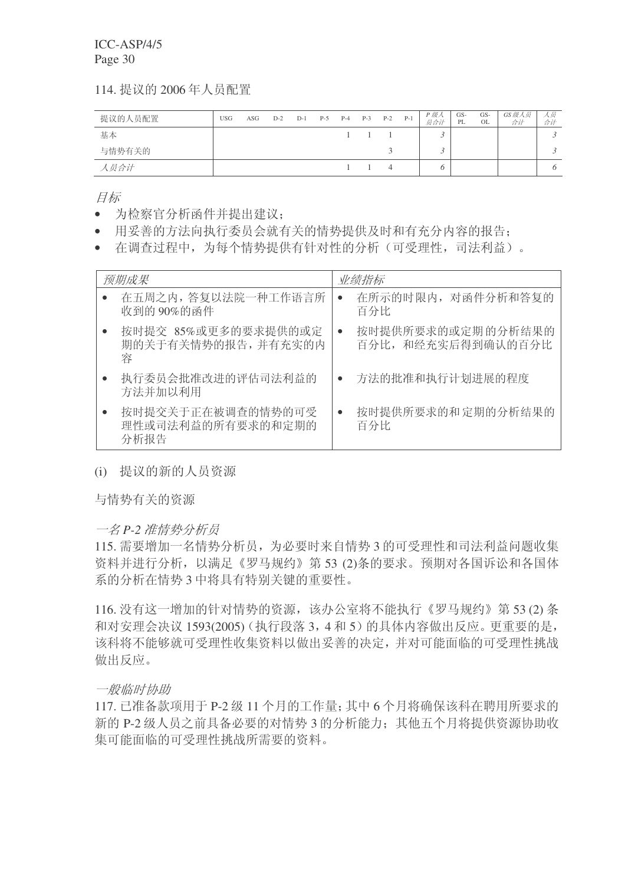114. 提议的 2006 年人员配置

| 提议的人员配置 | USG | ASG | D-2 | D-1 | P-5 | P-4 | P-3 | P-2 | P-1 | *P 级人员合计* | GS-PL | GS-OL | *GS 级人员合计* | *人员合计* |
|---|---|---|---|---|---|---|---|---|---|---|---|---|---|---|
| 基本 | | | | | | 1 | 1 | 1 | | *3* | | | | *3* |
| 与情势有关的 | | | | | | | | 3 | | *3* | | | | *3* |
| *人员合计* | | | | | | 1 | 1 | 4 | | *6* | | | | *6* |

*目标*

- 为检察官分析函件并提出建议；
- 用妥善的方法向执行委员会就有关的情势提供及时和有充分内容的报告；
- 在调查过程中，为每个情势提供有针对性的分析（可受理性，司法利益）。

| *预期成果* | *业绩指标* |
|---|---|
| • 在五周之内，答复以法院一种工作语言所收到的 90%的函件 | • 在所示的时限内，对函件分析和答复的百分比 |
| • 按时提交 85%或更多的要求提供的或定期的关于有关情势的报告，并有充实的内容 | • 按时提供所要求的或定期的分析结果的百分比，和经充实后得到确认的百分比 |
| • 执行委员会批准改进的评估司法利益的方法并加以利用 | • 方法的批准和执行计划进展的程度 |
| • 按时提交关于正在被调查的情势的可受理性或司法利益的所有要求的和定期的分析报告 | • 按时提供所要求的和定期的分析结果的百分比 |

(i) 提议的新的人员资源

与情势有关的资源

*一名 P-2 准情势分析员*

115. 需要增加一名情势分析员，为必要时来自情势 3 的可受理性和司法利益问题收集资料并进行分析，以满足《罗马规约》第 53 (2)条的要求。预期对各国诉讼和各国体系的分析在情势 3 中将具有特别关键的重要性。

116. 没有这一增加的针对情势的资源，该办公室将不能执行《罗马规约》第 53 (2) 条和对安理会决议 1593(2005)（执行段落 3，4 和 5）的具体内容做出反应。更重要的是，该科将不能够就可受理性收集资料以做出妥善的决定，并对可能面临的可受理性挑战做出反应。

*一般临时协助*

117. 已准备款项用于 P-2 级 11 个月的工作量；其中 6 个月将确保该科在聘用所要求的新的 P-2 级人员之前具备必要的对情势 3 的分析能力；其他五个月将提供资源协助收集可能面临的可受理性挑战所需要的资料。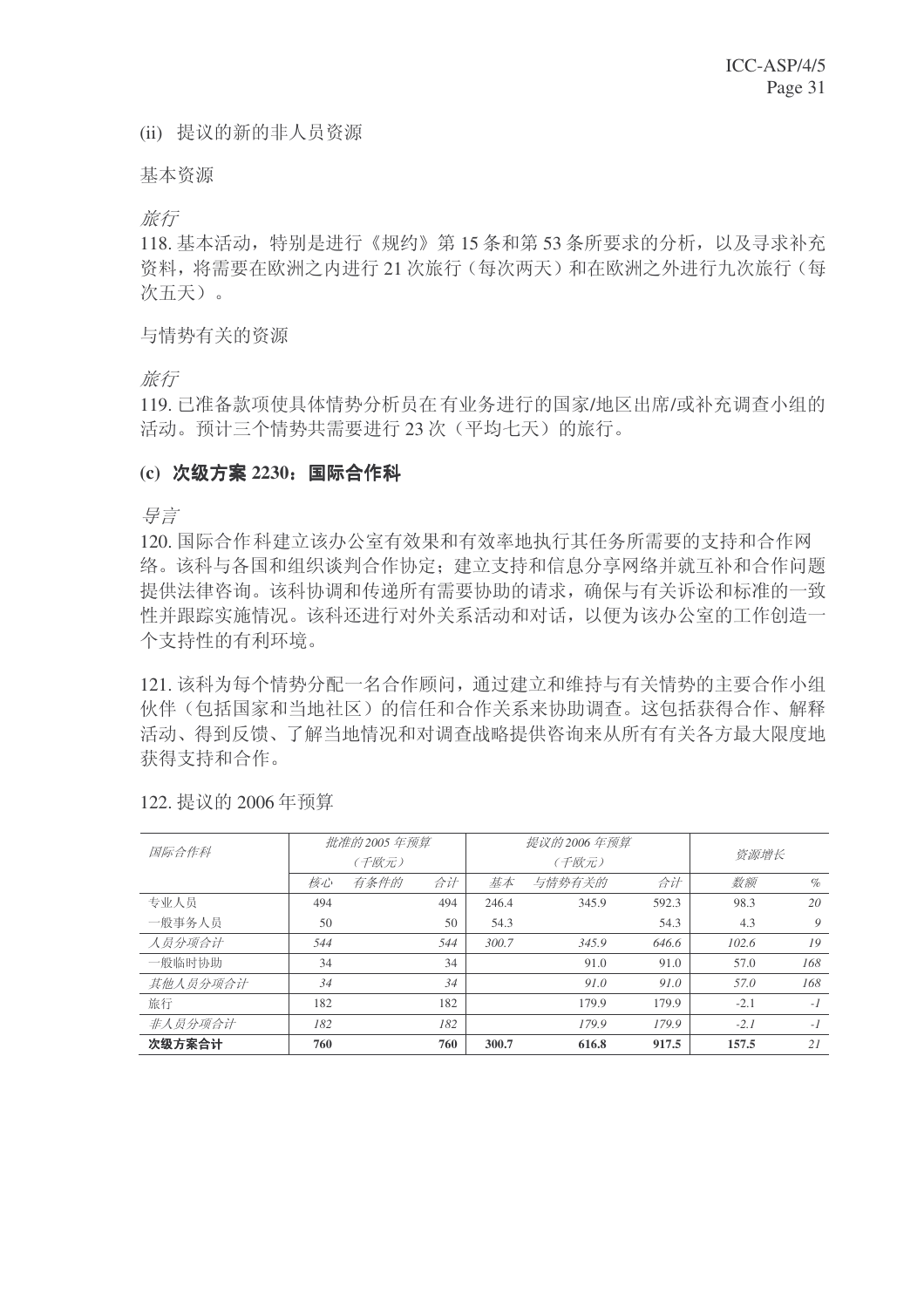(ii) 提议的新的非人员资源

基本资源

*旅行*

118. 基本活动，特别是进行《规约》第 15 条和第 53 条所要求的分析，以及寻求补充资料，将需要在欧洲之内进行 21 次旅行（每次两天）和在欧洲之外进行九次旅行（每次五天）。

与情势有关的资源

*旅行*

119. 已准备款项使具体情势分析员在有业务进行的国家/地区出席/或补充调查小组的活动。预计三个情势共需要进行 23 次（平均七天）的旅行。

### (c) 次级方案 2230：国际合作科

*导言*

120. 国际合作科建立该办公室有效果和有效率地执行其任务所需要的支持和合作网络。该科与各国和组织谈判合作协定；建立支持和信息分享网络并就互补和合作问题提供法律咨询。该科协调和传递所有需要协助的请求，确保与有关诉讼和标准的一致性并跟踪实施情况。该科还进行对外关系活动和对话，以便为该办公室的工作创造一个支持性的有利环境。

121. 该科为每个情势分配一名合作顾问，通过建立和维持与有关情势的主要合作小组伙伴（包括国家和当地社区）的信任和合作关系来协助调查。这包括获得合作、解释活动、得到反馈、了解当地情况和对调查战略提供咨询来从所有有关各方最大限度地获得支持和合作。

122. 提议的 2006 年预算

| *国际合作科* | *批准的 2005 年预算（千欧元）* | | | *提议的 2006 年预算（千欧元）* | | | *资源增长* | |
|---|---|---|---|---|---|---|---|---|
| | *核心* | *有条件的* | *合计* | *基本* | *与情势有关的* | *合计* | *数额* | *%* |
| 专业人员 | 494 | | 494 | 246.4 | 345.9 | 592.3 | 98.3 | *20* |
| 一般事务人员 | 50 | | 50 | 54.3 | | 54.3 | 4.3 | *9* |
| *人员分项合计* | *544* | | *544* | *300.7* | *345.9* | *646.6* | *102.6* | *19* |
| 一般临时协助 | 34 | | 34 | | 91.0 | 91.0 | 57.0 | *168* |
| *其他人员分项合计* | *34* | | *34* | | *91.0* | *91.0* | *57.0* | *168* |
| 旅行 | 182 | | 182 | | 179.9 | 179.9 | -2.1 | *-1* |
| *非人员分项合计* | *182* | | *182* | | *179.9* | *179.9* | *-2.1* | *-1* |
| **次级方案合计** | **760** | | **760** | **300.7** | **616.8** | **917.5** | **157.5** | *21* |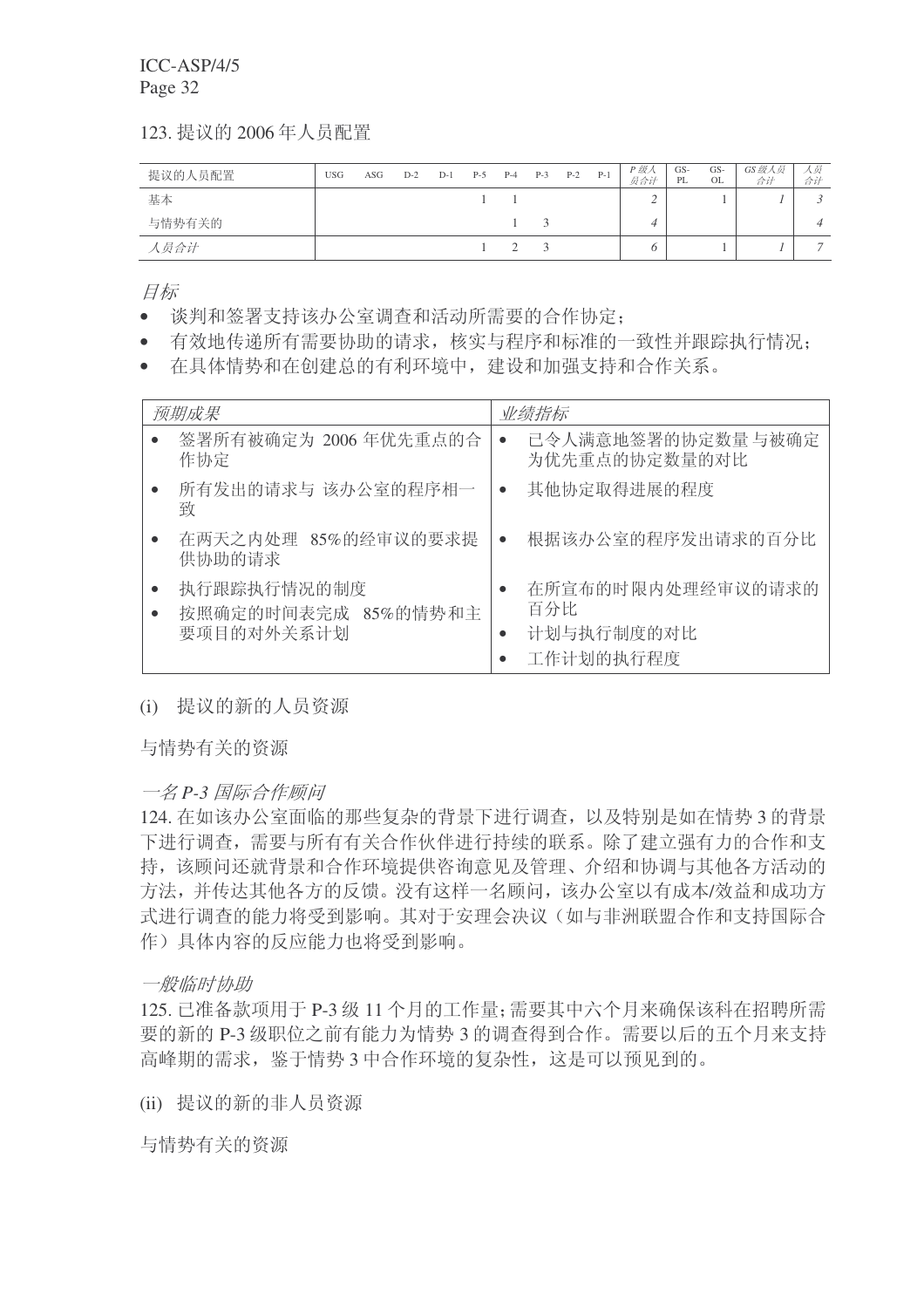123. 提议的 2006 年人员配置

| 提议的人员配置 | USG | ASG | D-2 | D-1 | P-5 | P-4 | P-3 | P-2 | P-1 | *P 级人员合计* | GS-PL | GS-OL | *GS 级人员合计* | *人员合计* |
|---|---|---|---|---|---|---|---|---|---|---|---|---|---|---|
| 基本 | | | | | 1 | 1 | | | | *2* | | 1 | *1* | *3* |
| 与情势有关的 | | | | | | 1 | 3 | | | *4* | | | | *4* |
| *人员合计* | | | | | 1 | 2 | 3 | | | *6* | | 1 | *1* | *7* |

*目标*

- 谈判和签署支持该办公室调查和活动所需要的合作协定；
- 有效地传递所有需要协助的请求，核实与程序和标准的一致性并跟踪执行情况；
- 在具体情势和在创建总的有利环境中，建设和加强支持和合作关系。

| *预期成果* | *业绩指标* |
|---|---|
| • 签署所有被确定为 2006 年优先重点的合作协定 | • 已令人满意地签署的协定数量与被确定为优先重点的协定数量的对比 |
| • 所有发出的请求与 该办公室的程序相一致 | • 其他协定取得进展的程度 |
| • 在两天之内处理 85%的经审议的要求提供协助的请求 | • 根据该办公室的程序发出请求的百分比 |
| • 执行跟踪执行情况的制度<br>• 按照确定的时间表完成 85%的情势和主要项目的对外关系计划 | • 在所宣布的时限内处理经审议的请求的百分比<br>• 计划与执行制度的对比<br>• 工作计划的执行程度 |

(i) 提议的新的人员资源

与情势有关的资源

*一名 P-3 国际合作顾问*

124. 在如该办公室面临的那些复杂的背景下进行调查，以及特别是如在情势 3 的背景下进行调查，需要与所有有关合作伙伴进行持续的联系。除了建立强有力的合作和支持，该顾问还就背景和合作环境提供咨询意见及管理、介绍和协调与其他各方活动的方法，并传达其他各方的反馈。没有这样一名顾问，该办公室以有成本/效益和成功方式进行调查的能力将受到影响。其对于安理会决议（如与非洲联盟合作和支持国际合作）具体内容的反应能力也将受到影响。

*一般临时协助*

125. 已准备款项用于 P-3 级 11 个月的工作量；需要其中六个月来确保该科在招聘所需要的新的 P-3 级职位之前有能力为情势 3 的调查得到合作。需要以后的五个月来支持高峰期的需求，鉴于情势 3 中合作环境的复杂性，这是可以预见到的。

(ii) 提议的新的非人员资源

与情势有关的资源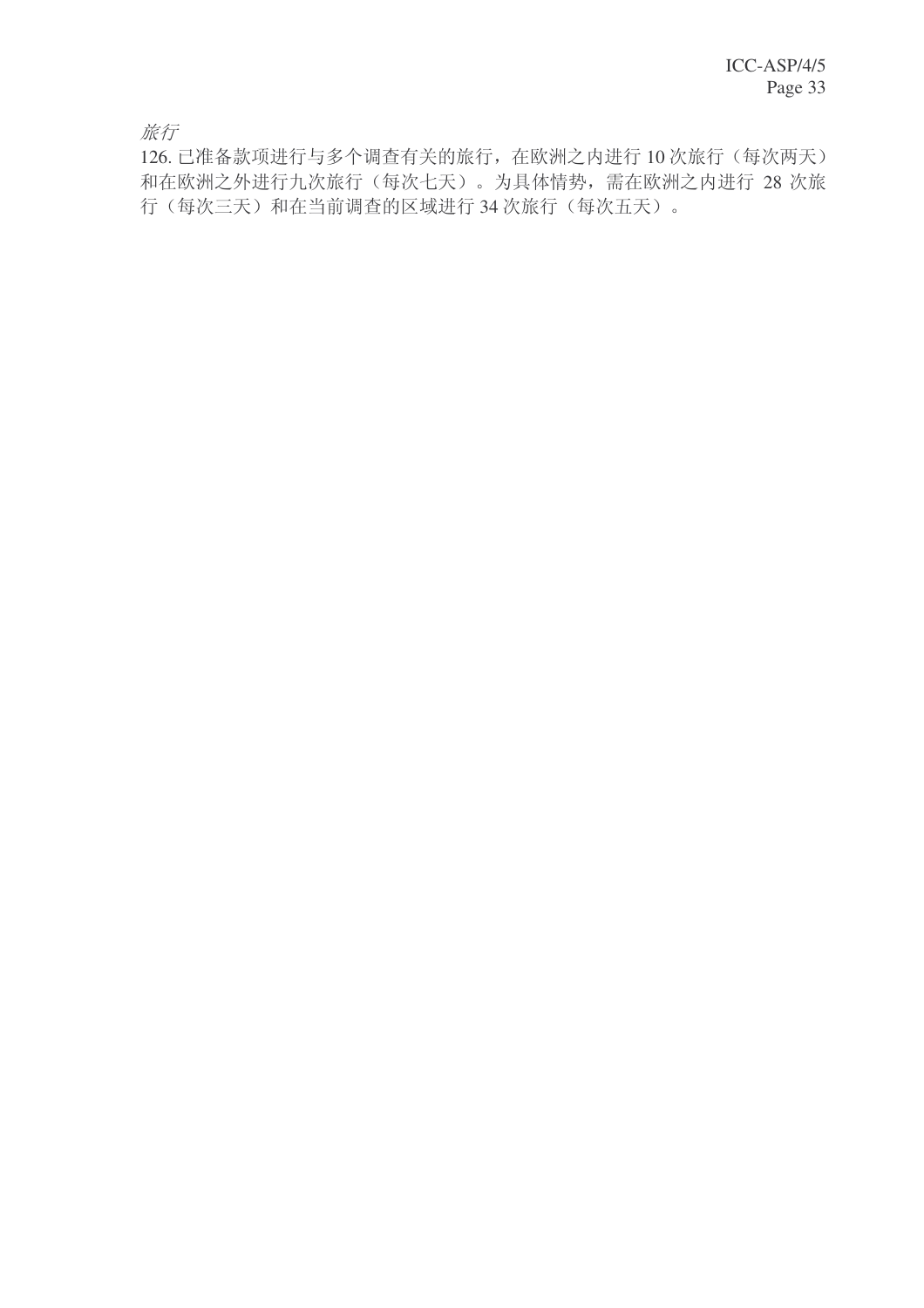*旅行*

126. 已准备款项进行与多个调查有关的旅行，在欧洲之内进行 10 次旅行（每次两天）和在欧洲之外进行九次旅行（每次七天）。为具体情势，需在欧洲之内进行 28 次旅行（每次三天）和在当前调查的区域进行 34 次旅行（每次五天）。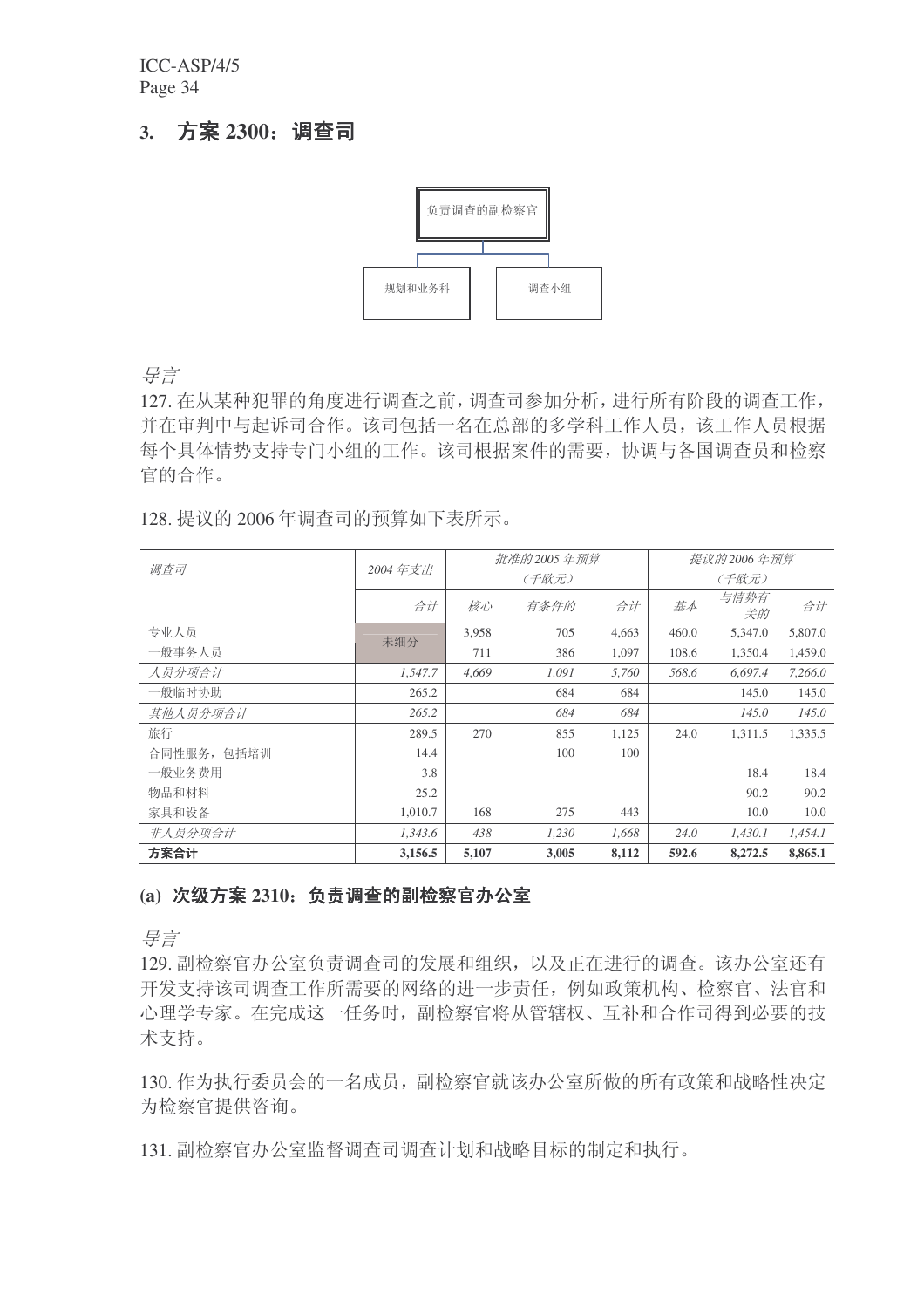## 3. 方案 2300：调查司

负责调查的副检察官

规划和业务科　　调查小组

*导言*

127. 在从某种犯罪的角度进行调查之前，调查司参加分析，进行所有阶段的调查工作，并在审判中与起诉司合作。该司包括一名在总部的多学科工作人员，该工作人员根据每个具体情势支持专门小组的工作。该司根据案件的需要，协调与各国调查员和检察官的合作。

128. 提议的 2006 年调查司的预算如下表所示。

| *调查司* | *2004 年支出* | *批准的 2005 年预算（千欧元）* | | | *提议的 2006 年预算（千欧元）* | | |
|---|---|---|---|---|---|---|---|
| | *合计* | *核心* | *有条件的* | *合计* | *基本* | *与情势有关的* | *合计* |
| 专业人员 | 未细分 | 3,958 | 705 | 4,663 | 460.0 | 5,347.0 | 5,807.0 |
| 一般事务人员 | | 711 | 386 | 1,097 | 108.6 | 1,350.4 | 1,459.0 |
| *人员分项合计* | *1,547.7* | *4,669* | *1,091* | *5,760* | *568.6* | *6,697.4* | *7,266.0* |
| 一般临时协助 | 265.2 | | 684 | 684 | | 145.0 | 145.0 |
| *其他人员分项合计* | *265.2* | | *684* | *684* | | *145.0* | *145.0* |
| 旅行 | 289.5 | 270 | 855 | 1,125 | 24.0 | 1,311.5 | 1,335.5 |
| 合同性服务，包括培训 | 14.4 | | 100 | 100 | | | |
| 一般业务费用 | 3.8 | | | | | 18.4 | 18.4 |
| 物品和材料 | 25.2 | | | | | 90.2 | 90.2 |
| 家具和设备 | 1,010.7 | 168 | 275 | 443 | | 10.0 | 10.0 |
| *非人员分项合计* | *1,343.6* | *438* | *1,230* | *1,668* | *24.0* | *1,430.1* | *1,454.1* |
| **方案合计** | **3,156.5** | **5,107** | **3,005** | **8,112** | **592.6** | **8,272.5** | **8,865.1** |

### (a) 次级方案 2310：负责调查的副检察官办公室

*导言*

129. 副检察官办公室负责调查司的发展和组织，以及正在进行的调查。该办公室还有开发支持该司调查工作所需要的网络的进一步责任，例如政策机构、检察官、法官和心理学专家。在完成这一任务时，副检察官将从管辖权、互补和合作司得到必要的技术支持。

130. 作为执行委员会的一名成员，副检察官就该办公室所做的所有政策和战略性决定为检察官提供咨询。

131. 副检察官办公室监督调查司调查计划和战略目标的制定和执行。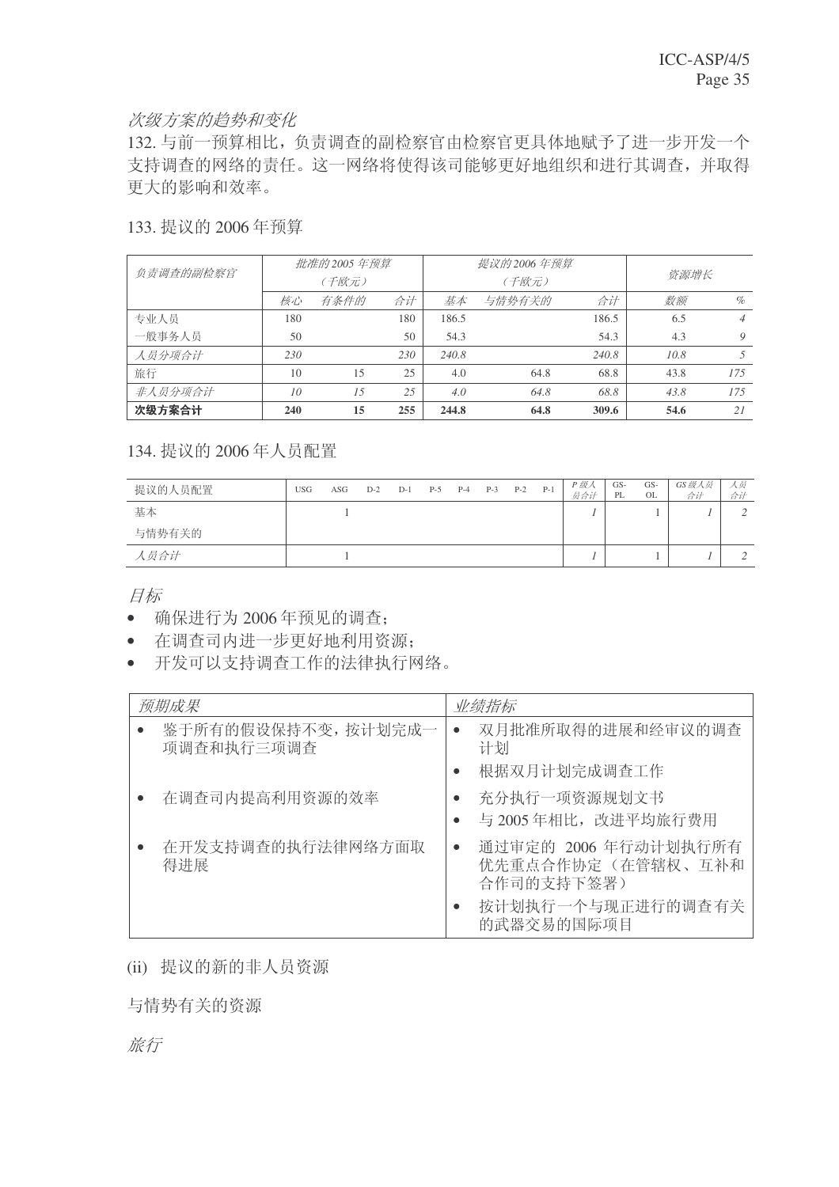*次级方案的趋势和变化*

132. 与前一预算相比，负责调查的副检察官由检察官更具体地赋予了进一步开发一个支持调查的网络的责任。这一网络将使得该司能够更好地组织和进行其调查，并取得更大的影响和效率。

133. 提议的 2006 年预算

| *负责调查的副检察官* | *批准的 2005 年预算（千欧元）* | | | *提议的 2006 年预算（千欧元）* | | | *资源增长* | |
|---|---|---|---|---|---|---|---|---|
| | *核心* | *有条件的* | *合计* | *基本* | *与情势有关的* | *合计* | *数额* | *%* |
| 专业人员 | 180 | | 180 | 186.5 | | 186.5 | 6.5 | *4* |
| 一般事务人员 | 50 | | 50 | 54.3 | | 54.3 | 4.3 | *9* |
| *人员分项合计* | *230* | | *230* | *240.8* | | *240.8* | *10.8* | *5* |
| 旅行 | 10 | 15 | 25 | 4.0 | 64.8 | 68.8 | 43.8 | *175* |
| *非人员分项合计* | *10* | *15* | *25* | *4.0* | *64.8* | *68.8* | *43.8* | *175* |
| **次级方案合计** | **240** | **15** | **255** | **244.8** | **64.8** | **309.6** | **54.6** | *21* |

134. 提议的 2006 年人员配置

| 提议的人员配置 | USG | ASG | D-2 | D-1 | P-5 | P-4 | P-3 | P-2 | P-1 | *P 级人员合计* | GS-PL | GS-OL | *GS 级人员合计* | *人员合计* |
|---|---|---|---|---|---|---|---|---|---|---|---|---|---|---|
| 基本 | | 1 | | | | | | | | *1* | | 1 | *1* | *2* |
| 与情势有关的 | | | | | | | | | | | | | | |
| *人员合计* | | 1 | | | | | | | | *1* | | 1 | *1* | *2* |

*目标*

- 确保进行为 2006 年预见的调查；
- 在调查司内进一步更好地利用资源；
- 开发可以支持调查工作的法律执行网络。

| *预期成果* | *业绩指标* |
|---|---|
| • 鉴于所有的假设保持不变，按计划完成一项调查和执行三项调查 | • 双月批准所取得的进展和经审议的调查计划<br>• 根据双月计划完成调查工作 |
| • 在调查司内提高利用资源的效率 | • 充分执行一项资源规划文书<br>• 与 2005 年相比，改进平均旅行费用 |
| • 在开发支持调查的执行法律网络方面取得进展 | • 通过审定的 2006 年行动计划执行所有优先重点合作协定（在管辖权、互补和合作司的支持下签署）<br>• 按计划执行一个与现正进行的调查有关的武器交易的国际项目 |

(ii) 提议的新的非人员资源

与情势有关的资源

*旅行*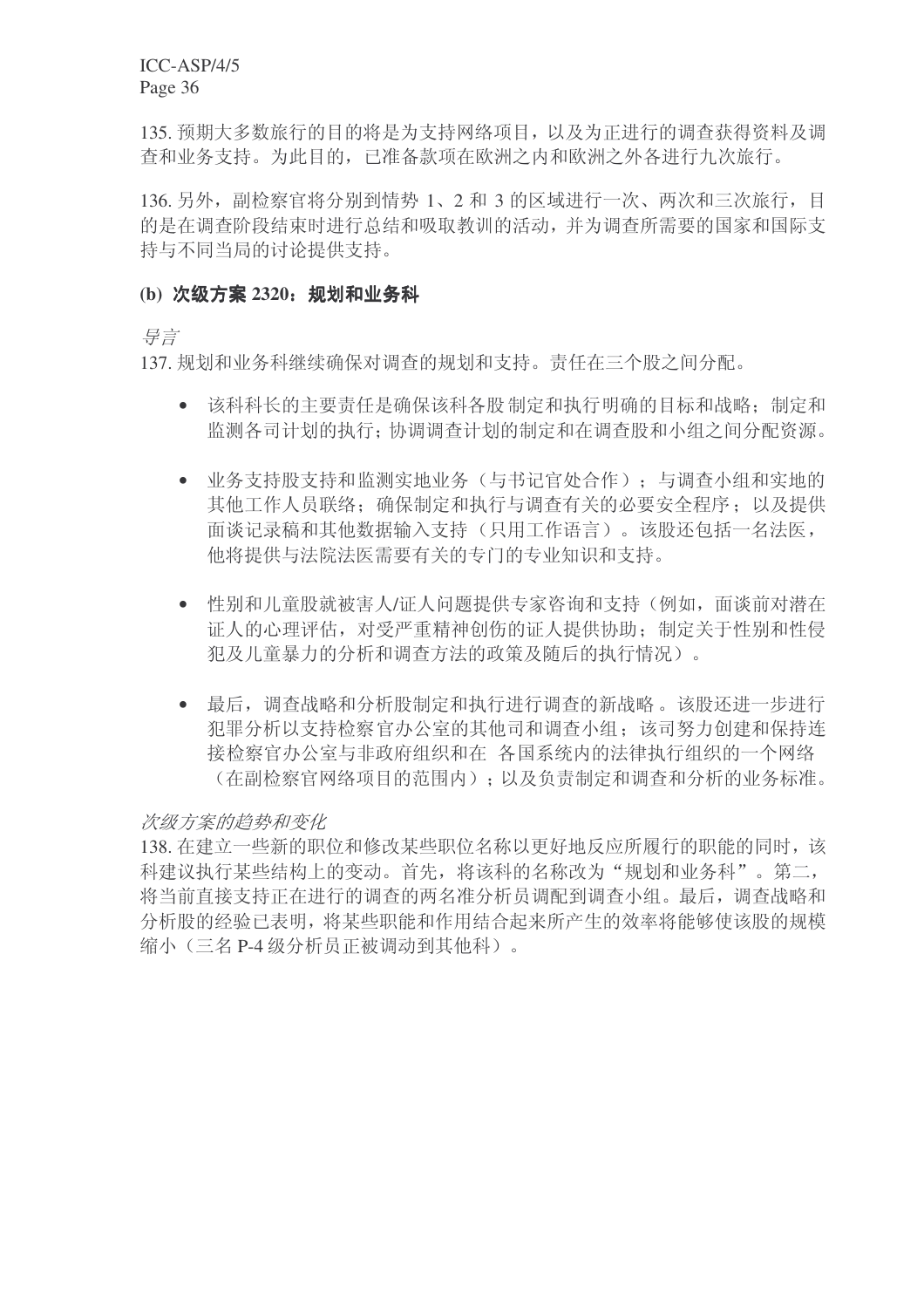135. 预期大多数旅行的目的将是为支持网络项目，以及为正进行的调查获得资料及调查和业务支持。为此目的，已准备款项在欧洲之内和欧洲之外各进行九次旅行。

136. 另外，副检察官将分别到情势 1、2 和 3 的区域进行一次、两次和三次旅行，目的是在调查阶段结束时进行总结和吸取教训的活动，并为调查所需要的国家和国际支持与不同当局的讨论提供支持。

### (b) 次级方案 2320：规划和业务科

*导言*

137. 规划和业务科继续确保对调查的规划和支持。责任在三个股之间分配。

- 该科科长的主要责任是确保该科各股制定和执行明确的目标和战略；制定和监测各司计划的执行；协调调查计划的制定和在调查股和小组之间分配资源。

- 业务支持股支持和监测实地业务（与书记官处合作）；与调查小组和实地的其他工作人员联络；确保制定和执行与调查有关的必要安全程序；以及提供面谈记录稿和其他数据输入支持（只用工作语言）。该股还包括一名法医，他将提供与法院法医需要有关的专门的专业知识和支持。

- 性别和儿童股就被害人/证人问题提供专家咨询和支持（例如，面谈前对潜在证人的心理评估，对受严重精神创伤的证人提供协助；制定关于性别和性侵犯及儿童暴力的分析和调查方法的政策及随后的执行情况）。

- 最后，调查战略和分析股制定和执行进行调查的新战略。该股还进一步进行犯罪分析以支持检察官办公室的其他司和调查小组；该司努力创建和保持连接检察官办公室与非政府组织和在 各国系统内的法律执行组织的一个网络（在副检察官网络项目的范围内）；以及负责制定和调查和分析的业务标准。

*次级方案的趋势和变化*

138. 在建立一些新的职位和修改某些职位名称以更好地反应所履行的职能的同时，该科建议执行某些结构上的变动。首先，将该科的名称改为“规划和业务科”。第二，将当前直接支持正在进行的调查的两名准分析员调配到调查小组。最后，调查战略和分析股的经验已表明，将某些职能和作用结合起来所产生的效率将能够使该股的规模缩小（三名 P-4 级分析员正被调动到其他科）。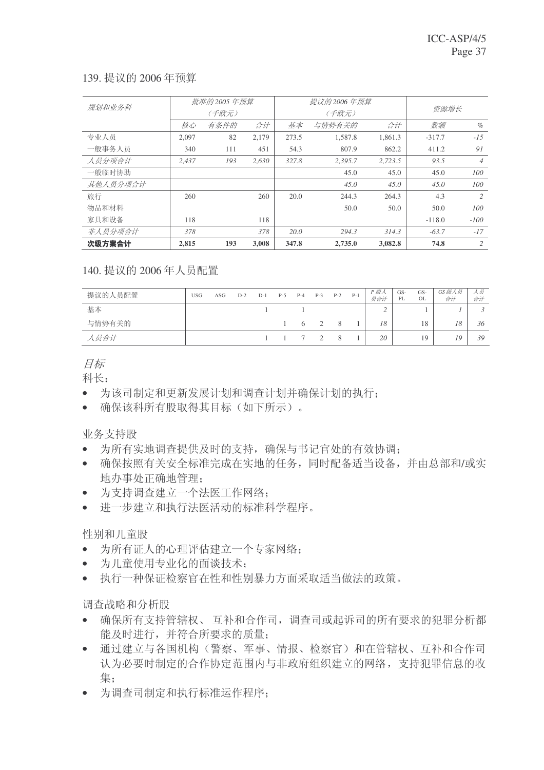139. 提议的 2006 年预算

| 规划和业务科 | 批准的2005 年预算（千欧元） | | | 提议的2006 年预算（千欧元） | | | 资源增长 | |
|---|---|---|---|---|---|---|---|---|
| | 核心 | 有条件的 | 合计 | 基本 | 与情势有关的 | 合计 | 数额 | % |
| 专业人员 | 2,097 | 82 | 2,179 | 273.5 | 1,587.8 | 1,861.3 | -317.7 | -15 |
| 一般事务人员 | 340 | 111 | 451 | 54.3 | 807.9 | 862.2 | 411.2 | 91 |
| *人员分项合计* | *2,437* | *193* | *2,630* | *327.8* | *2,395.7* | *2,723.5* | *93.5* | *4* |
| 一般临时协助 | | | | | 45.0 | 45.0 | 45.0 | 100 |
| *其他人员分项合计* | | | | | *45.0* | *45.0* | *45.0* | *100* |
| 旅行 | 260 | | 260 | 20.0 | 244.3 | 264.3 | 4.3 | 2 |
| 物品和材料 | | | | | 50.0 | 50.0 | 50.0 | 100 |
| 家具和设备 | 118 | | 118 | | | | -118.0 | -100 |
| *非人员分项合计* | *378* | | *378* | *20.0* | *294.3* | *314.3* | *-63.7* | *-17* |
| **次级方案合计** | **2,815** | **193** | **3,008** | **347.8** | **2,735.0** | **3,082.8** | **74.8** | **2** |

140. 提议的 2006 年人员配置

| 提议的人员配置 | USG | ASG | D-2 | D-1 | P-5 | P-4 | P-3 | P-2 | P-1 | P 级人员合计 | GS-PL | GS-OL | GS 级人员合计 | 人员合计 |
|---|---|---|---|---|---|---|---|---|---|---|---|---|---|---|
| 基本 | | | | 1 | | 1 | | | | 2 | | 1 | 1 | 3 |
| 与情势有关的 | | | | | 1 | 6 | 2 | 8 | 1 | 18 | | 18 | 18 | 36 |
| *人员合计* | | | | 1 | 1 | 7 | 2 | 8 | 1 | 20 | | 19 | 19 | 39 |

*目标*

科长：

- 为该司制定和更新发展计划和调查计划并确保计划的执行；
- 确保该科所有股取得其目标（如下所示）。

业务支持股

- 为所有实地调查提供及时的支持，确保与书记官处的有效协调；
- 确保按照有关安全标准完成在实地的任务，同时配备适当设备，并由总部和/或实地办事处正确地管理；
- 为支持调查建立一个法医工作网络；
- 进一步建立和执行法医活动的标准科学程序。

性别和儿童股

- 为所有证人的心理评估建立一个专家网络；
- 为儿童使用专业化的面谈技术；
- 执行一种保证检察官在性和性别暴力方面采取适当做法的政策。

调查战略和分析股

- 确保所有支持管辖权、互补和合作司，调查司或起诉司的所有要求的犯罪分析都能及时进行，并符合所要求的质量；
- 通过建立与各国机构（警察、军事、情报、检察官）和在管辖权、互补和合作司认为必要时制定的合作协定范围内与非政府组织建立的网络，支持犯罪信息的收集；
- 为调查司制定和执行标准运作程序；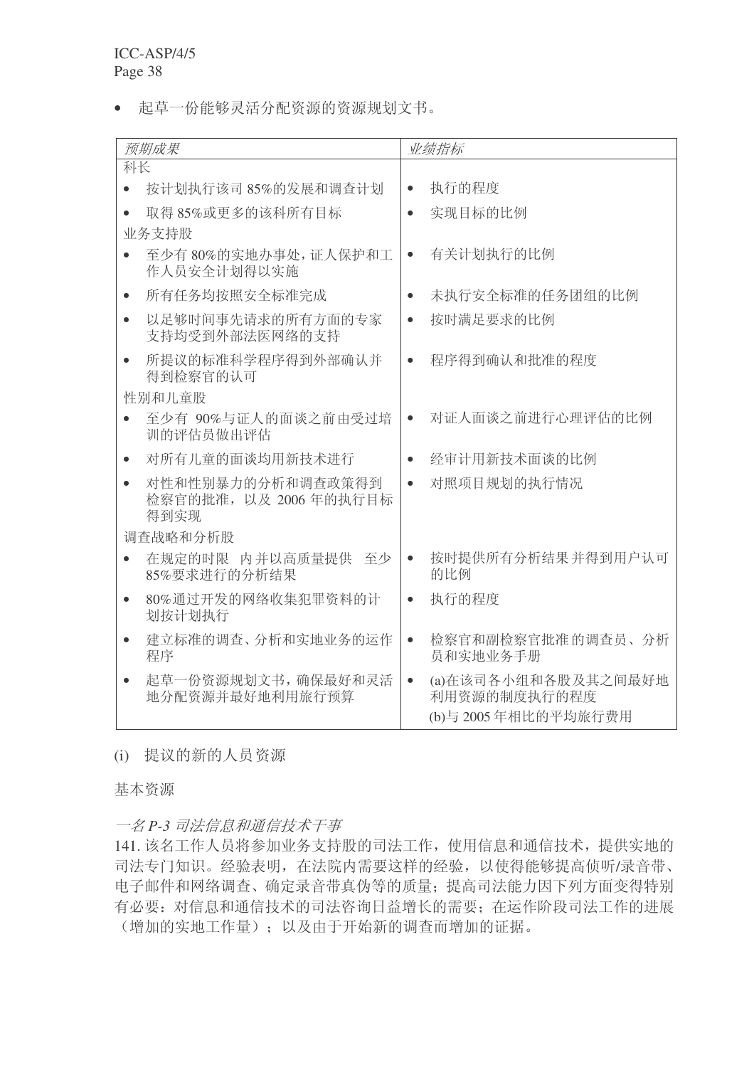- 起草一份能够灵活分配资源的资源规划文书。

| *预期成果* | *业绩指标* |
|---|---|
| 科长 | |
| • 按计划执行该司 85%的发展和调查计划 | • 执行的程度 |
| • 取得 85%或更多的该科所有目标 | • 实现目标的比例 |
| 业务支持股 | |
| • 至少有 80%的实地办事处，证人保护和工作人员安全计划得以实施 | • 有关计划执行的比例 |
| • 所有任务均按照安全标准完成 | • 未执行安全标准的任务团组的比例 |
| • 以足够时间事先请求的所有方面的专家支持均受到外部法医网络的支持 | • 按时满足要求的比例 |
| • 所提议的标准科学程序得到外部确认并得到检察官的认可 | • 程序得到确认和批准的程度 |
| 性别和儿童股 | |
| • 至少有 90%与证人的面谈之前由受过培训的评估员做出评估 | • 对证人面谈之前进行心理评估的比例 |
| • 对所有儿童的面谈均用新技术进行 | • 经审计用新技术面谈的比例 |
| • 对性和性别暴力的分析和调查政策得到检察官的批准，以及 2006 年的执行目标得到实现 | • 对照项目规划的执行情况 |
| 调查战略和分析股 | |
| • 在规定的时限 内并以高质量提供 至少 85%要求进行的分析结果 | • 按时提供所有分析结果并得到用户认可的比例 |
| • 80%通过开发的网络收集犯罪资料的计划按计划执行 | • 执行的程度 |
| • 建立标准的调查、分析和实地业务的运作程序 | • 检察官和副检察官批准的调查员、分析员和实地业务手册 |
| • 起草一份资源规划文书，确保最好和灵活地分配资源并最好地利用旅行预算 | • (a)在该司各小组和各股及其之间最好地利用资源的制度执行的程度<br>(b)与 2005 年相比的平均旅行费用 |

(i) 提议的新的人员资源

基本资源

*一名 P-3 司法信息和通信技术干事*

141. 该名工作人员将参加业务支持股的司法工作，使用信息和通信技术，提供实地的司法专门知识。经验表明，在法院内需要这样的经验，以使得能够提高侦听/录音带、电子邮件和网络调查、确定录音带真伪等的质量；提高司法能力因下列方面变得特别有必要：对信息和通信技术的司法咨询日益增长的需要；在运作阶段司法工作的进展（增加的实地工作量）；以及由于开始新的调查而增加的证据。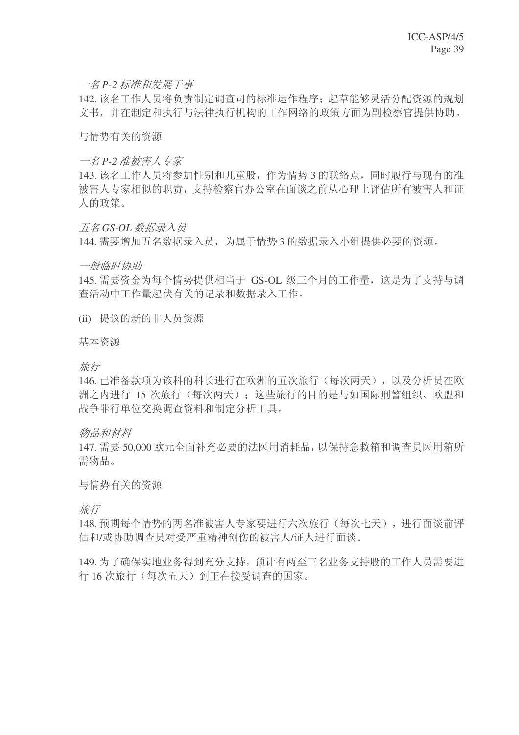*一名 P-2 标准和发展干事*

142. 该名工作人员将负责制定调查司的标准运作程序；起草能够灵活分配资源的规划文书，并在制定和执行与法律执行机构的工作网络的政策方面为副检察官提供协助。

与情势有关的资源

*一名 P-2 准被害人专家*

143. 该名工作人员将参加性别和儿童股，作为情势 3 的联络点，同时履行与现有的准被害人专家相似的职责，支持检察官办公室在面谈之前从心理上评估所有被害人和证人的政策。

*五名 GS-OL 数据录入员*

144. 需要增加五名数据录入员，为属于情势 3 的数据录入小组提供必要的资源。

*一般临时协助*

145. 需要资金为每个情势提供相当于 GS-OL 级三个月的工作量，这是为了支持与调查活动中工作量起伏有关的记录和数据录入工作。

(ii) 提议的新的非人员资源

基本资源

*旅行*

146. 已准备款项为该科的科长进行在欧洲的五次旅行（每次两天），以及分析员在欧洲之内进行 15 次旅行（每次两天）；这些旅行的目的是与如国际刑警组织、欧盟和战争罪行单位交换调查资料和制定分析工具。

*物品和材料*

147. 需要 50,000 欧元全面补充必要的法医用消耗品，以保持急救箱和调查员医用箱所需物品。

与情势有关的资源

*旅行*

148. 预期每个情势的两名准被害人专家要进行六次旅行（每次七天），进行面谈前评估和/或协助调查员对受严重精神创伤的被害人/证人进行面谈。

149. 为了确保实地业务得到充分支持，预计有两至三名业务支持股的工作人员需要进行 16 次旅行（每次五天）到正在接受调查的国家。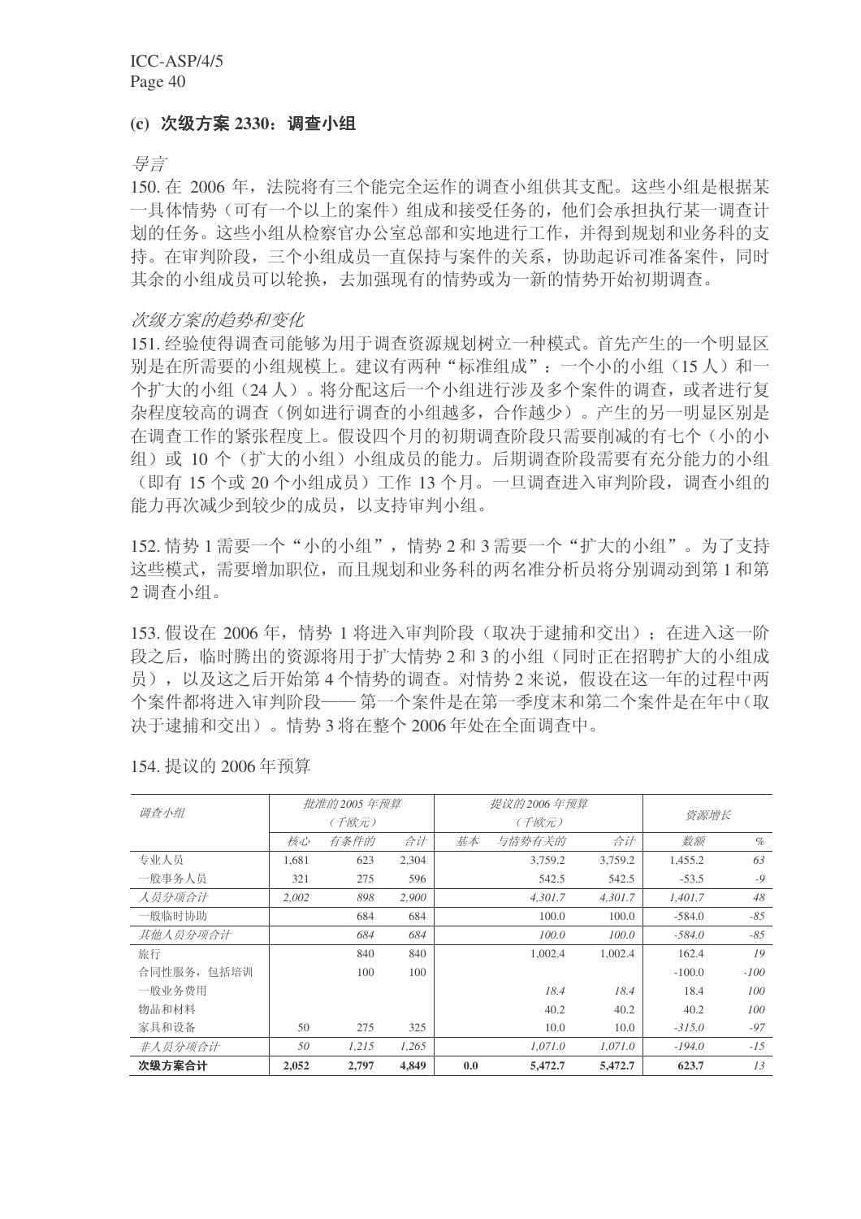### (c) 次级方案 2330：调查小组

*导言*

150. 在 2006 年，法院将有三个能完全运作的调查小组供其支配。这些小组是根据某一具体情势（可有一个以上的案件）组成和接受任务的，他们会承担执行某一调查计划的任务。这些小组从检察官办公室总部和实地进行工作，并得到规划和业务科的支持。在审判阶段，三个小组成员一直保持与案件的关系，协助起诉司准备案件，同时其余的小组成员可以轮换，去加强现有的情势或为一新的情势开始初期调查。

*次级方案的趋势和变化*

151. 经验使得调查司能够为用于调查资源规划树立一种模式。首先产生的一个明显区别是在所需要的小组规模上。建议有两种“标准组成”：一个小的小组（15 人）和一个扩大的小组（24 人）。将分配这后一个小组进行涉及多个案件的调查，或者进行复杂程度较高的调查（例如进行调查的小组越多，合作越少）。产生的另一明显区别是在调查工作的紧张程度上。假设四个月的初期调查阶段只需要削减的有七个（小的小组）或 10 个（扩大的小组）小组成员的能力。后期调查阶段需要有充分能力的小组（即有 15 个或 20 个小组成员）工作 13 个月。一旦调查进入审判阶段，调查小组的能力再次减少到较少的成员，以支持审判小组。

152. 情势 1 需要一个“小的小组”，情势 2 和 3 需要一个“扩大的小组”。为了支持这些模式，需要增加职位，而且规划和业务科的两名准分析员将分别调动到第 1 和第 2 调查小组。

153. 假设在 2006 年，情势 1 将进入审判阶段（取决于逮捕和交出）；在进入这一阶段之后，临时腾出的资源将用于扩大情势 2 和 3 的小组（同时正在招聘扩大的小组成员），以及这之后开始第 4 个情势的调查。对情势 2 来说，假设在这一年的过程中两个案件都将进入审判阶段—— 第一个案件是在第一季度末和第二个案件是在年中（取决于逮捕和交出）。情势 3 将在整个 2006 年处在全面调查中。

154. 提议的 2006 年预算

| *调查小组* | *批准的 2005 年预算（千欧元）* | | | *提议的 2006 年预算（千欧元）* | | | *资源增长* | |
|---|---|---|---|---|---|---|---|---|
| | *核心* | *有条件的* | *合计* | *基本* | *与情势有关的* | *合计* | *数额* | *%* |
| 专业人员 | 1,681 | 623 | 2,304 | | 3,759.2 | 3,759.2 | 1,455.2 | *63* |
| 一般事务人员 | 321 | 275 | 596 | | 542.5 | 542.5 | -53.5 | *-9* |
| *人员分项合计* | *2,002* | *898* | *2,900* | | *4,301.7* | *4,301.7* | *1,401.7* | *48* |
| 一般临时协助 | | 684 | 684 | | 100.0 | 100.0 | -584.0 | *-85* |
| *其他人员分项合计* | | *684* | *684* | | *100.0* | *100.0* | *-584.0* | *-85* |
| 旅行 | | 840 | 840 | | 1,002.4 | 1,002.4 | 162.4 | *19* |
| 合同性服务，包括培训 | | 100 | 100 | | | | -100.0 | *-100* |
| 一般业务费用 | | | | | *18.4* | *18.4* | 18.4 | *100* |
| 物品和材料 | | | | | 40.2 | 40.2 | 40.2 | *100* |
| 家具和设备 | 50 | 275 | 325 | | 10.0 | 10.0 | *-315.0* | *-97* |
| *非人员分项合计* | *50* | *1,215* | *1,265* | | *1,071.0* | *1,071.0* | *-194.0* | *-15* |
| **次级方案合计** | **2,052** | **2,797** | **4,849** | **0.0** | **5,472.7** | **5,472.7** | **623.7** | *13* |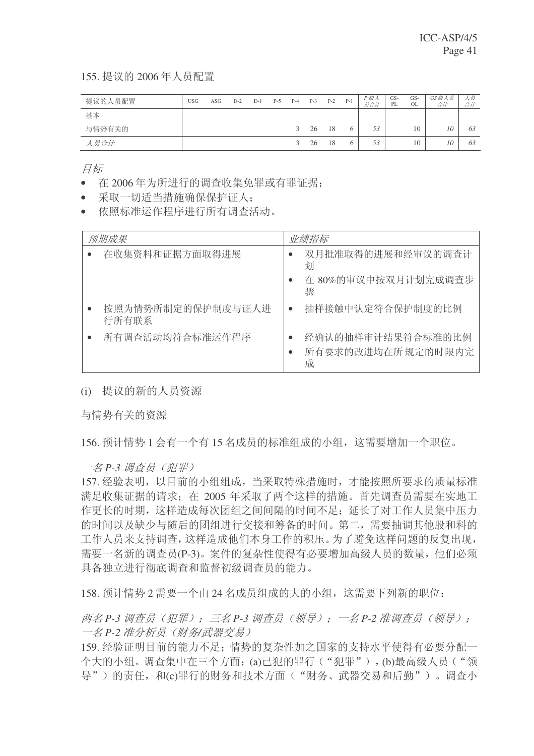155. 提议的 2006 年人员配置

| 提议的人员配置 | USG | ASG | D-2 | D-1 | P-5 | P-4 | P-3 | P-2 | P-1 | *P 级人员合计* | GS-PL | GS-OL | *GS 级人员合计* | *人员合计* |
|---|---|---|---|---|---|---|---|---|---|---|---|---|---|---|
| 基本 | | | | | | | | | | | | | | |
| 与情势有关的 | | | | | | 3 | 26 | 18 | 6 | *53* | | 10 | *10* | *63* |
| *人员合计* | | | | | | 3 | 26 | 18 | 6 | *53* | | 10 | *10* | *63* |

*目标*

- 在 2006 年为所进行的调查收集免罪或有罪证据；
- 采取一切适当措施确保保护证人；
- 依照标准运作程序进行所有调查活动。

| *预期成果* | *业绩指标* |
|---|---|
| • 在收集资料和证据方面取得进展 | • 双月批准取得的进展和经审议的调查计划<br>• 在 80%的审议中按双月计划完成调查步骤 |
| • 按照为情势所制定的保护制度与证人进行所有联系 | • 抽样接触中认定符合保护制度的比例 |
| • 所有调查活动均符合标准运作程序 | • 经确认的抽样审计结果符合标准的比例<br>• 所有要求的改进均在所规定的时限内完成 |

(i) 提议的新的人员资源

与情势有关的资源

156. 预计情势 1 会有一个有 15 名成员的标准组成的小组，这需要增加一个职位。

*一名 P-3 调查员（犯罪）*

157. 经验表明，以目前的小组组成，当采取特殊措施时，才能按照所要求的质量标准满足收集证据的请求；在 2005 年采取了两个这样的措施。首先调查员需要在实地工作更长的时期，这样造成每次团组之间间隔的时间不足；延长了对工作人员集中压力的时间以及缺少与随后的团组进行交接和筹备的时间。第二，需要抽调其他股和科的工作人员来支持调查，这样造成他们本身工作的积压。为了避免这样问题的反复出现，需要一名新的调查员(P-3)。案件的复杂性使得有必要增加高级人员的数量，他们必须具备独立进行彻底调查和监督初级调查员的能力。

158. 预计情势 2 需要一个由 24 名成员组成的大的小组，这需要下列新的职位：

*两名 P-3 调查员（犯罪）；三名 P-3 调查员（领导）；一名 P-2 准调查员（领导）；一名 P-2 准分析员（财务/武器交易）*

159. 经验证明目前的能力不足；情势的复杂性加之国家的支持水平使得有必要分配一个大的小组。调查集中在三个方面：(a)已犯的罪行（"犯罪"），(b)最高级人员（"领导"）的责任，和(c)罪行的财务和技术方面（"财务、武器交易和后勤"）。调查小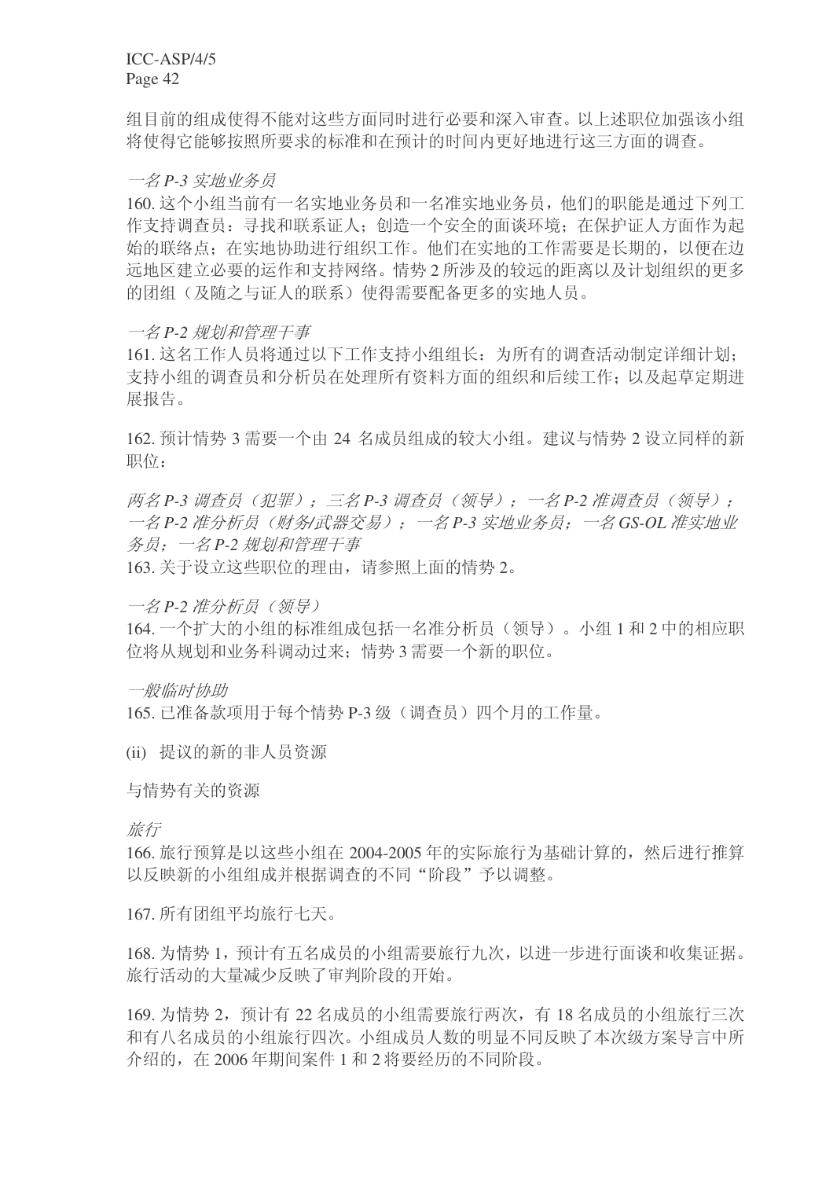组目前的组成使得不能对这些方面同时进行必要和深入审查。以上述职位加强该小组将使得它能够按照所要求的标准和在预计的时间内更好地进行这三方面的调查。

*一名 P-3 实地业务员*

160. 这个小组当前有一名实地业务员和一名准实地业务员，他们的职能是通过下列工作支持调查员：寻找和联系证人；创造一个安全的面谈环境；在保护证人方面作为起始的联络点；在实地协助进行组织工作。他们在实地的工作需要是长期的，以便在边远地区建立必要的运作和支持网络。情势 2 所涉及的较远的距离以及计划组织的更多的团组（及随之与证人的联系）使得需要配备更多的实地人员。

*一名 P-2 规划和管理干事*

161. 这名工作人员将通过以下工作支持小组组长：为所有的调查活动制定详细计划；支持小组的调查员和分析员在处理所有资料方面的组织和后续工作；以及起草定期进展报告。

162. 预计情势 3 需要一个由 24 名成员组成的较大小组。建议与情势 2 设立同样的新职位：

*两名 P-3 调查员（犯罪）；三名 P-3 调查员（领导）；一名 P-2 准调查员（领导）；一名 P-2 准分析员（财务/武器交易）；一名 P-3 实地业务员；一名 GS-OL 准实地业务员；一名 P-2 规划和管理干事*

163. 关于设立这些职位的理由，请参照上面的情势 2。

*一名 P-2 准分析员（领导）*

164. 一个扩大的小组的标准组成包括一名准分析员（领导）。小组 1 和 2 中的相应职位将从规划和业务科调动过来；情势 3 需要一个新的职位。

*一般临时协助*

165. 已准备款项用于每个情势 P-3 级（调查员）四个月的工作量。

(ii) 提议的新的非人员资源

与情势有关的资源

*旅行*

166. 旅行预算是以这些小组在 2004-2005 年的实际旅行为基础计算的，然后进行推算以反映新的小组组成并根据调查的不同“阶段”予以调整。

167. 所有团组平均旅行七天。

168. 为情势 1，预计有五名成员的小组需要旅行九次，以进一步进行面谈和收集证据。旅行活动的大量减少反映了审判阶段的开始。

169. 为情势 2，预计有 22 名成员的小组需要旅行两次，有 18 名成员的小组旅行三次和有八名成员的小组旅行四次。小组成员人数的明显不同反映了本次级方案导言中所介绍的，在 2006 年期间案件 1 和 2 将要经历的不同阶段。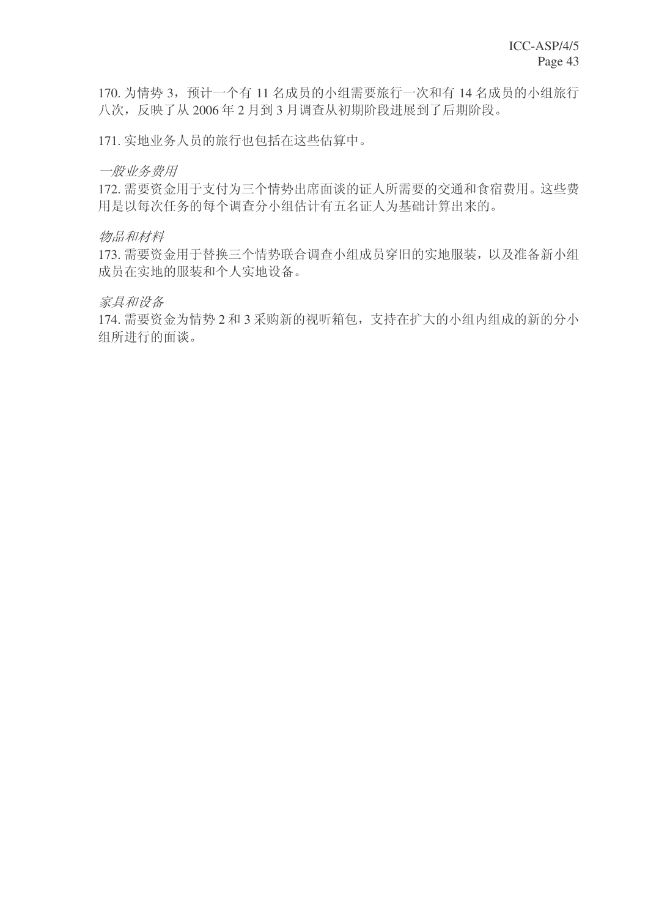170. 为情势 3，预计一个有 11 名成员的小组需要旅行一次和有 14 名成员的小组旅行八次，反映了从 2006 年 2 月到 3 月调查从初期阶段进展到了后期阶段。

171. 实地业务人员的旅行也包括在这些估算中。

*一般业务费用*

172. 需要资金用于支付为三个情势出席面谈的证人所需要的交通和食宿费用。这些费用是以每次任务的每个调查分小组估计有五名证人为基础计算出来的。

*物品和材料*

173. 需要资金用于替换三个情势联合调查小组成员穿旧的实地服装，以及准备新小组成员在实地的服装和个人实地设备。

*家具和设备*

174. 需要资金为情势 2 和 3 采购新的视听箱包，支持在扩大的小组内组成的新的分小组所进行的面谈。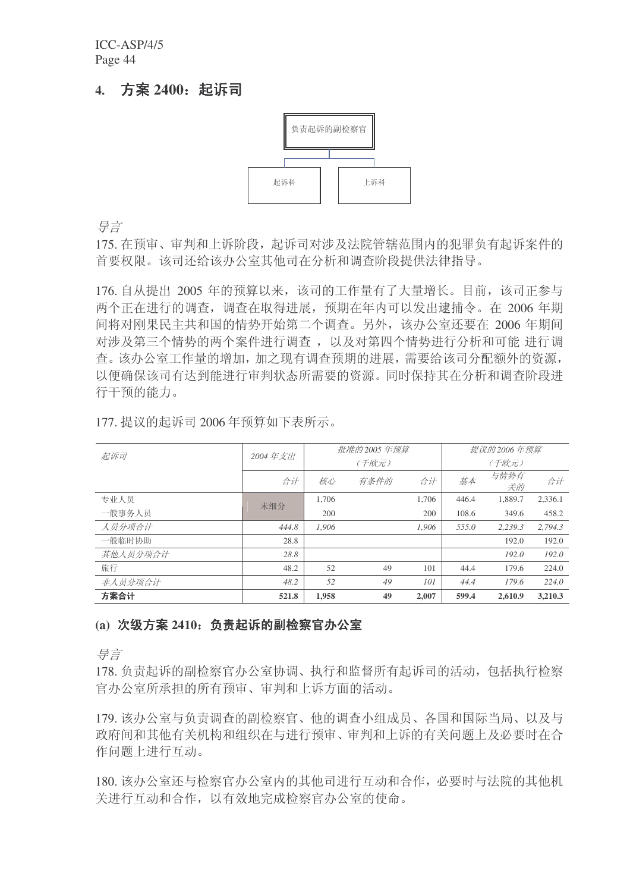## 4. 方案 2400：起诉司

负责起诉的副检察官

起诉科　上诉科

*导言*

175. 在预审、审判和上诉阶段，起诉司对涉及法院管辖范围内的犯罪负有起诉案件的首要权限。该司还给该办公室其他司在分析和调查阶段提供法律指导。

176. 自从提出 2005 年的预算以来，该司的工作量有了大量增长。目前，该司正参与两个正在进行的调查，调查在取得进展，预期在年内可以发出逮捕令。在 2006 年期间将对刚果民主共和国的情势开始第二个调查。另外，该办公室还要在 2006 年期间对涉及第三个情势的两个案件进行调查 ，以及对第四个情势进行分析和可能 进行调查。该办公室工作量的增加，加之现有调查预期的进展，需要给该司分配额外的资源，以便确保该司有达到能进行审判状态所需要的资源。同时保持其在分析和调查阶段进行干预的能力。

177. 提议的起诉司 2006 年预算如下表所示。

| *起诉司* | *2004 年支出* | *批准的 2005 年预算（千欧元）* | | | *提议的 2006 年预算（千欧元）* | | |
|---|---|---|---|---|---|---|---|
| | *合计* | *核心* | *有条件的* | *合计* | *基本* | *与情势有关的* | *合计* |
| 专业人员 | 未细分 | 1,706 | | 1,706 | 446.4 | 1,889.7 | 2,336.1 |
| 一般事务人员 | | 200 | | 200 | 108.6 | 349.6 | 458.2 |
| *人员分项合计* | *444.8* | *1,906* | | *1,906* | *555.0* | *2,239.3* | *2,794.3* |
| 一般临时协助 | 28.8 | | | | | 192.0 | 192.0 |
| *其他人员分项合计* | *28.8* | | | | | *192.0* | *192.0* |
| 旅行 | 48.2 | 52 | 49 | 101 | 44.4 | 179.6 | 224.0 |
| *非人员分项合计* | *48.2* | *52* | *49* | *101* | *44.4* | *179.6* | *224.0* |
| **方案合计** | **521.8** | **1,958** | **49** | **2,007** | **599.4** | **2,610.9** | **3,210.3** |

### (a) 次级方案 2410：负责起诉的副检察官办公室

*导言*

178. 负责起诉的副检察官办公室协调、执行和监督所有起诉司的活动，包括执行检察官办公室所承担的所有预审、审判和上诉方面的活动。

179. 该办公室与负责调查的副检察官、他的调查小组成员、各国和国际当局、以及与政府间和其他有关机构和组织在与进行预审、审判和上诉的有关问题上及必要时在合作问题上进行互动。

180. 该办公室还与检察官办公室内的其他司进行互动和合作，必要时与法院的其他机关进行互动和合作，以有效地完成检察官办公室的使命。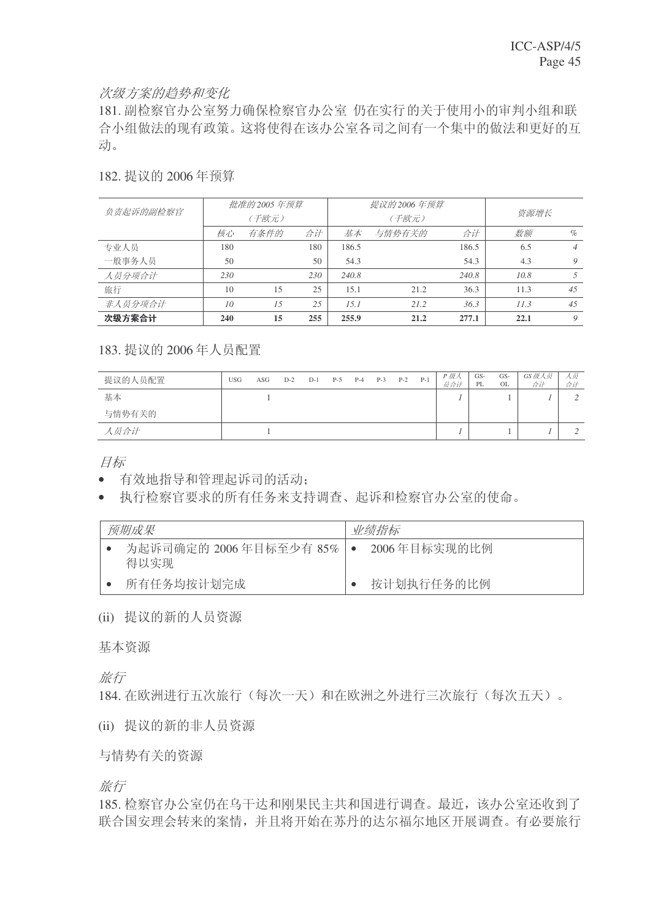*次级方案的趋势和变化*

181. 副检察官办公室努力确保检察官办公室 仍在实行 的关于使用小的审判小组和联合小组做法的现有政策。这将使得在该办公室各司之间有一个集中的做法和更好的互动。

182. 提议的 2006 年预算

| 负责起诉的副检察官 | 批准的 2005 年预算（千欧元） | | | 提议的 2006 年预算（千欧元） | | | 资源增长 | |
|---|---|---|---|---|---|---|---|---|
| | 核心 | 有条件的 | 合计 | 基本 | 与情势有关的 | 合计 | 数额 | % |
| 专业人员 | 180 | | 180 | 186.5 | | 186.5 | 6.5 | 4 |
| 一般事务人员 | 50 | | 50 | 54.3 | | 54.3 | 4.3 | 9 |
| *人员分项合计* | *230* | | *230* | *240.8* | | *240.8* | *10.8* | *5* |
| 旅行 | 10 | 15 | 25 | 15.1 | 21.2 | 36.3 | 11.3 | 45 |
| *非人员分项合计* | *10* | *15* | *25* | *15.1* | *21.2* | *36.3* | *11.3* | *45* |
| **次级方案合计** | **240** | **15** | **255** | **255.9** | **21.2** | **277.1** | **22.1** | **9** |

183. 提议的 2006 年人员配置

| 提议的人员配置 | USG | ASG | D-2 | D-1 | P-5 | P-4 | P-3 | P-2 | P-1 | *P 级人员合计* | GS-PL | GS-OL | *GS 级人员合计* | *人员合计* |
|---|---|---|---|---|---|---|---|---|---|---|---|---|---|---|
| 基本 | | 1 | | | | | | | | *1* | | 1 | *1* | *2* |
| 与情势有关的 | | | | | | | | | | | | | | |
| *人员合计* | | 1 | | | | | | | | *1* | | 1 | *1* | *2* |

*目标*

- 有效地指导和管理起诉司的活动；
- 执行检察官要求的所有任务来支持调查、起诉和检察官办公室的使命。

| *预期成果* | *业绩指标* |
|---|---|
| • 为起诉司确定的 2006 年目标至少有 85% 得以实现 | • 2006 年目标实现的比例 |
| • 所有任务均按计划完成 | • 按计划执行任务的比例 |

(ii) 提议的新的人员资源

基本资源

*旅行*

184. 在欧洲进行五次旅行（每次一天）和在欧洲之外进行三次旅行（每次五天）。

(ii) 提议的新的非人员资源

与情势有关的资源

*旅行*

185. 检察官办公室仍在乌干达和刚果民主共和国进行调查。最近，该办公室还收到了联合国安理会转来的案情，并且将开始在苏丹的达尔福尔地区开展调查。有必要旅行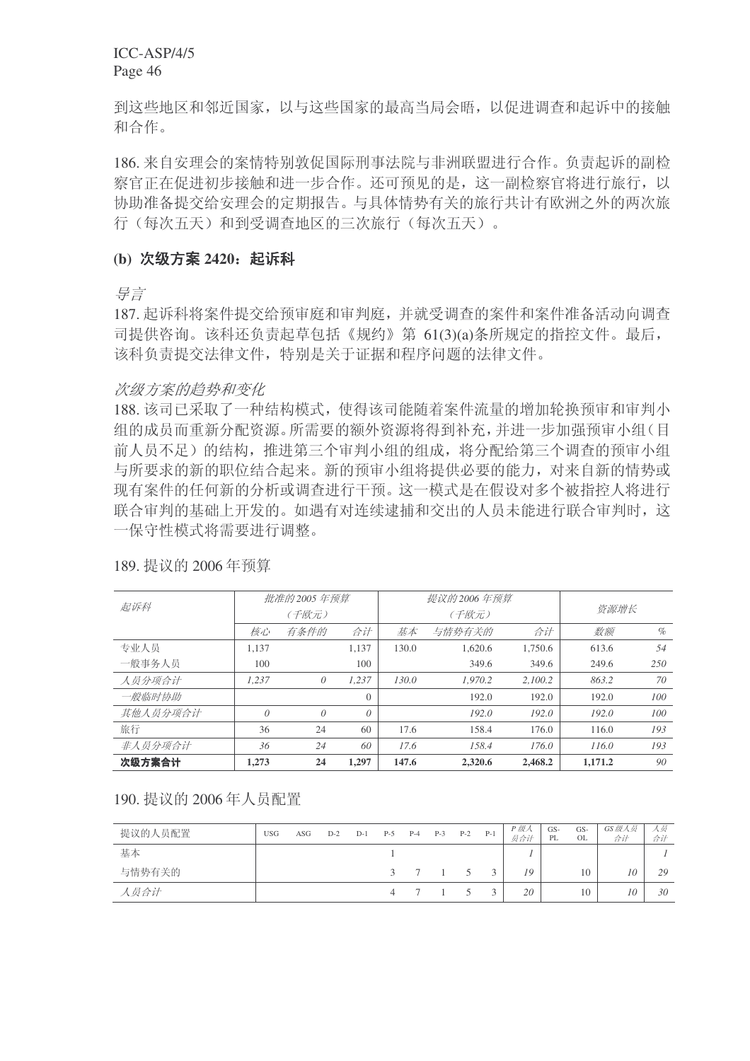到这些地区和邻近国家，以与这些国家的最高当局会晤，以促进调查和起诉中的接触和合作。

186. 来自安理会的案情特别敦促国际刑事法院与非洲联盟进行合作。负责起诉的副检察官正在促进初步接触和进一步合作。还可预见的是，这一副检察官将进行旅行，以协助准备提交给安理会的定期报告。与具体情势有关的旅行共计有欧洲之外的两次旅行（每次五天）和到受调查地区的三次旅行（每次五天）。

### (b) 次级方案 2420：起诉科

*导言*

187. 起诉科将案件提交给预审庭和审判庭，并就受调查的案件和案件准备活动向调查司提供咨询。该科还负责起草包括《规约》第 61(3)(a)条所规定的指控文件。最后，该科负责提交法律文件，特别是关于证据和程序问题的法律文件。

*次级方案的趋势和变化*

188. 该司已采取了一种结构模式，使得该司能随着案件流量的增加轮换预审和审判小组的成员而重新分配资源。所需要的额外资源将得到补充，并进一步加强预审小组（目前人员不足）的结构，推进第三个审判小组的组成，将分配给第三个调查的预审小组与所要求的新的职位结合起来。新的预审小组将提供必要的能力，对来自新的情势或现有案件的任何新的分析或调查进行干预。这一模式是在假设对多个被指控人将进行联合审判的基础上开发的。如遇有对连续逮捕和交出的人员未能进行联合审判时，这一保守性模式将需要进行调整。

189. 提议的 2006 年预算

| *起诉科* | *批准的 2005 年预算（千欧元）* | | | *提议的 2006 年预算（千欧元）* | | | *资源增长* | |
|---|---|---|---|---|---|---|---|---|
| | *核心* | *有条件的* | *合计* | *基本* | *与情势有关的* | *合计* | *数额* | *%* |
| 专业人员 | 1,137 | | 1,137 | 130.0 | 1,620.6 | 1,750.6 | 613.6 | *54* |
| 一般事务人员 | 100 | | 100 | | 349.6 | 349.6 | 249.6 | *250* |
| *人员分项合计* | *1,237* | *0* | *1,237* | *130.0* | *1,970.2* | *2,100.2* | *863.2* | *70* |
| *一般临时协助* | | | 0 | | 192.0 | 192.0 | 192.0 | *100* |
| *其他人员分项合计* | *0* | *0* | *0* | | *192.0* | *192.0* | *192.0* | *100* |
| 旅行 | 36 | 24 | 60 | 17.6 | 158.4 | 176.0 | 116.0 | *193* |
| *非人员分项合计* | *36* | *24* | *60* | *17.6* | *158.4* | *176.0* | *116.0* | *193* |
| **次级方案合计** | **1,273** | **24** | **1,297** | **147.6** | **2,320.6** | **2,468.2** | **1,171.2** | *90* |

190. 提议的 2006 年人员配置

| 提议的人员配置 | USG | ASG | D-2 | D-1 | P-5 | P-4 | P-3 | P-2 | P-1 | *P 级人员合计* | GS-PL | GS-OL | *GS 级人员合计* | *人员合计* |
|---|---|---|---|---|---|---|---|---|---|---|---|---|---|---|
| 基本 | | | | | 1 | | | | | *1* | | | | *1* |
| 与情势有关的 | | | | | 3 | 7 | 1 | 5 | 3 | *19* | | 10 | *10* | *29* |
| *人员合计* | | | | | 4 | 7 | 1 | 5 | 3 | *20* | | 10 | *10* | *30* |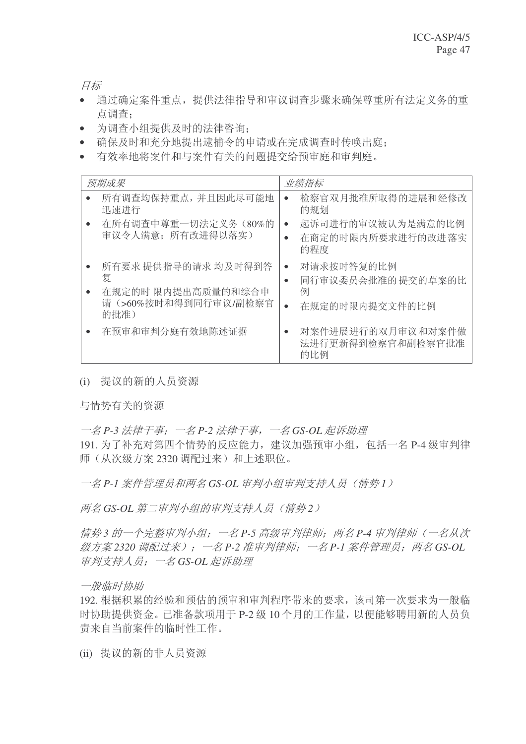*目标*

- 通过确定案件重点，提供法律指导和审议调查步骤来确保尊重所有法定义务的重点调查；
- 为调查小组提供及时的法律咨询；
- 确保及时和充分地提出逮捕令的申请或在完成调查时传唤出庭；
- 有效率地将案件和与案件有关的问题提交给预审庭和审判庭。

| *预期成果* | *业绩指标* |
|---|---|
| • 所有调查均保持重点，并且因此尽可能地迅速进行<br>• 在所有调查中尊重一切法定义务（80%的审议令人满意；所有改进得以落实） | • 检察官双月批准所取得的进展和经修改的规划<br>• 起诉司进行的审议被认为是满意的比例<br>• 在商定的时限内所要求进行的改进落实的程度 |
| • 所有要求提供指导的请求均及时得到答复<br>• 在规定的时限内提出高质量的和综合申请（>60%按时和得到同行审议/副检察官的批准） | • 对请求按时答复的比例<br>• 同行审议委员会批准的提交的草案的比例<br>• 在规定的时限内提交文件的比例 |
| • 在预审和审判分庭有效地陈述证据 | • 对案件进展进行的双月审议和对案件做法进行更新得到检察官和副检察官批准的比例 |

(i) 提议的新的人员资源

与情势有关的资源

*一名 P-3 法律干事；一名 P-2 法律干事，一名 GS-OL 起诉助理*

191. 为了补充对第四个情势的反应能力，建议加强预审小组，包括一名 P-4 级审判律师（从次级方案 2320 调配过来）和上述职位。

*一名 P-1 案件管理员和两名 GS-OL 审判小组审判支持人员（情势 1）*

*两名 GS-OL 第二审判小组的审判支持人员（情势 2）*

*情势 3 的一个完整审判小组：一名 P-5 高级审判律师；两名 P-4 审判律师（一名从次级方案 2320 调配过来）；一名 P-2 准审判律师；一名 P-1 案件管理员；两名 GS-OL 审判支持人员；一名 GS-OL 起诉助理*

*一般临时协助*

192. 根据积累的经验和预估的预审和审判程序带来的要求，该司第一次要求为一般临时协助提供资金。已准备款项用于 P-2 级 10 个月的工作量，以便能够聘用新的人员负责来自当前案件的临时性工作。

(ii) 提议的新的非人员资源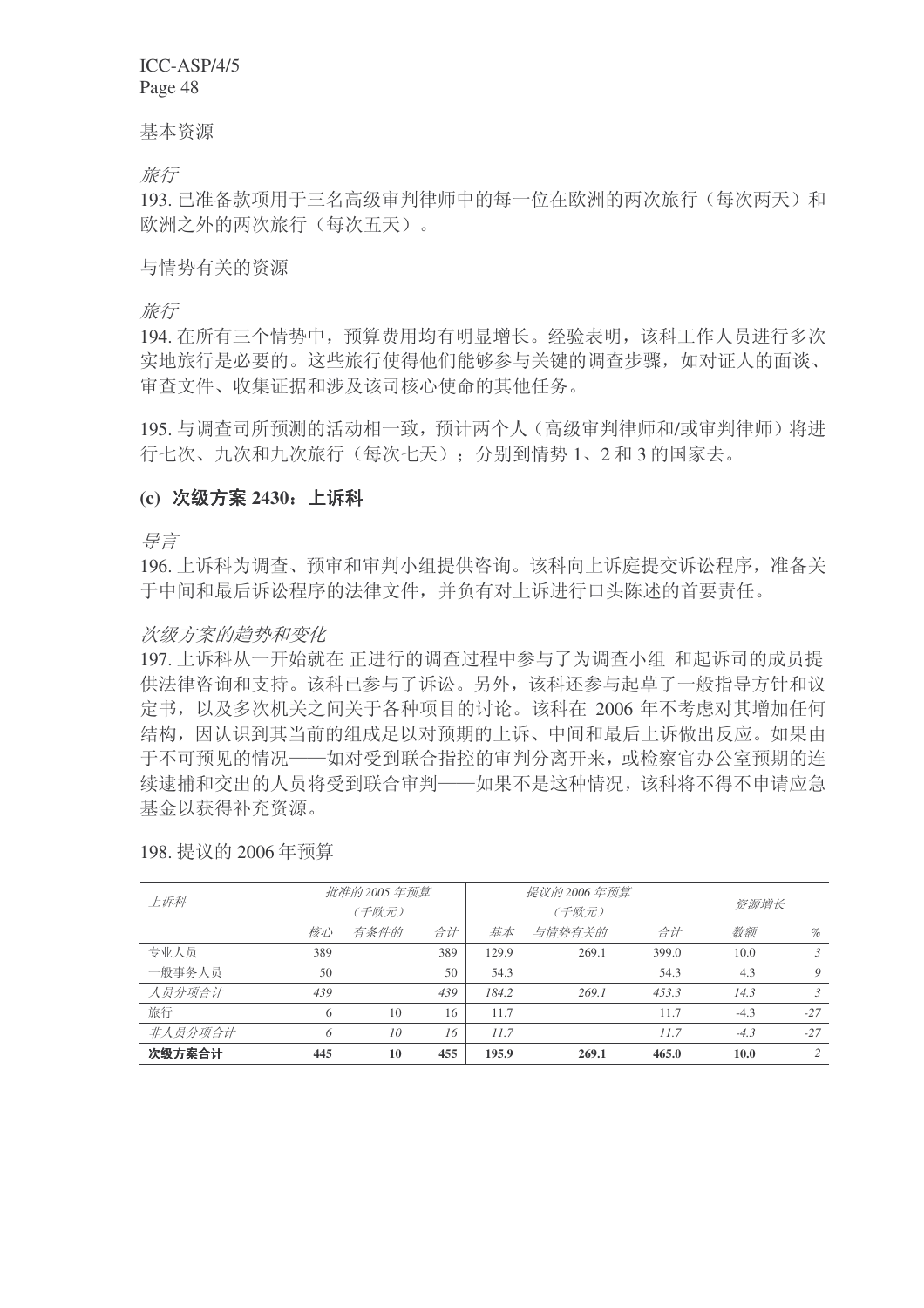基本资源

*旅行*

193. 已准备款项用于三名高级审判律师中的每一位在欧洲的两次旅行（每次两天）和欧洲之外的两次旅行（每次五天）。

与情势有关的资源

*旅行*

194. 在所有三个情势中，预算费用均有明显增长。经验表明，该科工作人员进行多次实地旅行是必要的。这些旅行使得他们能够参与关键的调查步骤，如对证人的面谈、审查文件、收集证据和涉及该司核心使命的其他任务。

195. 与调查司所预测的活动相一致，预计两个人（高级审判律师和/或审判律师）将进行七次、九次和九次旅行（每次七天）；分别到情势 1、2 和 3 的国家去。

### (c) 次级方案 2430：上诉科

*导言*

196. 上诉科为调查、预审和审判小组提供咨询。该科向上诉庭提交诉讼程序，准备关于中间和最后诉讼程序的法律文件，并负有对上诉进行口头陈述的首要责任。

*次级方案的趋势和变化*

197. 上诉科从一开始就在 正进行的调查过程中参与了为调查小组 和起诉司的成员提供法律咨询和支持。该科已参与了诉讼。另外，该科还参与起草了一般指导方针和议定书，以及多次机关之间关于各种项目的讨论。该科在 2006 年不考虑对其增加任何结构，因认识到其当前的组成足以对预期的上诉、中间和最后上诉做出反应。如果由于不可预见的情况——如对受到联合指控的审判分离开来，或检察官办公室预期的连续逮捕和交出的人员将受到联合审判——如果不是这种情况，该科将不得不申请应急基金以获得补充资源。

198. 提议的 2006 年预算

| *上诉科* | *批准的 2005 年预算（千欧元）* | | | *提议的 2006 年预算（千欧元）* | | | *资源增长* | |
|---|---|---|---|---|---|---|---|---|
| | *核心* | *有条件的* | *合计* | *基本* | *与情势有关的* | *合计* | *数额* | *%* |
| 专业人员 | 389 | | 389 | 129.9 | 269.1 | 399.0 | 10.0 | *3* |
| 一般事务人员 | 50 | | 50 | 54.3 | | 54.3 | 4.3 | *9* |
| *人员分项合计* | *439* | | *439* | *184.2* | *269.1* | *453.3* | *14.3* | *3* |
| 旅行 | 6 | 10 | 16 | 11.7 | | 11.7 | -4.3 | *-27* |
| *非人员分项合计* | *6* | *10* | *16* | *11.7* | | *11.7* | *-4.3* | *-27* |
| **次级方案合计** | **445** | **10** | **455** | **195.9** | **269.1** | **465.0** | **10.0** | *2* |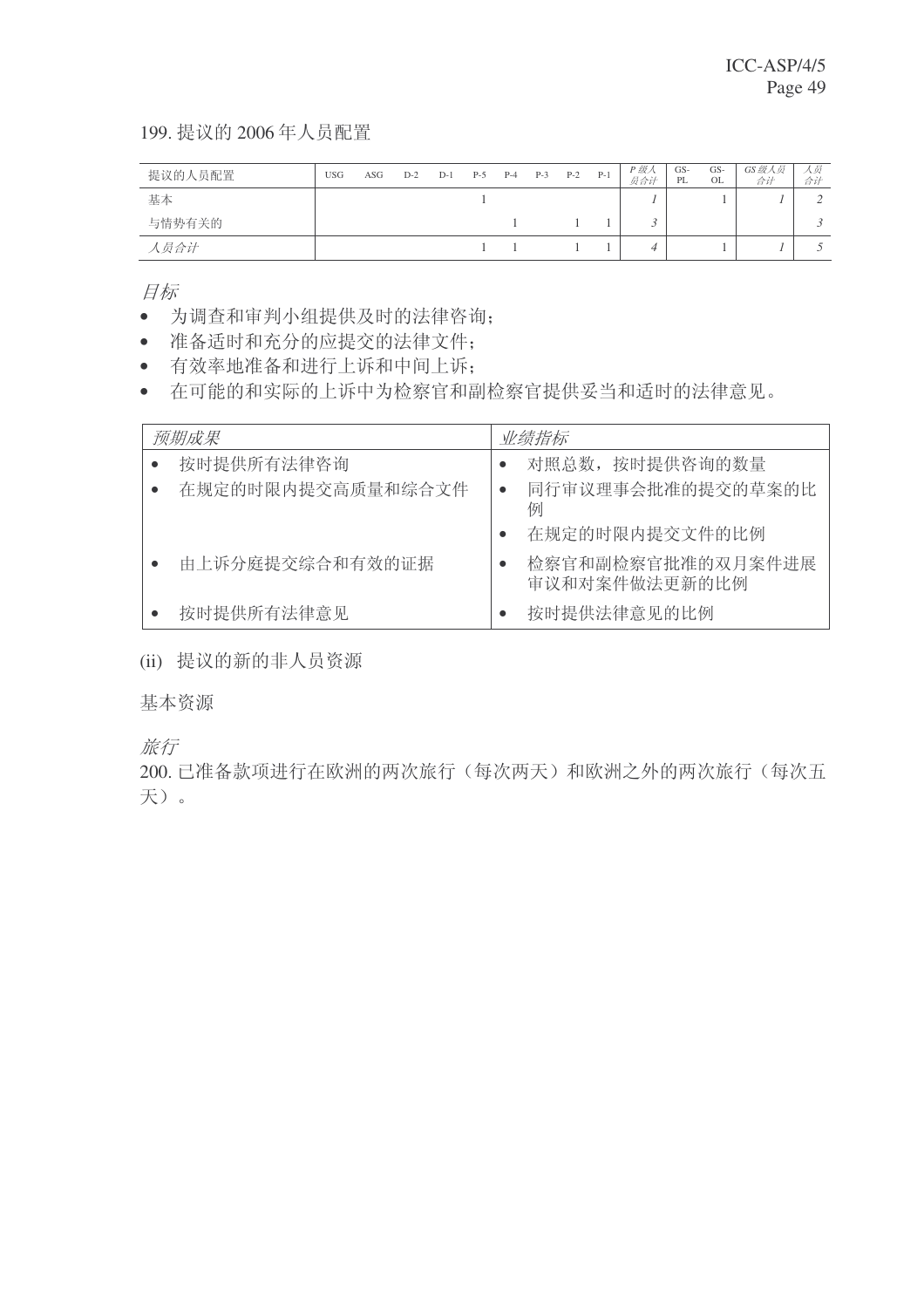199. 提议的 2006 年人员配置

| 提议的人员配置 | USG | ASG | D-2 | D-1 | P-5 | P-4 | P-3 | P-2 | P-1 | *P 级人员合计* | GS-PL | GS-OL | *GS 级人员合计* | *人员合计* |
|---|---|---|---|---|---|---|---|---|---|---|---|---|---|---|
| 基本 | | | | | 1 | | | | | *1* | | 1 | *1* | *2* |
| 与情势有关的 | | | | | | 1 | | 1 | 1 | *3* | | | | *3* |
| *人员合计* | | | | | 1 | 1 | | 1 | 1 | *4* | | 1 | *1* | *5* |

*目标*

- 为调查和审判小组提供及时的法律咨询；
- 准备适时和充分的应提交的法律文件；
- 有效率地准备和进行上诉和中间上诉；
- 在可能的和实际的上诉中为检察官和副检察官提供妥当和适时的法律意见。

| *预期成果* | *业绩指标* |
|---|---|
| • 按时提供所有法律咨询 | • 对照总数，按时提供咨询的数量 |
| • 在规定的时限内提交高质量和综合文件 | • 同行审议理事会批准的提交的草案的比例<br>• 在规定的时限内提交文件的比例 |
| • 由上诉分庭提交综合和有效的证据 | • 检察官和副检察官批准的双月案件进展审议和对案件做法更新的比例 |
| • 按时提供所有法律意见 | • 按时提供法律意见的比例 |

(ii) 提议的新的非人员资源

基本资源

*旅行*

200. 已准备款项进行在欧洲的两次旅行（每次两天）和欧洲之外的两次旅行（每次五天）。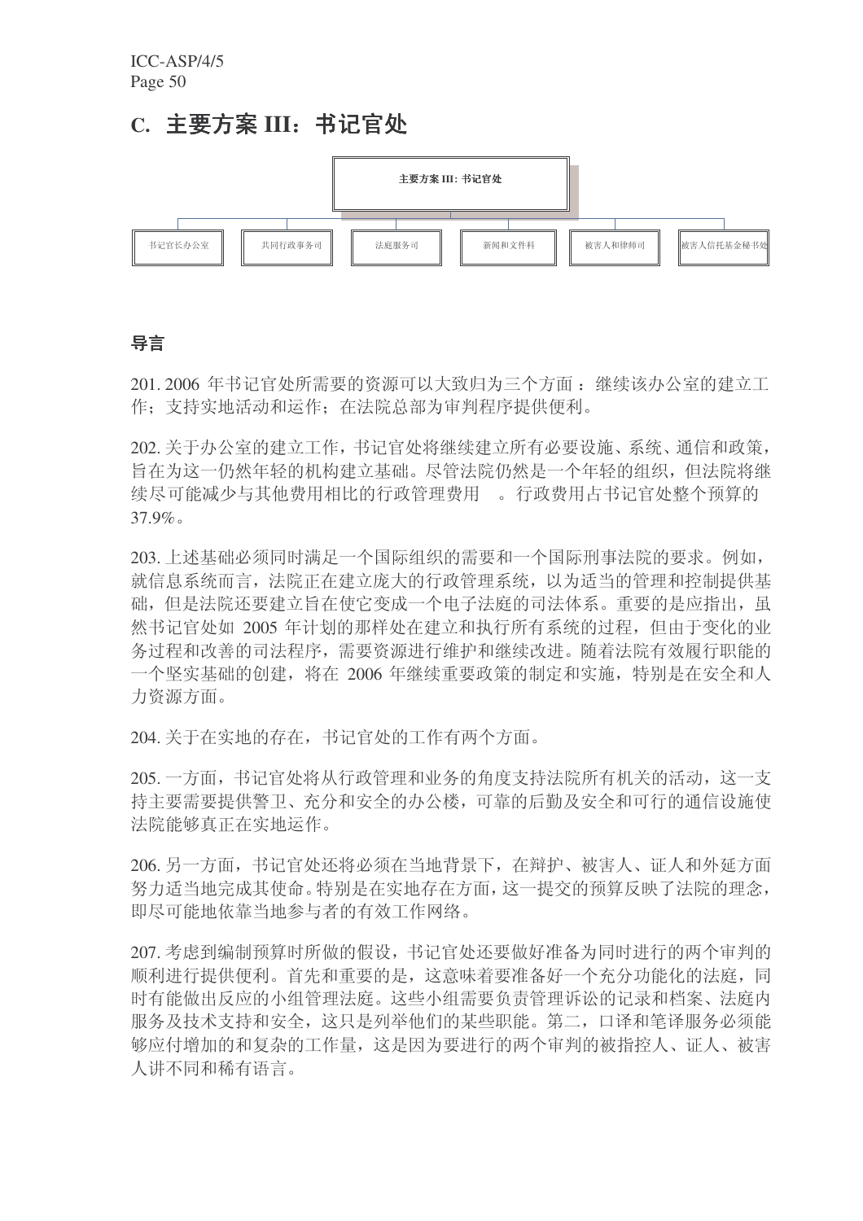## C. 主要方案 III：书记官处

主要方案 III: 书记官处

- 书记官长办公室
- 共同行政事务司
- 法庭服务司
- 新闻和文件科
- 被害人和律师司
- 被害人信托基金秘书处

### 导言

201. 2006 年书记官处所需要的资源可以大致归为三个方面 ：继续该办公室的建立工作；支持实地活动和运作；在法院总部为审判程序提供便利。

202. 关于办公室的建立工作，书记官处将继续建立所有必要设施、系统、通信和政策，旨在为这一仍然年轻的机构建立基础。尽管法院仍然是一个年轻的组织，但法院将继续尽可能减少与其他费用相比的行政管理费用 。行政费用占书记官处整个预算的 37.9%。

203. 上述基础必须同时满足一个国际组织的需要和一个国际刑事法院的要求。例如，就信息系统而言，法院正在建立庞大的行政管理系统，以为适当的管理和控制提供基础，但是法院还要建立旨在使它变成一个电子法庭的司法体系。重要的是应指出，虽然书记官处如 2005 年计划的那样处在建立和执行所有系统的过程，但由于变化的业务过程和改善的司法程序，需要资源进行维护和继续改进。随着法院有效履行职能的一个坚实基础的创建，将在 2006 年继续重要政策的制定和实施，特别是在安全和人力资源方面。

204. 关于在实地的存在，书记官处的工作有两个方面。

205. 一方面，书记官处将从行政管理和业务的角度支持法院所有机关的活动，这一支持主要需要提供警卫、充分和安全的办公楼，可靠的后勤及安全和可行的通信设施使法院能够真正在实地运作。

206. 另一方面，书记官处还将必须在当地背景下，在辩护、被害人、证人和外延方面努力适当地完成其使命。特别是在实地存在方面，这一提交的预算反映了法院的理念，即尽可能地依靠当地参与者的有效工作网络。

207. 考虑到编制预算时所做的假设，书记官处还要做好准备为同时进行的两个审判的顺利进行提供便利。首先和重要的是，这意味着要准备好一个充分功能化的法庭，同时有能做出反应的小组管理法庭。这些小组需要负责管理诉讼的记录和档案、法庭内服务及技术支持和安全，这只是列举他们的某些职能。第二，口译和笔译服务必须能够应付增加的和复杂的工作量，这是因为要进行的两个审判的被指控人、证人、被害人讲不同和稀有语言。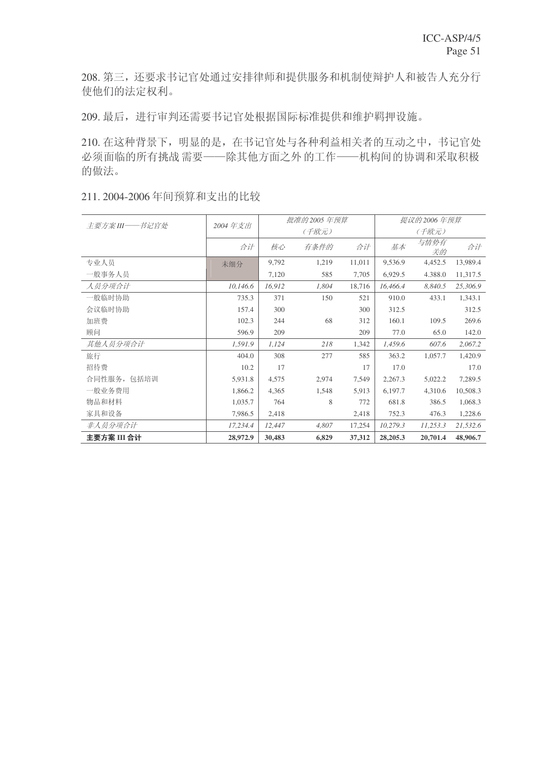208. 第三，还要求书记官处通过安排律师和提供服务和机制使辩护人和被告人充分行使他们的法定权利。

209. 最后，进行审判还需要书记官处根据国际标准提供和维护羁押设施。

210. 在这种背景下，明显的是，在书记官处与各种利益相关者的互动之中，书记官处必须面临的所有挑战 需要——除其他方面之外 的工作——机构间的协调和采取积极的做法。

211. 2004-2006 年间预算和支出的比较

| *主要方案 III——书记官处* | *2004 年支出* | *批准的 2005 年预算 (千欧元)* | | | *提议的 2006 年预算 (千欧元)* | | |
|---|---|---|---|---|---|---|---|
| | *合计* | *核心* | *有条件的* | *合计* | *基本* | *与情势有关的* | *合计* |
| 专业人员 | 未细分 | 9,792 | 1,219 | 11,011 | 9,536.9 | 4,452.5 | 13,989.4 |
| 一般事务人员 | | 7,120 | 585 | 7,705 | 6,929.5 | 4.388.0 | 11,317.5 |
| *人员分项合计* | *10,146.6* | *16,912* | *1,804* | 18,716 | *16,466.4* | *8,840.5* | *25,306.9* |
| 一般临时协助 | 735.3 | 371 | 150 | 521 | 910.0 | 433.1 | 1,343.1 |
| 会议临时协助 | 157.4 | 300 | | 300 | 312.5 | | 312.5 |
| 加班费 | 102.3 | 244 | 68 | 312 | 160.1 | 109.5 | 269.6 |
| 顾问 | 596.9 | 209 | | 209 | 77.0 | 65.0 | 142.0 |
| *其他人员分项合计* | *1,591.9* | *1,124* | *218* | 1,342 | *1,459.6* | *607.6* | *2,067.2* |
| 旅行 | 404.0 | 308 | 277 | 585 | 363.2 | 1,057.7 | 1,420.9 |
| 招待费 | 10.2 | 17 | | 17 | 17.0 | | 17.0 |
| 合同性服务，包括培训 | 5,931.8 | 4,575 | 2,974 | 7,549 | 2,267.3 | 5,022.2 | 7,289.5 |
| 一般业务费用 | 1,866.2 | 4,365 | 1,548 | 5,913 | 6,197.7 | 4,310.6 | 10,508.3 |
| 物品和材料 | 1,035.7 | 764 | 8 | 772 | 681.8 | 386.5 | 1,068.3 |
| 家具和设备 | 7,986.5 | 2,418 | | 2,418 | 752.3 | 476.3 | 1,228.6 |
| *非人员分项合计* | *17,234.4* | *12,447* | *4,807* | 17,254 | *10,279.3* | *11,253.3* | *21,532.6* |
| **主要方案 III 合计** | **28,972.9** | **30,483** | **6,829** | **37,312** | **28,205.3** | **20,701.4** | **48,906.7** |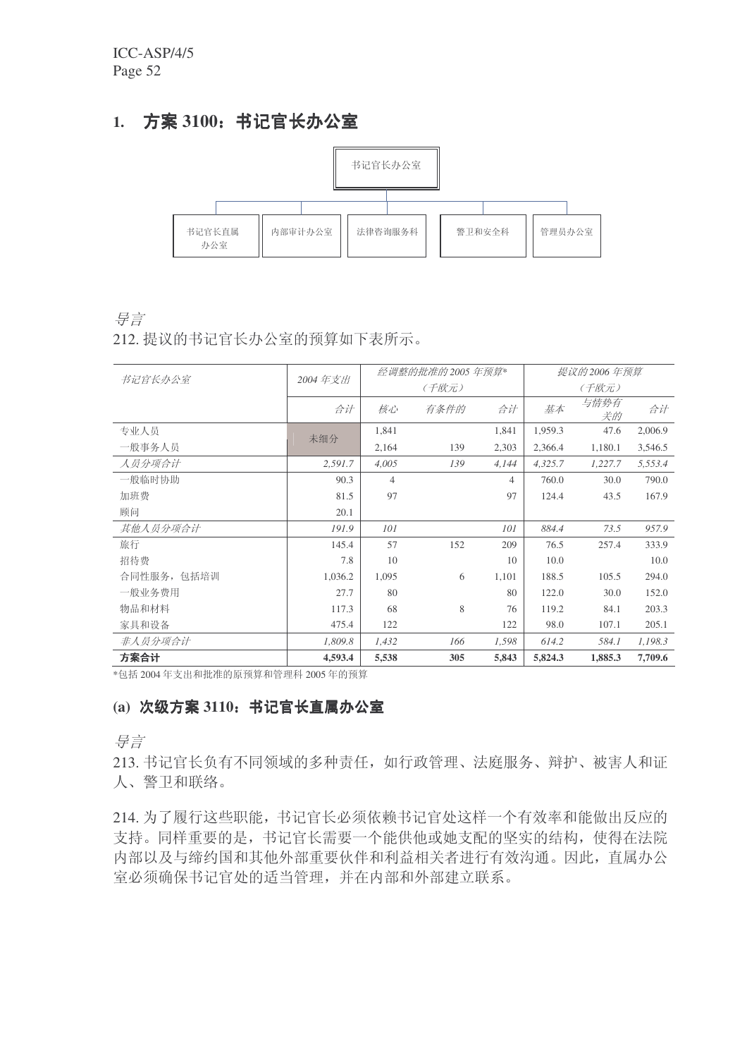## 1. 方案 3100：书记官长办公室

书记官长办公室

书记官长直属办公室 | 内部审计办公室 | 法律咨询服务科 | 警卫和安全科 | 管理员办公室

*导言*

212. 提议的书记官长办公室的预算如下表所示。

| *书记官长办公室* | *2004 年支出* | *经调整的批准的 2005 年预算*（千欧元）* | | | *提议的 2006 年预算（千欧元）* | | |
|---|---|---|---|---|---|---|---|
| | *合计* | *核心* | *有条件的* | *合计* | *基本* | *与情势有关的* | *合计* |
| 专业人员 | 未细分 | 1,841 | | 1,841 | 1,959.3 | 47.6 | 2,006.9 |
| 一般事务人员 | | 2,164 | 139 | 2,303 | 2,366.4 | 1,180.1 | 3,546.5 |
| *人员分项合计* | *2,591.7* | *4,005* | *139* | *4,144* | *4,325.7* | *1,227.7* | *5,553.4* |
| 一般临时协助 | 90.3 | 4 | | 4 | 760.0 | 30.0 | 790.0 |
| 加班费 | 81.5 | 97 | | 97 | 124.4 | 43.5 | 167.9 |
| 顾问 | 20.1 | | | | | | |
| *其他人员分项合计* | *191.9* | *101* | | *101* | *884.4* | *73.5* | *957.9* |
| 旅行 | 145.4 | 57 | 152 | 209 | 76.5 | 257.4 | 333.9 |
| 招待费 | 7.8 | 10 | | 10 | 10.0 | | 10.0 |
| 合同性服务，包括培训 | 1,036.2 | 1,095 | 6 | 1,101 | 188.5 | 105.5 | 294.0 |
| 一般业务费用 | 27.7 | 80 | | 80 | 122.0 | 30.0 | 152.0 |
| 物品和材料 | 117.3 | 68 | 8 | 76 | 119.2 | 84.1 | 203.3 |
| 家具和设备 | 475.4 | 122 | | 122 | 98.0 | 107.1 | 205.1 |
| *非人员分项合计* | *1,809.8* | *1,432* | *166* | *1,598* | *614.2* | *584.1* | *1,198.3* |
| **方案合计** | **4,593.4** | **5,538** | **305** | **5,843** | **5,824.3** | **1,885.3** | **7,709.6** |

*包括 2004 年支出和批准的原预算和管理科 2005 年的预算

### (a) 次级方案 3110：书记官长直属办公室

*导言*

213. 书记官长负有不同领域的多种责任，如行政管理、法庭服务、辩护、被害人和证人、警卫和联络。

214. 为了履行这些职能，书记官长必须依赖书记官处这样一个有效率和能做出反应的支持。同样重要的是，书记官长需要一个能供他或她支配的坚实的结构，使得在法院内部以及与缔约国和其他外部重要伙伴和利益相关者进行有效沟通。因此，直属办公室必须确保书记官处的适当管理，并在内部和外部建立联系。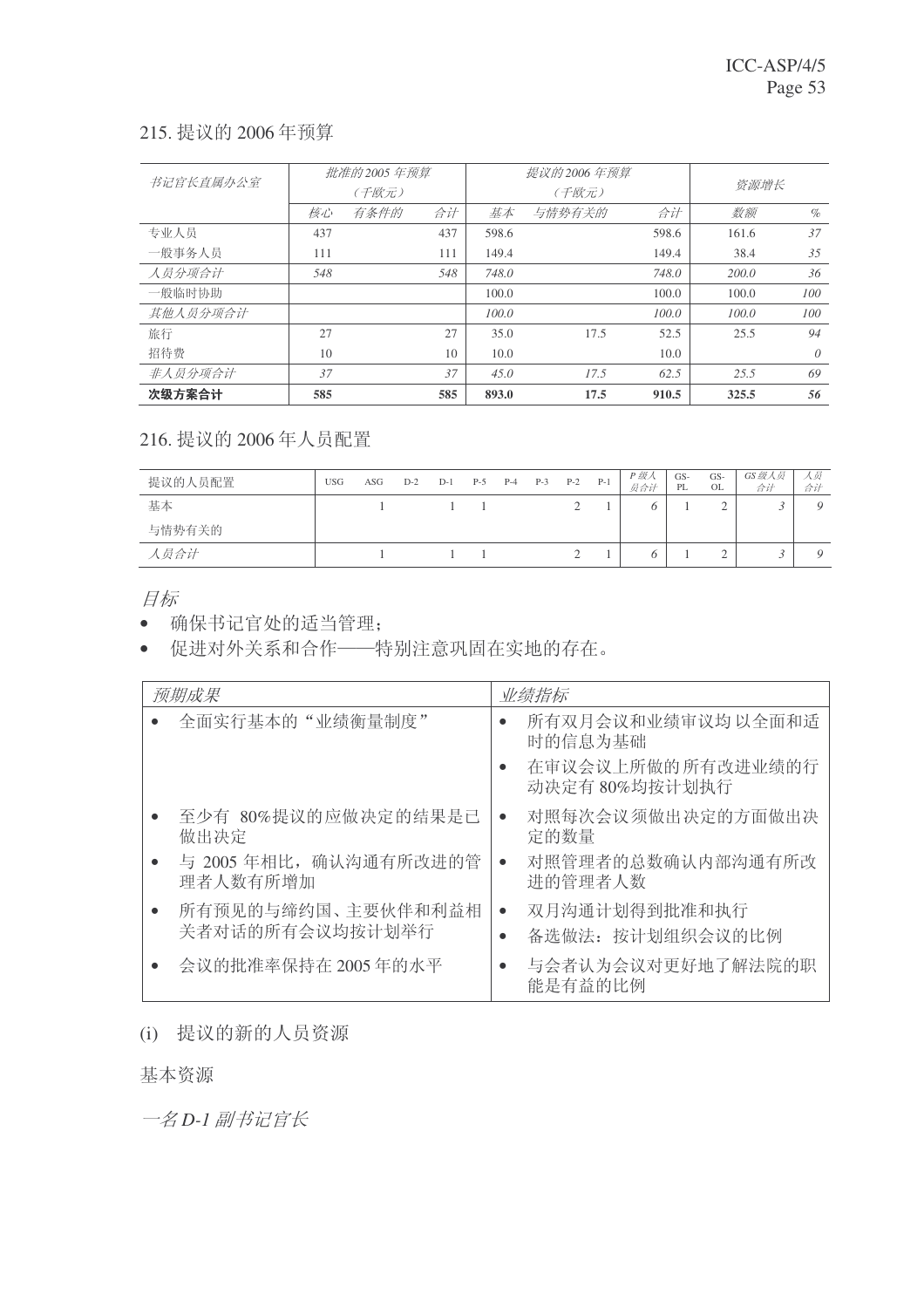215. 提议的 2006 年预算

| 书记官长直属办公室 | 批准的2005 年预算 (千欧元) | | | 提议的2006 年预算 (千欧元) | | | 资源增长 | |
|---|---|---|---|---|---|---|---|---|
| | 核心 | 有条件的 | 合计 | 基本 | 与情势有关的 | 合计 | 数额 | % |
| 专业人员 | 437 | | 437 | 598.6 | | 598.6 | 161.6 | 37 |
| 一般事务人员 | 111 | | 111 | 149.4 | | 149.4 | 38.4 | 35 |
| *人员分项合计* | *548* | | *548* | *748.0* | | *748.0* | *200.0* | *36* |
| 一般临时协助 | | | | 100.0 | | 100.0 | 100.0 | 100 |
| *其他人员分项合计* | | | | *100.0* | | *100.0* | *100.0* | *100* |
| 旅行 | 27 | | 27 | 35.0 | 17.5 | 52.5 | 25.5 | 94 |
| 招待费 | 10 | | 10 | 10.0 | | 10.0 | | *0* |
| *非人员分项合计* | *37* | | *37* | *45.0* | *17.5* | *62.5* | *25.5* | *69* |
| **次级方案合计** | **585** | | **585** | **893.0** | **17.5** | **910.5** | **325.5** | **56** |

216. 提议的 2006 年人员配置

| 提议的人员配置 | USG | ASG | D-2 | D-1 | P-5 | P-4 | P-3 | P-2 | P-1 | *P 级人员合计* | GS-PL | GS-OL | *GS 级人员合计* | *人员合计* |
|---|---|---|---|---|---|---|---|---|---|---|---|---|---|---|
| 基本 | | 1 | | 1 | 1 | | | 2 | 1 | *6* | 1 | 2 | *3* | *9* |
| 与情势有关的 | | | | | | | | | | | | | | |
| *人员合计* | | 1 | | 1 | 1 | | | 2 | 1 | *6* | 1 | 2 | *3* | *9* |

*目标*

- 确保书记官处的适当管理；
- 促进对外关系和合作——特别注意巩固在实地的存在。

| *预期成果* | *业绩指标* |
|---|---|
| • 全面实行基本的"业绩衡量制度" | • 所有双月会议和业绩审议均以全面和适时的信息为基础<br>• 在审议会议上所做的所有改进业绩的行动决定有 80%均按计划执行 |
| • 至少有 80%提议的应做决定的结果是已做出决定 | • 对照每次会议须做出决定的方面做出决定的数量 |
| • 与 2005 年相比，确认沟通有所改进的管理者人数有所增加 | • 对照管理者的总数确认内部沟通有所改进的管理者人数 |
| • 所有预见的与缔约国、主要伙伴和利益相关者对话的所有会议均按计划举行 | • 双月沟通计划得到批准和执行<br>• 备选做法：按计划组织会议的比例 |
| • 会议的批准率保持在 2005 年的水平 | • 与会者认为会议对更好地了解法院的职能是有益的比例 |

(i) 提议的新的人员资源

基本资源

*一名 D-1 副书记官长*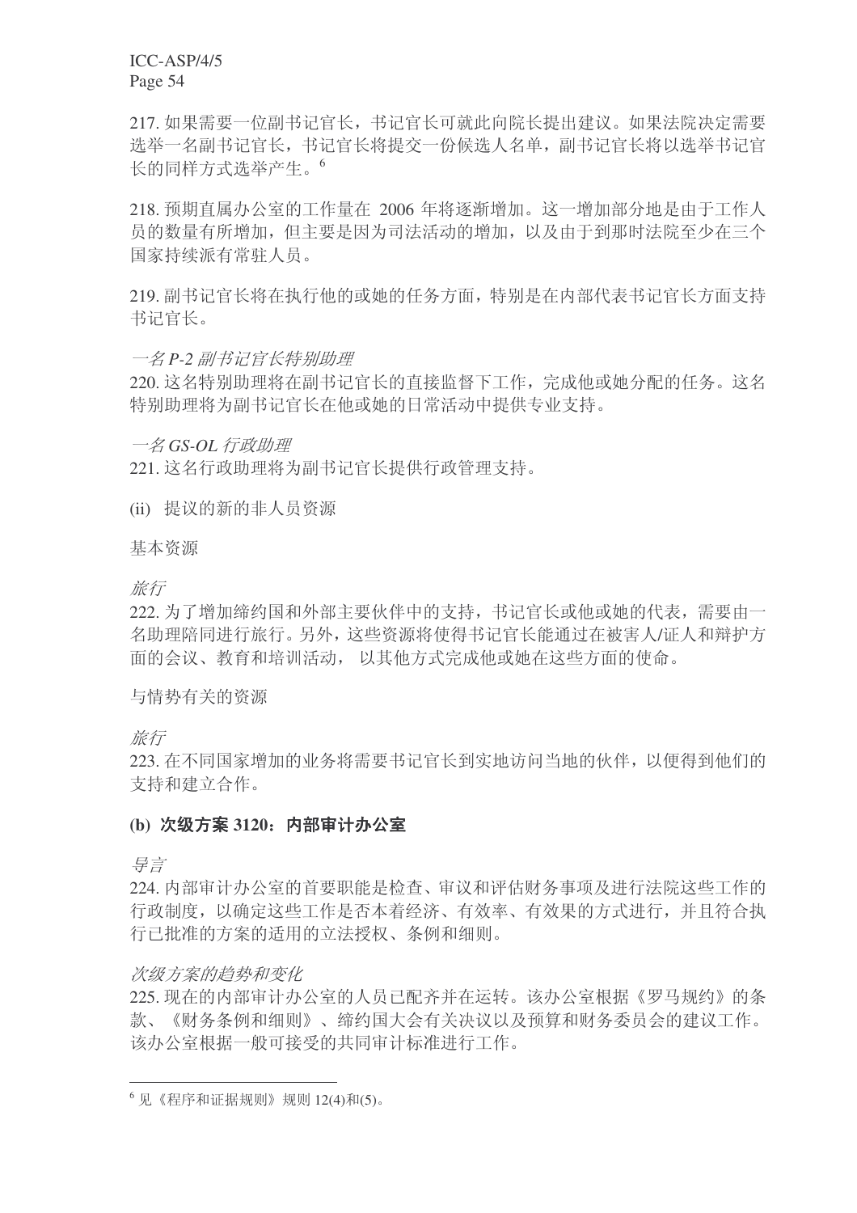217. 如果需要一位副书记官长，书记官长可就此向院长提出建议。如果法院决定需要选举一名副书记官长，书记官长将提交一份候选人名单，副书记官长将以选举书记官长的同样方式选举产生。[6]

218. 预期直属办公室的工作量在 2006 年将逐渐增加。这一增加部分地是由于工作人员的数量有所增加，但主要是因为司法活动的增加，以及由于到那时法院至少在三个国家持续派有常驻人员。

219. 副书记官长将在执行他的或她的任务方面，特别是在内部代表书记官长方面支持书记官长。

*一名 P-2 副书记官长特别助理*

220. 这名特别助理将在副书记官长的直接监督下工作，完成他或她分配的任务。这名特别助理将为副书记官长在他或她的日常活动中提供专业支持。

*一名 GS-OL 行政助理*

221. 这名行政助理将为副书记官长提供行政管理支持。

(ii) 提议的新的非人员资源

基本资源

*旅行*

222. 为了增加缔约国和外部主要伙伴中的支持，书记官长或他或她的代表，需要由一名助理陪同进行旅行。另外，这些资源将使得书记官长能通过在被害人/证人和辩护方面的会议、教育和培训活动， 以其他方式完成他或她在这些方面的使命。

与情势有关的资源

*旅行*

223. 在不同国家增加的业务将需要书记官长到实地访问当地的伙伴，以便得到他们的支持和建立合作。

#### (b) 次级方案 3120：内部审计办公室

*导言*

224. 内部审计办公室的首要职能是检查、审议和评估财务事项及进行法院这些工作的行政制度，以确定这些工作是否本着经济、有效率、有效果的方式进行，并且符合执行已批准的方案的适用的立法授权、条例和细则。

*次级方案的趋势和变化*

225. 现在的内部审计办公室的人员已配齐并在运转。该办公室根据《罗马规约》的条款、《财务条例和细则》、缔约国大会有关决议以及预算和财务委员会的建议工作。该办公室根据一般可接受的共同审计标准进行工作。

---

[6] 见《程序和证据规则》规则 12(4)和(5)。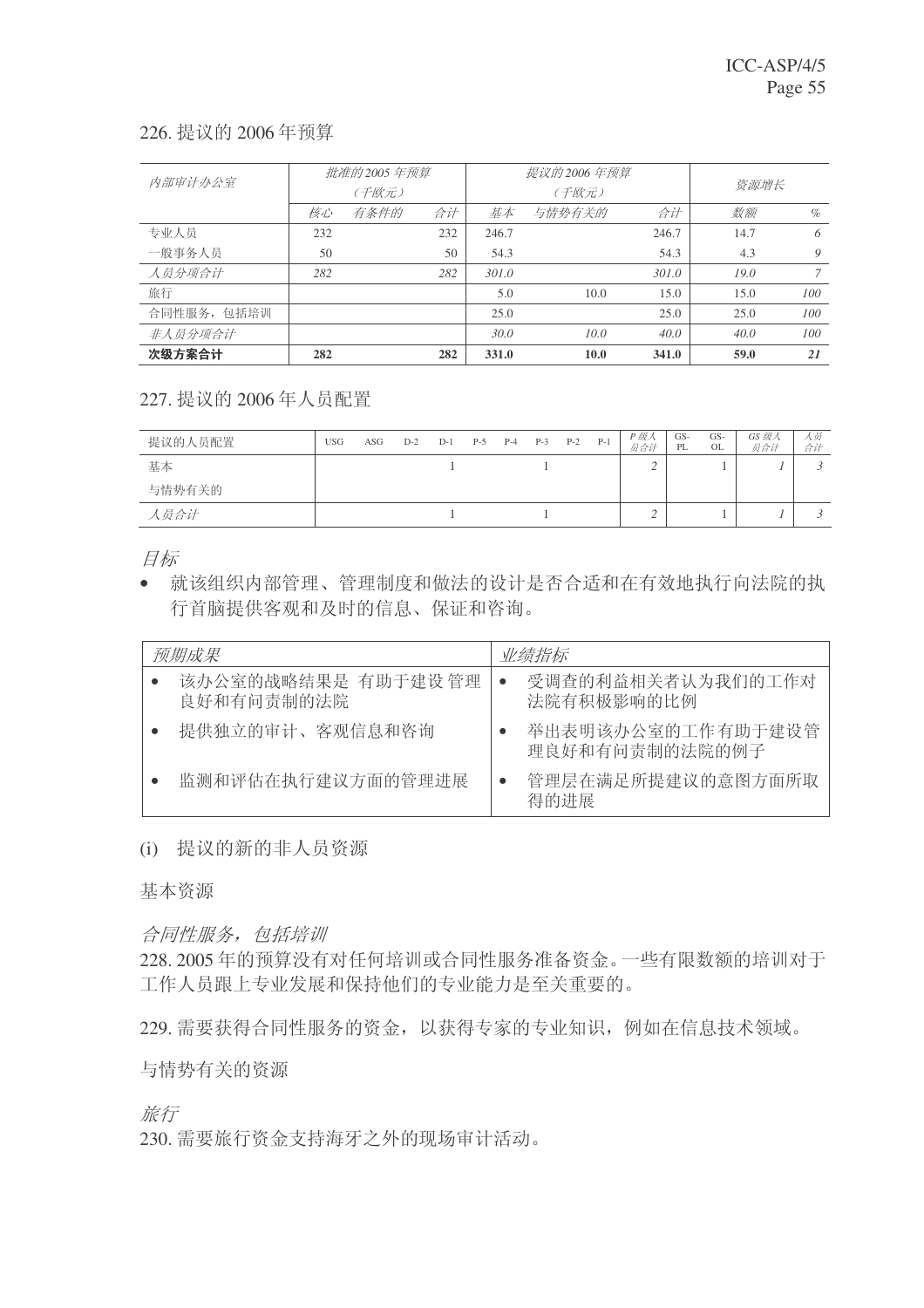226. 提议的 2006 年预算

| 内部审计办公室 | 批准的 2005 年预算（千欧元） | | | 提议的 2006 年预算（千欧元） | | | 资源增长 | |
|---|---|---|---|---|---|---|---|---|
| | 核心 | 有条件的 | 合计 | 基本 | 与情势有关的 | 合计 | 数额 | % |
| 专业人员 | 232 | | 232 | 246.7 | | 246.7 | 14.7 | 6 |
| 一般事务人员 | 50 | | 50 | 54.3 | | 54.3 | 4.3 | 9 |
| *人员分项合计* | *282* | | *282* | *301.0* | | *301.0* | *19.0* | *7* |
| 旅行 | | | | 5.0 | 10.0 | 15.0 | 15.0 | 100 |
| 合同性服务，包括培训 | | | | 25.0 | | 25.0 | 25.0 | 100 |
| *非人员分项合计* | | | | *30.0* | *10.0* | *40.0* | *40.0* | *100* |
| **次级方案合计** | **282** | | **282** | **331.0** | **10.0** | **341.0** | **59.0** | ***21*** |

227. 提议的 2006 年人员配置

| 提议的人员配置 | USG | ASG | D-2 | D-1 | P-5 | P-4 | P-3 | P-2 | P-1 | *P 级人员合计* | GS-PL | GS-OL | *GS 级人员合计* | *人员合计* |
|---|---|---|---|---|---|---|---|---|---|---|---|---|---|---|
| 基本 | | | | 1 | | | 1 | | | 2 | | 1 | *1* | *3* |
| 与情势有关的 | | | | | | | | | | | | | | |
| *人员合计* | | | | 1 | | | 1 | | | 2 | | 1 | *1* | *3* |

*目标*

- 就该组织内部管理、管理制度和做法的设计是否合适和在有效地执行向法院的执行首脑提供客观和及时的信息、保证和咨询。

| *预期成果* | *业绩指标* |
|---|---|
| • 该办公室的战略结果是 有助于建设 管理良好和有问责制的法院 | • 受调查的利益相关者认为我们的工作对法院有积极影响的比例 |
| • 提供独立的审计、客观信息和咨询 | • 举出表明该办公室的工作有助于建设管理良好和有问责制的法院的例子 |
| • 监测和评估在执行建议方面的管理进展 | • 管理层在满足所提建议的意图方面所取得的进展 |

(i) 提议的新的非人员资源

基本资源

*合同性服务，包括培训*

228. 2005 年的预算没有对任何培训或合同性服务准备资金。一些有限数额的培训对于工作人员跟上专业发展和保持他们的专业能力是至关重要的。

229. 需要获得合同性服务的资金，以获得专家的专业知识，例如在信息技术领域。

与情势有关的资源

*旅行*

230. 需要旅行资金支持海牙之外的现场审计活动。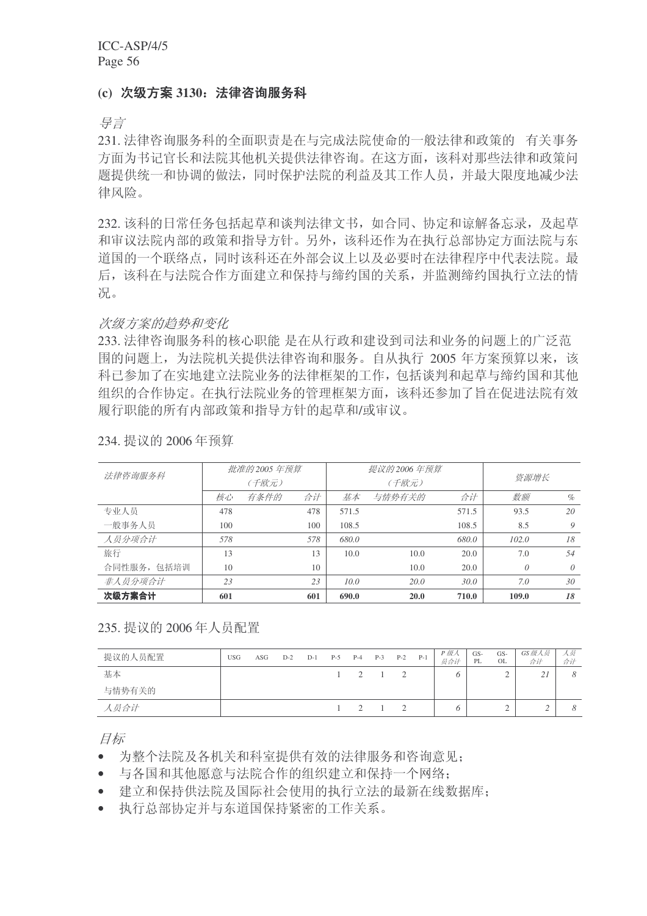### (c) 次级方案 3130：法律咨询服务科

*导言*

231. 法律咨询服务科的全面职责是在与完成法院使命的一般法律和政策的 有关事务方面为书记官长和法院其他机关提供法律咨询。在这方面，该科对那些法律和政策问题提供统一和协调的做法，同时保护法院的利益及其工作人员，并最大限度地减少法律风险。

232. 该科的日常任务包括起草和谈判法律文书，如合同、协定和谅解备忘录，及起草和审议法院内部的政策和指导方针。另外，该科还作为在执行总部协定方面法院与东道国的一个联络点，同时该科还在外部会议上以及必要时在法律程序中代表法院。最后，该科在与法院合作方面建立和保持与缔约国的关系，并监测缔约国执行立法的情况。

*次级方案的趋势和变化*

233. 法律咨询服务科的核心职能 是在从行政和建设到司法和业务的问题上的广泛范围的问题上，为法院机关提供法律咨询和服务。自从执行 2005 年方案预算以来，该科已参加了在实地建立法院业务的法律框架的工作，包括谈判和起草与缔约国和其他组织的合作协定。在执行法院业务的管理框架方面，该科还参加了旨在促进法院有效履行职能的所有内部政策和指导方针的起草和/或审议。

234. 提议的 2006 年预算

| *法律咨询服务科* | *批准的 2005 年预算（千欧元）* | | | *提议的 2006 年预算（千欧元）* | | | *资源增长* | |
|---|---|---|---|---|---|---|---|---|
| | *核心* | *有条件的* | *合计* | *基本* | *与情势有关的* | *合计* | *数额* | *%* |
| 专业人员 | 478 | | 478 | 571.5 | | 571.5 | 93.5 | *20* |
| 一般事务人员 | 100 | | 100 | 108.5 | | 108.5 | 8.5 | *9* |
| *人员分项合计* | *578* | | *578* | *680.0* | | *680.0* | *102.0* | *18* |
| 旅行 | 13 | | 13 | 10.0 | 10.0 | 20.0 | 7.0 | *54* |
| 合同性服务，包括培训 | 10 | | 10 | | 10.0 | 20.0 | *0* | *0* |
| *非人员分项合计* | *23* | | *23* | *10.0* | *20.0* | *30.0* | *7.0* | *30* |
| **次级方案合计** | **601** | | **601** | **690.0** | **20.0** | **710.0** | **109.0** | ***18*** |

235. 提议的 2006 年人员配置

| 提议的人员配置 | USG | ASG | D-2 | D-1 | P-5 | P-4 | P-3 | P-2 | P-1 | *P 级人员合计* | GS-PL | GS-OL | *GS 级人员合计* | *人员合计* |
|---|---|---|---|---|---|---|---|---|---|---|---|---|---|---|
| 基本 | | | | | 1 | 2 | 1 | 2 | | *6* | | 2 | *21* | *8* |
| 与情势有关的 | | | | | | | | | | | | | | |
| *人员合计* | | | | | 1 | 2 | 1 | 2 | | *6* | | 2 | *2* | *8* |

*目标*

- 为整个法院及各机关和科室提供有效的法律服务和咨询意见；
- 与各国和其他愿意与法院合作的组织建立和保持一个网络；
- 建立和保持供法院及国际社会使用的执行立法的最新在线数据库；
- 执行总部协定并与东道国保持紧密的工作关系。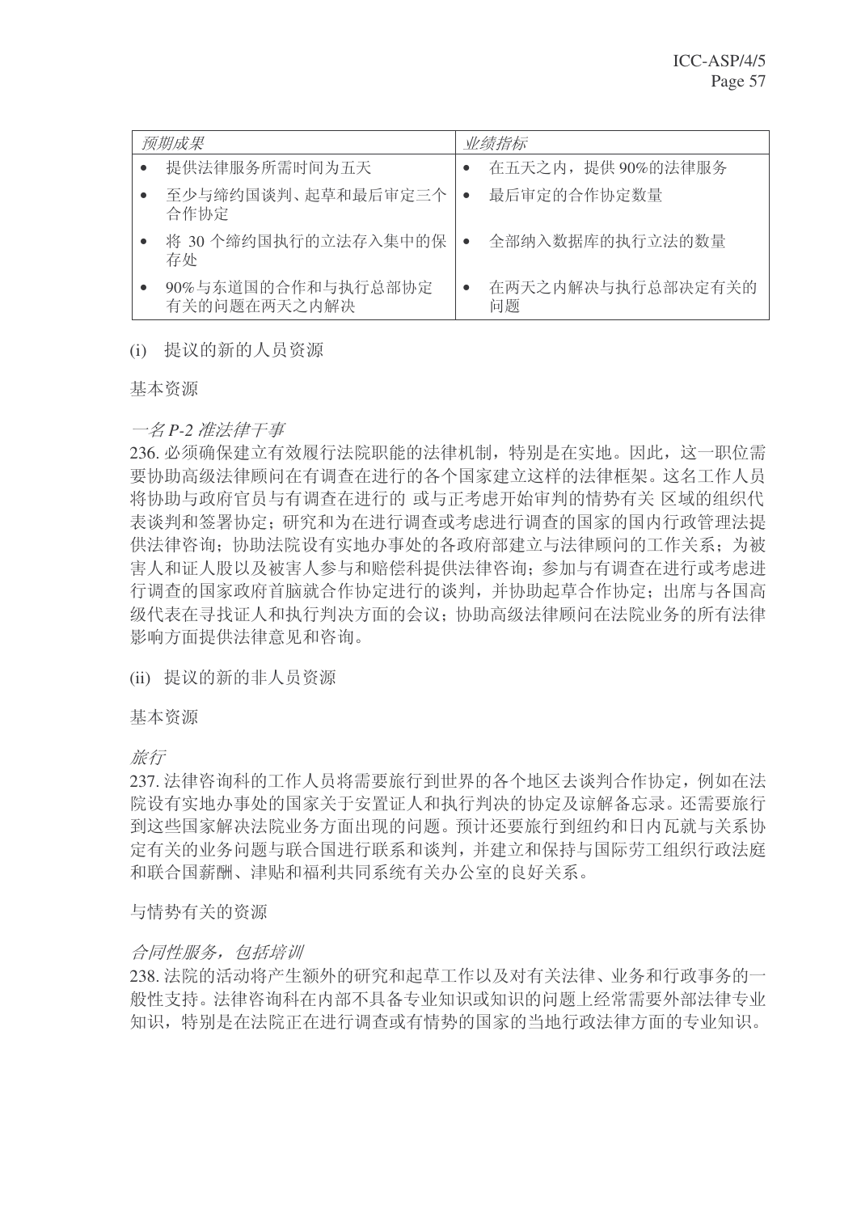| *预期成果* | *业绩指标* |
|---|---|
| • 提供法律服务所需时间为五天 | • 在五天之内，提供 90%的法律服务 |
| • 至少与缔约国谈判、起草和最后审定三个合作协定 | • 最后审定的合作协定数量 |
| • 将 30 个缔约国执行的立法存入集中的保存处 | • 全部纳入数据库的执行立法的数量 |
| • 90%与东道国的合作和与执行总部协定有关的问题在两天之内解决 | • 在两天之内解决与执行总部决定有关的问题 |

(i) 提议的新的人员资源

基本资源

*一名 P-2 准法律干事*

236. 必须确保建立有效履行法院职能的法律机制，特别是在实地。因此，这一职位需要协助高级法律顾问在有调查在进行的各个国家建立这样的法律框架。这名工作人员将协助与政府官员与有调查在进行的 或与正考虑开始审判的情势有关 区域的组织代表谈判和签署协定；研究和为在进行调查或考虑进行调查的国家的国内行政管理法提供法律咨询；协助法院设有实地办事处的各政府部建立与法律顾问的工作关系；为被害人和证人股以及被害人参与和赔偿科提供法律咨询；参加与有调查在进行或考虑进行调查的国家政府首脑就合作协定进行的谈判，并协助起草合作协定；出席与各国高级代表在寻找证人和执行判决方面的会议；协助高级法律顾问在法院业务的所有法律影响方面提供法律意见和咨询。

(ii) 提议的新的非人员资源

基本资源

*旅行*

237. 法律咨询科的工作人员将需要旅行到世界的各个地区去谈判合作协定，例如在法院设有实地办事处的国家关于安置证人和执行判决的协定及谅解备忘录。还需要旅行到这些国家解决法院业务方面出现的问题。预计还要旅行到纽约和日内瓦就与关系协定有关的业务问题与联合国进行联系和谈判，并建立和保持与国际劳工组织行政法庭和联合国薪酬、津贴和福利共同系统有关办公室的良好关系。

与情势有关的资源

*合同性服务，包括培训*

238. 法院的活动将产生额外的研究和起草工作以及对有关法律、业务和行政事务的一般性支持。法律咨询科在内部不具备专业知识或知识的问题上经常需要外部法律专业知识，特别是在法院正在进行调查或有情势的国家的当地行政法律方面的专业知识。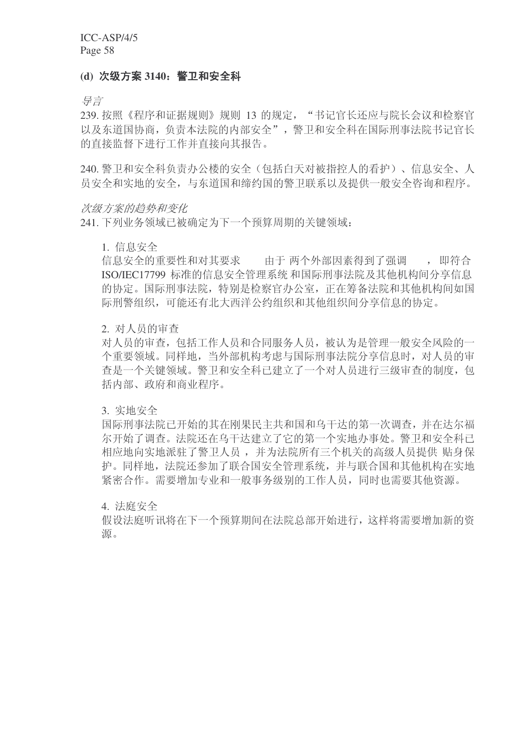### (d) 次级方案 3140：警卫和安全科

*导言*

239. 按照《程序和证据规则》规则 13 的规定，“书记官长还应与院长会议和检察官以及东道国协商，负责本法院的内部安全”，警卫和安全科在国际刑事法院书记官长的直接监督下进行工作并直接向其报告。

240. 警卫和安全科负责办公楼的安全（包括白天对被指控人的看护）、信息安全、人员安全和实地的安全，与东道国和缔约国的警卫联系以及提供一般安全咨询和程序。

*次级方案的趋势和变化*

241. 下列业务领域已被确定为下一个预算周期的关键领域：

1. 信息安全

   信息安全的重要性和对其要求　　由于 两个外部因素得到了强调　　，即符合 ISO/IEC17799 标准的信息安全管理系统 和国际刑事法院及其他机构间分享信息的协定。国际刑事法院，特别是检察官办公室，正在筹备法院和其他机构间如国际刑警组织，可能还有北大西洋公约组织和其他组织间分享信息的协定。

2. 对人员的审查

   对人员的审查，包括工作人员和合同服务人员，被认为是管理一般安全风险的一个重要领域。同样地，当外部机构考虑与国际刑事法院分享信息时，对人员的审查是一个关键领域。警卫和安全科已建立了一个对人员进行三级审查的制度，包括内部、政府和商业程序。

3. 实地安全

   国际刑事法院已开始的其在刚果民主共和国和乌干达的第一次调查，并在达尔福尔开始了调查。法院还在乌干达建立了它的第一个实地办事处。警卫和安全科已相应地向实地派驻了警卫人员 ，并为法院所有三个机关的高级人员提供 贴身保护。同样地，法院还参加了联合国安全管理系统，并与联合国和其他机构在实地紧密合作。需要增加专业和一般事务级别的工作人员，同时也需要其他资源。

4. 法庭安全

   假设法庭听讯将在下一个预算期间在法院总部开始进行，这样将需要增加新的资源。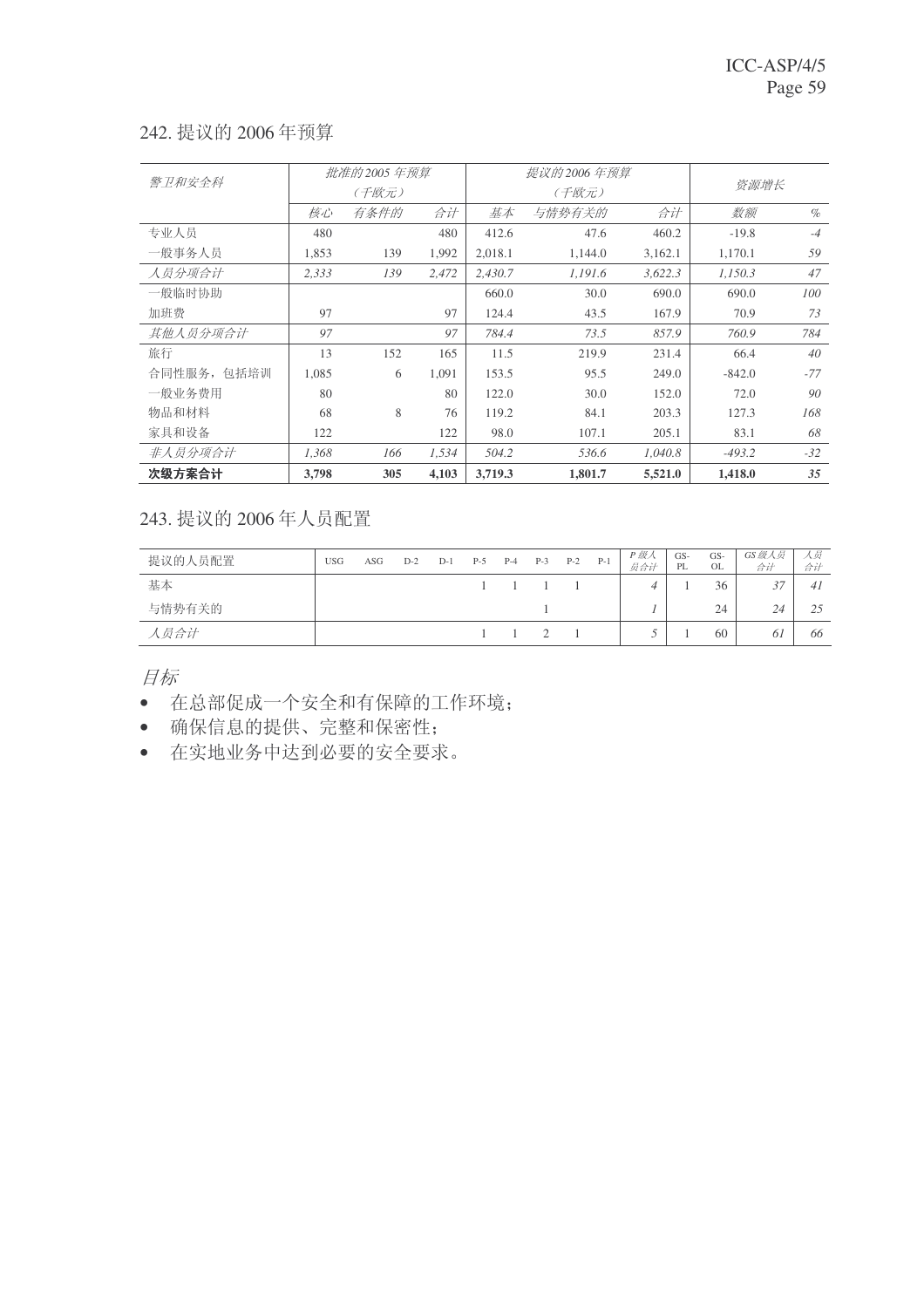## 242. 提议的 2006 年预算

| *警卫和安全科* | *批准的 2005 年预算（千欧元）* | | | *提议的 2006 年预算（千欧元）* | | | *资源增长* | |
|---|---|---|---|---|---|---|---|---|
| | *核心* | *有条件的* | *合计* | *基本* | *与情势有关的* | *合计* | *数额* | *%* |
| 专业人员 | 480 | | 480 | 412.6 | 47.6 | 460.2 | -19.8 | *-4* |
| 一般事务人员 | 1,853 | 139 | 1,992 | 2,018.1 | 1,144.0 | 3,162.1 | 1,170.1 | *59* |
| *人员分项合计* | *2,333* | *139* | *2,472* | *2,430.7* | *1,191.6* | *3,622.3* | *1,150.3* | *47* |
| 一般临时协助 | | | | 660.0 | 30.0 | 690.0 | 690.0 | *100* |
| 加班费 | 97 | | 97 | 124.4 | 43.5 | 167.9 | 70.9 | *73* |
| *其他人员分项合计* | *97* | | *97* | *784.4* | *73.5* | *857.9* | *760.9* | *784* |
| 旅行 | 13 | 152 | 165 | 11.5 | 219.9 | 231.4 | 66.4 | *40* |
| 合同性服务，包括培训 | 1,085 | 6 | 1,091 | 153.5 | 95.5 | 249.0 | -842.0 | *-77* |
| 一般业务费用 | 80 | | 80 | 122.0 | 30.0 | 152.0 | 72.0 | *90* |
| 物品和材料 | 68 | 8 | 76 | 119.2 | 84.1 | 203.3 | 127.3 | *168* |
| 家具和设备 | 122 | | 122 | 98.0 | 107.1 | 205.1 | 83.1 | *68* |
| *非人员分项合计* | *1,368* | *166* | *1,534* | *504.2* | *536.6* | *1,040.8* | *-493.2* | *-32* |
| **次级方案合计** | **3,798** | **305** | **4,103** | **3,719.3** | **1,801.7** | **5,521.0** | **1,418.0** | ***35*** |

## 243. 提议的 2006 年人员配置

| 提议的人员配置 | USG | ASG | D-2 | D-1 | P-5 | P-4 | P-3 | P-2 | P-1 | *P 级人员合计* | GS-PL | GS-OL | *GS 级人员合计* | *人员合计* |
|---|---|---|---|---|---|---|---|---|---|---|---|---|---|---|
| 基本 | | | | | 1 | 1 | 1 | 1 | | *4* | 1 | 36 | *37* | *41* |
| 与情势有关的 | | | | | | | 1 | | | *1* | | 24 | *24* | *25* |
| *人员合计* | | | | | 1 | 1 | 2 | 1 | | *5* | 1 | 60 | *61* | *66* |

*目标*

- 在总部促成一个安全和有保障的工作环境；
- 确保信息的提供、完整和保密性；
- 在实地业务中达到必要的安全要求。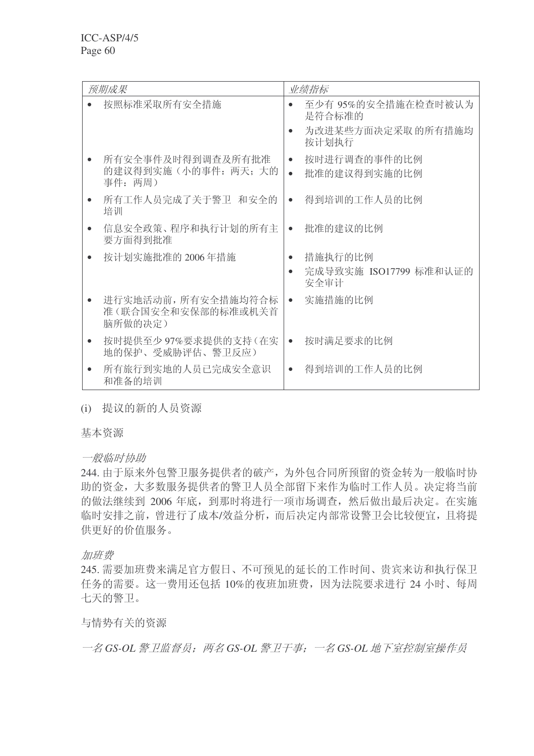| *预期成果* | *业绩指标* |
|---|---|
| • 按照标准采取所有安全措施 | • 至少有 95%的安全措施在检查时被认为是符合标准的<br>• 为改进某些方面决定采取 的所有措施均按计划执行 |
| • 所有安全事件及时得到调查及所有批准的建议得到实施（小的事件：两天；大的事件：两周） | • 按时进行调查的事件的比例<br>• 批准的建议得到实施的比例 |
| • 所有工作人员完成了关于警卫 和安全的培训 | • 得到培训的工作人员的比例 |
| • 信息安全政策、程序和执行计划的所有主要方面得到批准 | • 批准的建议的比例 |
| • 按计划实施批准的 2006 年措施 | • 措施执行的比例<br>• 完成导致实施 ISO17799 标准和认证的安全审计 |
| • 进行实地活动前，所有安全措施均符合标准（联合国安全和安保部的标准或机关首脑所做的决定） | • 实施措施的比例 |
| • 按时提供至少 97%要求提供的支持（在实地的保护、受威胁评估、警卫反应） | • 按时满足要求的比例 |
| • 所有旅行到实地的人员已完成安全意识和准备的培训 | • 得到培训的工作人员的比例 |

(i) 提议的新的人员资源

基本资源

*一般临时协助*

244. 由于原来外包警卫服务提供者的破产，为外包合同所预留的资金转为一般临时协助的资金，大多数服务提供者的警卫人员全部留下来作为临时工作人员。决定将当前的做法继续到 2006 年底，到那时将进行一项市场调查，然后做出最后决定。在实施临时安排之前，曾进行了成本/效益分析，而后决定内部常设警卫会比较便宜，且将提供更好的价值服务。

*加班费*

245. 需要加班费来满足官方假日、不可预见的延长的工作时间、贵宾来访和执行保卫任务的需要。这一费用还包括 10%的夜班加班费，因为法院要求进行 24 小时、每周七天的警卫。

与情势有关的资源

*一名 GS-OL 警卫监督员；两名 GS-OL 警卫干事；一名 GS-OL 地下室控制室操作员*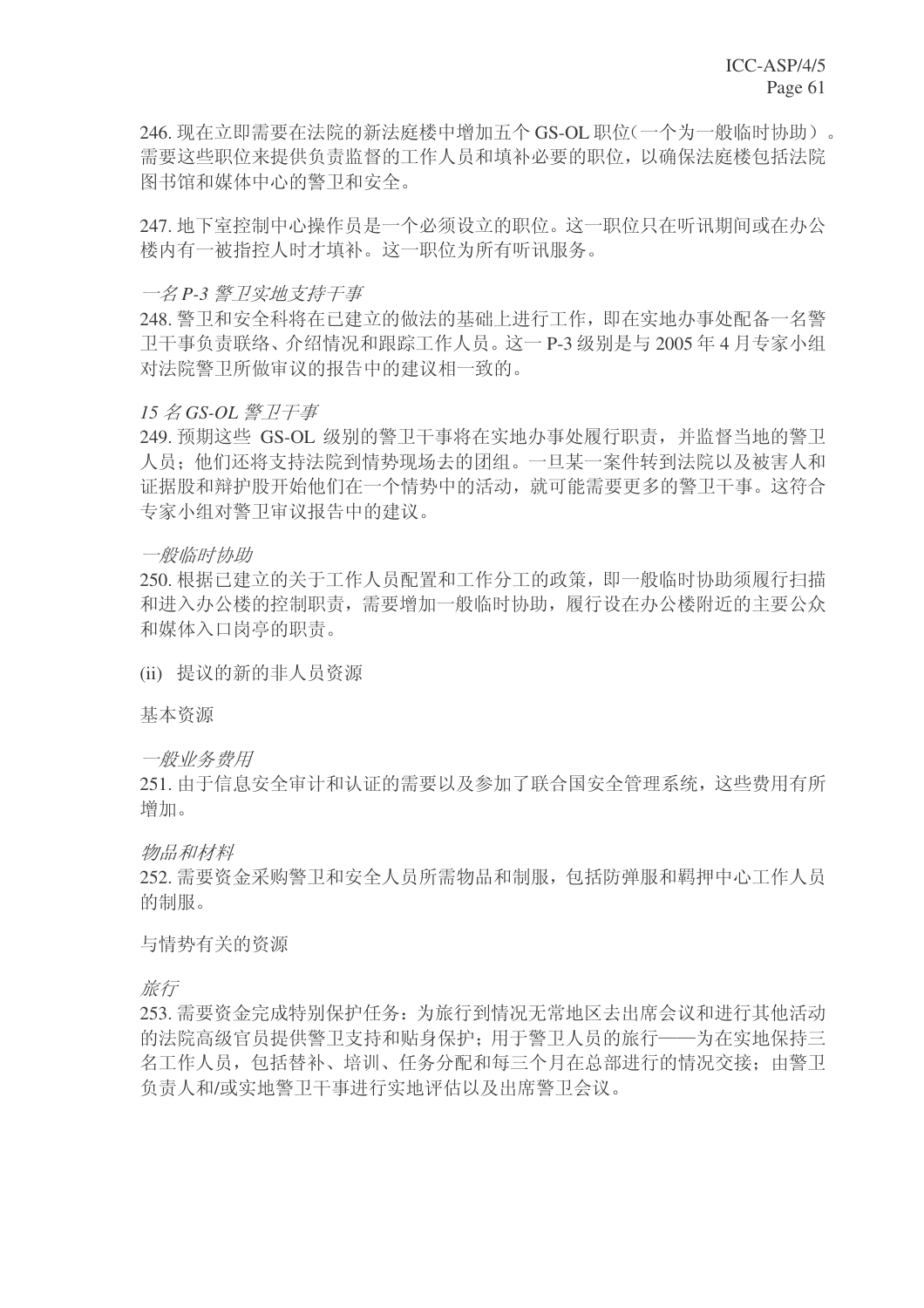246. 现在立即需要在法院的新法庭楼中增加五个 GS-OL 职位（一个为一般临时协助）。需要这些职位来提供负责监督的工作人员和填补必要的职位，以确保法庭楼包括法院图书馆和媒体中心的警卫和安全。

247. 地下室控制中心操作员是一个必须设立的职位。这一职位只在听讯期间或在办公楼内有一被指控人时才填补。这一职位为所有听讯服务。

*一名 P-3 警卫实地支持干事*

248. 警卫和安全科将在已建立的做法的基础上进行工作，即在实地办事处配备一名警卫干事负责联络、介绍情况和跟踪工作人员。这一 P-3 级别是与 2005 年 4 月专家小组对法院警卫所做审议的报告中的建议相一致的。

*15 名 GS-OL 警卫干事*

249. 预期这些 GS-OL 级别的警卫干事将在实地办事处履行职责，并监督当地的警卫人员；他们还将支持法院到情势现场去的团组。一旦某一案件转到法院以及被害人和证据股和辩护股开始他们在一个情势中的活动，就可能需要更多的警卫干事。这符合专家小组对警卫审议报告中的建议。

*一般临时协助*

250. 根据已建立的关于工作人员配置和工作分工的政策，即一般临时协助须履行扫描和进入办公楼的控制职责，需要增加一般临时协助，履行设在办公楼附近的主要公众和媒体入口岗亭的职责。

(ii) 提议的新的非人员资源

基本资源

*一般业务费用*

251. 由于信息安全审计和认证的需要以及参加了联合国安全管理系统，这些费用有所增加。

*物品和材料*

252. 需要资金采购警卫和安全人员所需物品和制服，包括防弹服和羁押中心工作人员的制服。

与情势有关的资源

*旅行*

253. 需要资金完成特别保护任务：为旅行到情况无常地区去出席会议和进行其他活动的法院高级官员提供警卫支持和贴身保护；用于警卫人员的旅行——为在实地保持三名工作人员，包括替补、培训、任务分配和每三个月在总部进行的情况交接；由警卫负责人和/或实地警卫干事进行实地评估以及出席警卫会议。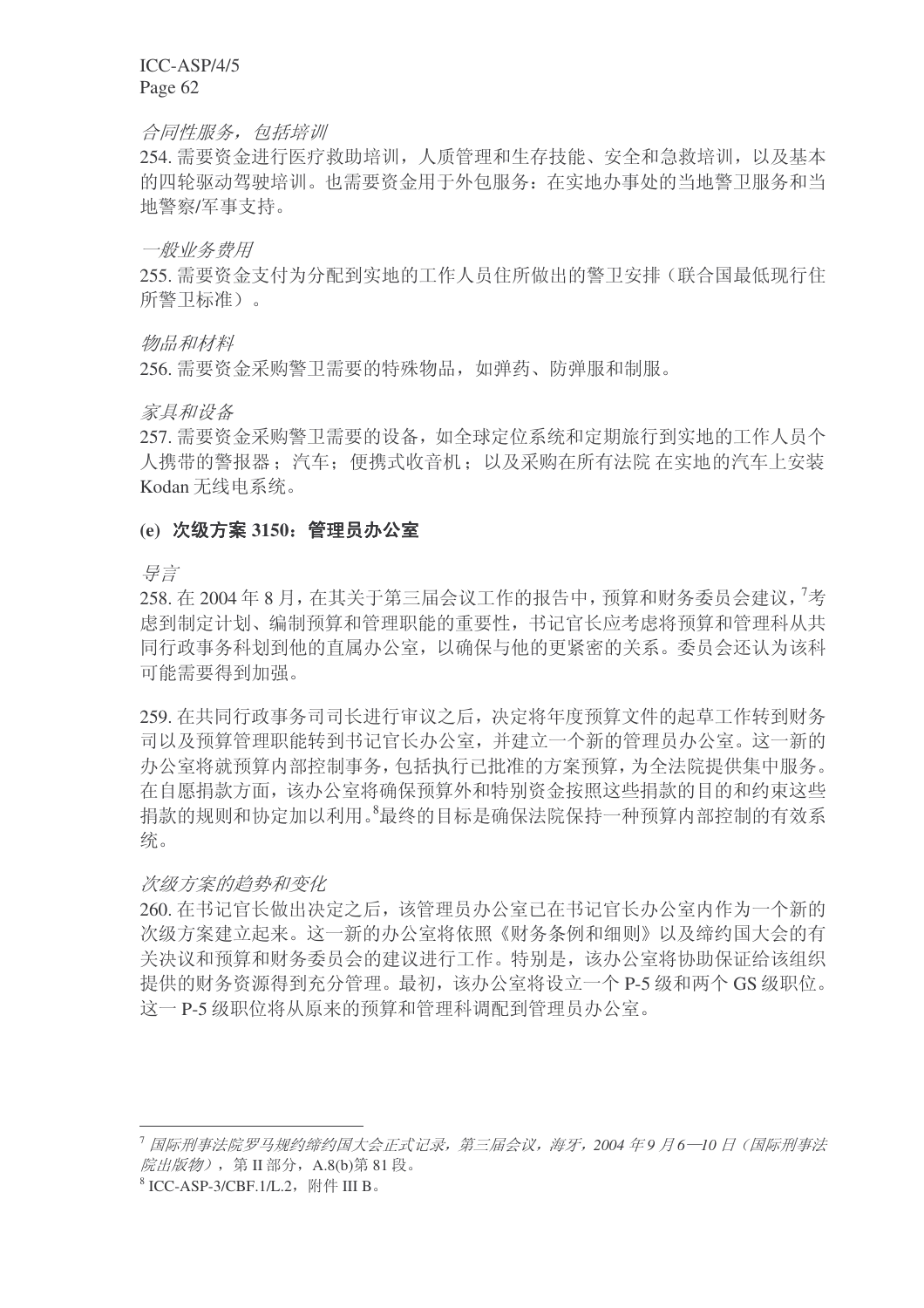*合同性服务，包括培训*

254. 需要资金进行医疗救助培训，人质管理和生存技能、安全和急救培训，以及基本的四轮驱动驾驶培训。也需要资金用于外包服务：在实地办事处的当地警卫服务和当地警察/军事支持。

*一般业务费用*

255. 需要资金支付为分配到实地的工作人员住所做出的警卫安排（联合国最低现行住所警卫标准）。

*物品和材料*

256. 需要资金采购警卫需要的特殊物品，如弹药、防弹服和制服。

*家具和设备*

257. 需要资金采购警卫需要的设备，如全球定位系统和定期旅行到实地的工作人员个人携带的警报器；汽车；便携式收音机；以及采购在所有法院 在实地的汽车上安装 Kodan 无线电系统。

### (e) 次级方案 3150：管理员办公室

*导言*

258. 在 2004 年 8 月，在其关于第三届会议工作的报告中，预算和财务委员会建议，[7]考虑到制定计划、编制预算和管理职能的重要性，书记官长应考虑将预算和管理科从共同行政事务科划到他的直属办公室，以确保与他的更紧密的关系。委员会还认为该科可能需要得到加强。

259. 在共同行政事务司司长进行审议之后，决定将年度预算文件的起草工作转到财务司以及预算管理职能转到书记官长办公室，并建立一个新的管理员办公室。这一新的办公室将就预算内部控制事务，包括执行已批准的方案预算，为全法院提供集中服务。在自愿捐款方面，该办公室将确保预算外和特别资金按照这些捐款的目的和约束这些捐款的规则和协定加以利用。[8]最终的目标是确保法院保持一种预算内部控制的有效系统。

*次级方案的趋势和变化*

260. 在书记官长做出决定之后，该管理员办公室已在书记官长办公室内作为一个新的次级方案建立起来。这一新的办公室将依照《财务条例和细则》以及缔约国大会的有关决议和预算和财务委员会的建议进行工作。特别是，该办公室将协助保证给该组织提供的财务资源得到充分管理。最初，该办公室将设立一个 P-5 级和两个 GS 级职位。这一 P-5 级职位将从原来的预算和管理科调配到管理员办公室。

---

[7] *国际刑事法院罗马规约缔约国大会正式记录，第三届会议，海牙，2004 年 9 月 6—10 日（国际刑事法院出版物）*，第 II 部分，A.8(b)第 81 段。

[8] ICC-ASP-3/CBF.1/L.2，附件 III B。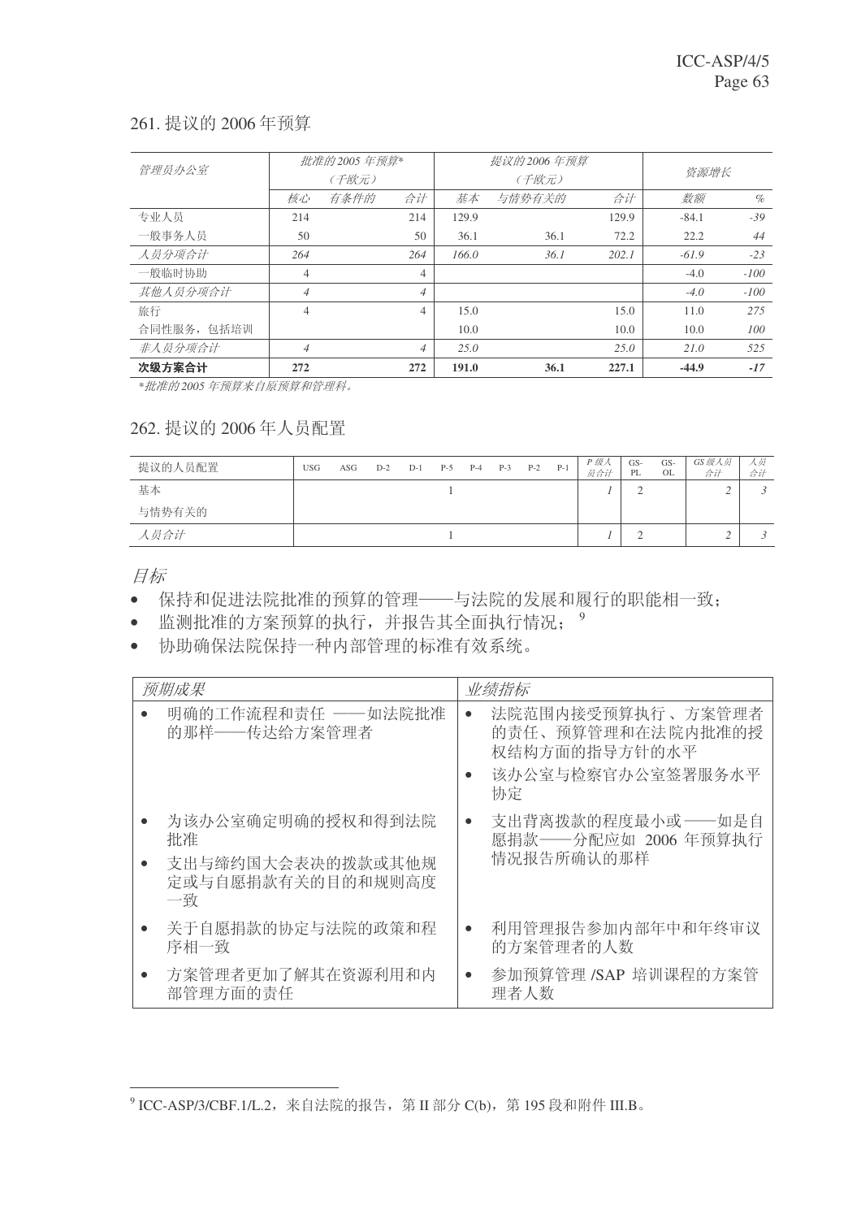## 261. 提议的 2006 年预算

| 管理员办公室 | 批准的2005 年预算* (千欧元) | | | 提议的2006 年预算 (千欧元) | | | 资源增长 | |
|---|---|---|---|---|---|---|---|---|
| | 核心 | 有条件的 | 合计 | 基本 | 与情势有关的 | 合计 | 数额 | % |
| 专业人员 | 214 | | 214 | 129.9 | | 129.9 | -84.1 | -39 |
| 一般事务人员 | 50 | | 50 | 36.1 | 36.1 | 72.2 | 22.2 | 44 |
| *人员分项合计* | *264* | | *264* | *166.0* | *36.1* | *202.1* | *-61.9* | *-23* |
| 一般临时协助 | 4 | | 4 | | | | -4.0 | -100 |
| *其他人员分项合计* | *4* | | *4* | | | | *-4.0* | *-100* |
| 旅行 | 4 | | 4 | 15.0 | | 15.0 | 11.0 | 275 |
| 合同性服务，包括培训 | | | | 10.0 | | 10.0 | 10.0 | 100 |
| *非人员分项合计* | *4* | | *4* | *25.0* | | *25.0* | *21.0* | *525* |
| **次级方案合计** | **272** | | **272** | **191.0** | **36.1** | **227.1** | **-44.9** | **-17** |

*\*批准的2005 年预算来自原预算和管理科。*

## 262. 提议的 2006 年人员配置

| 提议的人员配置 | USG | ASG | D-2 | D-1 | P-5 | P-4 | P-3 | P-2 | P-1 | P 级人员合计 | GS-PL | GS-OL | GS 级人员合计 | 人员合计 |
|---|---|---|---|---|---|---|---|---|---|---|---|---|---|---|
| 基本 | | | | | 1 | | | | | *1* | 2 | | *2* | *3* |
| 与情势有关的 | | | | | | | | | | | | | | |
| *人员合计* | | | | | 1 | | | | | *1* | 2 | | *2* | *3* |

*目标*

- 保持和促进法院批准的预算的管理——与法院的发展和履行的职能相一致；
- 监测批准的方案预算的执行，并报告其全面执行情况；[9]
- 协助确保法院保持一种内部管理的标准有效系统。

| *预期成果* | *业绩指标* |
|---|---|
| • 明确的工作流程和责任 ——如法院批准的那样——传达给方案管理者 | • 法院范围内接受预算执行、方案管理者的责任、预算管理和在法院内批准的授权结构方面的指导方针的水平<br>• 该办公室与检察官办公室签署服务水平协定 |
| • 为该办公室确定明确的授权和得到法院批准<br>• 支出与缔约国大会表决的拨款或其他规定或与自愿捐款有关的目的和规则高度一致 | • 支出背离拨款的程度最小或——如是自愿捐款——分配应如 2006 年预算执行情况报告所确认的那样 |
| • 关于自愿捐款的协定与法院的政策和程序相一致 | • 利用管理报告参加内部年中和年终审议的方案管理者的人数 |
| • 方案管理者更加了解其在资源利用和内部管理方面的责任 | • 参加预算管理 /SAP 培训课程的方案管理者人数 |

[9] ICC-ASP/3/CBF.1/L.2，来自法院的报告，第 II 部分 C(b)，第 195 段和附件 III.B。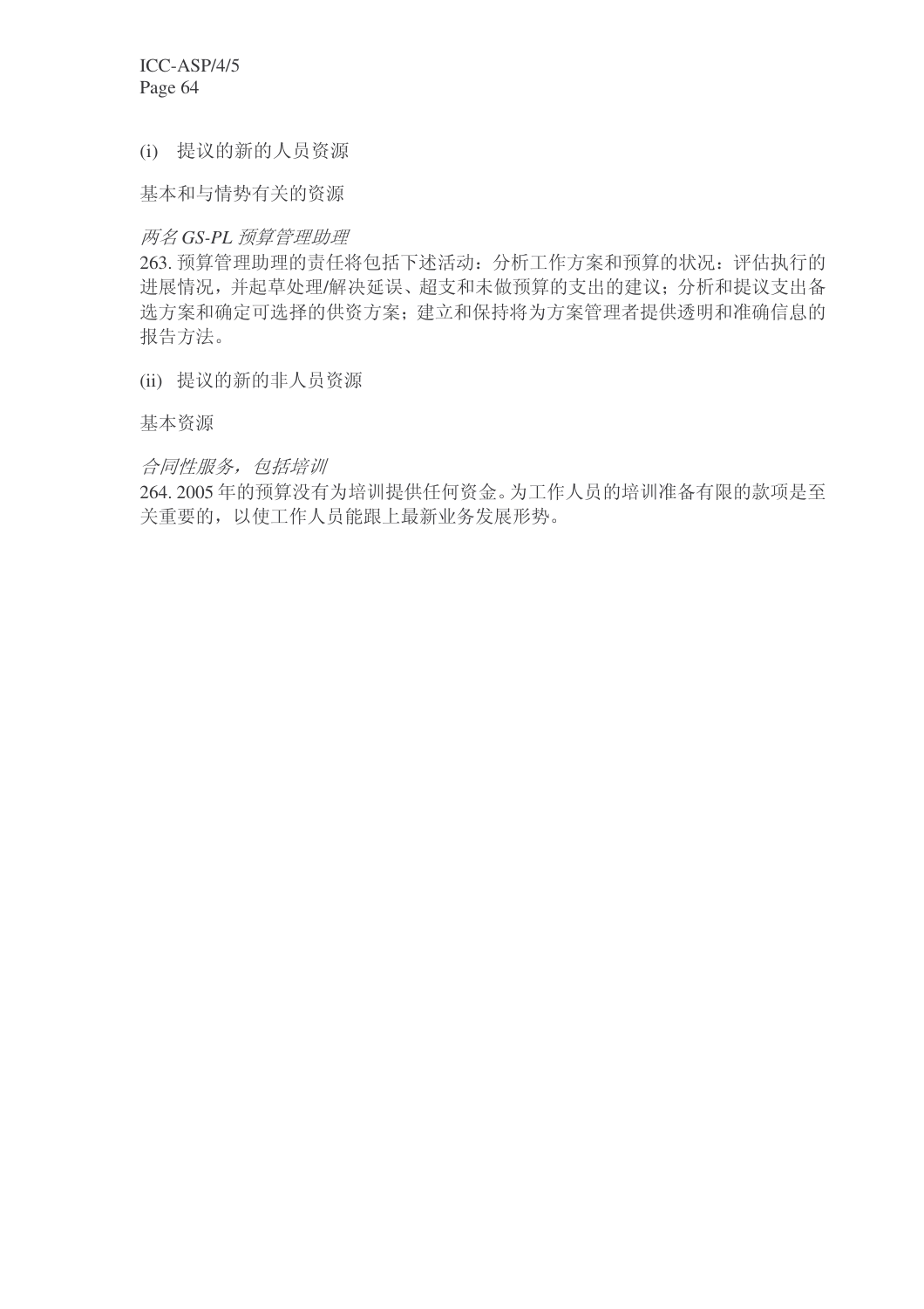(i) 提议的新的人员资源

基本和与情势有关的资源

*两名 GS-PL 预算管理助理*

263. 预算管理助理的责任将包括下述活动：分析工作方案和预算的状况：评估执行的进展情况，并起草处理/解决延误、超支和未做预算的支出的建议；分析和提议支出备选方案和确定可选择的供资方案；建立和保持将为方案管理者提供透明和准确信息的报告方法。

(ii) 提议的新的非人员资源

基本资源

*合同性服务，包括培训*

264. 2005 年的预算没有为培训提供任何资金。为工作人员的培训准备有限的款项是至关重要的，以使工作人员能跟上最新业务发展形势。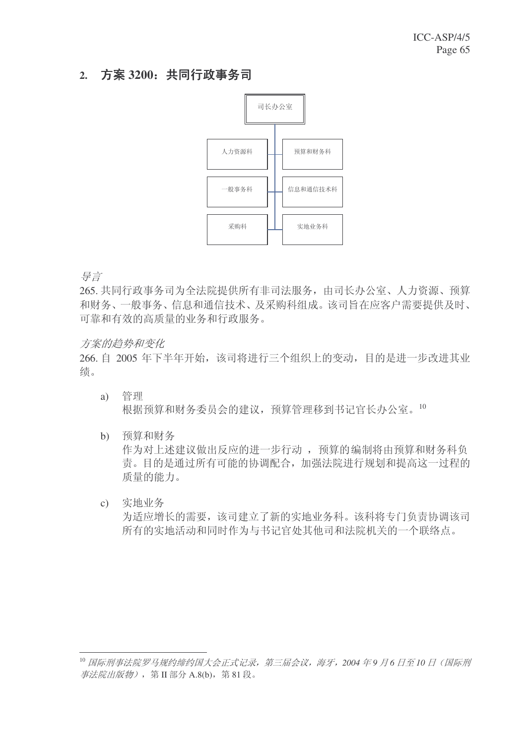## 2. 方案 3200：共同行政事务司

司长办公室

人力资源科　　预算和财务科

一般事务科　　信息和通信技术科

采购科　　实地业务科

*导言*

265. 共同行政事务司为全法院提供所有非司法服务，由司长办公室、人力资源、预算和财务、一般事务、信息和通信技术、及采购科组成。该司旨在应客户需要提供及时、可靠和有效的高质量的业务和行政服务。

*方案的趋势和变化*

266. 自 2005 年下半年开始，该司将进行三个组织上的变动，目的是进一步改进其业绩。

a) 管理
根据预算和财务委员会的建议，预算管理移到书记官长办公室。[10]

b) 预算和财务
作为对上述建议做出反应的进一步行动 ，预算的编制将由预算和财务科负责。目的是通过所有可能的协调配合，加强法院进行规划和提高这一过程的质量的能力。

c) 实地业务
为适应增长的需要，该司建立了新的实地业务科。该科将专门负责协调该司所有的实地活动和同时作为与书记官处其他司和法院机关的一个联络点。

---

[10] *国际刑事法院罗马规约缔约国大会正式记录，第三届会议，海牙，2004 年 9 月 6 日至 10 日（国际刑事法院出版物）*，第 II 部分 A.8(b)，第 81 段。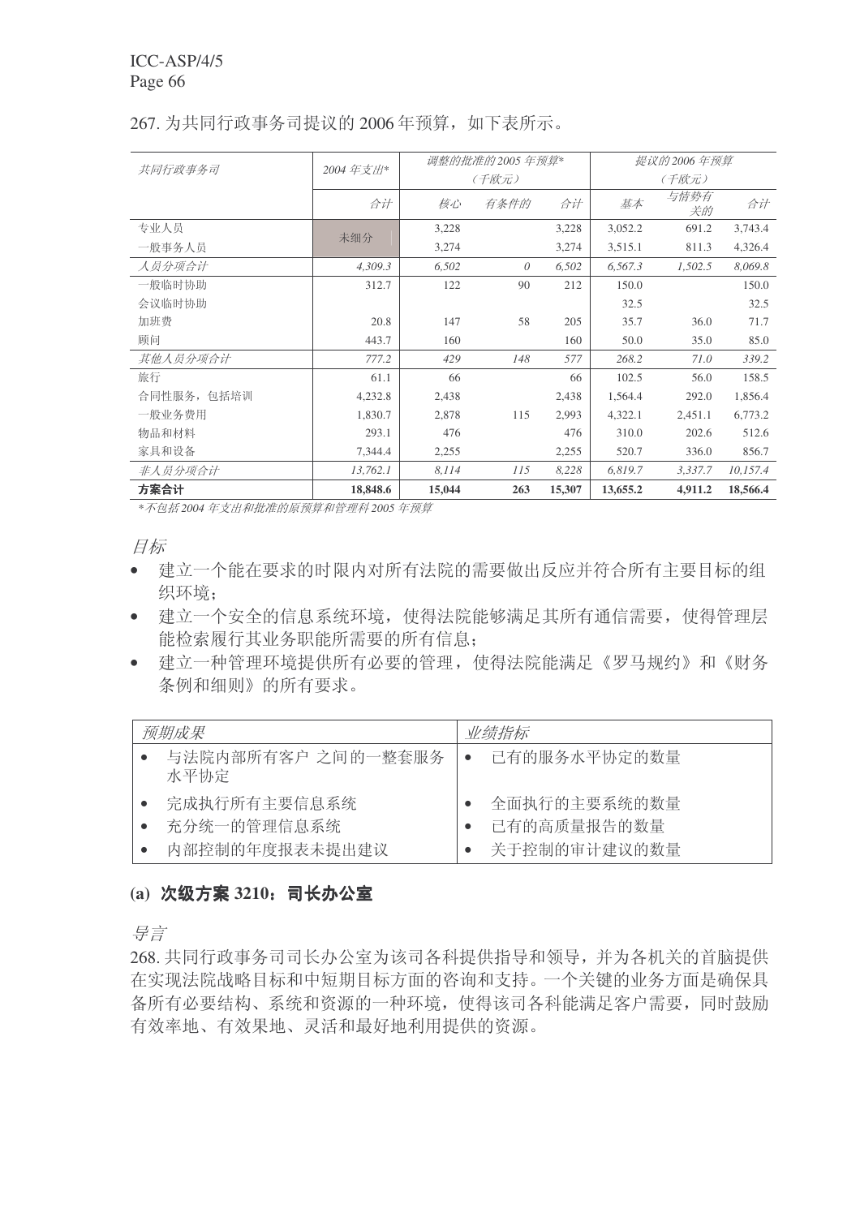267. 为共同行政事务司提议的 2006 年预算，如下表所示。

| *共同行政事务司* | *2004 年支出** | *调整的批准的 2005 年预算** (*千欧元*) | | | *提议的 2006 年预算* (*千欧元*) | | |
|---|---|---|---|---|---|---|---|
| | *合计* | *核心* | *有条件的* | *合计* | *基本* | *与情势有关的* | *合计* |
| 专业人员 | 未细分 | 3,228 | | 3,228 | 3,052.2 | 691.2 | 3,743.4 |
| 一般事务人员 | | 3,274 | | 3,274 | 3,515.1 | 811.3 | 4,326.4 |
| *人员分项合计* | *4,309.3* | *6,502* | *0* | *6,502* | *6,567.3* | *1,502.5* | *8,069.8* |
| 一般临时协助 | 312.7 | 122 | 90 | 212 | 150.0 | | 150.0 |
| 会议临时协助 | | | | | 32.5 | | 32.5 |
| 加班费 | 20.8 | 147 | 58 | 205 | 35.7 | 36.0 | 71.7 |
| 顾问 | 443.7 | 160 | | 160 | 50.0 | 35.0 | 85.0 |
| *其他人员分项合计* | *777.2* | *429* | *148* | *577* | *268.2* | *71.0* | *339.2* |
| 旅行 | 61.1 | 66 | | 66 | 102.5 | 56.0 | 158.5 |
| 合同性服务，包括培训 | 4,232.8 | 2,438 | | 2,438 | 1,564.4 | 292.0 | 1,856.4 |
| 一般业务费用 | 1,830.7 | 2,878 | 115 | 2,993 | 4,322.1 | 2,451.1 | 6,773.2 |
| 物品和材料 | 293.1 | 476 | | 476 | 310.0 | 202.6 | 512.6 |
| 家具和设备 | 7,344.4 | 2,255 | | 2,255 | 520.7 | 336.0 | 856.7 |
| *非人员分项合计* | *13,762.1* | *8,114* | *115* | *8,228* | *6,819.7* | *3,337.7* | *10,157.4* |
| **方案合计** | **18,848.6** | **15,044** | **263** | **15,307** | **13,655.2** | **4,911.2** | **18,566.4** |

**不包括 2004 年支出和批准的原预算和管理科 2005 年预算*

*目标*

- 建立一个能在要求的时限内对所有法院的需要做出反应并符合所有主要目标的组织环境；
- 建立一个安全的信息系统环境，使得法院能够满足其所有通信需要，使得管理层能检索履行其业务职能所需要的所有信息；
- 建立一种管理环境提供所有必要的管理，使得法院能满足《罗马规约》和《财务条例和细则》的所有要求。

| *预期成果* | *业绩指标* |
|---|---|
| • 与法院内部所有客户 之间的一整套服务水平协定 | • 已有的服务水平协定的数量 |
| • 完成执行所有主要信息系统<br>• 充分统一的管理信息系统<br>• 内部控制的年度报表未提出建议 | • 全面执行的主要系统的数量<br>• 已有的高质量报告的数量<br>• 关于控制的审计建议的数量 |

## (a) 次级方案 3210：司长办公室

*导言*

268. 共同行政事务司司长办公室为该司各科提供指导和领导，并为各机关的首脑提供在实现法院战略目标和中短期目标方面的咨询和支持。一个关键的业务方面是确保具备所有必要结构、系统和资源的一种环境，使得该司各科能满足客户需要，同时鼓励有效率地、有效果地、灵活和最好地利用提供的资源。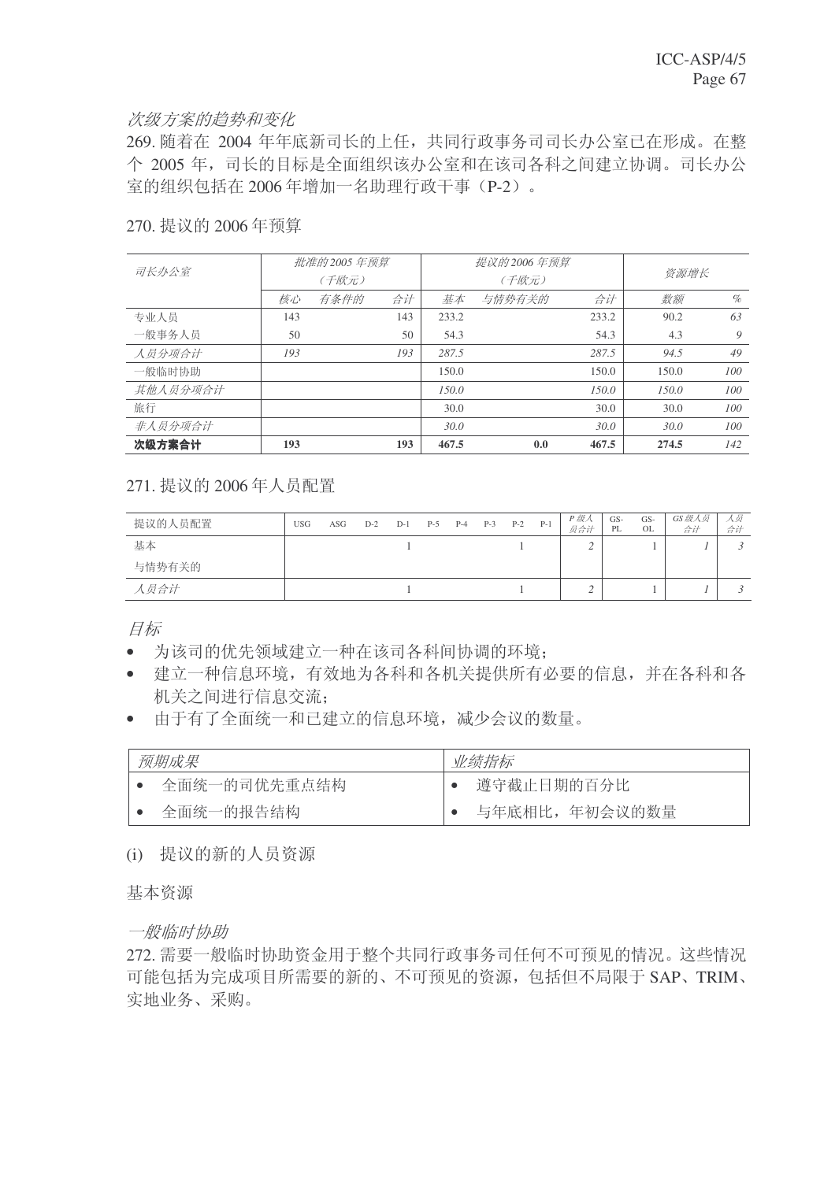*次级方案的趋势和变化*

269. 随着在 2004 年年底新司长的上任，共同行政事务司司长办公室已在形成。在整个 2005 年，司长的目标是全面组织该办公室和在该司各科之间建立协调。司长办公室的组织包括在 2006 年增加一名助理行政干事（P-2）。

270. 提议的 2006 年预算

| *司长办公室* | *批准的 2005 年预算（千欧元）* | | | *提议的 2006 年预算（千欧元）* | | | *资源增长* | |
|---|---|---|---|---|---|---|---|---|
| | *核心* | *有条件的* | *合计* | *基本* | *与情势有关的* | *合计* | *数额* | *%* |
| 专业人员 | 143 | | 143 | 233.2 | | 233.2 | 90.2 | *63* |
| 一般事务人员 | 50 | | 50 | 54.3 | | 54.3 | 4.3 | *9* |
| *人员分项合计* | *193* | | *193* | *287.5* | | *287.5* | *94.5* | *49* |
| 一般临时协助 | | | | 150.0 | | 150.0 | 150.0 | *100* |
| *其他人员分项合计* | | | | *150.0* | | *150.0* | *150.0* | *100* |
| 旅行 | | | | 30.0 | | 30.0 | 30.0 | *100* |
| *非人员分项合计* | | | | *30.0* | | *30.0* | *30.0* | *100* |
| **次级方案合计** | **193** | | **193** | **467.5** | **0.0** | **467.5** | **274.5** | *142* |

271. 提议的 2006 年人员配置

| 提议的人员配置 | USG | ASG | D-2 | D-1 | P-5 | P-4 | P-3 | P-2 | P-1 | *P 级人员合计* | GS-PL | GS-OL | *GS 级人员合计* | *人员合计* |
|---|---|---|---|---|---|---|---|---|---|---|---|---|---|---|
| 基本 | | | | 1 | | | | 1 | | *2* | | 1 | *1* | *3* |
| 与情势有关的 | | | | | | | | | | | | | | |
| *人员合计* | | | | 1 | | | | 1 | | *2* | | 1 | *1* | *3* |

*目标*

- 为该司的优先领域建立一种在该司各科间协调的环境；
- 建立一种信息环境，有效地为各科和各机关提供所有必要的信息，并在各科和各机关之间进行信息交流；
- 由于有了全面统一和已建立的信息环境，减少会议的数量。

| *预期成果* | *业绩指标* |
|---|---|
| • 全面统一的司优先重点结构 | • 遵守截止日期的百分比 |
| • 全面统一的报告结构 | • 与年底相比，年初会议的数量 |

(i) 提议的新的人员资源

基本资源

*一般临时协助*

272. 需要一般临时协助资金用于整个共同行政事务司任何不可预见的情况。这些情况可能包括为完成项目所需要的新的、不可预见的资源，包括但不局限于 SAP、TRIM、实地业务、采购。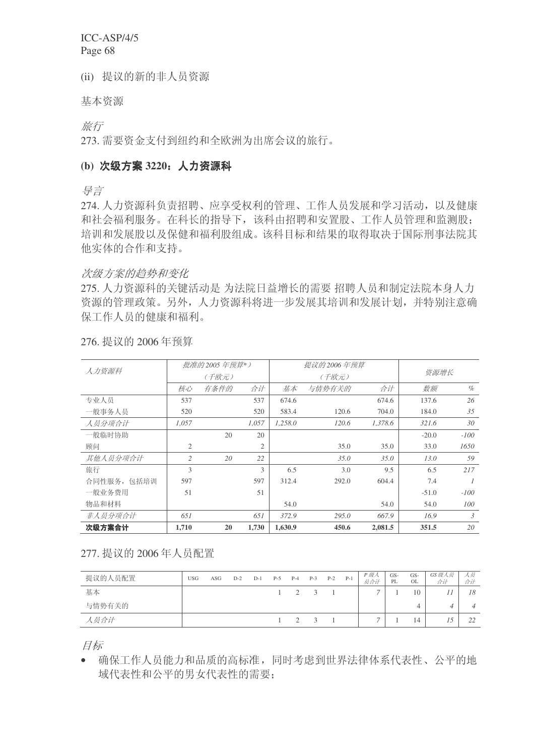(ii) 提议的新的非人员资源

基本资源

*旅行*

273. 需要资金支付到纽约和全欧洲为出席会议的旅行。

### (b) 次级方案 3220：人力资源科

*导言*

274. 人力资源科负责招聘、应享受权利的管理、工作人员发展和学习活动，以及健康和社会福利服务。在科长的指导下，该科由招聘和安置股、工作人员管理和监测股；培训和发展股以及保健和福利股组成。该科目标和结果的取得取决于国际刑事法院其他实体的合作和支持。

*次级方案的趋势和变化*

275. 人力资源科的关键活动是 为法院日益增长的需要 招聘人员和制定法院本身人力资源的管理政策。另外，人力资源科将进一步发展其培训和发展计划，并特别注意确保工作人员的健康和福利。

276. 提议的 2006 年预算

| 人力资源科 | 批准的 2005 年预算*）（千欧元） | | | 提议的 2006 年预算（千欧元） | | | 资源增长 | |
|---|---|---|---|---|---|---|---|---|
| | 核心 | 有条件的 | 合计 | 基本 | 与情势有关的 | 合计 | 数额 | % |
| 专业人员 | 537 | | 537 | 674.6 | | 674.6 | 137.6 | 26 |
| 一般事务人员 | 520 | | 520 | 583.4 | 120.6 | 704.0 | 184.0 | 35 |
| *人员分项合计* | *1,057* | | *1,057* | *1,258.0* | *120.6* | *1,378.6* | *321.6* | *30* |
| 一般临时协助 | | 20 | 20 | | | | -20.0 | -100 |
| 顾问 | 2 | | 2 | | 35.0 | 35.0 | 33.0 | 1650 |
| *其他人员分项合计* | *2* | *20* | *22* | | *35.0* | *35.0* | *13.0* | *59* |
| 旅行 | 3 | | 3 | 6.5 | 3.0 | 9.5 | 6.5 | 217 |
| 合同性服务，包括培训 | 597 | | 597 | 312.4 | 292.0 | 604.4 | 7.4 | 1 |
| 一般业务费用 | 51 | | 51 | | | | -51.0 | -100 |
| 物品和材料 | | | | 54.0 | | 54.0 | 54.0 | 100 |
| *非人员分项合计* | *651* | | *651* | *372.9* | *295.0* | *667.9* | *16.9* | *3* |
| **次级方案合计** | **1,710** | **20** | **1,730** | **1,630.9** | **450.6** | **2,081.5** | **351.5** | **20** |

277. 提议的 2006 年人员配置

| 提议的人员配置 | USG | ASG | D-2 | D-1 | P-5 | P-4 | P-3 | P-2 | P-1 | *P 级人员合计* | GS-PL | GS-OL | *GS 级人员合计* | *人员合计* |
|---|---|---|---|---|---|---|---|---|---|---|---|---|---|---|
| 基本 | | | | | 1 | 2 | 3 | 1 | | 7 | 1 | 10 | *11* | *18* |
| 与情势有关的 | | | | | | | | | | | | 4 | *4* | *4* |
| *人员合计* | | | | | 1 | 2 | 3 | 1 | | 7 | 1 | 14 | *15* | *22* |

*目标*

- 确保工作人员能力和品质的高标准，同时考虑到世界法律体系代表性、公平的地域代表性和公平的男女代表性的需要；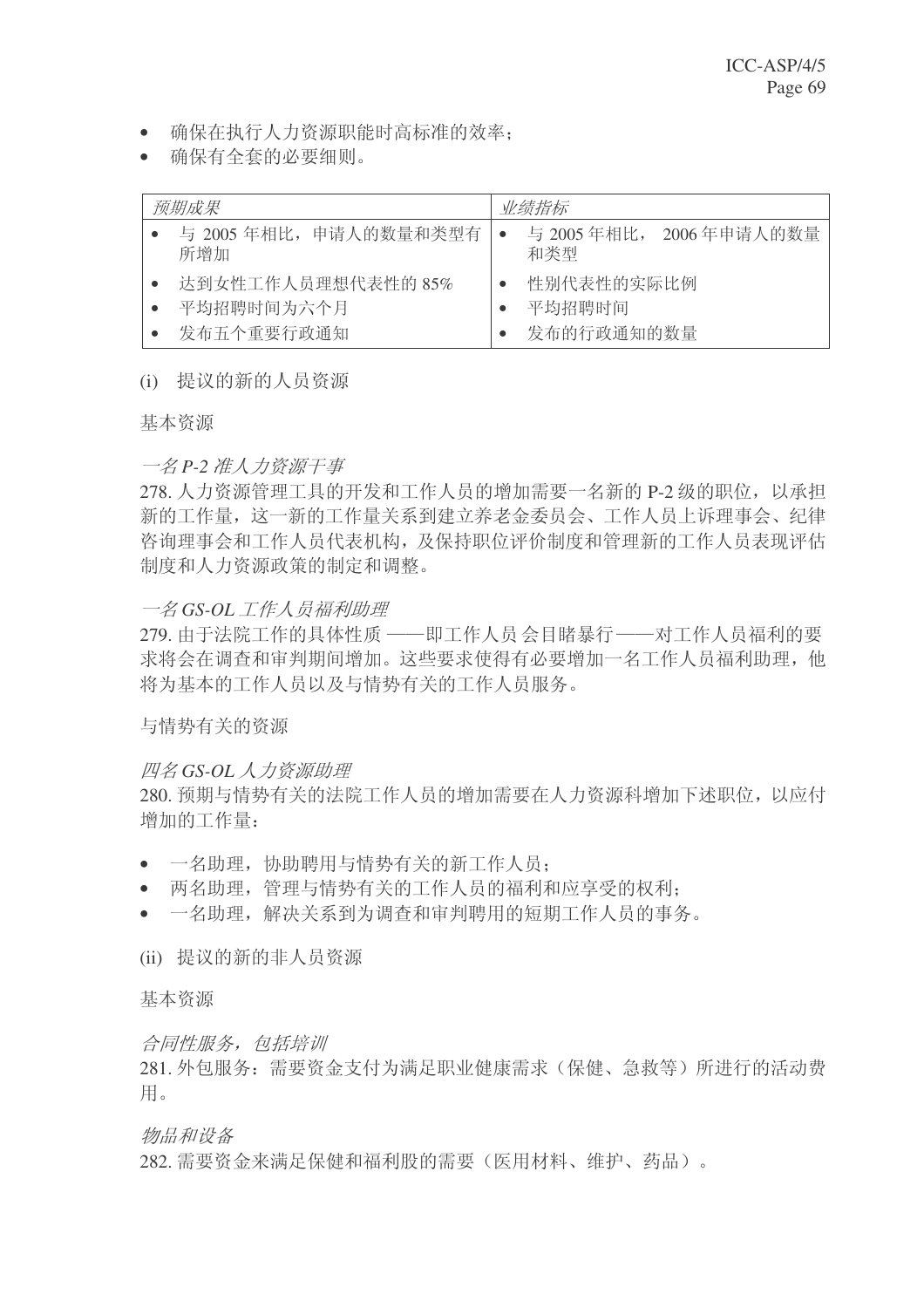- 确保在执行人力资源职能时高标准的效率；
- 确保有全套的必要细则。

| *预期成果* | *业绩指标* |
| --- | --- |
| • 与 2005 年相比，申请人的数量和类型有所增加 | • 与 2005 年相比， 2006 年申请人的数量和类型 |
| • 达到女性工作人员理想代表性的 85% | • 性别代表性的实际比例 |
| • 平均招聘时间为六个月 | • 平均招聘时间 |
| • 发布五个重要行政通知 | • 发布的行政通知的数量 |

(i) 提议的新的人员资源

基本资源

*一名 P-2 准人力资源干事*

278. 人力资源管理工具的开发和工作人员的增加需要一名新的 P-2 级的职位，以承担新的工作量，这一新的工作量关系到建立养老金委员会、工作人员上诉理事会、纪律咨询理事会和工作人员代表机构，及保持职位评价制度和管理新的工作人员表现评估制度和人力资源政策的制定和调整。

*一名 GS-OL 工作人员福利助理*

279. 由于法院工作的具体性质 ——即工作人员 会目睹暴行——对工作人员福利的要求将会在调查和审判期间增加。这些要求使得有必要增加一名工作人员福利助理，他将为基本的工作人员以及与情势有关的工作人员服务。

与情势有关的资源

*四名 GS-OL 人力资源助理*

280. 预期与情势有关的法院工作人员的增加需要在人力资源科增加下述职位，以应付增加的工作量：

- 一名助理，协助聘用与情势有关的新工作人员；
- 两名助理，管理与情势有关的工作人员的福利和应享受的权利；
- 一名助理，解决关系到为调查和审判聘用的短期工作人员的事务。

(ii) 提议的新的非人员资源

基本资源

*合同性服务，包括培训*

281. 外包服务：需要资金支付为满足职业健康需求（保健、急救等）所进行的活动费用。

*物品和设备*

282. 需要资金来满足保健和福利股的需要（医用材料、维护、药品）。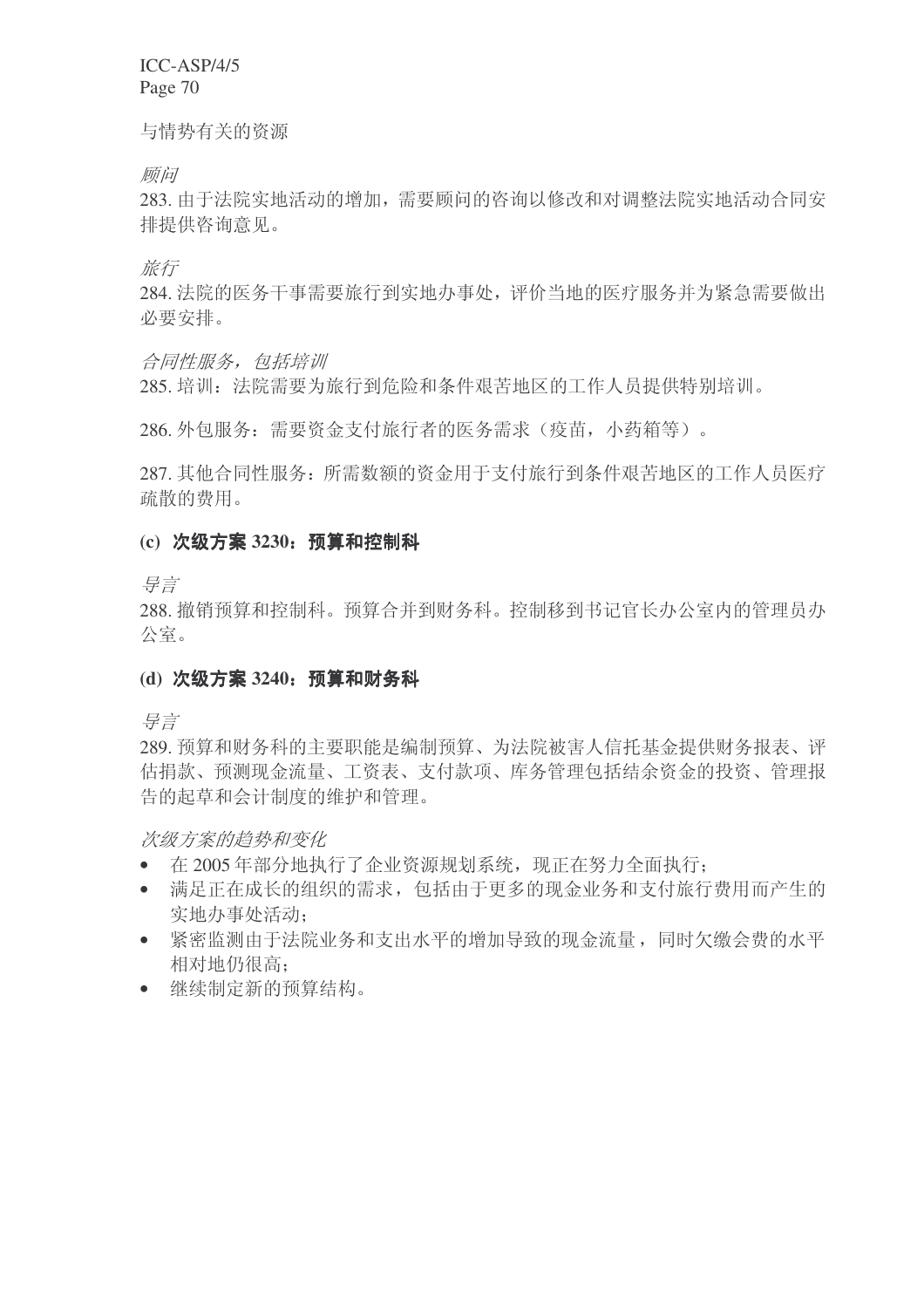与情势有关的资源

*顾问*

283. 由于法院实地活动的增加，需要顾问的咨询以修改和对调整法院实地活动合同安排提供咨询意见。

*旅行*

284. 法院的医务干事需要旅行到实地办事处，评价当地的医疗服务并为紧急需要做出必要安排。

*合同性服务，包括培训*

285. 培训：法院需要为旅行到危险和条件艰苦地区的工作人员提供特别培训。

286. 外包服务：需要资金支付旅行者的医务需求（疫苗，小药箱等）。

287. 其他合同性服务：所需数额的资金用于支付旅行到条件艰苦地区的工作人员医疗疏散的费用。

### (c) 次级方案 3230：预算和控制科

*导言*

288. 撤销预算和控制科。预算合并到财务科。控制移到书记官长办公室内的管理员办公室。

### (d) 次级方案 3240：预算和财务科

*导言*

289. 预算和财务科的主要职能是编制预算、为法院被害人信托基金提供财务报表、评估捐款、预测现金流量、工资表、支付款项、库务管理包括结余资金的投资、管理报告的起草和会计制度的维护和管理。

*次级方案的趋势和变化*

- 在 2005 年部分地执行了企业资源规划系统，现正在努力全面执行；
- 满足正在成长的组织的需求，包括由于更多的现金业务和支付旅行费用而产生的实地办事处活动；
- 紧密监测由于法院业务和支出水平的增加导致的现金流量，同时欠缴会费的水平相对地仍很高；
- 继续制定新的预算结构。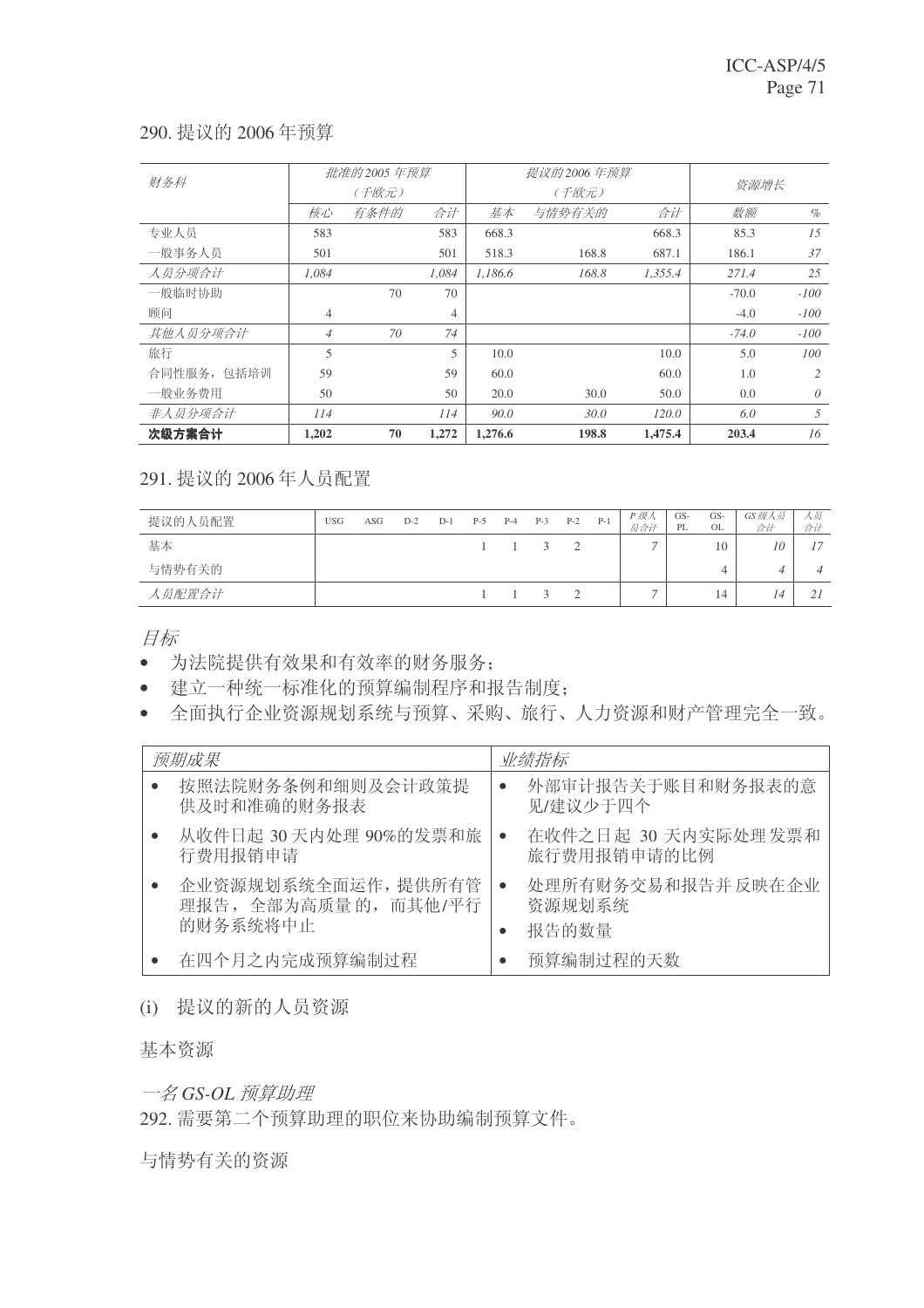290. 提议的 2006 年预算

| 财务科 | 批准的2005 年预算（千欧元） | | | 提议的2006 年预算（千欧元） | | | 资源增长 | |
|---|---|---|---|---|---|---|---|---|
| | 核心 | 有条件的 | 合计 | 基本 | 与情势有关的 | 合计 | 数额 | % |
| 专业人员 | 583 | | 583 | 668.3 | | 668.3 | 85.3 | 15 |
| 一般事务人员 | 501 | | 501 | 518.3 | 168.8 | 687.1 | 186.1 | 37 |
| *人员分项合计* | *1,084* | | *1,084* | *1,186.6* | *168.8* | *1,355.4* | *271.4* | *25* |
| 一般临时协助 | | 70 | 70 | | | | -70.0 | -100 |
| 顾问 | 4 | | 4 | | | | -4.0 | -100 |
| *其他人员分项合计* | *4* | *70* | *74* | | | | *-74.0* | *-100* |
| 旅行 | 5 | | 5 | 10.0 | | 10.0 | 5.0 | 100 |
| 合同性服务，包括培训 | 59 | | 59 | 60.0 | | 60.0 | 1.0 | 2 |
| 一般业务费用 | 50 | | 50 | 20.0 | 30.0 | 50.0 | 0.0 | 0 |
| *非人员分项合计* | *114* | | *114* | *90.0* | *30.0* | *120.0* | *6.0* | *5* |
| **次级方案合计** | **1,202** | **70** | **1,272** | **1,276.6** | **198.8** | **1,475.4** | **203.4** | *16* |

291. 提议的 2006 年人员配置

| 提议的人员配置 | USG | ASG | D-2 | D-1 | P-5 | P-4 | P-3 | P-2 | P-1 | P 级人员合计 | GS-PL | GS-OL | GS 级人员合计 | 人员合计 |
|---|---|---|---|---|---|---|---|---|---|---|---|---|---|---|
| 基本 | | | | | 1 | 1 | 3 | 2 | | 7 | | 10 | 10 | 17 |
| 与情势有关的 | | | | | | | | | | | | 4 | 4 | 4 |
| *人员配置合计* | | | | | 1 | 1 | 3 | 2 | | 7 | | 14 | 14 | 21 |

*目标*

- 为法院提供有效果和有效率的财务服务；
- 建立一种统一标准化的预算编制程序和报告制度；
- 全面执行企业资源规划系统与预算、采购、旅行、人力资源和财产管理完全一致。

| *预期成果* | *业绩指标* |
|---|---|
| • 按照法院财务条例和细则及会计政策提供及时和准确的财务报表 | • 外部审计报告关于账目和财务报表的意见/建议少于四个 |
| • 从收件日起 30 天内处理 90%的发票和旅行费用报销申请 | • 在收件之日起 30 天内实际处理发票和旅行费用报销申请的比例 |
| • 企业资源规划系统全面运作，提供所有管理报告，全部为高质量的，而其他/平行的财务系统将中止 | • 处理所有财务交易和报告并反映在企业资源规划系统<br>• 报告的数量 |
| • 在四个月之内完成预算编制过程 | • 预算编制过程的天数 |

(i) 提议的新的人员资源

基本资源

*一名 GS-OL 预算助理*

292. 需要第二个预算助理的职位来协助编制预算文件。

与情势有关的资源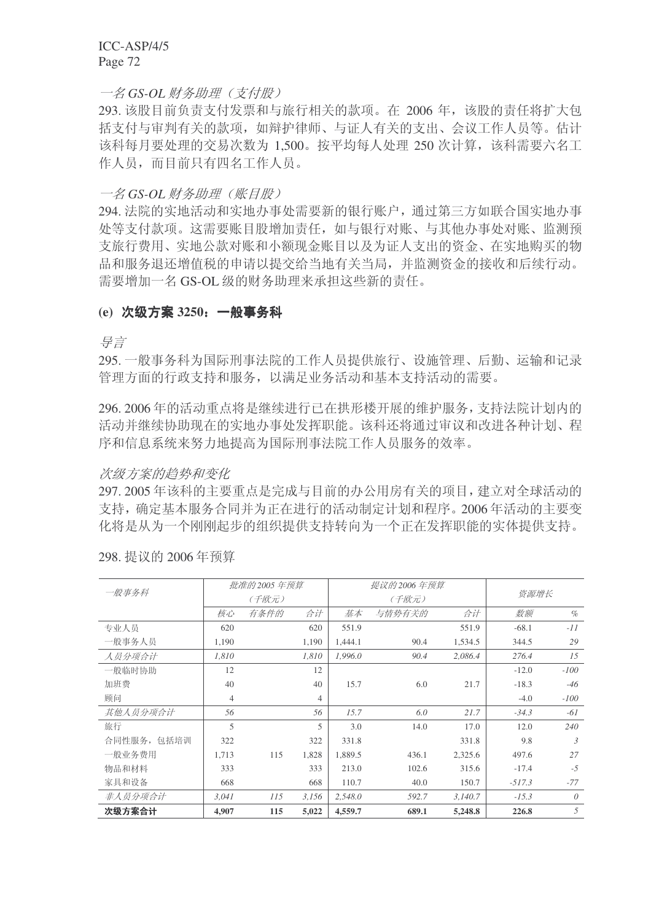*一名 GS-OL 财务助理（支付股）*

293. 该股目前负责支付发票和与旅行相关的款项。在 2006 年，该股的责任将扩大包括支付与审判有关的款项，如辩护律师、与证人有关的支出、会议工作人员等。估计该科每月要处理的交易次数为 1,500。按平均每人处理 250 次计算，该科需要六名工作人员，而目前只有四名工作人员。

*一名 GS-OL 财务助理（账目股）*

294. 法院的实地活动和实地办事处需要新的银行账户，通过第三方如联合国实地办事处等支付款项。这需要账目股增加责任，如与银行对账、与其他办事处对账、监测预支旅行费用、实地公款对账和小额现金账目以及为证人支出的资金、在实地购买的物品和服务退还增值税的申请以提交给当地有关当局，并监测资金的接收和后续行动。需要增加一名 GS-OL 级的财务助理来承担这些新的责任。

## (e) 次级方案 3250：一般事务科

*导言*

295. 一般事务科为国际刑事法院的工作人员提供旅行、设施管理、后勤、运输和记录管理方面的行政支持和服务，以满足业务活动和基本支持活动的需要。

296. 2006 年的活动重点将是继续进行已在拱形楼开展的维护服务，支持法院计划内的活动并继续协助现在的实地办事处发挥职能。该科还将通过审议和改进各种计划、程序和信息系统来努力地提高为国际刑事法院工作人员服务的效率。

*次级方案的趋势和变化*

297. 2005 年该科的主要重点是完成与目前的办公用房有关的项目，建立对全球活动的支持，确定基本服务合同并为正在进行的活动制定计划和程序。2006 年活动的主要变化将是从为一个刚刚起步的组织提供支持转向为一个正在发挥职能的实体提供支持。

298. 提议的 2006 年预算

| *一般事务科* | *批准的 2005 年预算（千欧元）* | | | *提议的 2006 年预算（千欧元）* | | | *资源增长* | |
|---|---|---|---|---|---|---|---|---|
| | *核心* | *有条件的* | *合计* | *基本* | *与情势有关的* | *合计* | *数额* | *%* |
| 专业人员 | 620 | | 620 | 551.9 | | 551.9 | -68.1 | *-11* |
| 一般事务人员 | 1,190 | | 1,190 | 1,444.1 | 90.4 | 1,534.5 | 344.5 | *29* |
| *人员分项合计* | *1,810* | | *1,810* | *1,996.0* | *90.4* | *2,086.4* | *276.4* | *15* |
| 一般临时协助 | 12 | | 12 | | | | -12.0 | *-100* |
| 加班费 | 40 | | 40 | 15.7 | 6.0 | 21.7 | -18.3 | *-46* |
| 顾问 | 4 | | 4 | | | | -4.0 | *-100* |
| *其他人员分项合计* | *56* | | *56* | *15.7* | *6.0* | *21.7* | *-34.3* | *-61* |
| 旅行 | 5 | | 5 | 3.0 | 14.0 | 17.0 | 12.0 | *240* |
| 合同性服务，包括培训 | 322 | | 322 | 331.8 | | 331.8 | 9.8 | *3* |
| 一般业务费用 | 1,713 | 115 | 1,828 | 1,889.5 | 436.1 | 2,325.6 | 497.6 | *27* |
| 物品和材料 | 333 | | 333 | 213.0 | 102.6 | 315.6 | -17.4 | *-5* |
| 家具和设备 | 668 | | 668 | 110.7 | 40.0 | 150.7 | *-517.3* | *-77* |
| *非人员分项合计* | *3,041* | *115* | *3,156* | *2,548.0* | *592.7* | *3,140.7* | *-15.3* | *0* |
| **次级方案合计** | **4,907** | **115** | **5,022** | **4,559.7** | **689.1** | **5,248.8** | **226.8** | *5* |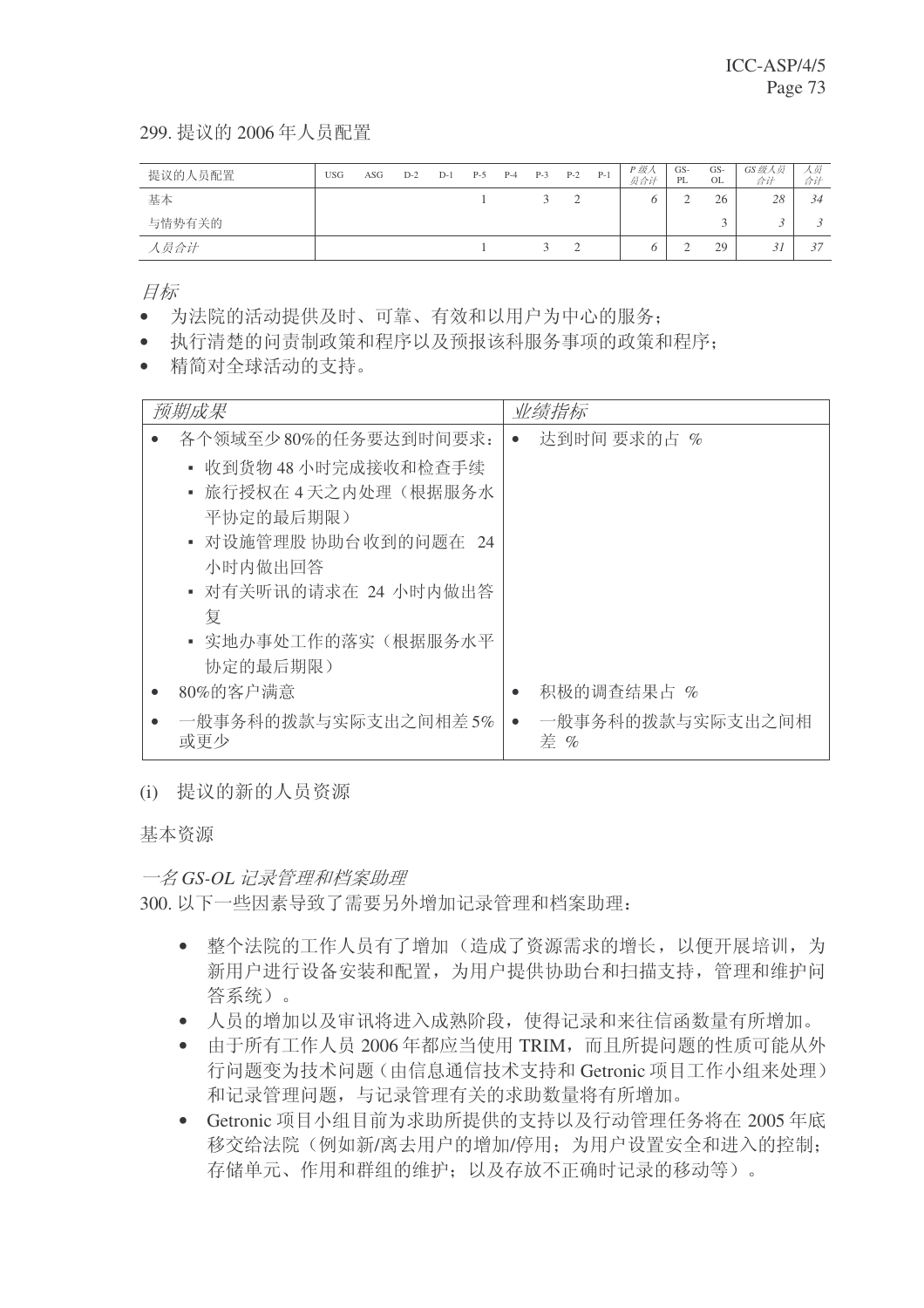299. 提议的 2006 年人员配置

| 提议的人员配置 | USG | ASG | D-2 | D-1 | P-5 | P-4 | P-3 | P-2 | P-1 | *P 级人员合计* | GS-PL | GS-OL | *GS 级人员合计* | *人员合计* |
|---|---|---|---|---|---|---|---|---|---|---|---|---|---|---|
| 基本 | | | | | 1 | | 3 | 2 | | *6* | 2 | 26 | *28* | *34* |
| 与情势有关的 | | | | | | | | | | | | 3 | *3* | *3* |
| *人员合计* | | | | | 1 | | 3 | 2 | | *6* | 2 | 29 | *31* | *37* |

*目标*

- 为法院的活动提供及时、可靠、有效和以用户为中心的服务；
- 执行清楚的问责制政策和程序以及预报该科服务事项的政策和程序；
- 精简对全球活动的支持。

| *预期成果* | *业绩指标* |
|---|---|
| • 各个领域至少 80%的任务要达到时间要求：<br>▪ 收到货物 48 小时完成接收和检查手续<br>▪ 旅行授权在 4 天之内处理（根据服务水平协定的最后期限）<br>▪ 对设施管理股 协助台收到的问题在 24 小时内做出回答<br>▪ 对有关听讯的请求在 24 小时内做出答复<br>▪ 实地办事处工作的落实（根据服务水平协定的最后期限） | • 达到时间 要求的占 % |
| • 80%的客户满意 | • 积极的调查结果占 % |
| • 一般事务科的拨款与实际支出之间相差 5%或更少 | • 一般事务科的拨款与实际支出之间相差 % |

(i) 提议的新的人员资源

基本资源

*一名 GS-OL 记录管理和档案助理*

300. 以下一些因素导致了需要另外增加记录管理和档案助理：

- 整个法院的工作人员有了增加（造成了资源需求的增长，以便开展培训，为新用户进行设备安装和配置，为用户提供协助台和扫描支持，管理和维护问答系统）。
- 人员的增加以及审讯将进入成熟阶段，使得记录和来往信函数量有所增加。
- 由于所有工作人员 2006 年都应当使用 TRIM，而且所提问题的性质可能从外行问题变为技术问题（由信息通信技术支持和 Getronic 项目工作小组来处理）和记录管理问题，与记录管理有关的求助数量将有所增加。
- Getronic 项目小组目前为求助所提供的支持以及行动管理任务将在 2005 年底移交给法院（例如新/离去用户的增加/停用；为用户设置安全和进入的控制；存储单元、作用和群组的维护；以及存放不正确时记录的移动等）。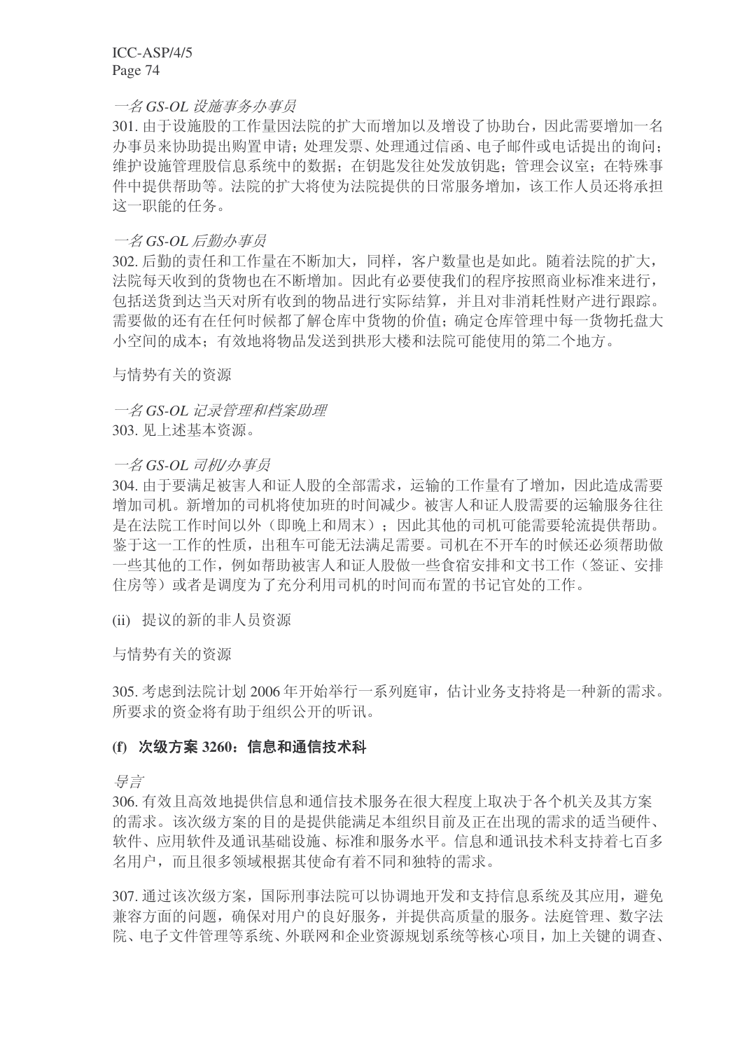*一名 GS-OL 设施事务办事员*

301. 由于设施股的工作量因法院的扩大而增加以及增设了协助台，因此需要增加一名办事员来协助提出购置申请；处理发票、处理通过信函、电子邮件或电话提出的询问；维护设施管理股信息系统中的数据；在钥匙发往处发放钥匙；管理会议室；在特殊事件中提供帮助等。法院的扩大将使为法院提供的日常服务增加，该工作人员还将承担这一职能的任务。

*一名 GS-OL 后勤办事员*

302. 后勤的责任和工作量在不断加大，同样，客户数量也是如此。随着法院的扩大，法院每天收到的货物也在不断增加。因此有必要使我们的程序按照商业标准来进行，包括送货到达当天对所有收到的物品进行实际结算，并且对非消耗性财产进行跟踪。需要做的还有在任何时候都了解仓库中货物的价值；确定仓库管理中每一货物托盘大小空间的成本；有效地将物品发送到拱形大楼和法院可能使用的第二个地方。

与情势有关的资源

*一名 GS-OL 记录管理和档案助理*

303. 见上述基本资源。

*一名 GS-OL 司机/办事员*

304. 由于要满足被害人和证人股的全部需求，运输的工作量有了增加，因此造成需要增加司机。新增加的司机将使加班的时间减少。被害人和证人股需要的运输服务往往是在法院工作时间以外（即晚上和周末）；因此其他的司机可能需要轮流提供帮助。鉴于这一工作的性质，出租车可能无法满足需要。司机在不开车的时候还必须帮助做一些其他的工作，例如帮助被害人和证人股做一些食宿安排和文书工作（签证、安排住房等）或者是调度为了充分利用司机的时间而布置的书记官处的工作。

(ii) 提议的新的非人员资源

与情势有关的资源

305. 考虑到法院计划 2006 年开始举行一系列庭审，估计业务支持将是一种新的需求。所要求的资金将有助于组织公开的听讯。

**(f) 次级方案 3260：信息和通信技术科**

*导言*

306. 有效且高效地提供信息和通信技术服务在很大程度上取决于各个机关及其方案的需求。该次级方案的目的是提供能满足本组织目前及正在出现的需求的适当硬件、软件、应用软件及通讯基础设施、标准和服务水平。信息和通讯技术科支持着七百多名用户，而且很多领域根据其使命有着不同和独特的需求。

307. 通过该次级方案，国际刑事法院可以协调地开发和支持信息系统及其应用，避免兼容方面的问题，确保对用户的良好服务，并提供高质量的服务。法庭管理、数字法院、电子文件管理等系统、外联网和企业资源规划系统等核心项目，加上关键的调查、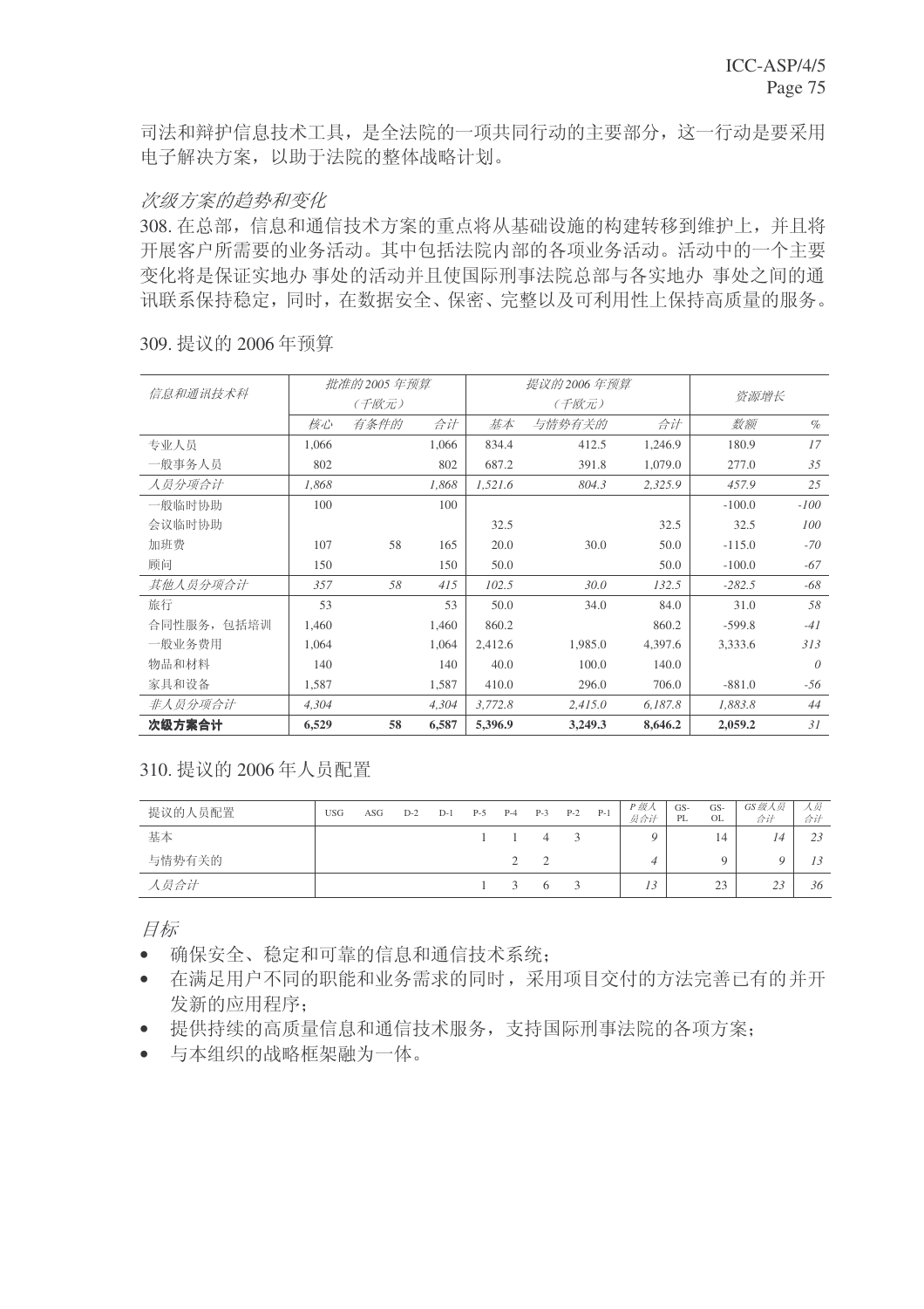司法和辩护信息技术工具，是全法院的一项共同行动的主要部分，这一行动是要采用电子解决方案，以助于法院的整体战略计划。

*次级方案的趋势和变化*

308. 在总部，信息和通信技术方案的重点将从基础设施的构建转移到维护上，并且将开展客户所需要的业务活动。其中包括法院内部的各项业务活动。活动中的一个主要变化将是保证实地办 事处的活动并且使国际刑事法院总部与各实地办 事处之间的通讯联系保持稳定，同时，在数据安全、保密、完整以及可利用性上保持高质量的服务。

309. 提议的 2006 年预算

| *信息和通讯技术科* | *批准的 2005 年预算（千欧元）* | | | *提议的 2006 年预算（千欧元）* | | | *资源增长* | |
|---|---|---|---|---|---|---|---|---|
| | *核心* | *有条件的* | *合计* | *基本* | *与情势有关的* | *合计* | *数额* | *%* |
| 专业人员 | 1,066 | | 1,066 | 834.4 | 412.5 | 1,246.9 | 180.9 | *17* |
| 一般事务人员 | 802 | | 802 | 687.2 | 391.8 | 1,079.0 | 277.0 | *35* |
| *人员分项合计* | *1,868* | | *1,868* | *1,521.6* | *804.3* | *2,325.9* | *457.9* | *25* |
| 一般临时协助 | 100 | | 100 | | | | -100.0 | *-100* |
| 会议临时协助 | | | | 32.5 | | 32.5 | 32.5 | *100* |
| 加班费 | 107 | 58 | 165 | 20.0 | 30.0 | 50.0 | -115.0 | *-70* |
| 顾问 | 150 | | 150 | 50.0 | | 50.0 | -100.0 | *-67* |
| *其他人员分项合计* | *357* | *58* | *415* | *102.5* | *30.0* | *132.5* | *-282.5* | *-68* |
| 旅行 | 53 | | 53 | 50.0 | 34.0 | 84.0 | 31.0 | *58* |
| 合同性服务，包括培训 | 1,460 | | 1,460 | 860.2 | | 860.2 | -599.8 | *-41* |
| 一般业务费用 | 1,064 | | 1,064 | 2,412.6 | 1,985.0 | 4,397.6 | 3,333.6 | *313* |
| 物品和材料 | 140 | | 140 | 40.0 | 100.0 | 140.0 | | *0* |
| 家具和设备 | 1,587 | | 1,587 | 410.0 | 296.0 | 706.0 | -881.0 | *-56* |
| *非人员分项合计* | *4,304* | | *4,304* | *3,772.8* | *2,415.0* | *6,187.8* | *1,883.8* | *44* |
| **次级方案合计** | **6,529** | **58** | **6,587** | **5,396.9** | **3,249.3** | **8,646.2** | **2,059.2** | *31* |

310. 提议的 2006 年人员配置

| 提议的人员配置 | USG | ASG | D-2 | D-1 | P-5 | P-4 | P-3 | P-2 | P-1 | *P 级人员合计* | GS-PL | GS-OL | *GS 级人员合计* | *人员合计* |
|---|---|---|---|---|---|---|---|---|---|---|---|---|---|---|
| 基本 | | | | | 1 | 1 | 4 | 3 | | *9* | | 14 | *14* | *23* |
| 与情势有关的 | | | | | | 2 | 2 | | | *4* | | 9 | *9* | *13* |
| *人员合计* | | | | | 1 | 3 | 6 | 3 | | *13* | | 23 | *23* | *36* |

*目标*

- 确保安全、稳定和可靠的信息和通信技术系统；
- 在满足用户不同的职能和业务需求的同时，采用项目交付的方法完善已有的并开发新的应用程序；
- 提供持续的高质量信息和通信技术服务，支持国际刑事法院的各项方案；
- 与本组织的战略框架融为一体。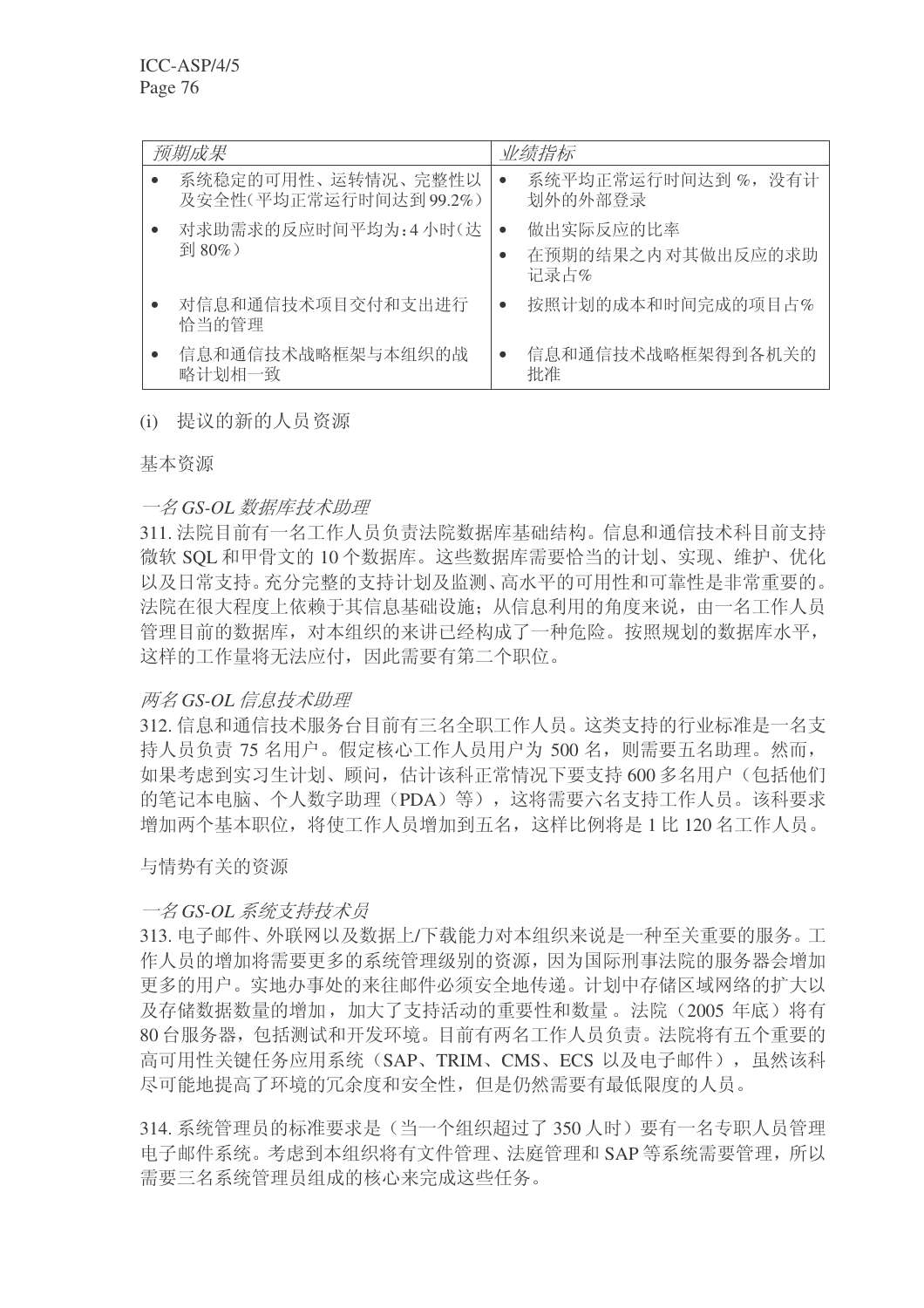| *预期成果* | *业绩指标* |
|---|---|
| • 系统稳定的可用性、运转情况、完整性以及安全性(平均正常运行时间达到99.2%) | • 系统平均正常运行时间达到 %，没有计划外的外部登录 |
| • 对求助需求的反应时间平均为：4 小时(达到 80%) | • 做出实际反应的比率<br>• 在预期的结果之内对其做出反应的求助记录占% |
| • 对信息和通信技术项目交付和支出进行恰当的管理 | • 按照计划的成本和时间完成的项目占% |
| • 信息和通信技术战略框架与本组织的战略计划相一致 | • 信息和通信技术战略框架得到各机关的批准 |

(i) 提议的新的人员资源

基本资源

*一名 GS-OL 数据库技术助理*

311. 法院目前有一名工作人员负责法院数据库基础结构。信息和通信技术科目前支持微软 SQL 和甲骨文的 10 个数据库。这些数据库需要恰当的计划、实现、维护、优化以及日常支持。充分完整的支持计划及监测、高水平的可用性和可靠性是非常重要的。法院在很大程度上依赖于其信息基础设施；从信息利用的角度来说，由一名工作人员管理目前的数据库，对本组织的来讲已经构成了一种危险。按照规划的数据库水平，这样的工作量将无法应付，因此需要有第二个职位。

*两名 GS-OL 信息技术助理*

312. 信息和通信技术服务台目前有三名全职工作人员。这类支持的行业标准是一名支持人员负责 75 名用户。假定核心工作人员用户为 500 名，则需要五名助理。然而，如果考虑到实习生计划、顾问，估计该科正常情况下要支持 600 多名用户（包括他们的笔记本电脑、个人数字助理（PDA）等），这将需要六名支持工作人员。该科要求增加两个基本职位，将使工作人员增加到五名，这样比例将是 1 比 120 名工作人员。

与情势有关的资源

*一名 GS-OL 系统支持技术员*

313. 电子邮件、外联网以及数据上/下载能力对本组织来说是一种至关重要的服务。工作人员的增加将需要更多的系统管理级别的资源，因为国际刑事法院的服务器会增加更多的用户。实地办事处的来往邮件必须安全地传递。计划中存储区域网络的扩大以及存储数据数量的增加，加大了支持活动的重要性和数量 。法院（2005 年底）将有 80 台服务器，包括测试和开发环境。目前有两名工作人员负责。法院将有五个重要的高可用性关键任务应用系统（SAP、TRIM、CMS、ECS 以及电子邮件），虽然该科尽可能地提高了环境的冗余度和安全性，但是仍然需要有最低限度的人员。

314. 系统管理员的标准要求是（当一个组织超过了 350 人时）要有一名专职人员管理电子邮件系统。考虑到本组织将有文件管理、法庭管理和 SAP 等系统需要管理，所以需要三名系统管理员组成的核心来完成这些任务。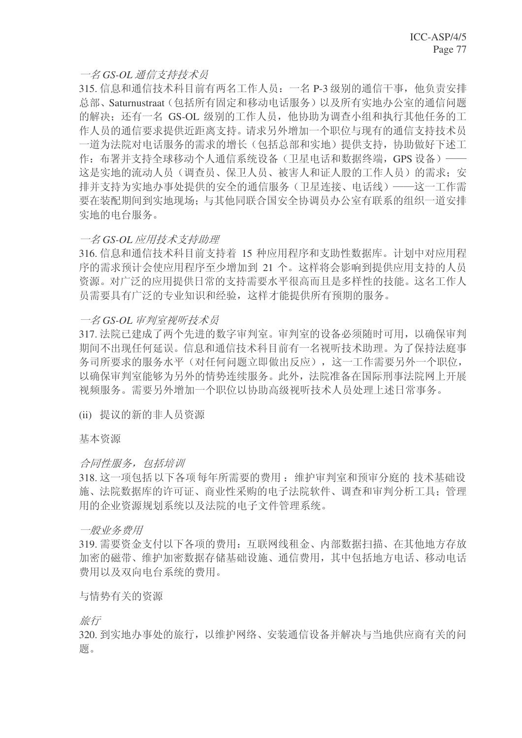*一名 GS-OL 通信支持技术员*

315. 信息和通信技术科目前有两名工作人员：一名 P-3 级别的通信干事，他负责安排总部、Saturnustraat（包括所有固定和移动电话服务）以及所有实地办公室的通信问题的解决；还有一名 GS-OL 级别的工作人员，他协助为调查小组和执行其他任务的工作人员的通信要求提供近距离支持。请求另外增加一个职位与现有的通信支持技术员一道为法院对电话服务的需求的增长（包括总部和实地）提供支持，协助做好下述工作：布署并支持全球移动个人通信系统设备（卫星电话和数据终端，GPS 设备）——这是实地的流动人员（调查员、保卫人员、被害人和证人股的工作人员）的需求；安排并支持为实地办事处提供的安全的通信服务（卫星连接、电话线）——这一工作需要在装配期间到实地现场；与其他同联合国安全协调员办公室有联系的组织一道安排实地的电台服务。

*一名 GS-OL 应用技术支持助理*

316. 信息和通信技术科目前支持着 15 种应用程序和支助性数据库。计划中对应用程序的需求预计会使应用程序至少增加到 21 个。这样将会影响到提供应用支持的人员资源。对广泛的应用提供日常的支持需要水平很高而且是多样性的技能。这名工作人员需要具有广泛的专业知识和经验，这样才能提供所有预期的服务。

*一名 GS-OL 审判室视听技术员*

317. 法院已建成了两个先进的数字审判室。审判室的设备必须随时可用，以确保审判期间不出现任何延误。信息和通信技术科目前有一名视听技术助理。为了保持法庭事务司所要求的服务水平（对任何问题立即做出反应），这一工作需要另外一个职位，以确保审判室能够为另外的情势连续服务。此外，法院准备在国际刑事法院网上开展视频服务。需要另外增加一个职位以协助高级视听技术人员处理上述日常事务。

(ii) 提议的新的非人员资源

基本资源

*合同性服务，包括培训*

318. 这一项包括以下各项每年所需要的费用：维护审判室和预审分庭的技术基础设施、法院数据库的许可证、商业性采购的电子法院软件、调查和审判分析工具；管理用的企业资源规划系统以及法院的电子文件管理系统。

*一般业务费用*

319. 需要资金支付以下各项的费用：互联网线租金、内部数据扫描、在其他地方存放加密的磁带、维护加密数据存储基础设施、通信费用，其中包括地方电话、移动电话费用以及双向电台系统的费用。

与情势有关的资源

*旅行*

320. 到实地办事处的旅行，以维护网络、安装通信设备并解决与当地供应商有关的问题。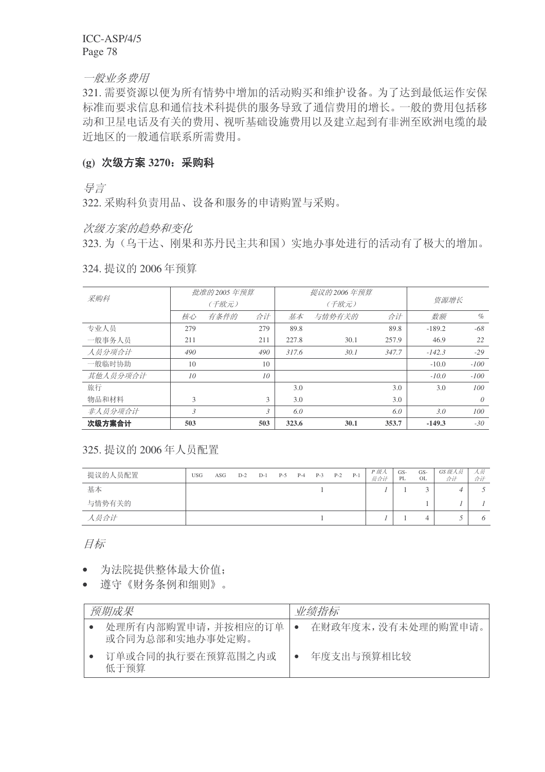*一般业务费用*

321. 需要资源以便为所有情势中增加的活动购买和维护设备。为了达到最低运作安保标准而要求信息和通信技术科提供的服务导致了通信费用的增长。一般的费用包括移动和卫星电话及有关的费用、视听基础设施费用以及建立起到有非洲至欧洲电缆的最近地区的一般通信联系所需费用。

## (g) 次级方案 3270：采购科

*导言*

322. 采购科负责用品、设备和服务的申请购置与采购。

*次级方案的趋势和变化*

323. 为（乌干达、刚果和苏丹民主共和国）实地办事处进行的活动有了极大的增加。

324. 提议的 2006 年预算

| 采购科 | 批准的2005 年预算（千欧元） | | | 提议的2006 年预算（千欧元） | | | 资源增长 | |
|---|---|---|---|---|---|---|---|---|
| | 核心 | 有条件的 | 合计 | 基本 | 与情势有关的 | 合计 | 数额 | % |
| 专业人员 | 279 | | 279 | 89.8 | | 89.8 | -189.2 | -68 |
| 一般事务人员 | 211 | | 211 | 227.8 | 30.1 | 257.9 | 46.9 | 22 |
| *人员分项合计* | *490* | | *490* | *317.6* | *30.1* | *347.7* | *-142.3* | *-29* |
| 一般临时协助 | 10 | | 10 | | | | -10.0 | -100 |
| *其他人员分项合计* | *10* | | *10* | | | | *-10.0* | *-100* |
| 旅行 | | | | 3.0 | | 3.0 | 3.0 | 100 |
| 物品和材料 | 3 | | 3 | 3.0 | | 3.0 | | 0 |
| *非人员分项合计* | *3* | | *3* | *6.0* | | *6.0* | *3.0* | *100* |
| **次级方案合计** | **503** | | **503** | **323.6** | **30.1** | **353.7** | **-149.3** | *-30* |

325. 提议的 2006 年人员配置

| 提议的人员配置 | USG | ASG | D-2 | D-1 | P-5 | P-4 | P-3 | P-2 | P-1 | *P 级人员合计* | GS-PL | GS-OL | *GS 级人员合计* | *人员合计* |
|---|---|---|---|---|---|---|---|---|---|---|---|---|---|---|
| 基本 | | | | | | | 1 | | | *1* | 1 | 3 | *4* | *5* |
| 与情势有关的 | | | | | | | | | | | | 1 | *1* | *1* |
| *人员合计* | | | | | | | 1 | | | *1* | 1 | 4 | *5* | *6* |

*目标*

- 为法院提供整体最大价值；
- 遵守《财务条例和细则》。

| *预期成果* | *业绩指标* |
|---|---|
| • 处理所有内部购置申请，并按相应的订单或合同为总部和实地办事处定购。 | • 在财政年度末，没有未处理的购置申请。 |
| • 订单或合同的执行要在预算范围之内或低于预算 | • 年度支出与预算相比较 |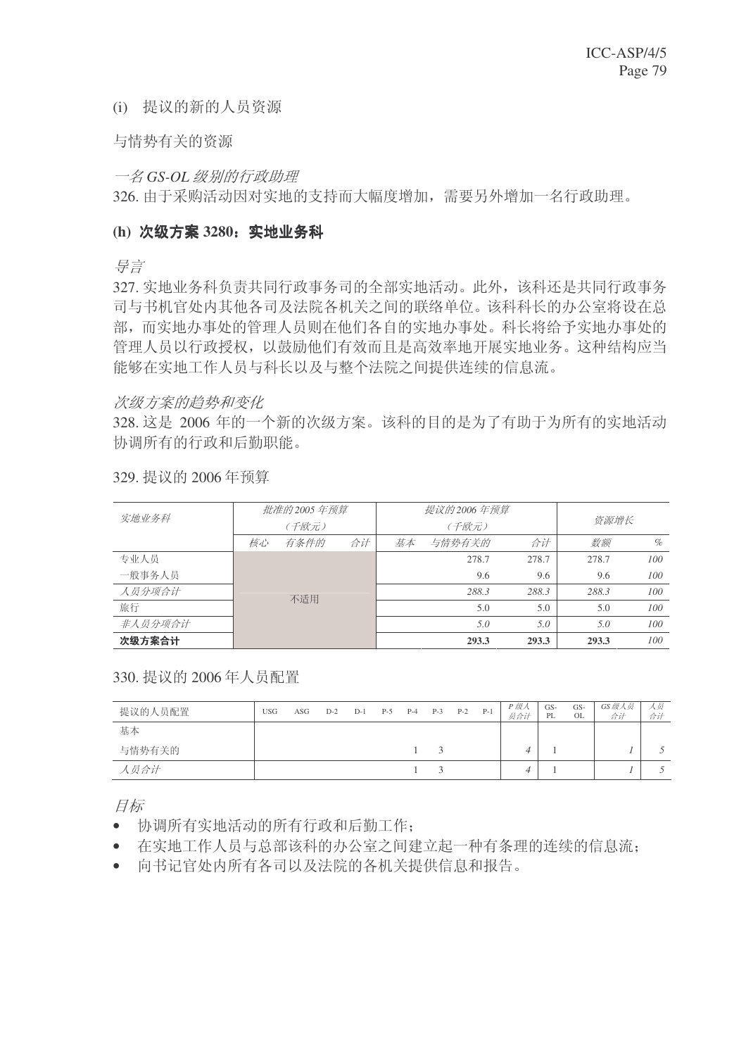(i) 提议的新的人员资源

与情势有关的资源

*一名 GS-OL 级别的行政助理*

326. 由于采购活动因对实地的支持而大幅度增加，需要另外增加一名行政助理。

### (h) 次级方案 3280：实地业务科

*导言*

327. 实地业务科负责共同行政事务司的全部实地活动。此外，该科还是共同行政事务司与书机官处内其他各司及法院各机关之间的联络单位。该科科长的办公室将设在总部，而实地办事处的管理人员则在他们各自的实地办事处。科长将给予实地办事处的管理人员以行政授权，以鼓励他们有效而且是高效率地开展实地业务。这种结构应当能够在实地工作人员与科长以及与整个法院之间提供连续的信息流。

*次级方案的趋势和变化*

328. 这是 2006 年的一个新的次级方案。该科的目的是为了有助于为所有的实地活动协调所有的行政和后勤职能。

329. 提议的 2006 年预算

| *实地业务科* | *批准的 2005 年预算（千欧元）* | | | *提议的 2006 年预算（千欧元）* | | | *资源增长* | |
|---|---|---|---|---|---|---|---|---|
| | *核心* | *有条件的* | *合计* | *基本* | *与情势有关的* | *合计* | *数额* | *%* |
| 专业人员 | 不适用 | | | | 278.7 | 278.7 | 278.7 | *100* |
| 一般事务人员 | | | | | 9.6 | 9.6 | 9.6 | *100* |
| *人员分项合计* | | | | | *288.3* | *288.3* | *288.3* | *100* |
| 旅行 | | | | | 5.0 | 5.0 | 5.0 | *100* |
| *非人员分项合计* | | | | | *5.0* | *5.0* | *5.0* | *100* |
| **次级方案合计** | | | | | **293.3** | **293.3** | **293.3** | *100* |

330. 提议的 2006 年人员配置

| 提议的人员配置 | USG | ASG | D-2 | D-1 | P-5 | P-4 | P-3 | P-2 | P-1 | *P 级人员合计* | GS-PL | GS-OL | *GS 级人员合计* | *人员合计* |
|---|---|---|---|---|---|---|---|---|---|---|---|---|---|---|
| 基本 | | | | | | | | | | | | | | |
| 与情势有关的 | | | | | | 1 | 3 | | | *4* | 1 | | *1* | *5* |
| *人员合计* | | | | | | 1 | 3 | | | *4* | 1 | | *1* | *5* |

*目标*

- 协调所有实地活动的所有行政和后勤工作；
- 在实地工作人员与总部该科的办公室之间建立起一种有条理的连续的信息流；
- 向书记官处内所有各司以及法院的各机关提供信息和报告。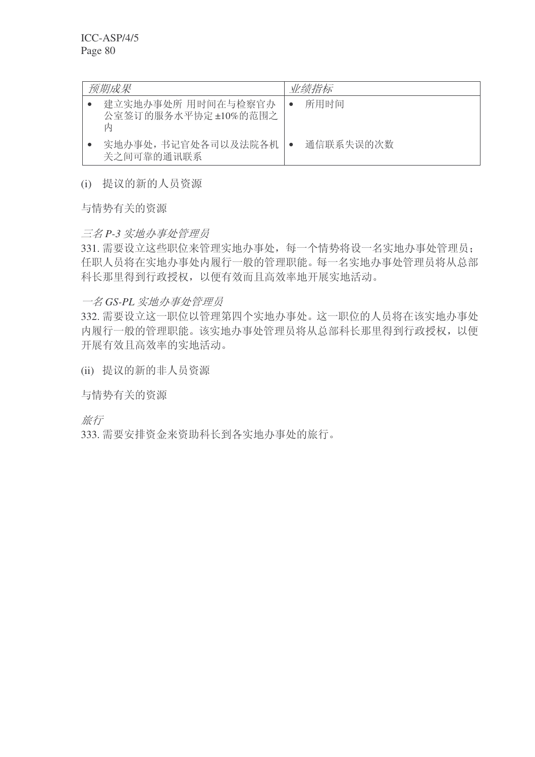| *预期成果* | *业绩指标* |
|---|---|
| • 建立实地办事处所 用时间在与检察官办公室签订的服务水平协定 ±10%的范围之内 | • 所用时间 |
| • 实地办事处，书记官处各司以及法院各机关之间可靠的通讯联系 | • 通信联系失误的次数 |

(i) 提议的新的人员资源

与情势有关的资源

*三名 P-3 实地办事处管理员*

331. 需要设立这些职位来管理实地办事处，每一个情势将设一名实地办事处管理员；任职人员将在实地办事处内履行一般的管理职能。每一名实地办事处管理员将从总部科长那里得到行政授权，以便有效而且高效率地开展实地活动。

*一名 GS-PL 实地办事处管理员*

332. 需要设立这一职位以管理第四个实地办事处。这一职位的人员将在该实地办事处内履行一般的管理职能。该实地办事处管理员将从总部科长那里得到行政授权，以便开展有效且高效率的实地活动。

(ii) 提议的新的非人员资源

与情势有关的资源

*旅行*

333. 需要安排资金来资助科长到各实地办事处的旅行。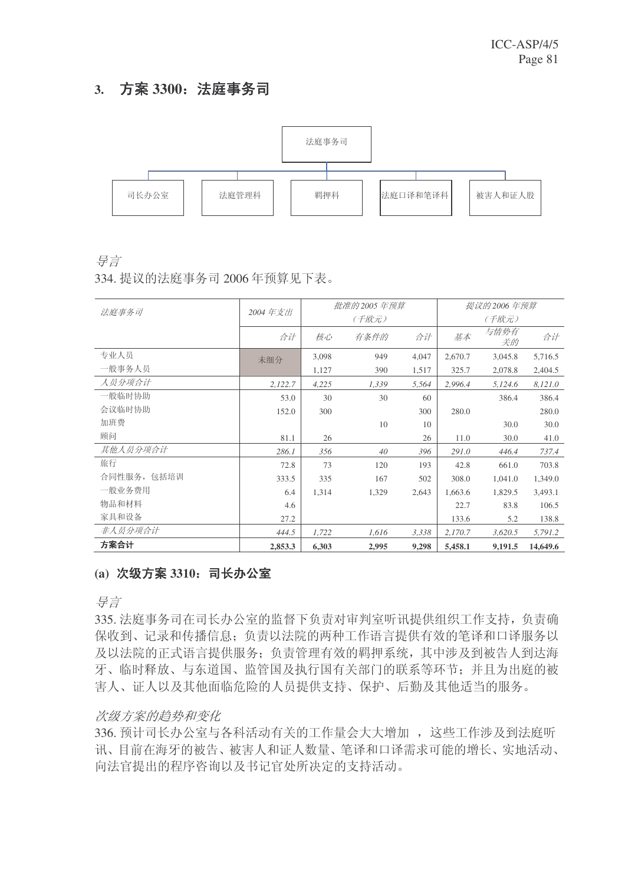### 3. 方案 3300：法庭事务司

法庭事务司

司长办公室 | 法庭管理科 | 羁押科 | 法庭口译和笔译科 | 被害人和证人股

*导言*

334. 提议的法庭事务司 2006 年预算见下表。

| *法庭事务司* | *2004 年支出* | *批准的 2005 年预算（千欧元）* | | | *提议的 2006 年预算（千欧元）* | | |
|---|---|---|---|---|---|---|---|
| | *合计* | *核心* | *有条件的* | *合计* | *基本* | *与情势有关的* | *合计* |
| 专业人员 | 未细分 | 3,098 | 949 | 4,047 | 2,670.7 | 3,045.8 | 5,716.5 |
| 一般事务人员 | | 1,127 | 390 | 1,517 | 325.7 | 2,078.8 | 2,404.5 |
| *人员分项合计* | *2,122.7* | *4,225* | *1,339* | *5,564* | *2,996.4* | *5,124.6* | *8,121.0* |
| 一般临时协助 | 53.0 | 30 | 30 | 60 | | 386.4 | 386.4 |
| 会议临时协助 | 152.0 | 300 | | 300 | 280.0 | | 280.0 |
| 加班费 | | | 10 | 10 | | 30.0 | 30.0 |
| 顾问 | 81.1 | 26 | | 26 | 11.0 | 30.0 | 41.0 |
| *其他人员分项合计* | *286.1* | *356* | *40* | *396* | *291.0* | *446.4* | *737.4* |
| 旅行 | 72.8 | 73 | 120 | 193 | 42.8 | 661.0 | 703.8 |
| 合同性服务，包括培训 | 333.5 | 335 | 167 | 502 | 308.0 | 1,041.0 | 1,349.0 |
| 一般业务费用 | 6.4 | 1,314 | 1,329 | 2,643 | 1,663.6 | 1,829.5 | 3,493.1 |
| 物品和材料 | 4.6 | | | | 22.7 | 83.8 | 106.5 |
| 家具和设备 | 27.2 | | | | 133.6 | 5.2 | 138.8 |
| *非人员分项合计* | *444.5* | *1,722* | *1,616* | *3,338* | *2,170.7* | *3,620.5* | *5,791.2* |
| **方案合计** | **2,853.3** | **6,303** | **2,995** | **9,298** | **5,458.1** | **9,191.5** | **14,649.6** |

#### (a) 次级方案 3310：司长办公室

*导言*

335. 法庭事务司在司长办公室的监督下负责对审判室听讯提供组织工作支持，负责确保收到、记录和传播信息；负责以法院的两种工作语言提供有效的笔译和口译服务以及以法院的正式语言提供服务；负责管理有效的羁押系统，其中涉及到被告人到达海牙、临时释放、与东道国、监管国及执行国有关部门的联系等环节；并且为出庭的被害人、证人以及其他面临危险的人员提供支持、保护、后勤及其他适当的服务。

*次级方案的趋势和变化*

336. 预计司长办公室与各科活动有关的工作量会大大增加 ，这些工作涉及到法庭听讯、目前在海牙的被告、被害人和证人数量、笔译和口译需求可能的增长、实地活动、向法官提出的程序咨询以及书记官处所决定的支持活动。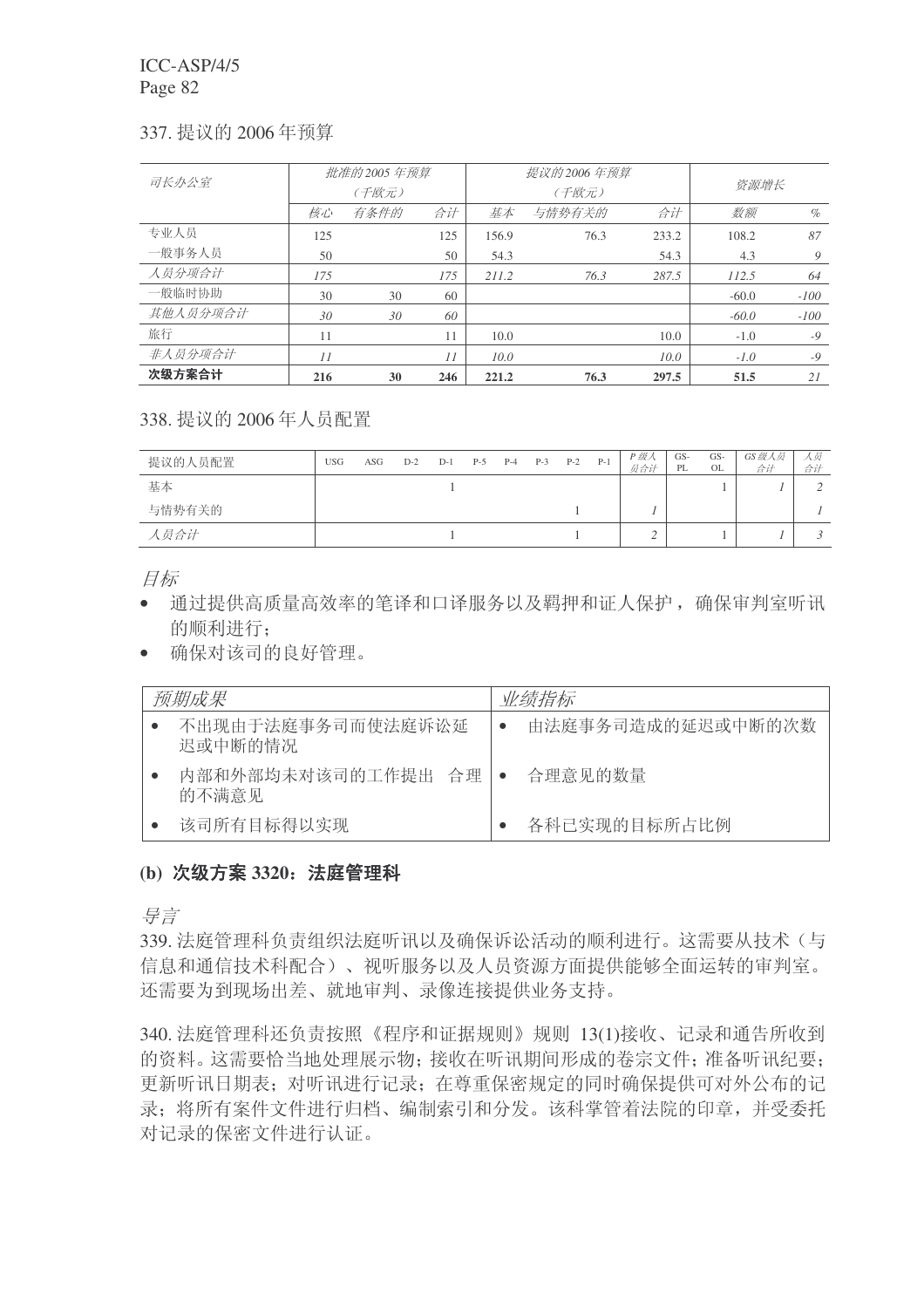337. 提议的 2006 年预算

| 司长办公室 | 批准的 2005 年预算（千欧元） | | | 提议的 2006 年预算（千欧元） | | | 资源增长 | |
|---|---|---|---|---|---|---|---|---|
| | 核心 | 有条件的 | 合计 | 基本 | 与情势有关的 | 合计 | 数额 | % |
| 专业人员 | 125 | | 125 | 156.9 | 76.3 | 233.2 | 108.2 | 87 |
| 一般事务人员 | 50 | | 50 | 54.3 | | 54.3 | 4.3 | 9 |
| *人员分项合计* | *175* | | *175* | *211.2* | *76.3* | *287.5* | *112.5* | *64* |
| 一般临时协助 | 30 | 30 | 60 | | | | -60.0 | -100 |
| *其他人员分项合计* | *30* | *30* | *60* | | | | *-60.0* | *-100* |
| 旅行 | 11 | | 11 | 10.0 | | 10.0 | -1.0 | -9 |
| *非人员分项合计* | *11* | | *11* | *10.0* | | *10.0* | *-1.0* | *-9* |
| **次级方案合计** | **216** | **30** | **246** | **221.2** | **76.3** | **297.5** | **51.5** | *21* |

338. 提议的 2006 年人员配置

| 提议的人员配置 | USG | ASG | D-2 | D-1 | P-5 | P-4 | P-3 | P-2 | P-1 | *P 级人员合计* | GS-PL | GS-OL | *GS 级人员合计* | *人员合计* |
|---|---|---|---|---|---|---|---|---|---|---|---|---|---|---|
| 基本 | | | | 1 | | | | | | | | 1 | *1* | *2* |
| 与情势有关的 | | | | | | | | 1 | | *1* | | | | *1* |
| *人员合计* | | | | 1 | | | | 1 | | *2* | | 1 | *1* | *3* |

*目标*

- 通过提供高质量高效率的笔译和口译服务以及羁押和证人保护，确保审判室听讯的顺利进行；
- 确保对该司的良好管理。

| *预期成果* | *业绩指标* |
|---|---|
| • 不出现由于法庭事务司而使法庭诉讼延迟或中断的情况 | • 由法庭事务司造成的延迟或中断的次数 |
| • 内部和外部均未对该司的工作提出 合理的不满意见 | • 合理意见的数量 |
| • 该司所有目标得以实现 | • 各科已实现的目标所占比例 |

### (b) 次级方案 3320：法庭管理科

*导言*

339. 法庭管理科负责组织法庭听讯以及确保诉讼活动的顺利进行。这需要从技术（与信息和通信技术科配合）、视听服务以及人员资源方面提供能够全面运转的审判室。还需要为到现场出差、就地审判、录像连接提供业务支持。

340. 法庭管理科还负责按照《程序和证据规则》规则 13(1)接收、记录和通告所收到的资料。这需要恰当地处理展示物；接收在听讯期间形成的卷宗文件；准备听讯纪要；更新听讯日期表；对听讯进行记录；在尊重保密规定的同时确保提供可对外公布的记录；将所有案件文件进行归档、编制索引和分发。该科掌管着法院的印章，并受委托对记录的保密文件进行认证。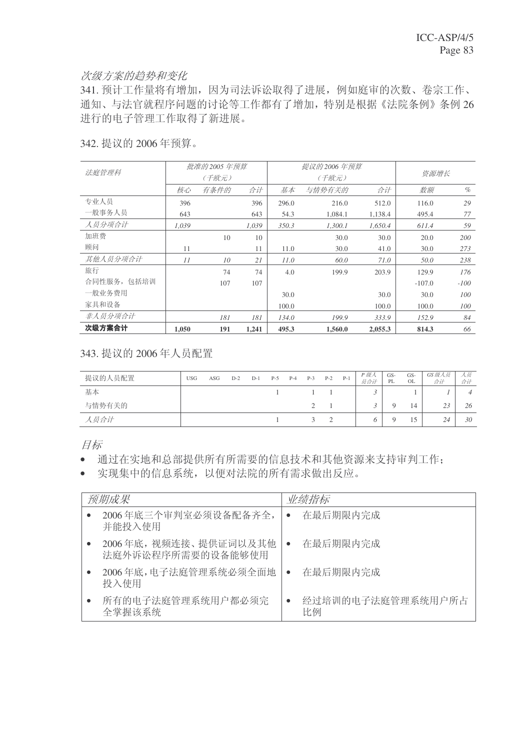*次级方案的趋势和变化*

341. 预计工作量将有增加，因为司法诉讼取得了进展，例如庭审的次数、卷宗工作、通知、与法官就程序问题的讨论等工作都有了增加，特别是根据《法院条例》条例 26 进行的电子管理工作取得了新进展。

342. 提议的 2006 年预算。

| *法庭管理科* | *批准的 2005 年预算 (千欧元)* | | | *提议的 2006 年预算 (千欧元)* | | | *资源增长* | |
|---|---|---|---|---|---|---|---|---|
| | *核心* | *有条件的* | *合计* | *基本* | *与情势有关的* | *合计* | *数额* | *%* |
| 专业人员 | 396 | | 396 | 296.0 | 216.0 | 512.0 | 116.0 | 29 |
| 一般事务人员 | 643 | | 643 | 54.3 | 1,084.1 | 1,138.4 | 495.4 | 77 |
| *人员分项合计* | *1,039* | | *1,039* | *350.3* | *1,300.1* | *1,650.4* | *611.4* | *59* |
| 加班费 | | 10 | 10 | | 30.0 | 30.0 | 20.0 | 200 |
| 顾问 | 11 | | 11 | 11.0 | 30.0 | 41.0 | 30.0 | 273 |
| *其他人员分项合计* | *11* | *10* | *21* | *11.0* | *60.0* | *71.0* | *50.0* | *238* |
| 旅行 | | 74 | 74 | 4.0 | 199.9 | 203.9 | 129.9 | 176 |
| 合同性服务，包括培训 | | 107 | 107 | | | | -107.0 | -100 |
| 一般业务费用 | | | | 30.0 | | 30.0 | 30.0 | 100 |
| 家具和设备 | | | | 100.0 | | 100.0 | 100.0 | 100 |
| *非人员分项合计* | | *181* | *181* | *134.0* | *199.9* | *333.9* | *152.9* | *84* |
| **次级方案合计** | **1,050** | **191** | **1,241** | **495.3** | **1,560.0** | **2,055.3** | **814.3** | *66* |

343. 提议的 2006 年人员配置

| 提议的人员配置 | USG | ASG | D-2 | D-1 | P-5 | P-4 | P-3 | P-2 | P-1 | *P 级人员合计* | GS-PL | GS-OL | *GS 级人员合计* | *人员合计* |
|---|---|---|---|---|---|---|---|---|---|---|---|---|---|---|
| 基本 | | | | | 1 | | 1 | 1 | | *3* | | 1 | *1* | *4* |
| 与情势有关的 | | | | | | | 2 | 1 | | *3* | 9 | 14 | *23* | *26* |
| *人员合计* | | | | | 1 | | 3 | 2 | | *6* | 9 | 15 | *24* | *30* |

*目标*

- 通过在实地和总部提供所有所需要的信息技术和其他资源来支持审判工作；
- 实现集中的信息系统，以便对法院的所有需求做出反应。

| *预期成果* | *业绩指标* |
|---|---|
| • 2006 年底三个审判室必须设备配备齐全，并能投入使用 | • 在最后期限内完成 |
| • 2006 年底，视频连接、提供证词以及其他法庭外诉讼程序所需要的设备能够使用 | • 在最后期限内完成 |
| • 2006 年底，电子法庭管理系统必须全面地投入使用 | • 在最后期限内完成 |
| • 所有的电子法庭管理系统用户都必须完全掌握该系统 | • 经过培训的电子法庭管理系统用户所占比例 |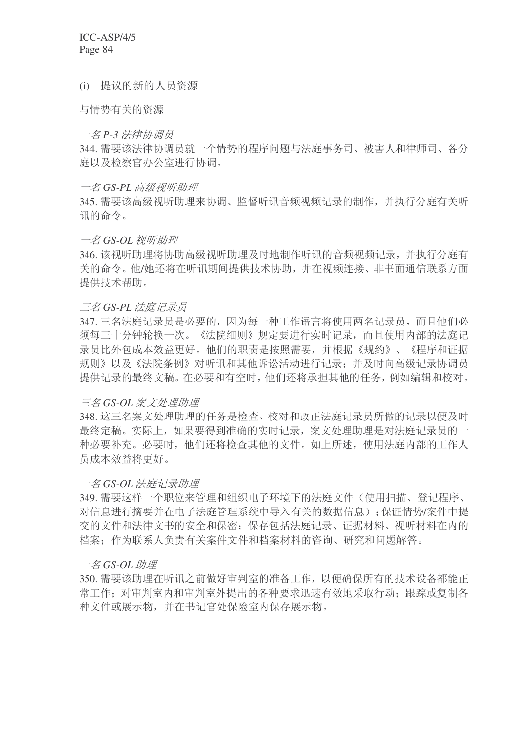(i) 提议的新的人员资源

与情势有关的资源

*一名 P-3 法律协调员*

344. 需要该法律协调员就一个情势的程序问题与法庭事务司、被害人和律师司、各分庭以及检察官办公室进行协调。

*一名 GS-PL 高级视听助理*

345. 需要该高级视听助理来协调、监督听讯音频视频记录的制作，并执行分庭有关听讯的命令。

*一名 GS-OL 视听助理*

346. 该视听助理将协助高级视听助理及时地制作听讯的音频视频记录，并执行分庭有关的命令。他/她还将在听讯期间提供技术协助，并在视频连接、非书面通信联系方面提供技术帮助。

*三名 GS-PL 法庭记录员*

347. 三名法庭记录员是必要的，因为每一种工作语言将使用两名记录员，而且他们必须每三十分钟轮换一次。《法院细则》规定要进行实时记录，而且使用内部的法庭记录员比外包成本效益更好。他们的职责是按照需要，并根据《规约》、《程序和证据规则》以及《法院条例》对听讯和其他诉讼活动进行记录；并及时向高级记录协调员提供记录的最终文稿。在必要和有空时，他们还将承担其他的任务，例如编辑和校对。

*三名 GS-OL 案文处理助理*

348. 这三名案文处理助理的任务是检查、校对和改正法庭记录员所做的记录以便及时最终定稿。实际上，如果要得到准确的实时记录，案文处理助理是对法庭记录员的一种必要补充。必要时，他们还将检查其他的文件。如上所述，使用法庭内部的工作人员成本效益将更好。

*一名 GS-OL 法庭记录助理*

349. 需要这样一个职位来管理和组织电子环境下的法庭文件（使用扫描、登记程序、对信息进行摘要并在电子法庭管理系统中导入有关的数据信息）；保证情势/案件中提交的文件和法律文书的安全和保密；保存包括法庭记录、证据材料、视听材料在内的档案；作为联系人负责有关案件文件和档案材料的咨询、研究和问题解答。

*一名 GS-OL 助理*

350. 需要该助理在听讯之前做好审判室的准备工作，以便确保所有的技术设备都能正常工作；对审判室内和审判室外提出的各种要求迅速有效地采取行动；跟踪或复制各种文件或展示物，并在书记官处保险室内保存展示物。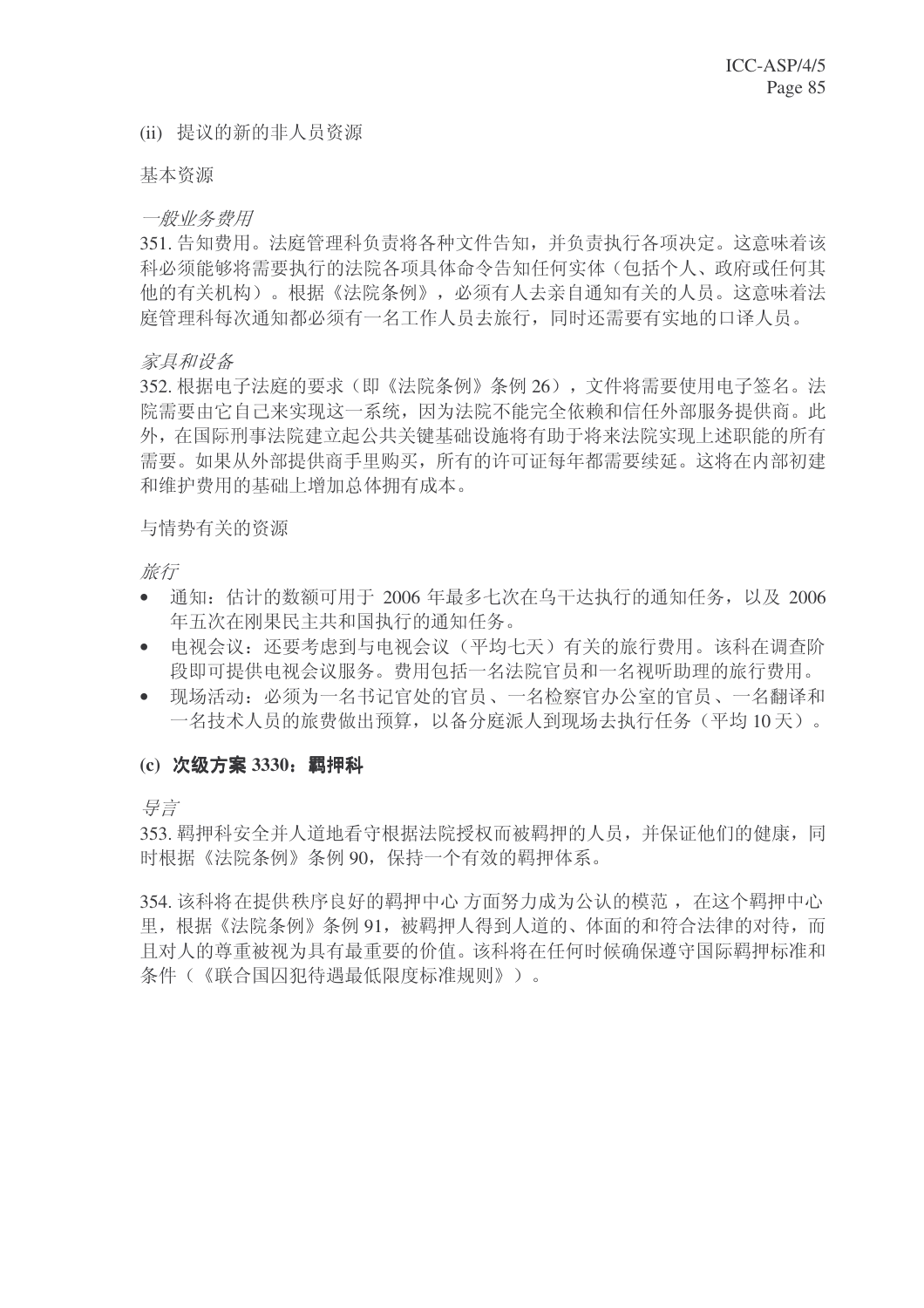(ii) 提议的新的非人员资源

基本资源

*一般业务费用*

351. 告知费用。法庭管理科负责将各种文件告知，并负责执行各项决定。这意味着该科必须能够将需要执行的法院各项具体命令告知任何实体（包括个人、政府或任何其他的有关机构）。根据《法院条例》，必须有人去亲自通知有关的人员。这意味着法庭管理科每次通知都必须有一名工作人员去旅行，同时还需要有实地的口译人员。

*家具和设备*

352. 根据电子法庭的要求（即《法院条例》条例 26），文件将需要使用电子签名。法院需要由它自己来实现这一系统，因为法院不能完全依赖和信任外部服务提供商。此外，在国际刑事法院建立起公共关键基础设施将有助于将来法院实现上述职能的所有需要。如果从外部提供商手里购买，所有的许可证每年都需要续延。这将在内部初建和维护费用的基础上增加总体拥有成本。

与情势有关的资源

*旅行*

- 通知：估计的数额可用于 2006 年最多七次在乌干达执行的通知任务，以及 2006 年五次在刚果民主共和国执行的通知任务。
- 电视会议：还要考虑到与电视会议（平均七天）有关的旅行费用。该科在调查阶段即可提供电视会议服务。费用包括一名法院官员和一名视听助理的旅行费用。
- 现场活动：必须为一名书记官处的官员、一名检察官办公室的官员、一名翻译和一名技术人员的旅费做出预算，以备分庭派人到现场去执行任务（平均 10 天）。

### (c) 次级方案 3330：羁押科

*导言*

353. 羁押科安全并人道地看守根据法院授权而被羁押的人员，并保证他们的健康，同时根据《法院条例》条例 90，保持一个有效的羁押体系。

354. 该科将在提供秩序良好的羁押中心 方面努力成为公认的模范 ，在这个羁押中心里，根据《法院条例》条例 91，被羁押人得到人道的、体面的和符合法律的对待，而且对人的尊重被视为具有最重要的价值。该科将在任何时候确保遵守国际羁押标准和条件（《联合国囚犯待遇最低限度标准规则》）。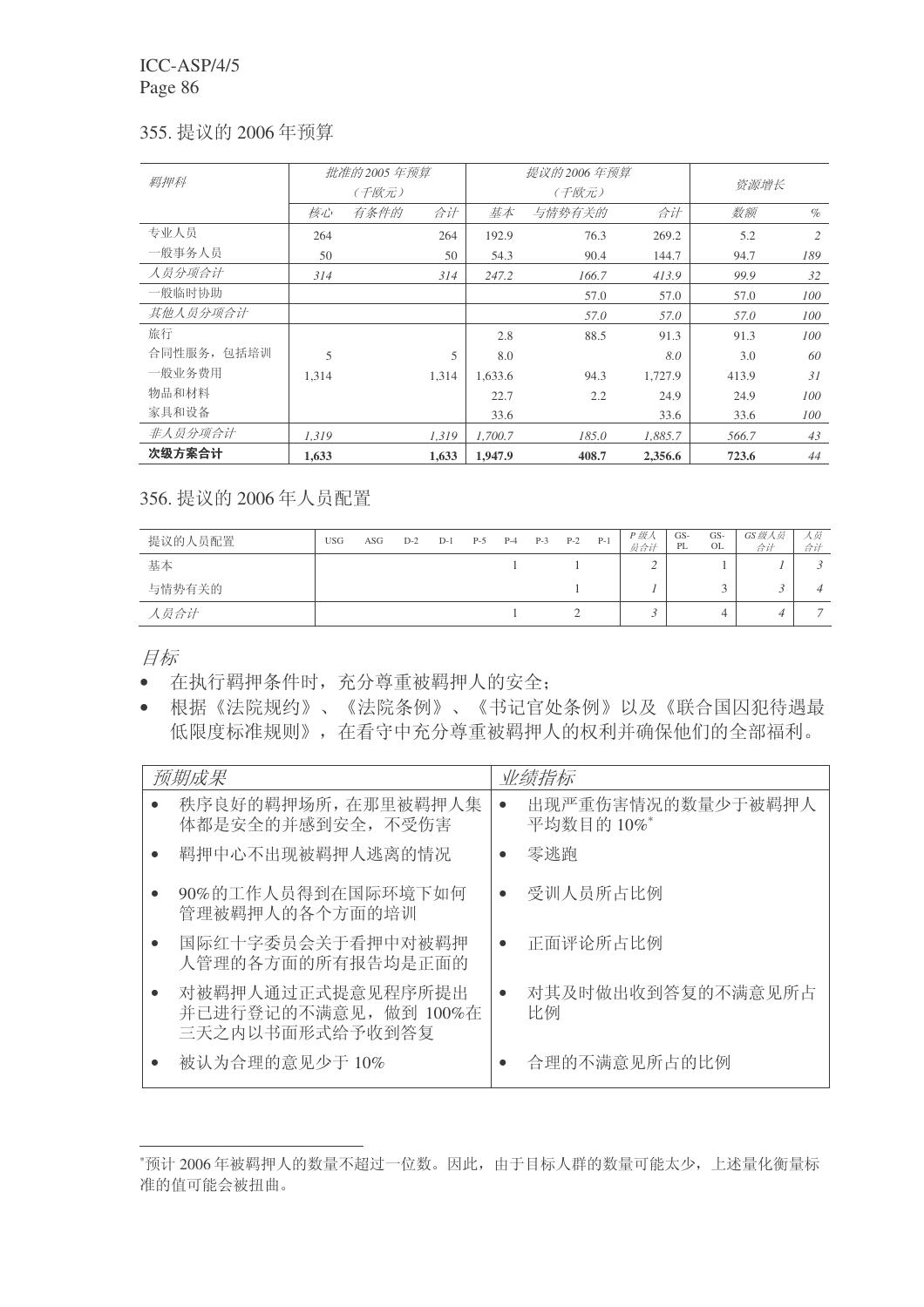355. 提议的 2006 年预算

| *羁押科* | *批准的2005 年预算（千欧元）* | | | *提议的2006 年预算（千欧元）* | | | *资源增长* | |
|---|---|---|---|---|---|---|---|---|
| | *核心* | *有条件的* | *合计* | *基本* | *与情势有关的* | *合计* | *数额* | *%* |
| 专业人员 | 264 | | 264 | 192.9 | 76.3 | 269.2 | 5.2 | *2* |
| 一般事务人员 | 50 | | 50 | 54.3 | 90.4 | 144.7 | 94.7 | *189* |
| *人员分项合计* | *314* | | *314* | *247.2* | *166.7* | *413.9* | *99.9* | *32* |
| 一般临时协助 | | | | | 57.0 | 57.0 | 57.0 | *100* |
| *其他人员分项合计* | | | | | *57.0* | *57.0* | *57.0* | *100* |
| 旅行 | | | | 2.8 | 88.5 | 91.3 | 91.3 | *100* |
| 合同性服务，包括培训 | 5 | | 5 | 8.0 | | *8.0* | 3.0 | *60* |
| 一般业务费用 | 1,314 | | 1,314 | 1,633.6 | 94.3 | 1,727.9 | 413.9 | *31* |
| 物品和材料 | | | | 22.7 | 2.2 | 24.9 | 24.9 | *100* |
| 家具和设备 | | | | 33.6 | | 33.6 | 33.6 | *100* |
| *非人员分项合计* | *1,319* | | *1,319* | *1,700.7* | *185.0* | *1,885.7* | *566.7* | *43* |
| **次级方案合计** | **1,633** | | **1,633** | **1,947.9** | **408.7** | **2,356.6** | **723.6** | *44* |

356. 提议的 2006 年人员配置

| 提议的人员配置 | USG | ASG | D-2 | D-1 | P-5 | P-4 | P-3 | P-2 | P-1 | *P 级人员合计* | GS-PL | GS-OL | *GS 级人员合计* | *人员合计* |
|---|---|---|---|---|---|---|---|---|---|---|---|---|---|---|
| 基本 | | | | | | 1 | | 1 | | *2* | | 1 | *1* | *3* |
| 与情势有关的 | | | | | | | | 1 | | *1* | | 3 | *3* | *4* |
| *人员合计* | | | | | | 1 | | 2 | | *3* | | 4 | *4* | *7* |

*目标*

- 在执行羁押条件时，充分尊重被羁押人的安全；
- 根据《法院规约》、《法院条例》、《书记官处条例》以及《联合国囚犯待遇最低限度标准规则》，在看守中充分尊重被羁押人的权利并确保他们的全部福利。

| *预期成果* | *业绩指标* |
|---|---|
| • 秩序良好的羁押场所，在那里被羁押人集体都是安全的并感到安全，不受伤害 | • 出现严重伤害情况的数量少于被羁押人平均数目的 10%* |
| • 羁押中心不出现被羁押人逃离的情况 | • 零逃跑 |
| • 90%的工作人员得到在国际环境下如何管理被羁押人的各个方面的培训 | • 受训人员所占比例 |
| • 国际红十字委员会关于看押中对被羁押人管理的各方面的所有报告均是正面的 | • 正面评论所占比例 |
| • 对被羁押人通过正式提意见程序所提出并已进行登记的不满意见，做到 100%在三天之内以书面形式给予收到答复 | • 对其及时做出收到答复的不满意见所占比例 |
| • 被认为合理的意见少于 10% | • 合理的不满意见所占的比例 |

*预计 2006 年被羁押人的数量不超过一位数。因此，由于目标人群的数量可能太少，上述量化衡量标准的值可能会被扭曲。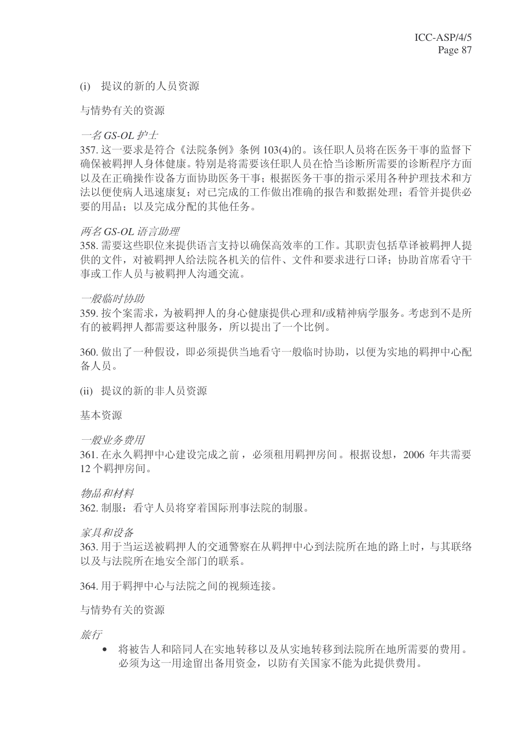(i) 提议的新的人员资源

与情势有关的资源

*一名 GS-OL 护士*

357. 这一要求是符合《法院条例》条例 103(4)的。该任职人员将在医务干事的监督下确保被羁押人身体健康。特别是将需要该任职人员在恰当诊断所需要的诊断程序方面以及在正确操作设备方面协助医务干事；根据医务干事的指示采用各种护理技术和方法以便使病人迅速康复；对已完成的工作做出准确的报告和数据处理；看管并提供必要的用品；以及完成分配的其他任务。

*两名 GS-OL 语言助理*

358. 需要这些职位来提供语言支持以确保高效率的工作。其职责包括草译被羁押人提供的文件，对被羁押人给法院各机关的信件、文件和要求进行口译；协助首席看守干事或工作人员与被羁押人沟通交流。

*一般临时协助*

359. 按个案需求，为被羁押人的身心健康提供心理和/或精神病学服务。考虑到不是所有的被羁押人都需要这种服务，所以提出了一个比例。

360. 做出了一种假设，即必须提供当地看守一般临时协助，以便为实地的羁押中心配备人员。

(ii) 提议的新的非人员资源

基本资源

*一般业务费用*

361. 在永久羁押中心建设完成之前，必须租用羁押房间。根据设想，2006 年共需要 12 个羁押房间。

*物品和材料*

362. 制服：看守人员将穿着国际刑事法院的制服。

*家具和设备*

363. 用于当运送被羁押人的交通警察在从羁押中心到法院所在地的路上时，与其联络以及与法院所在地安全部门的联系。

364. 用于羁押中心与法院之间的视频连接。

与情势有关的资源

*旅行*

- 将被告人和陪同人在实地转移以及从实地转移到法院所在地所需要的费用。必须为这一用途留出备用资金，以防有关国家不能为此提供费用。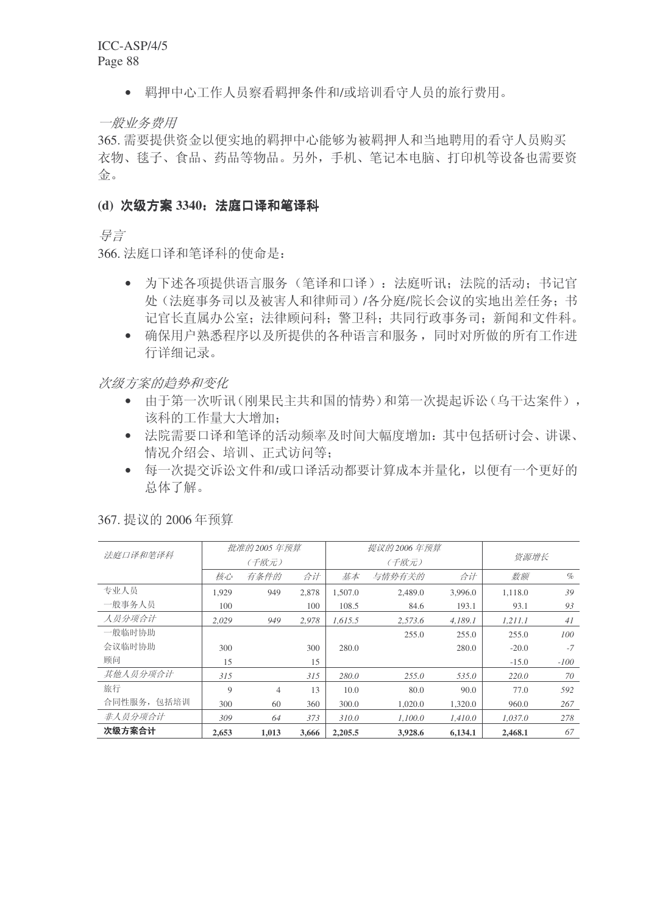- 羁押中心工作人员察看羁押条件和/或培训看守人员的旅行费用。

*一般业务费用*

365. 需要提供资金以便实地的羁押中心能够为被羁押人和当地聘用的看守人员购买衣物、毯子、食品、药品等物品。另外，手机、笔记本电脑、打印机等设备也需要资金。

### (d) 次级方案 3340：法庭口译和笔译科

*导言*

366. 法庭口译和笔译科的使命是：

- 为下述各项提供语言服务（笔译和口译）：法庭听讯；法院的活动；书记官处（法庭事务司以及被害人和律师司）/各分庭/院长会议的实地出差任务；书记官长直属办公室；法律顾问科；警卫科；共同行政事务司；新闻和文件科。
- 确保用户熟悉程序以及所提供的各种语言和服务，同时对所做的所有工作进行详细记录。

*次级方案的趋势和变化*

- 由于第一次听讯（刚果民主共和国的情势）和第一次提起诉讼（乌干达案件），该科的工作量大大增加；
- 法院需要口译和笔译的活动频率及时间大幅度增加：其中包括研讨会、讲课、情况介绍会、培训、正式访问等；
- 每一次提交诉讼文件和/或口译活动都要计算成本并量化，以便有一个更好的总体了解。

367. 提议的 2006 年预算

| *法庭口译和笔译科* | *批准的 2005 年预算 （千欧元）* | | | *提议的 2006 年预算 （千欧元）* | | | *资源增长* | |
|---|---|---|---|---|---|---|---|---|
| | *核心* | *有条件的* | *合计* | *基本* | *与情势有关的* | *合计* | *数额* | *%* |
| 专业人员 | 1,929 | 949 | 2,878 | 1,507.0 | 2,489.0 | 3,996.0 | 1,118.0 | *39* |
| 一般事务人员 | 100 | | 100 | 108.5 | 84.6 | 193.1 | 93.1 | *93* |
| *人员分项合计* | *2,029* | *949* | *2,978* | *1,615.5* | *2,573.6* | *4,189.1* | *1,211.1* | *41* |
| 一般临时协助 | | | | | 255.0 | 255.0 | 255.0 | *100* |
| 会议临时协助 | 300 | | 300 | 280.0 | | 280.0 | -20.0 | *-7* |
| 顾问 | 15 | | 15 | | | | -15.0 | *-100* |
| *其他人员分项合计* | *315* | | *315* | *280.0* | *255.0* | *535.0* | *220.0* | *70* |
| 旅行 | 9 | 4 | 13 | 10.0 | 80.0 | 90.0 | 77.0 | *592* |
| 合同性服务，包括培训 | 300 | 60 | 360 | 300.0 | 1,020.0 | 1,320.0 | 960.0 | *267* |
| *非人员分项合计* | *309* | *64* | *373* | *310.0* | *1,100.0* | *1,410.0* | *1,037.0* | *278* |
| **次级方案合计** | **2,653** | **1,013** | **3,666** | **2,205.5** | **3,928.6** | **6,134.1** | **2,468.1** | *67* |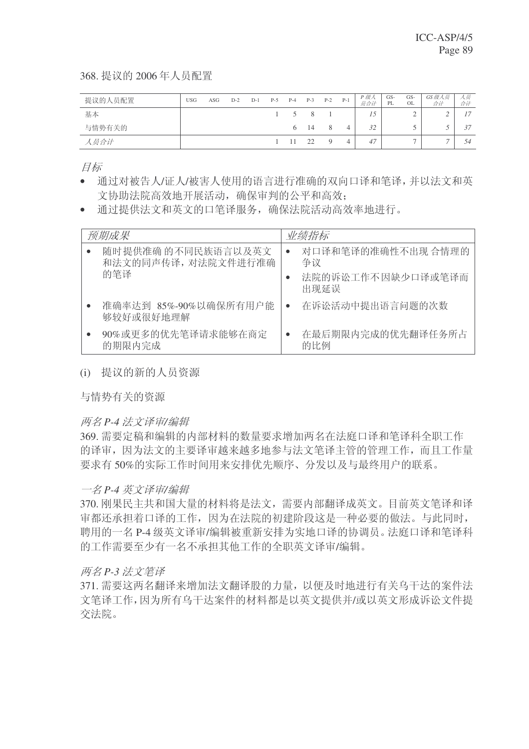368. 提议的 2006 年人员配置

| 提议的人员配置 | USG | ASG | D-2 | D-1 | P-5 | P-4 | P-3 | P-2 | P-1 | *P 级人员合计* | GS-PL | GS-OL | *GS 级人员合计* | *人员合计* |
|---|---|---|---|---|---|---|---|---|---|---|---|---|---|---|
| 基本 | | | | | 1 | 5 | 8 | 1 | | *15* | | 2 | *2* | *17* |
| 与情势有关的 | | | | | | 6 | 14 | 8 | 4 | *32* | | 5 | *5* | *37* |
| *人员合计* | | | | | 1 | 11 | 22 | 9 | 4 | *47* | | 7 | *7* | *54* |

*目标*

- 通过对被告人/证人/被害人使用的语言进行准确的双向口译和笔译，并以法文和英文协助法院高效地开展活动，确保审判的公平和高效；
- 通过提供法文和英文的口笔译服务，确保法院活动高效率地进行。

| *预期成果* | *业绩指标* |
|---|---|
| • 随时提供准确的不同民族语言以及英文和法文的同声传译，对法院文件进行准确的笔译 | • 对口译和笔译的准确性不出现合情理的争议<br>• 法院的诉讼工作不因缺少口译或笔译而出现延误 |
| • 准确率达到 85%-90%以确保所有用户能够较好或很好地理解 | • 在诉讼活动中提出语言问题的次数 |
| • 90%或更多的优先笔译请求能够在商定的期限内完成 | • 在最后期限内完成的优先翻译任务所占的比例 |

(i) 提议的新的人员资源

与情势有关的资源

*两名 P-4 法文译审/编辑*

369. 需要定稿和编辑的内部材料的数量要求增加两名在法庭口译和笔译科全职工作的译审，因为法文的主要译审越来越多地参与法文笔译主管的管理工作，而且工作量要求有 50%的实际工作时间用来安排优先顺序、分发以及与最终用户的联系。

*一名 P-4 英文译审/编辑*

370. 刚果民主共和国大量的材料将是法文，需要内部翻译成英文。目前英文笔译和译审都还承担着口译的工作，因为在法院的初建阶段这是一种必要的做法。与此同时，聘用的一名 P-4 级英文译审/编辑被重新安排为实地口译的协调员。法庭口译和笔译科的工作需要至少有一名不承担其他工作的全职英文译审/编辑。

*两名 P-3 法文笔译*

371. 需要这两名翻译来增加法文翻译股的力量，以便及时地进行有关乌干达的案件法文笔译工作，因为所有乌干达案件的材料都是以英文提供并/或以英文形成诉讼文件提交法院。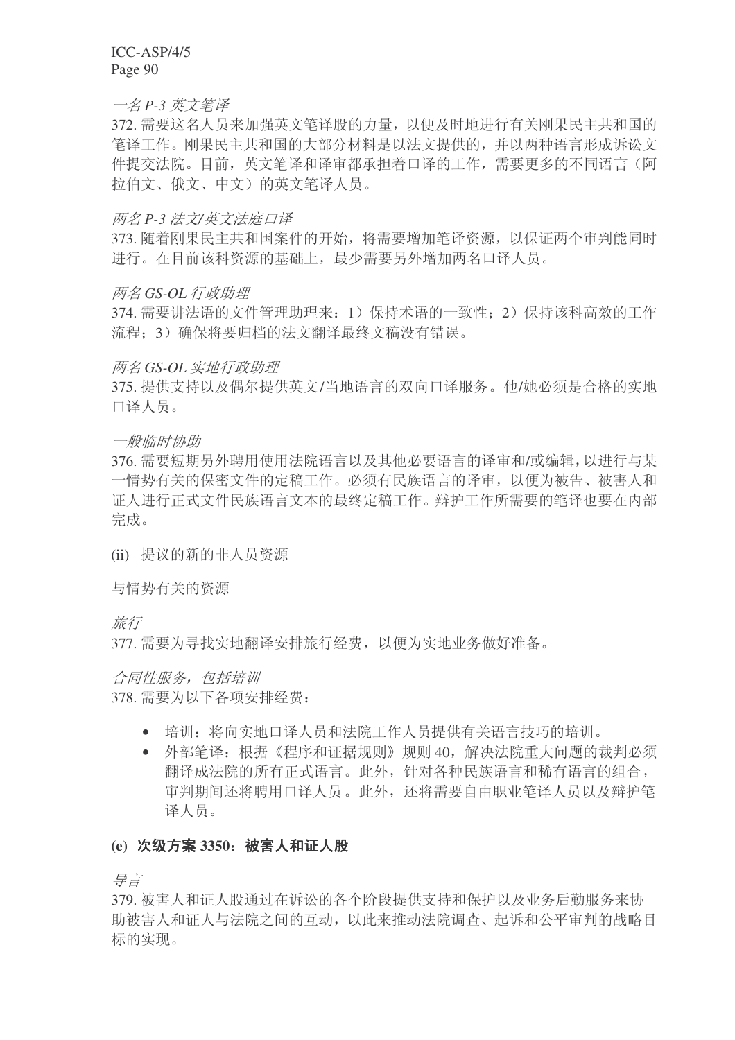*一名 P-3 英文笔译*

372. 需要这名人员来加强英文笔译股的力量，以便及时地进行有关刚果民主共和国的笔译工作。刚果民主共和国的大部分材料是以法文提供的，并以两种语言形成诉讼文件提交法院。目前，英文笔译和译审都承担着口译的工作，需要更多的不同语言（阿拉伯文、俄文、中文）的英文笔译人员。

*两名 P-3 法文/英文法庭口译*

373. 随着刚果民主共和国案件的开始，将需要增加笔译资源，以保证两个审判能同时进行。在目前该科资源的基础上，最少需要另外增加两名口译人员。

*两名 GS-OL 行政助理*

374. 需要讲法语的文件管理助理来：1）保持术语的一致性；2）保持该科高效的工作流程；3）确保将要归档的法文翻译最终文稿没有错误。

*两名 GS-OL 实地行政助理*

375. 提供支持以及偶尔提供英文/当地语言的双向口译服务。他/她必须是合格的实地口译人员。

*一般临时协助*

376. 需要短期另外聘用使用法院语言以及其他必要语言的译审和/或编辑，以进行与某一情势有关的保密文件的定稿工作。必须有民族语言的译审，以便为被告、被害人和证人进行正式文件民族语言文本的最终定稿工作。辩护工作所需要的笔译也要在内部完成。

(ii) 提议的新的非人员资源

与情势有关的资源

*旅行*

377. 需要为寻找实地翻译安排旅行经费，以便为实地业务做好准备。

*合同性服务，包括培训*

378. 需要为以下各项安排经费：

- 培训：将向实地口译人员和法院工作人员提供有关语言技巧的培训。
- 外部笔译：根据《程序和证据规则》规则 40，解决法院重大问题的裁判必须翻译成法院的所有正式语言。此外，针对各种民族语言和稀有语言的组合，审判期间还将聘用口译人员。此外，还将需要自由职业笔译人员以及辩护笔译人员。

**(e) 次级方案 3350：被害人和证人股**

*导言*

379. 被害人和证人股通过在诉讼的各个阶段提供支持和保护以及业务后勤服务来协助被害人和证人与法院之间的互动，以此来推动法院调查、起诉和公平审判的战略目标的实现。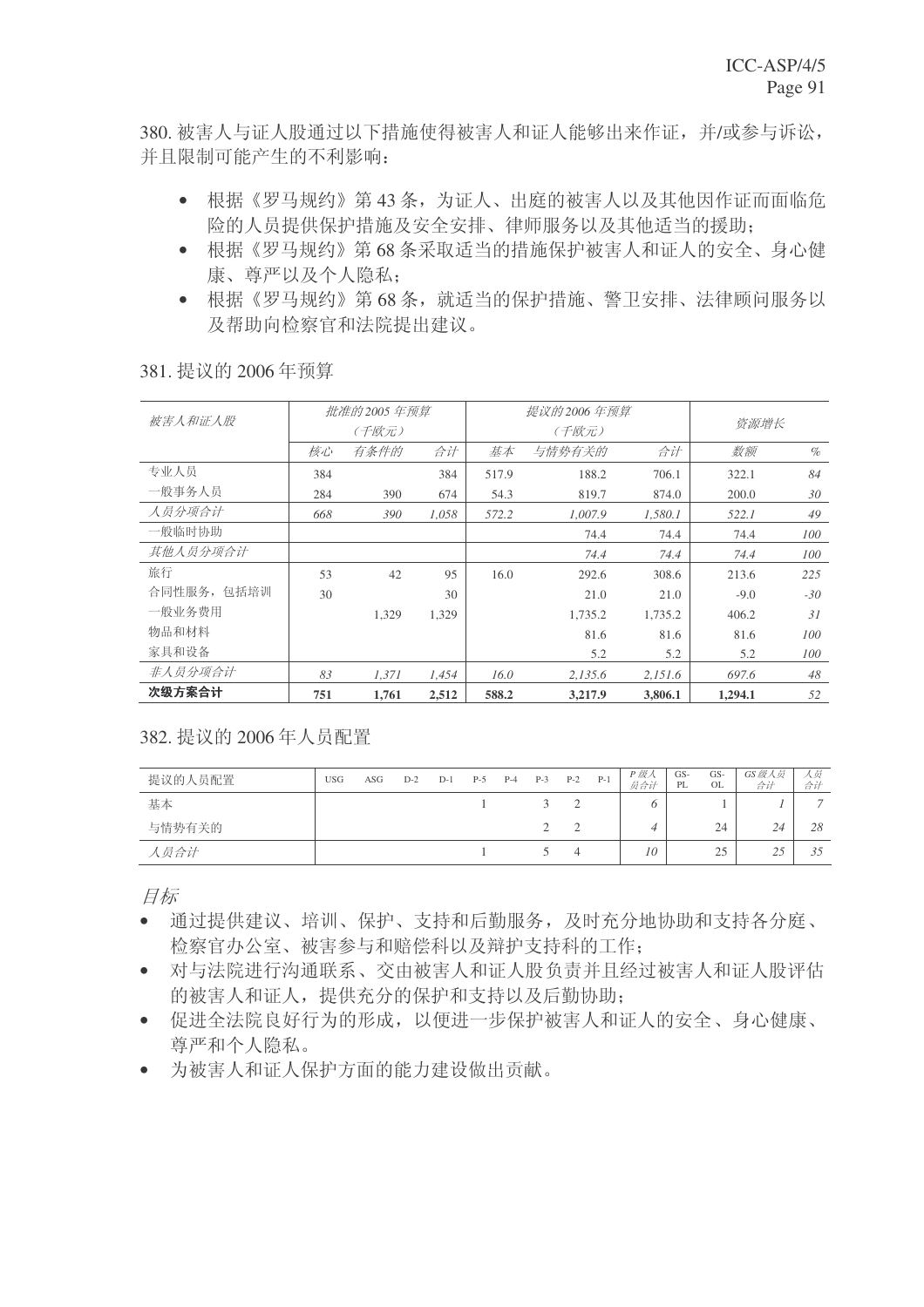380. 被害人与证人股通过以下措施使得被害人和证人能够出来作证，并/或参与诉讼，并且限制可能产生的不利影响：

- 根据《罗马规约》第 43 条，为证人、出庭的被害人以及其他因作证而面临危险的人员提供保护措施及安全安排、律师服务以及其他适当的援助；
- 根据《罗马规约》第 68 条采取适当的措施保护被害人和证人的安全、身心健康、尊严以及个人隐私；
- 根据《罗马规约》第 68 条，就适当的保护措施、警卫安排、法律顾问服务以及帮助向检察官和法院提出建议。

381. 提议的 2006 年预算

| *被害人和证人股* | *批准的 2005 年预算（千欧元）* | | | *提议的 2006 年预算（千欧元）* | | | *资源增长* | |
|---|---|---|---|---|---|---|---|---|
| | *核心* | *有条件的* | *合计* | *基本* | *与情势有关的* | *合计* | *数额* | *%* |
| 专业人员 | 384 | | 384 | 517.9 | 188.2 | 706.1 | 322.1 | *84* |
| 一般事务人员 | 284 | 390 | 674 | 54.3 | 819.7 | 874.0 | 200.0 | *30* |
| *人员分项合计* | *668* | *390* | *1,058* | *572.2* | *1,007.9* | *1,580.1* | *522.1* | *49* |
| 一般临时协助 | | | | | 74.4 | 74.4 | 74.4 | *100* |
| *其他人员分项合计* | | | | | *74.4* | *74.4* | *74.4* | *100* |
| 旅行 | 53 | 42 | 95 | 16.0 | 292.6 | 308.6 | 213.6 | *225* |
| 合同性服务，包括培训 | 30 | | 30 | | 21.0 | 21.0 | -9.0 | *-30* |
| 一般业务费用 | | 1,329 | 1,329 | | 1,735.2 | 1,735.2 | 406.2 | *31* |
| 物品和材料 | | | | | 81.6 | 81.6 | 81.6 | *100* |
| 家具和设备 | | | | | 5.2 | 5.2 | 5.2 | *100* |
| *非人员分项合计* | *83* | *1,371* | *1,454* | *16.0* | *2,135.6* | *2,151.6* | *697.6* | *48* |
| **次级方案合计** | **751** | **1,761** | **2,512** | **588.2** | **3,217.9** | **3,806.1** | **1,294.1** | *52* |

382. 提议的 2006 年人员配置

| 提议的人员配置 | USG | ASG | D-2 | D-1 | P-5 | P-4 | P-3 | P-2 | P-1 | *P 级人员合计* | GS-PL | GS-OL | *GS 级人员合计* | *人员合计* |
|---|---|---|---|---|---|---|---|---|---|---|---|---|---|---|
| 基本 | | | | | 1 | | 3 | 2 | | *6* | | 1 | *1* | *7* |
| 与情势有关的 | | | | | | | 2 | 2 | | *4* | | 24 | *24* | *28* |
| *人员合计* | | | | | 1 | | 5 | 4 | | *10* | | 25 | *25* | *35* |

*目标*

- 通过提供建议、培训、保护、支持和后勤服务，及时充分地协助和支持各分庭、检察官办公室、被害参与和赔偿科以及辩护支持科的工作；
- 对与法院进行沟通联系、交由被害人和证人股负责并且经过被害人和证人股评估的被害人和证人，提供充分的保护和支持以及后勤协助；
- 促进全法院良好行为的形成，以便进一步保护被害人和证人的安全、身心健康、尊严和个人隐私。
- 为被害人和证人保护方面的能力建设做出贡献。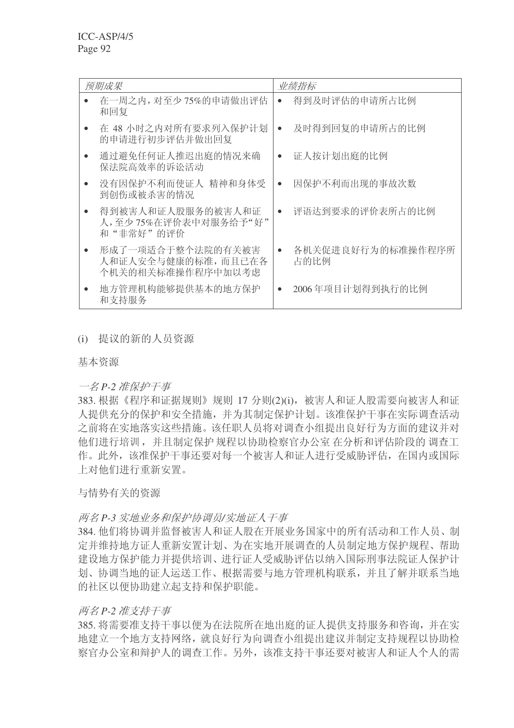| *预期成果* | *业绩指标* |
|---|---|
| • 在一周之内，对至少 75%的申请做出评估和回复 | • 得到及时评估的申请所占比例 |
| • 在 48 小时之内对所有要求列入保护计划的申请进行初步评估并做出回复 | • 及时得到回复的申请所占的比例 |
| • 通过避免任何证人推迟出庭的情况来确保法院高效率的诉讼活动 | • 证人按计划出庭的比例 |
| • 没有因保护不利而使证人 精神和身体受到创伤或被杀害的情况 | • 因保护不利而出现的事故次数 |
| • 得到被害人和证人股服务的被害人和证人，至少 75%在评价表中对服务给予"好"和"非常好"的评价 | • 评语达到要求的评价表所占的比例 |
| • 形成了一项适合于整个法院的有关被害人和证人安全与健康的标准，而且已在各个机关的相关标准操作程序中加以考虑 | • 各机关促进良好行为的标准操作程序所占的比例 |
| • 地方管理机构能够提供基本的地方保护和支持服务 | • 2006 年项目计划得到执行的比例 |

(i) 提议的新的人员资源

基本资源

*一名 P-2 准保护干事*

383. 根据《程序和证据规则》规则 17 分则(2)(i)，被害人和证人股需要向被害人和证人提供充分的保护和安全措施，并为其制定保护计划。该准保护干事在实际调查活动之前将在实地落实这些措施。该任职人员将对调查小组提出良好行为方面的建议并对他们进行培训，并且制定保护 规程以协助检察官办公室 在分析和评估阶段的 调查工作。此外，该准保护干事还要对每一个被害人和证人进行受威胁评估，在国内或国际上对他们进行重新安置。

与情势有关的资源

*两名 P-3 实地业务和保护协调员/实地证人干事*

384. 他们将协调并监督被害人和证人股在开展业务国家中的所有活动和工作人员、制定并维持地方证人重新安置计划、为在实地开展调查的人员制定地方保护规程、帮助建设地方保护能力并提供培训、进行证人受威胁评估以纳入国际刑事法院证人保护计划、协调当地的证人运送工作、根据需要与地方管理机构联系，并且了解并联系当地的社区以便协助建立起支持和保护职能。

*两名 P-2 准支持干事*

385. 将需要准支持干事以便为在法院所在地出庭的证人提供支持服务和咨询，并在实地建立一个地方支持网络，就良好行为向调查小组提出建议并制定支持规程以协助检察官办公室和辩护人的调查工作。另外，该准支持干事还要对被害人和证人个人的需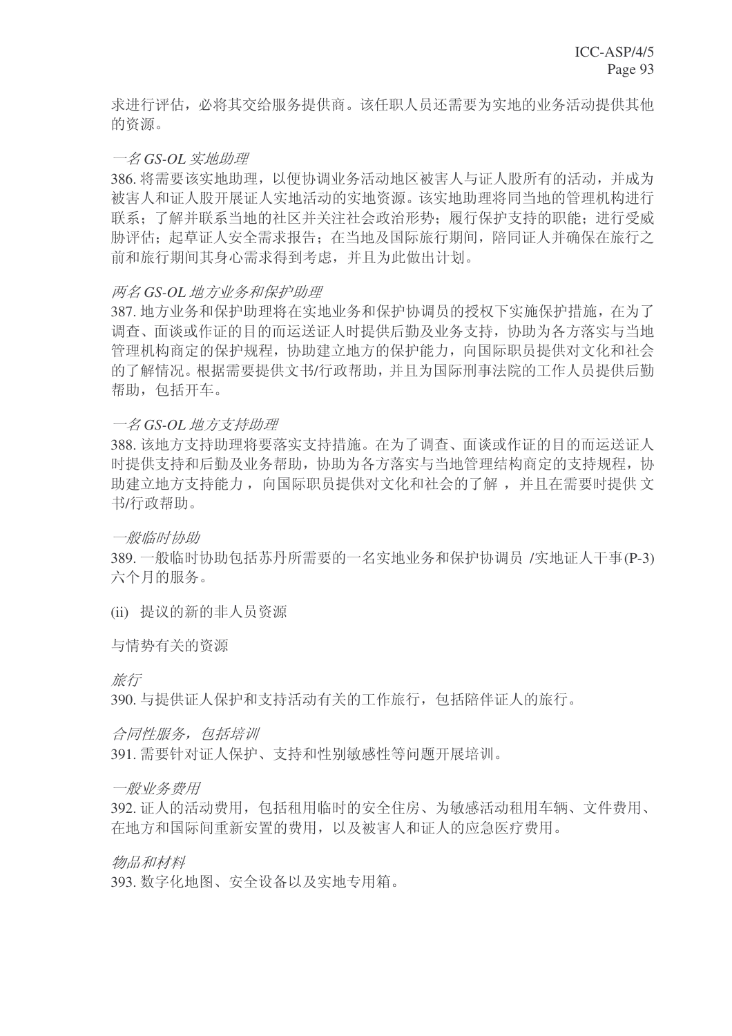求进行评估，必将其交给服务提供商。该任职人员还需要为实地的业务活动提供其他的资源。

*一名 GS-OL 实地助理*

386. 将需要该实地助理，以便协调业务活动地区被害人与证人股所有的活动，并成为被害人和证人股开展证人实地活动的实地资源。该实地助理将同当地的管理机构进行联系；了解并联系当地的社区并关注社会政治形势；履行保护支持的职能；进行受威胁评估；起草证人安全需求报告；在当地及国际旅行期间，陪同证人并确保在旅行之前和旅行期间其身心需求得到考虑，并且为此做出计划。

*两名 GS-OL 地方业务和保护助理*

387. 地方业务和保护助理将在实地业务和保护协调员的授权下实施保护措施，在为了调查、面谈或作证的目的而运送证人时提供后勤及业务支持，协助为各方落实与当地管理机构商定的保护规程，协助建立地方的保护能力，向国际职员提供对文化和社会的了解情况。根据需要提供文书/行政帮助，并且为国际刑事法院的工作人员提供后勤帮助，包括开车。

*一名 GS-OL 地方支持助理*

388. 该地方支持助理将要落实支持措施。在为了调查、面谈或作证的目的而运送证人时提供支持和后勤及业务帮助，协助为各方落实与当地管理结构商定的支持规程，协助建立地方支持能力，向国际职员提供对文化和社会的了解，并且在需要时提供文书/行政帮助。

*一般临时协助*

389. 一般临时协助包括苏丹所需要的一名实地业务和保护协调员 /实地证人干事(P-3)六个月的服务。

(ii) 提议的新的非人员资源

与情势有关的资源

*旅行*

390. 与提供证人保护和支持活动有关的工作旅行，包括陪伴证人的旅行。

*合同性服务，包括培训*

391. 需要针对证人保护、支持和性别敏感性等问题开展培训。

*一般业务费用*

392. 证人的活动费用，包括租用临时的安全住房、为敏感活动租用车辆、文件费用、在地方和国际间重新安置的费用，以及被害人和证人的应急医疗费用。

*物品和材料*

393. 数字化地图、安全设备以及实地专用箱。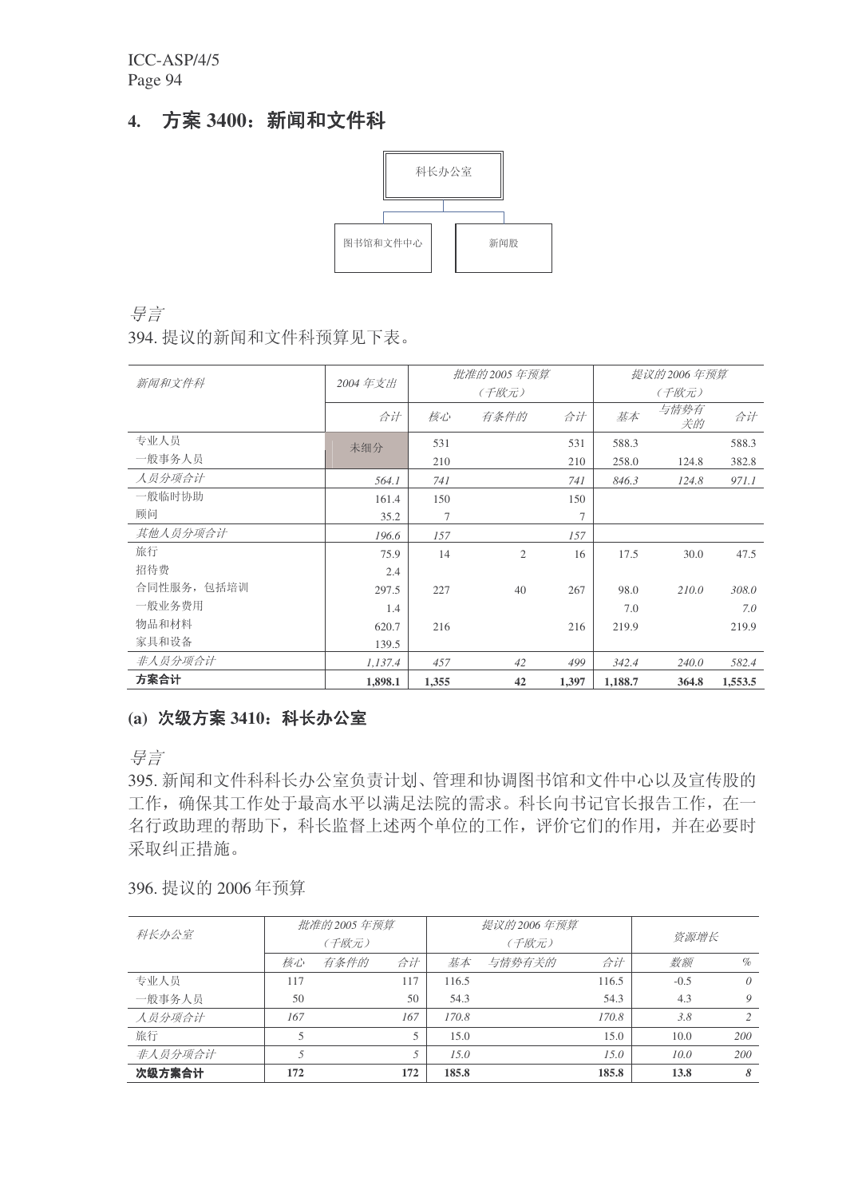## 4. 方案 3400：新闻和文件科

科长办公室

图书馆和文件中心　　新闻股

*导言*

394. 提议的新闻和文件科预算见下表。

| 新闻和文件科 | 2004 年支出 | 批准的 2005 年预算（千欧元） | | | 提议的 2006 年预算（千欧元） | | |
|---|---|---|---|---|---|---|---|
| | 合计 | 核心 | 有条件的 | 合计 | 基本 | 与情势有关的 | 合计 |
| 专业人员 | 未细分 | 531 | | 531 | 588.3 | | 588.3 |
| 一般事务人员 | | 210 | | 210 | 258.0 | 124.8 | 382.8 |
| *人员分项合计* | *564.1* | *741* | | *741* | *846.3* | *124.8* | *971.1* |
| 一般临时协助 | 161.4 | 150 | | 150 | | | |
| 顾问 | 35.2 | 7 | | 7 | | | |
| *其他人员分项合计* | *196.6* | *157* | | *157* | | | |
| 旅行 | 75.9 | 14 | 2 | 16 | 17.5 | 30.0 | 47.5 |
| 招待费 | 2.4 | | | | | | |
| 合同性服务，包括培训 | 297.5 | 227 | 40 | 267 | 98.0 | *210.0* | *308.0* |
| 一般业务费用 | 1.4 | | | | 7.0 | | *7.0* |
| 物品和材料 | 620.7 | 216 | | 216 | 219.9 | | 219.9 |
| 家具和设备 | 139.5 | | | | | | |
| *非人员分项合计* | *1,137.4* | *457* | *42* | *499* | *342.4* | *240.0* | *582.4* |
| **方案合计** | **1,898.1** | **1,355** | **42** | **1,397** | **1,188.7** | **364.8** | **1,553.5** |

### (a) 次级方案 3410：科长办公室

*导言*

395. 新闻和文件科科长办公室负责计划、管理和协调图书馆和文件中心以及宣传股的工作，确保其工作处于最高水平以满足法院的需求。科长向书记官长报告工作，在一名行政助理的帮助下，科长监督上述两个单位的工作，评价它们的作用，并在必要时采取纠正措施。

396. 提议的 2006 年预算

| 科长办公室 | 批准的 2005 年预算（千欧元） | | | 提议的 2006 年预算（千欧元） | | | 资源增长 | |
|---|---|---|---|---|---|---|---|---|
| | 核心 | 有条件的 | 合计 | 基本 | 与情势有关的 | 合计 | 数额 | % |
| 专业人员 | 117 | | 117 | 116.5 | | 116.5 | -0.5 | *0* |
| 一般事务人员 | 50 | | 50 | 54.3 | | 54.3 | 4.3 | *9* |
| *人员分项合计* | *167* | | *167* | *170.8* | | *170.8* | *3.8* | *2* |
| 旅行 | 5 | | 5 | 15.0 | | 15.0 | 10.0 | *200* |
| *非人员分项合计* | *5* | | *5* | *15.0* | | *15.0* | *10.0* | *200* |
| **次级方案合计** | **172** | | **172** | **185.8** | | **185.8** | **13.8** | ***8*** |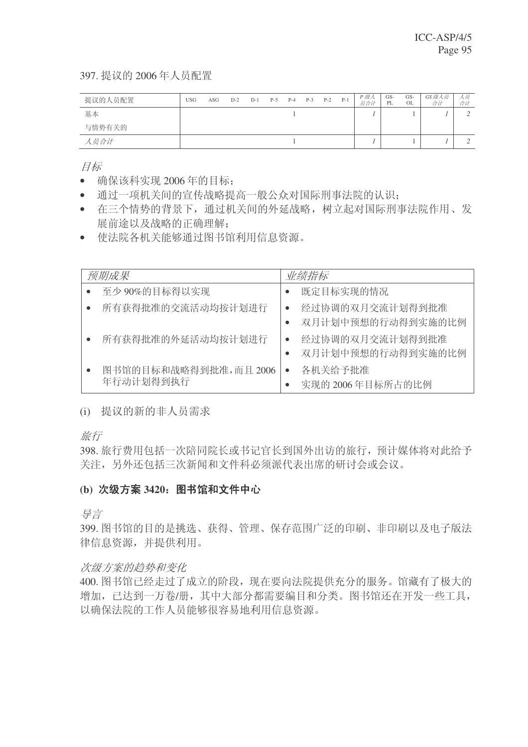397. 提议的 2006 年人员配置

| 提议的人员配置 | USG | ASG | D-2 | D-1 | P-5 | P-4 | P-3 | P-2 | P-1 | *P 级人员合计* | GS-PL | GS-OL | *GS 级人员合计* | *人员合计* |
|---|---|---|---|---|---|---|---|---|---|---|---|---|---|---|
| 基本 | | | | | | 1 | | | | *1* | | 1 | *1* | *2* |
| 与情势有关的 | | | | | | | | | | | | | | |
| *人员合计* | | | | | | 1 | | | | *1* | | 1 | *1* | *2* |

*目标*

- 确保该科实现 2006 年的目标；
- 通过一项机关间的宣传战略提高一般公众对国际刑事法院的认识；
- 在三个情势的背景下，通过机关间的外延战略，树立起对国际刑事法院作用、发展前途以及战略的正确理解；
- 使法院各机关能够通过图书馆利用信息资源。

| *预期成果* | *业绩指标* |
|---|---|
| • 至少 90%的目标得以实现 | • 既定目标实现的情况 |
| • 所有获得批准的交流活动均按计划进行 | • 经过协调的双月交流计划得到批准<br>• 双月计划中预想的行动得到实施的比例 |
| • 所有获得批准的外延活动均按计划进行 | • 经过协调的双月交流计划得到批准<br>• 双月计划中预想的行动得到实施的比例 |
| • 图书馆的目标和战略得到批准，而且 2006 年行动计划得到执行 | • 各机关给予批准<br>• 实现的 2006 年目标所占的比例 |

(i) 提议的新的非人员需求

*旅行*

398. 旅行费用包括一次陪同院长或书记官长到国外出访的旅行，预计媒体将对此给予关注，另外还包括三次新闻和文件科必须派代表出席的研讨会或会议。

**(b) 次级方案 3420：图书馆和文件中心**

*导言*

399. 图书馆的目的是挑选、获得、管理、保存范围广泛的印刷、非印刷以及电子版法律信息资源，并提供利用。

*次级方案的趋势和变化*

400. 图书馆已经走过了成立的阶段，现在要向法院提供充分的服务。馆藏有了极大的增加，已达到一万卷/册，其中大部分都需要编目和分类。图书馆还在开发一些工具，以确保法院的工作人员能够很容易地利用信息资源。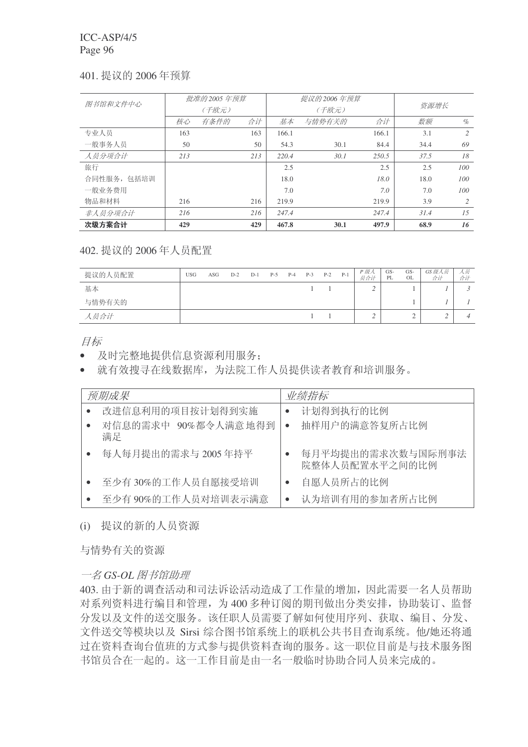401. 提议的 2006 年预算

| 图书馆和文件中心 | 批准的 2005 年预算（千欧元） | | | 提议的 2006 年预算（千欧元） | | | 资源增长 | |
|---|---|---|---|---|---|---|---|---|
| | 核心 | 有条件的 | 合计 | 基本 | 与情势有关的 | 合计 | 数额 | % |
| 专业人员 | 163 | | 163 | 166.1 | | 166.1 | 3.1 | 2 |
| 一般事务人员 | 50 | | 50 | 54.3 | 30.1 | 84.4 | 34.4 | 69 |
| *人员分项合计* | *213* | | *213* | *220.4* | *30.1* | *250.5* | *37.5* | *18* |
| 旅行 | | | | 2.5 | | 2.5 | 2.5 | 100 |
| 合同性服务，包括培训 | | | | 18.0 | | 18.0 | 18.0 | 100 |
| 一般业务费用 | | | | 7.0 | | 7.0 | 7.0 | 100 |
| 物品和材料 | 216 | | 216 | 219.9 | | 219.9 | 3.9 | 2 |
| *非人员分项合计* | *216* | | *216* | *247.4* | | *247.4* | *31.4* | *15* |
| **次级方案合计** | **429** | | **429** | **467.8** | **30.1** | **497.9** | **68.9** | **16** |

402. 提议的 2006 年人员配置

| 提议的人员配置 | USG | ASG | D-2 | D-1 | P-5 | P-4 | P-3 | P-2 | P-1 | P 级人员合计 | GS-PL | GS-OL | GS 级人员合计 | 人员合计 |
|---|---|---|---|---|---|---|---|---|---|---|---|---|---|---|
| 基本 | | | | | | | 1 | 1 | | 2 | | 1 | 1 | 3 |
| 与情势有关的 | | | | | | | | | | | | 1 | 1 | 1 |
| *人员合计* | | | | | | | 1 | 1 | | 2 | | 2 | 2 | 4 |

*目标*

- 及时完整地提供信息资源利用服务；
- 就有效搜寻在线数据库，为法院工作人员提供读者教育和培训服务。

| *预期成果* | *业绩指标* |
|---|---|
| • 改进信息利用的项目按计划得到实施 | • 计划得到执行的比例 |
| • 对信息的需求中 90%都令人满意地得到满足 | • 抽样用户的满意答复所占比例 |
| • 每人每月提出的需求与 2005 年持平 | • 每月平均提出的需求次数与国际刑事法院整体人员配置水平之间的比例 |
| • 至少有 30%的工作人员自愿接受培训 | • 自愿人员所占的比例 |
| • 至少有 90%的工作人员对培训表示满意 | • 认为培训有用的参加者所占比例 |

(i) 提议的新的人员资源

与情势有关的资源

*一名 GS-OL 图书馆助理*

403. 由于新的调查活动和司法诉讼活动造成了工作量的增加，因此需要一名人员帮助对系列资料进行编目和管理，为 400 多种订阅的期刊做出分类安排，协助装订、监督分发以及文件的送交服务。该任职人员需要了解如何使用序列、获取、编目、分发、文件送交等模块以及 Sirsi 综合图书馆系统上的联机公共书目查询系统。他/她还将通过在资料查询台值班的方式参与提供资料查询的服务。这一职位目前是与技术服务图书馆员合在一起的。这一工作目前是由一名一般临时协助合同人员来完成的。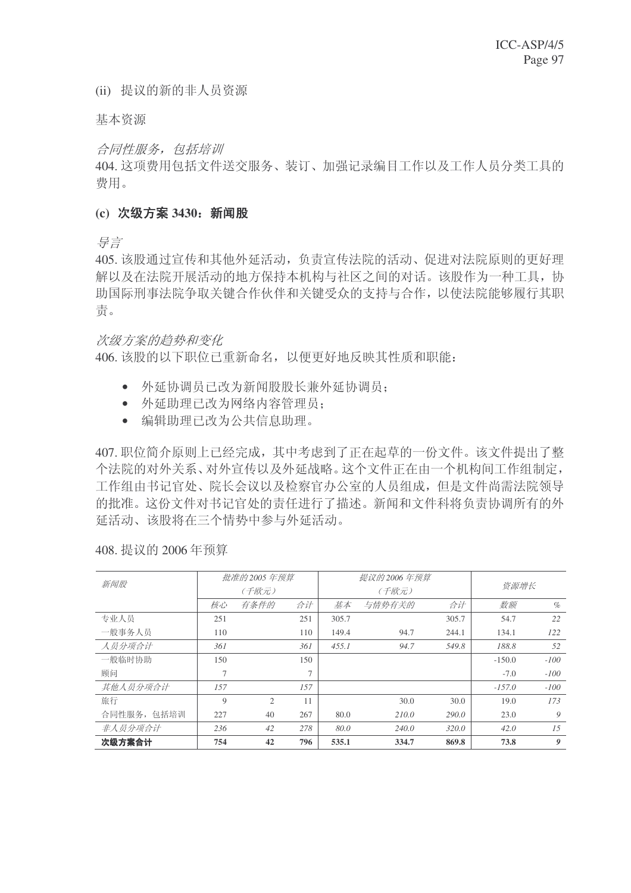(ii) 提议的新的非人员资源

基本资源

*合同性服务，包括培训*

404. 这项费用包括文件送交服务、装订、加强记录编目工作以及工作人员分类工具的费用。

### (c) 次级方案 3430：新闻股

*导言*

405. 该股通过宣传和其他外延活动，负责宣传法院的活动、促进对法院原则的更好理解以及在法院开展活动的地方保持本机构与社区之间的对话。该股作为一种工具，协助国际刑事法院争取关键合作伙伴和关键受众的支持与合作，以使法院能够履行其职责。

*次级方案的趋势和变化*

406. 该股的以下职位已重新命名，以便更好地反映其性质和职能：

- 外延协调员已改为新闻股股长兼外延协调员；
- 外延助理已改为网络内容管理员；
- 编辑助理已改为公共信息助理。

407. 职位简介原则上已经完成，其中考虑到了正在起草的一份文件。该文件提出了整个法院的对外关系、对外宣传以及外延战略。这个文件正在由一个机构间工作组制定，工作组由书记官处、院长会议以及检察官办公室的人员组成，但是文件尚需法院领导的批准。这份文件对书记官处的责任进行了描述。新闻和文件科将负责协调所有的外延活动、该股将在三个情势中参与外延活动。

408. 提议的 2006 年预算

| *新闻股* | *批准的 2005 年预算（千欧元）* | | | *提议的 2006 年预算（千欧元）* | | | *资源增长* | |
|---|---|---|---|---|---|---|---|---|
| | *核心* | *有条件的* | *合计* | *基本* | *与情势有关的* | *合计* | *数额* | *%* |
| 专业人员 | 251 | | 251 | 305.7 | | 305.7 | 54.7 | *22* |
| 一般事务人员 | 110 | | 110 | 149.4 | 94.7 | 244.1 | 134.1 | *122* |
| *人员分项合计* | *361* | | *361* | *455.1* | *94.7* | *549.8* | *188.8* | *52* |
| 一般临时协助 | 150 | | 150 | | | | -150.0 | *-100* |
| 顾问 | 7 | | 7 | | | | -7.0 | *-100* |
| *其他人员分项合计* | *157* | | *157* | | | | *-157.0* | *-100* |
| 旅行 | 9 | 2 | 11 | | 30.0 | 30.0 | 19.0 | *173* |
| 合同性服务，包括培训 | 227 | 40 | 267 | 80.0 | *210.0* | *290.0* | 23.0 | *9* |
| *非人员分项合计* | *236* | *42* | *278* | *80.0* | *240.0* | *320.0* | *42.0* | *15* |
| **次级方案合计** | **754** | **42** | **796** | **535.1** | **334.7** | **869.8** | **73.8** | ***9*** |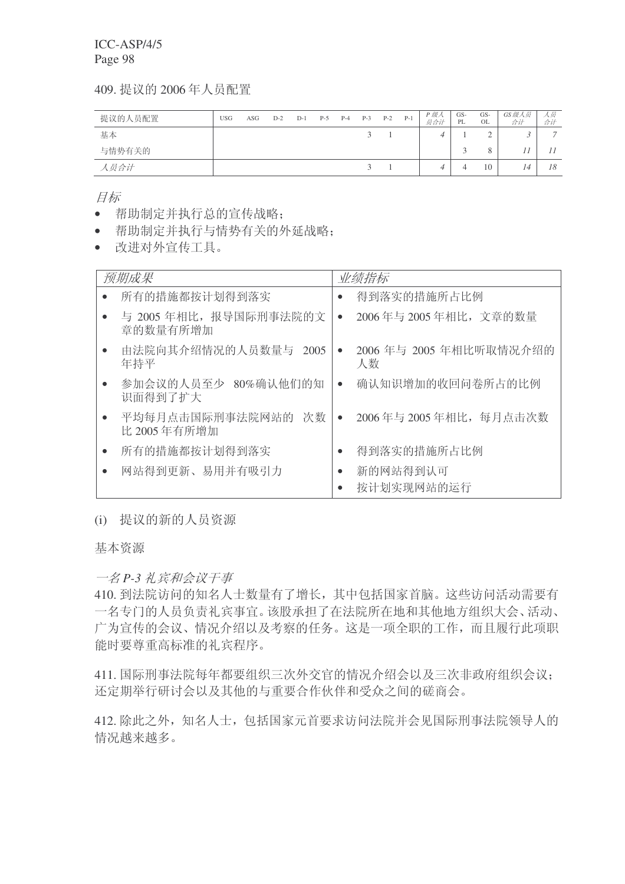409. 提议的 2006 年人员配置

| 提议的人员配置 | USG | ASG | D-2 | D-1 | P-5 | P-4 | P-3 | P-2 | P-1 | *P 级人员合计* | GS-PL | GS-OL | *GS 级人员合计* | *人员合计* |
|---|---|---|---|---|---|---|---|---|---|---|---|---|---|---|
| 基本 | | | | | | | 3 | 1 | | *4* | 1 | 2 | *3* | *7* |
| 与情势有关的 | | | | | | | | | | | 3 | 8 | *11* | *11* |
| *人员合计* | | | | | | | 3 | 1 | | *4* | 4 | 10 | *14* | *18* |

*目标*

- 帮助制定并执行总的宣传战略；
- 帮助制定并执行与情势有关的外延战略；
- 改进对外宣传工具。

| *预期成果* | *业绩指标* |
|---|---|
| • 所有的措施都按计划得到落实 | • 得到落实的措施所占比例 |
| • 与 2005 年相比，报导国际刑事法院的文章的数量有所增加 | • 2006 年与 2005 年相比，文章的数量 |
| • 由法院向其介绍情况的人员数量与 2005 年持平 | • 2006 年与 2005 年相比听取情况介绍的人数 |
| • 参加会议的人员至少 80%确认他们的知识面得到了扩大 | • 确认知识增加的收回问卷所占的比例 |
| • 平均每月点击国际刑事法院网站的 次数比 2005 年有所增加 | • 2006 年与 2005 年相比，每月点击次数 |
| • 所有的措施都按计划得到落实 | • 得到落实的措施所占比例 |
| • 网站得到更新、易用并有吸引力 | • 新的网站得到认可<br>• 按计划实现网站的运行 |

(i) 提议的新的人员资源

基本资源

*一名 P-3 礼宾和会议干事*

410. 到法院访问的知名人士数量有了增长，其中包括国家首脑。这些访问活动需要有一名专门的人员负责礼宾事宜。该股承担了在法院所在地和其他地方组织大会、活动、广为宣传的会议、情况介绍以及考察的任务。这是一项全职的工作，而且履行此项职能时要尊重高标准的礼宾程序。

411. 国际刑事法院每年都要组织三次外交官的情况介绍会以及三次非政府组织会议；还定期举行研讨会以及其他的与重要合作伙伴和受众之间的磋商会。

412. 除此之外，知名人士，包括国家元首要求访问法院并会见国际刑事法院领导人的情况越来越多。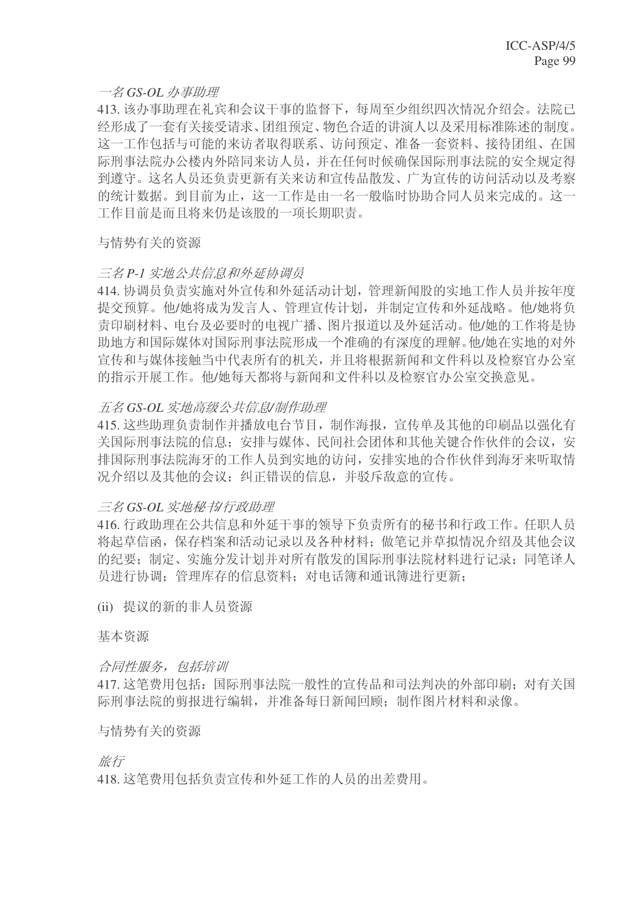*一名 GS-OL 办事助理*

413. 该办事助理在礼宾和会议干事的监督下，每周至少组织四次情况介绍会。法院已经形成了一套有关接受请求、团组预定、物色合适的讲演人以及采用标准陈述的制度。这一工作包括与可能的来访者取得联系、访问预定、准备一套资料、接待团组、在国际刑事法院办公楼内外陪同来访人员，并在任何时候确保国际刑事法院的安全规定得到遵守。这名人员还负责更新有关来访和宣传品散发、广为宣传的访问活动以及考察的统计数据。到目前为止，这一工作是由一名一般临时协助合同人员来完成的。这一工作目前是而且将来仍是该股的一项长期职责。

与情势有关的资源

*三名 P-1 实地公共信息和外延协调员*

414. 协调员负责实施对外宣传和外延活动计划，管理新闻股的实地工作人员并按年度提交预算。他/她将成为发言人、管理宣传计划，并制定宣传和外延战略。他/她将负责印刷材料、电台及必要时的电视广播、图片报道以及外延活动。他/她的工作将是协助地方和国际媒体对国际刑事法院形成一个准确的有深度的理解。他/她在实地的对外宣传和与媒体接触当中代表所有的机关，并且将根据新闻和文件科以及检察官办公室的指示开展工作。他/她每天都将与新闻和文件科以及检察官办公室交换意见。

*五名 GS-OL 实地高级公共信息/制作助理*

415. 这些助理负责制作并播放电台节目，制作海报，宣传单及其他的印刷品以强化有关国际刑事法院的信息；安排与媒体、民间社会团体和其他关键合作伙伴的会议，安排国际刑事法院海牙的工作人员到实地的访问，安排实地的合作伙伴到海牙来听取情况介绍以及其他的会议；纠正错误的信息，并驳斥敌意的宣传。

*三名 GS-OL 实地秘书/行政助理*

416. 行政助理在公共信息和外延干事的领导下负责所有的秘书和行政工作。任职人员将起草信函，保存档案和活动记录以及各种材料；做笔记并草拟情况介绍及其他会议的纪要；制定、实施分发计划并对所有散发的国际刑事法院材料进行记录；同笔译人员进行协调；管理库存的信息资料；对电话簿和通讯簿进行更新；

(ii) 提议的新的非人员资源

基本资源

*合同性服务，包括培训*

417. 这笔费用包括：国际刑事法院一般性的宣传品和司法判决的外部印刷；对有关国际刑事法院的剪报进行编辑，并准备每日新闻回顾；制作图片材料和录像。

与情势有关的资源

*旅行*

418. 这笔费用包括负责宣传和外延工作的人员的出差费用。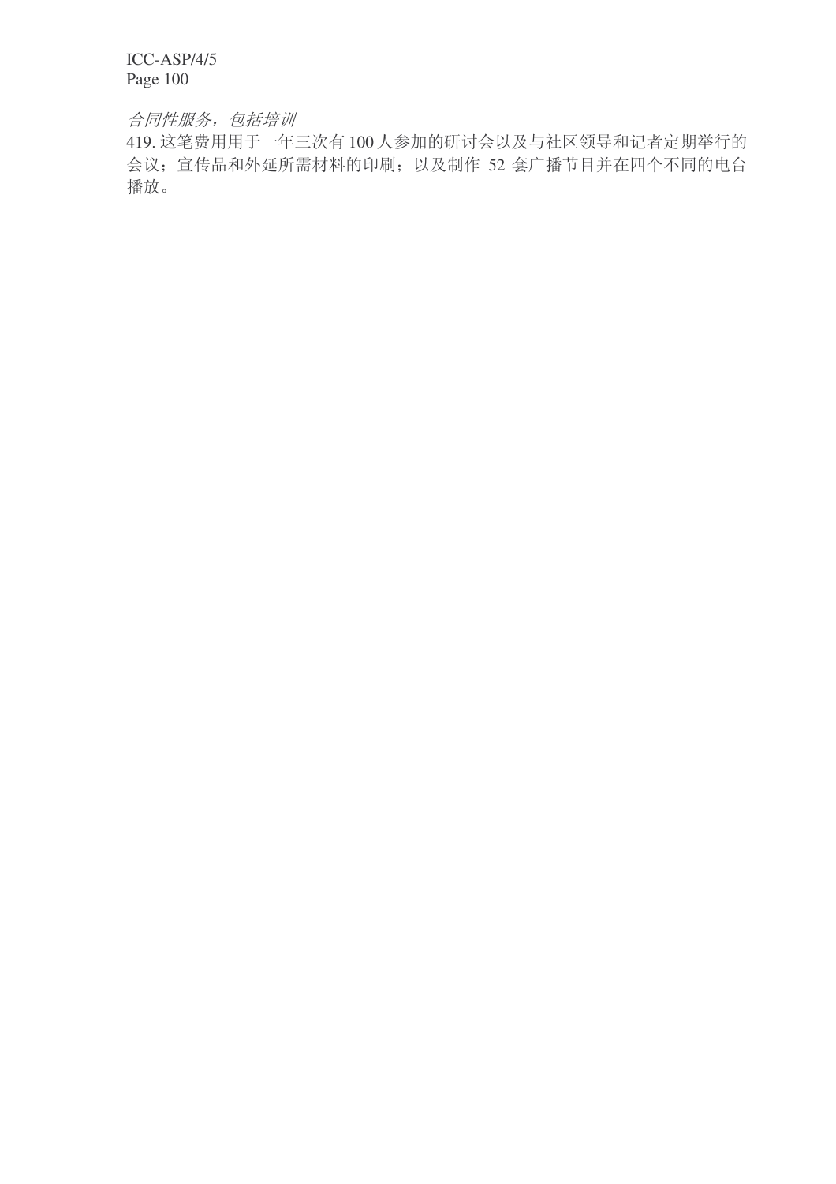*合同性服务，包括培训*

419. 这笔费用用于一年三次有 100 人参加的研讨会以及与社区领导和记者定期举行的会议；宣传品和外延所需材料的印刷；以及制作 52 套广播节目并在四个不同的电台播放。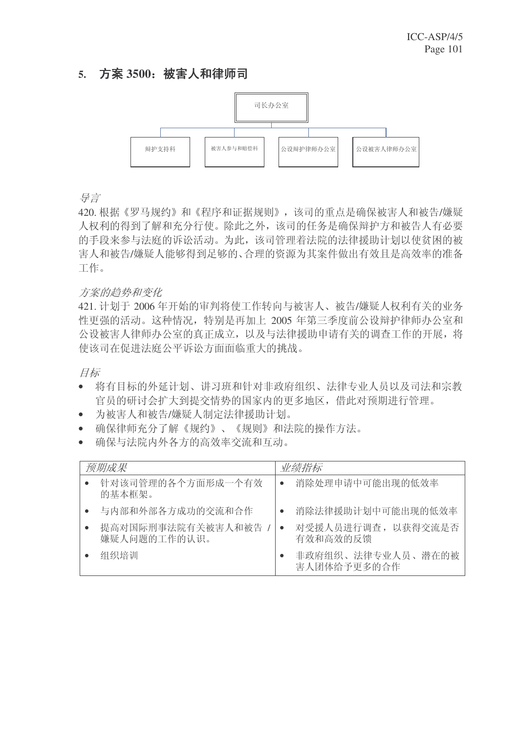## 5. 方案 3500：被害人和律师司

司长办公室

辩护支持科 | 被害人参与和赔偿科 | 公设辩护律师办公室 | 公设被害人律师办公室

*导言*

420. 根据《罗马规约》和《程序和证据规则》，该司的重点是确保被害人和被告/嫌疑人权利的得到了解和充分行使。除此之外，该司的任务是确保辩护方和被告人有必要的手段来参与法庭的诉讼活动。为此，该司管理着法院的法律援助计划以使贫困的被害人和被告/嫌疑人能够得到足够的、合理的资源为其案件做出有效且是高效率的准备工作。

*方案的趋势和变化*

421. 计划于 2006 年开始的审判将使工作转向与被害人、被告/嫌疑人权利有关的业务性更强的活动。这种情况，特别是再加上 2005 年第三季度前公设辩护律师办公室和公设被害人律师办公室的真正成立，以及与法律援助申请有关的调查工作的开展，将使该司在促进法庭公平诉讼方面面临重大的挑战。

*目标*

- 将有目标的外延计划、讲习班和针对非政府组织、法律专业人员以及司法和宗教官员的研讨会扩大到提交情势的国家内的更多地区，借此对预期进行管理。
- 为被害人和被告/嫌疑人制定法律援助计划。
- 确保律师充分了解《规约》、《规则》和法院的操作方法。
- 确保与法院内外各方的高效率交流和互动。

| *预期成果* | *业绩指标* |
| --- | --- |
| • 针对该司管理的各个方面形成一个有效的基本框架。 | • 消除处理申请中可能出现的低效率 |
| • 与内部和外部各方成功的交流和合作 | • 消除法律援助计划中可能出现的低效率 |
| • 提高对国际刑事法院有关被害人和被告 / 嫌疑人问题的工作的认识。 | • 对受援人员进行调查，以获得交流是否有效和高效的反馈 |
| • 组织培训 | • 非政府组织、法律专业人员、潜在的被害人团体给予更多的合作 |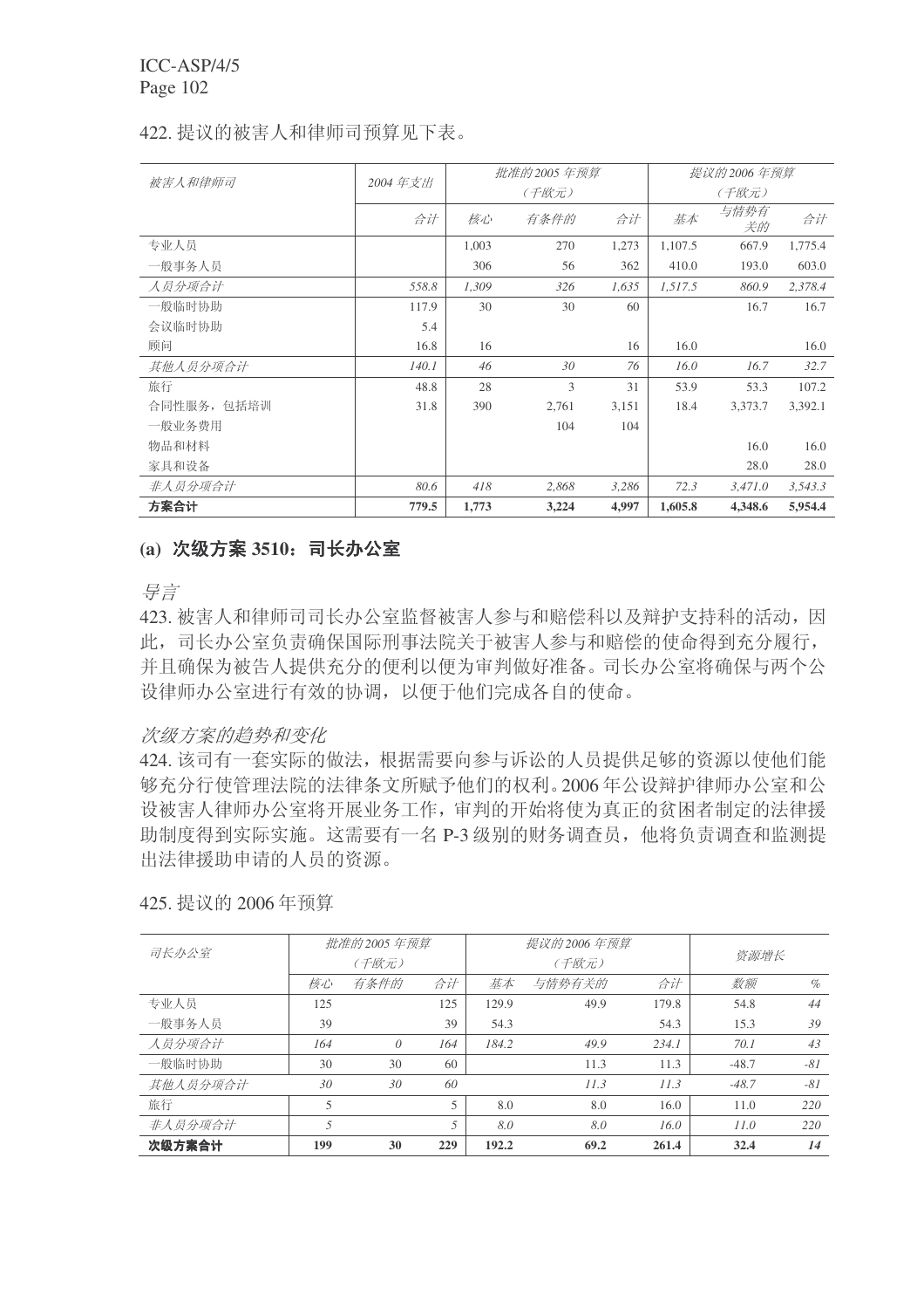422. 提议的被害人和律师司预算见下表。

| 被害人和律师司 | 2004 年支出 | 批准的 2005 年预算（千欧元） | | | 提议的 2006 年预算（千欧元） | | |
|---|---|---|---|---|---|---|---|
| | 合计 | 核心 | 有条件的 | 合计 | 基本 | 与情势有关的 | 合计 |
| 专业人员 | | 1,003 | 270 | 1,273 | 1,107.5 | 667.9 | 1,775.4 |
| 一般事务人员 | | 306 | 56 | 362 | 410.0 | 193.0 | 603.0 |
| *人员分项合计* | *558.8* | *1,309* | *326* | *1,635* | *1,517.5* | *860.9* | *2,378.4* |
| 一般临时协助 | 117.9 | 30 | 30 | 60 | | 16.7 | 16.7 |
| 会议临时协助 | 5.4 | | | | | | |
| 顾问 | 16.8 | 16 | | 16 | 16.0 | | 16.0 |
| *其他人员分项合计* | *140.1* | *46* | *30* | *76* | *16.0* | *16.7* | *32.7* |
| 旅行 | 48.8 | 28 | 3 | 31 | 53.9 | 53.3 | 107.2 |
| 合同性服务，包括培训 | 31.8 | 390 | 2,761 | 3,151 | 18.4 | 3,373.7 | 3,392.1 |
| 一般业务费用 | | | 104 | 104 | | | |
| 物品和材料 | | | | | | 16.0 | 16.0 |
| 家具和设备 | | | | | | 28.0 | 28.0 |
| *非人员分项合计* | *80.6* | *418* | *2,868* | *3,286* | *72.3* | *3,471.0* | *3,543.3* |
| **方案合计** | **779.5** | **1,773** | **3,224** | **4,997** | **1,605.8** | **4,348.6** | **5,954.4** |

## (a) 次级方案 3510：司长办公室

*导言*

423. 被害人和律师司司长办公室监督被害人参与和赔偿科以及辩护支持科的活动，因此，司长办公室负责确保国际刑事法院关于被害人参与和赔偿的使命得到充分履行，并且确保为被告人提供充分的便利以便为审判做好准备。司长办公室将确保与两个公设律师办公室进行有效的协调，以便于他们完成各自的使命。

*次级方案的趋势和变化*

424. 该司有一套实际的做法，根据需要向参与诉讼的人员提供足够的资源以使他们能够充分行使管理法院的法律条文所赋予他们的权利。2006 年公设辩护律师办公室和公设被害人律师办公室将开展业务工作，审判的开始将使为真正的贫困者制定的法律援助制度得到实际实施。这需要有一名 P-3 级别的财务调查员，他将负责调查和监测提出法律援助申请的人员的资源。

425. 提议的 2006 年预算

| 司长办公室 | 批准的 2005 年预算（千欧元） | | | 提议的 2006 年预算（千欧元） | | | 资源增长 | |
|---|---|---|---|---|---|---|---|---|
| | 核心 | 有条件的 | 合计 | 基本 | 与情势有关的 | 合计 | 数额 | % |
| 专业人员 | 125 | | 125 | 129.9 | 49.9 | 179.8 | 54.8 | *44* |
| 一般事务人员 | 39 | | 39 | 54.3 | | 54.3 | 15.3 | *39* |
| *人员分项合计* | *164* | *0* | *164* | *184.2* | *49.9* | *234.1* | *70.1* | *43* |
| 一般临时协助 | 30 | 30 | 60 | | 11.3 | 11.3 | -48.7 | *-81* |
| *其他人员分项合计* | *30* | *30* | *60* | | *11.3* | *11.3* | *-48.7* | *-81* |
| 旅行 | 5 | | 5 | 8.0 | 8.0 | 16.0 | 11.0 | *220* |
| *非人员分项合计* | *5* | | *5* | *8.0* | *8.0* | *16.0* | *11.0* | *220* |
| **次级方案合计** | **199** | **30** | **229** | **192.2** | **69.2** | **261.4** | **32.4** | ***14*** |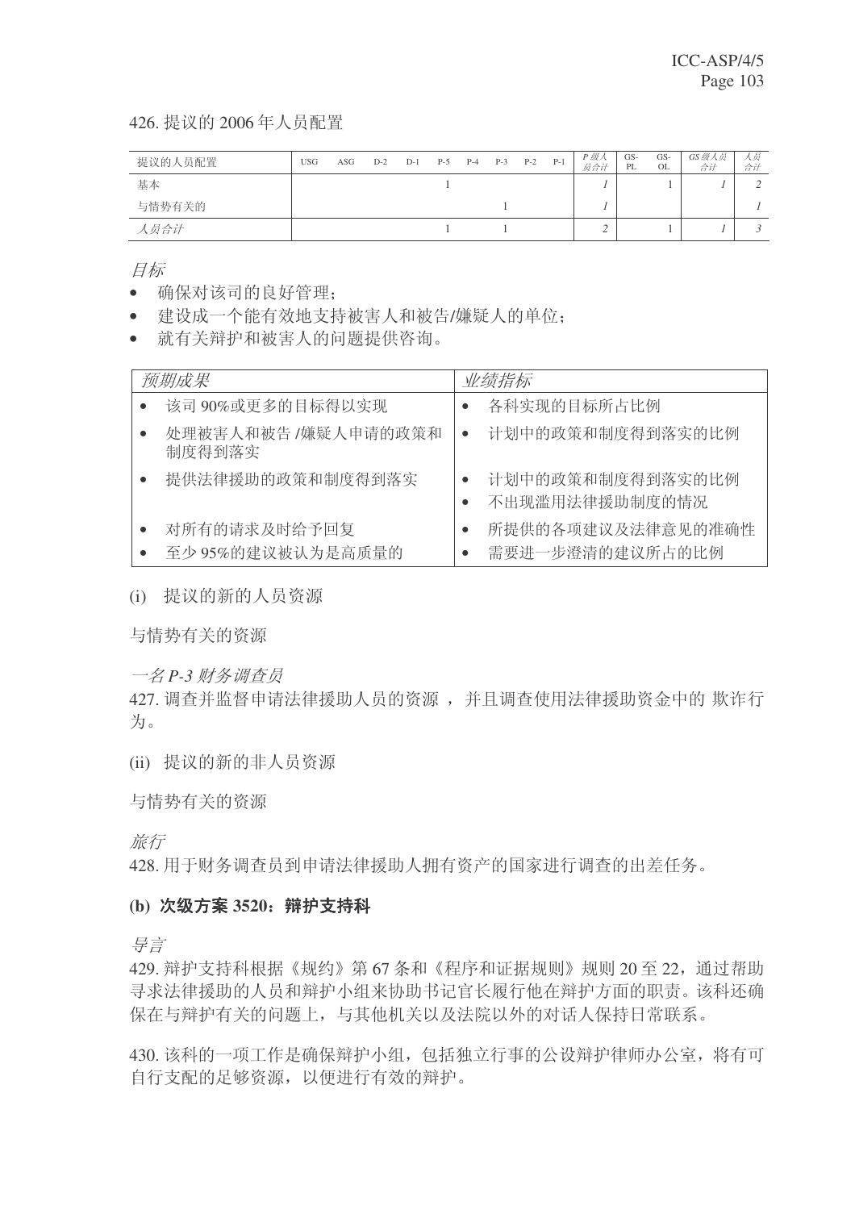426. 提议的 2006 年人员配置

| 提议的人员配置 | USG | ASG | D-2 | D-1 | P-5 | P-4 | P-3 | P-2 | P-1 | *P 级人员合计* | GS-PL | GS-OL | *GS 级人员合计* | *人员合计* |
|---|---|---|---|---|---|---|---|---|---|---|---|---|---|---|
| 基本 | | | | | 1 | | | | | *1* | | 1 | *1* | *2* |
| 与情势有关的 | | | | | | | 1 | | | *1* | | | | *1* |
| *人员合计* | | | | | 1 | | 1 | | | *2* | | 1 | *1* | *3* |

*目标*

- 确保对该司的良好管理；
- 建设成一个能有效地支持被害人和被告/嫌疑人的单位；
- 就有关辩护和被害人的问题提供咨询。

| *预期成果* | *业绩指标* |
|---|---|
| • 该司 90%或更多的目标得以实现 | • 各科实现的目标所占比例 |
| • 处理被害人和被告 /嫌疑人申请的政策和制度得到落实 | • 计划中的政策和制度得到落实的比例 |
| • 提供法律援助的政策和制度得到落实 | • 计划中的政策和制度得到落实的比例<br>• 不出现滥用法律援助制度的情况 |
| • 对所有的请求及时给予回复<br>• 至少 95%的建议被认为是高质量的 | • 所提供的各项建议及法律意见的准确性<br>• 需要进一步澄清的建议所占的比例 |

(i) 提议的新的人员资源

与情势有关的资源

*一名 P-3 财务调查员*

427. 调查并监督申请法律援助人员的资源，并且调查使用法律援助资金中的欺诈行为。

(ii) 提议的新的非人员资源

与情势有关的资源

*旅行*

428. 用于财务调查员到申请法律援助人拥有资产的国家进行调查的出差任务。

**(b) 次级方案 3520：辩护支持科**

*导言*

429. 辩护支持科根据《规约》第 67 条和《程序和证据规则》规则 20 至 22，通过帮助寻求法律援助的人员和辩护小组来协助书记官长履行他在辩护方面的职责。该科还确保在与辩护有关的问题上，与其他机关以及法院以外的对话人保持日常联系。

430. 该科的一项工作是确保辩护小组，包括独立行事的公设辩护律师办公室，将有可自行支配的足够资源，以便进行有效的辩护。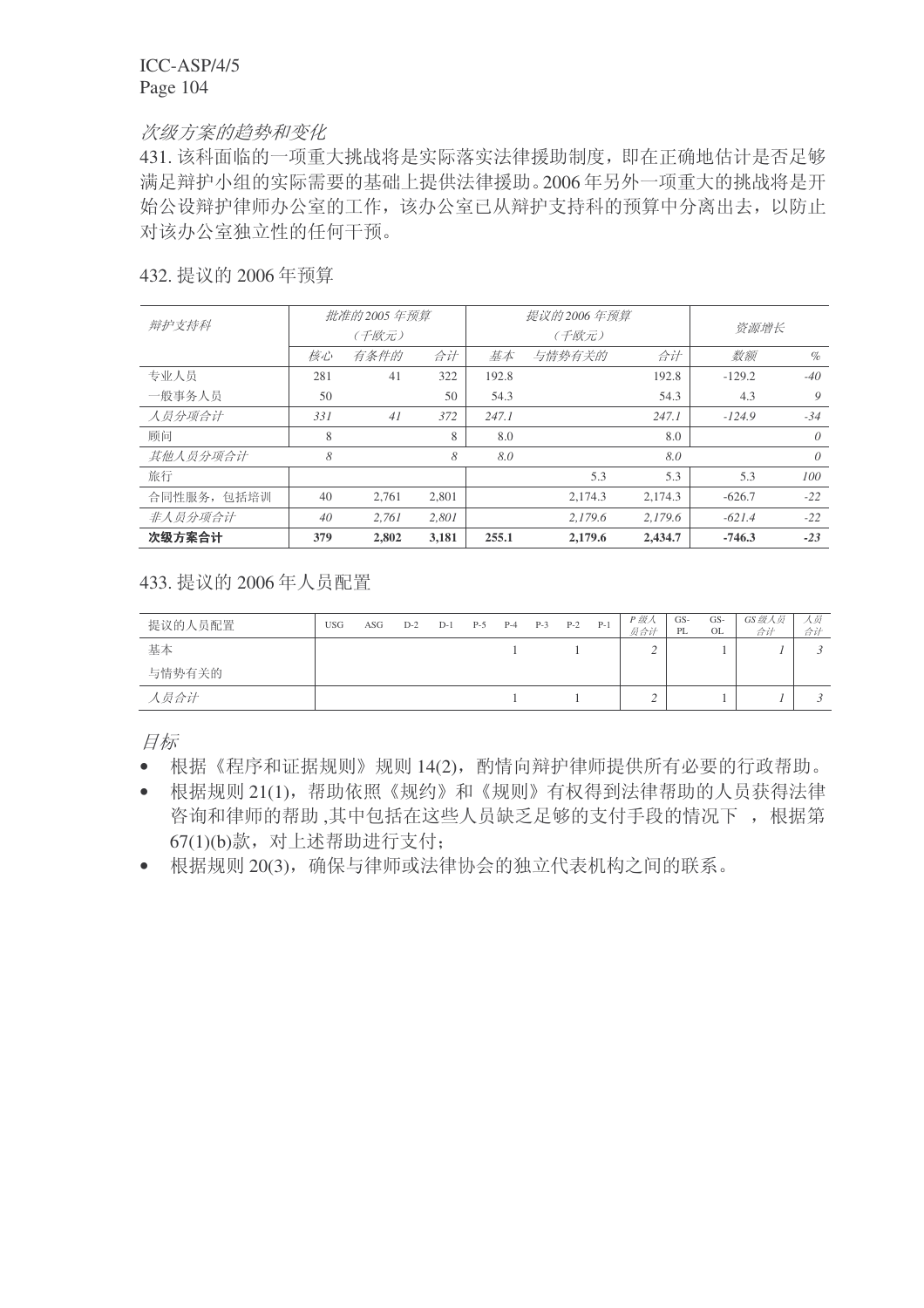*次级方案的趋势和变化*

431. 该科面临的一项重大挑战将是实际落实法律援助制度，即在正确地估计是否足够满足辩护小组的实际需要的基础上提供法律援助。2006 年另外一项重大的挑战将是开始公设辩护律师办公室的工作，该办公室已从辩护支持科的预算中分离出去，以防止对该办公室独立性的任何干预。

432. 提议的 2006 年预算

| *辩护支持科* | *批准的 2005 年预算（千欧元）* | | | *提议的 2006 年预算（千欧元）* | | | *资源增长* | |
|---|---|---|---|---|---|---|---|---|
| | *核心* | *有条件的* | *合计* | *基本* | *与情势有关的* | *合计* | *数额* | *%* |
| 专业人员 | 281 | 41 | 322 | 192.8 | | 192.8 | -129.2 | *-40* |
| 一般事务人员 | 50 | | 50 | 54.3 | | 54.3 | 4.3 | *9* |
| *人员分项合计* | *331* | *41* | *372* | *247.1* | | *247.1* | *-124.9* | *-34* |
| 顾问 | 8 | | 8 | 8.0 | | 8.0 | | *0* |
| *其他人员分项合计* | *8* | | *8* | *8.0* | | *8.0* | | *0* |
| 旅行 | | | | | 5.3 | 5.3 | 5.3 | *100* |
| 合同性服务，包括培训 | 40 | 2,761 | 2,801 | | 2,174.3 | 2,174.3 | -626.7 | *-22* |
| *非人员分项合计* | *40* | *2,761* | *2,801* | | *2,179.6* | *2,179.6* | *-621.4* | *-22* |
| **次级方案合计** | **379** | **2,802** | **3,181** | **255.1** | **2,179.6** | **2,434.7** | **-746.3** | ***-23*** |

433. 提议的 2006 年人员配置

| 提议的人员配置 | USG | ASG | D-2 | D-1 | P-5 | P-4 | P-3 | P-2 | P-1 | *P 级人员合计* | GS-PL | GS-OL | *GS 级人员合计* | *人员合计* |
|---|---|---|---|---|---|---|---|---|---|---|---|---|---|---|
| 基本 | | | | | | 1 | | 1 | | *2* | | 1 | *1* | *3* |
| 与情势有关的 | | | | | | | | | | | | | | |
| *人员合计* | | | | | | 1 | | 1 | | *2* | | 1 | *1* | *3* |

*目标*

- 根据《程序和证据规则》规则 14(2)，酌情向辩护律师提供所有必要的行政帮助。
- 根据规则 21(1)，帮助依照《规约》和《规则》有权得到法律帮助的人员获得法律咨询和律师的帮助 ,其中包括在这些人员缺乏足够的支付手段的情况下 ，根据第 67(1)(b)款，对上述帮助进行支付；
- 根据规则 20(3)，确保与律师或法律协会的独立代表机构之间的联系。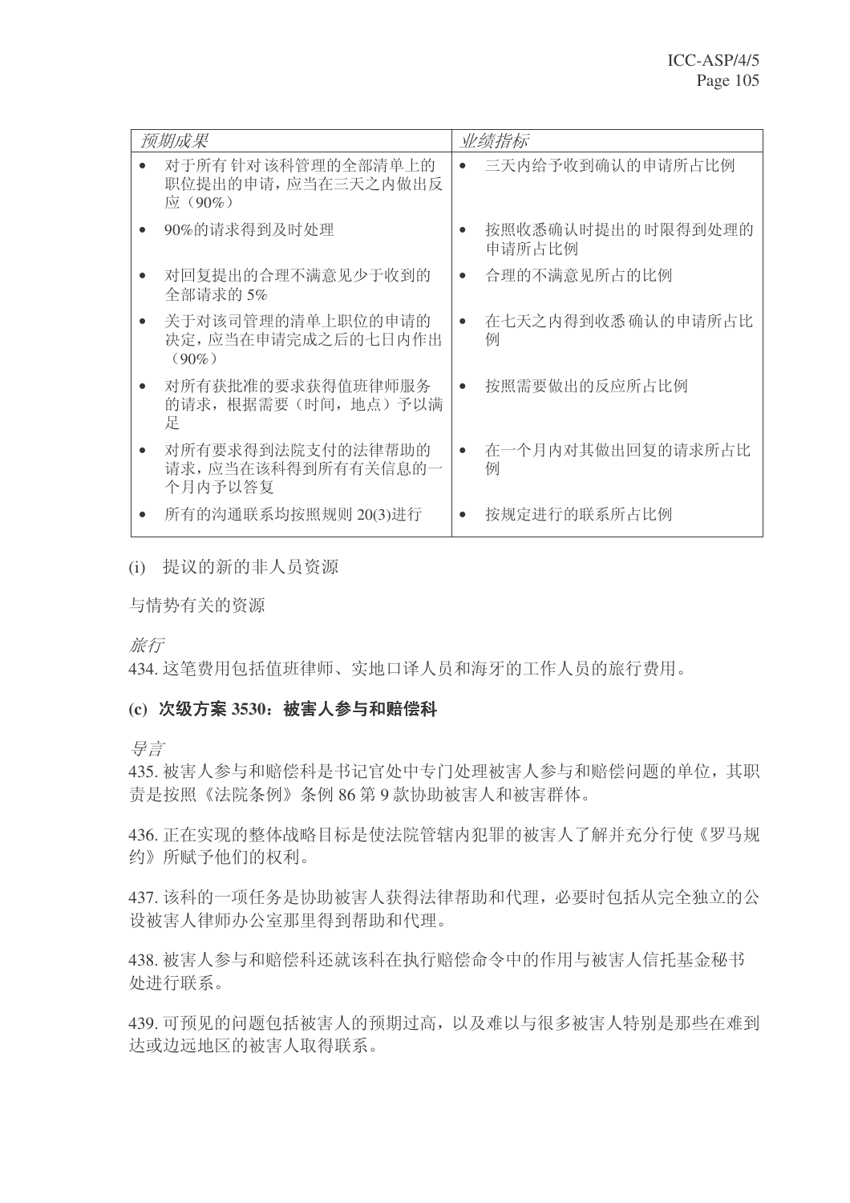| *预期成果* | *业绩指标* |
| --- | --- |
| • 对于所有针对该科管理的全部清单上的职位提出的申请，应当在三天之内做出反应（90%） | • 三天内给予收到确认的申请所占比例 |
| • 90%的请求得到及时处理 | • 按照收悉确认时提出的时限得到处理的申请所占比例 |
| • 对回复提出的合理不满意见少于收到的全部请求的 5% | • 合理的不满意见所占的比例 |
| • 关于对该司管理的清单上职位的申请的决定，应当在申请完成之后的七日内作出（90%） | • 在七天之内得到收悉确认的申请所占比例 |
| • 对所有获批准的要求获得值班律师服务的请求，根据需要（时间，地点）予以满足 | • 按照需要做出的反应所占比例 |
| • 对所有要求得到法院支付的法律帮助的请求，应当在该科得到所有有关信息的一个月内予以答复 | • 在一个月内对其做出回复的请求所占比例 |
| • 所有的沟通联系均按照规则 20(3)进行 | • 按规定进行的联系所占比例 |

(i) 提议的新的非人员资源

与情势有关的资源

*旅行*

434. 这笔费用包括值班律师、实地口译人员和海牙的工作人员的旅行费用。

### (c) 次级方案 3530：被害人参与和赔偿科

*导言*

435. 被害人参与和赔偿科是书记官处中专门处理被害人参与和赔偿问题的单位，其职责是按照《法院条例》条例 86 第 9 款协助被害人和被害群体。

436. 正在实现的整体战略目标是使法院管辖内犯罪的被害人了解并充分行使《罗马规约》所赋予他们的权利。

437. 该科的一项任务是协助被害人获得法律帮助和代理，必要时包括从完全独立的公设被害人律师办公室那里得到帮助和代理。

438. 被害人参与和赔偿科还就该科在执行赔偿命令中的作用与被害人信托基金秘书处进行联系。

439. 可预见的问题包括被害人的预期过高，以及难以与很多被害人特别是那些在难到达或边远地区的被害人取得联系。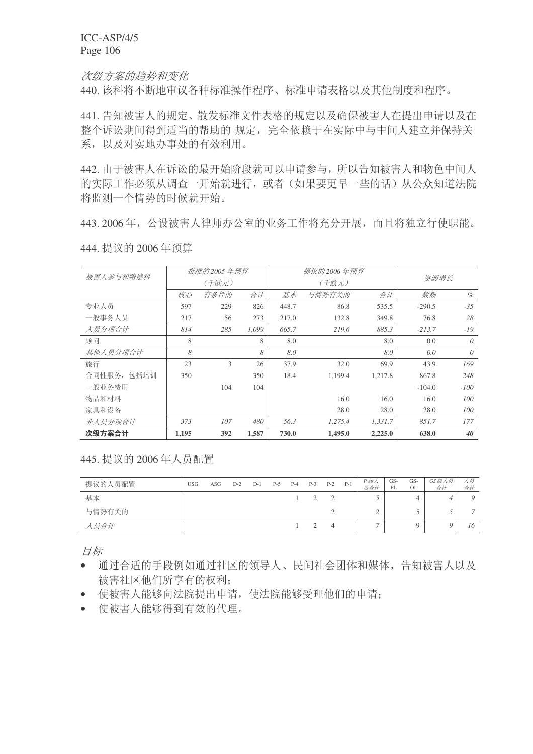*次级方案的趋势和变化*

440. 该科将不断地审议各种标准操作程序、标准申请表格以及其他制度和程序。

441. 告知被害人的规定、散发标准文件表格的规定以及确保被害人在提出申请以及在整个诉讼期间得到适当的帮助的 规定，完全依赖于在实际中与中间人建立并保持关系，以及对实地办事处的有效利用。

442. 由于被害人在诉讼的最开始阶段就可以申请参与，所以告知被害人和物色中间人的实际工作必须从调查一开始就进行，或者（如果要更早一些的话）从公众知道法院将监测一个情势的时候就开始。

443. 2006 年，公设被害人律师办公室的业务工作将充分开展，而且将独立行使职能。

444. 提议的 2006 年预算

| *被害人参与和赔偿科* | *批准的 2005 年预算（千欧元）* | | | *提议的 2006 年预算（千欧元）* | | | *资源增长* | |
|---|---|---|---|---|---|---|---|---|
| | *核心* | *有条件的* | *合计* | *基本* | *与情势有关的* | *合计* | *数额* | *%* |
| 专业人员 | 597 | 229 | 826 | 448.7 | 86.8 | 535.5 | -290.5 | *-35* |
| 一般事务人员 | 217 | 56 | 273 | 217.0 | 132.8 | 349.8 | 76.8 | *28* |
| *人员分项合计* | *814* | *285* | *1,099* | *665.7* | *219.6* | *885.3* | *-213.7* | *-19* |
| 顾问 | 8 | | 8 | 8.0 | | 8.0 | 0.0 | *0* |
| *其他人员分项合计* | *8* | | *8* | *8.0* | | *8.0* | *0.0* | *0* |
| 旅行 | 23 | 3 | 26 | 37.9 | 32.0 | 69.9 | 43.9 | *169* |
| 合同性服务，包括培训 | 350 | | 350 | 18.4 | 1,199.4 | 1,217.8 | 867.8 | *248* |
| 一般业务费用 | | 104 | 104 | | | | -104.0 | *-100* |
| 物品和材料 | | | | | 16.0 | 16.0 | 16.0 | *100* |
| 家具和设备 | | | | | 28.0 | 28.0 | 28.0 | *100* |
| *非人员分项合计* | *373* | *107* | *480* | *56.3* | *1,275.4* | *1,331.7* | *851.7* | *177* |
| **次级方案合计** | **1,195** | **392** | **1,587** | **730.0** | **1,495.0** | **2,225.0** | **638.0** | ***40*** |

445. 提议的 2006 年人员配置

| 提议的人员配置 | USG | ASG | D-2 | D-1 | P-5 | P-4 | P-3 | P-2 | P-1 | *P 级人员合计* | GS-PL | GS-OL | *GS 级人员合计* | *人员合计* |
|---|---|---|---|---|---|---|---|---|---|---|---|---|---|---|
| 基本 | | | | | | 1 | 2 | 2 | | *5* | | 4 | *4* | *9* |
| 与情势有关的 | | | | | | | | 2 | | *2* | | 5 | *5* | *7* |
| *人员合计* | | | | | | 1 | 2 | 4 | | *7* | | 9 | *9* | *16* |

*目标*

- 通过合适的手段例如通过社区的领导人、民间社会团体和媒体，告知被害人以及被害社区他们所享有的权利；
- 使被害人能够向法院提出申请，使法院能够受理他们的申请；
- 使被害人能够得到有效的代理。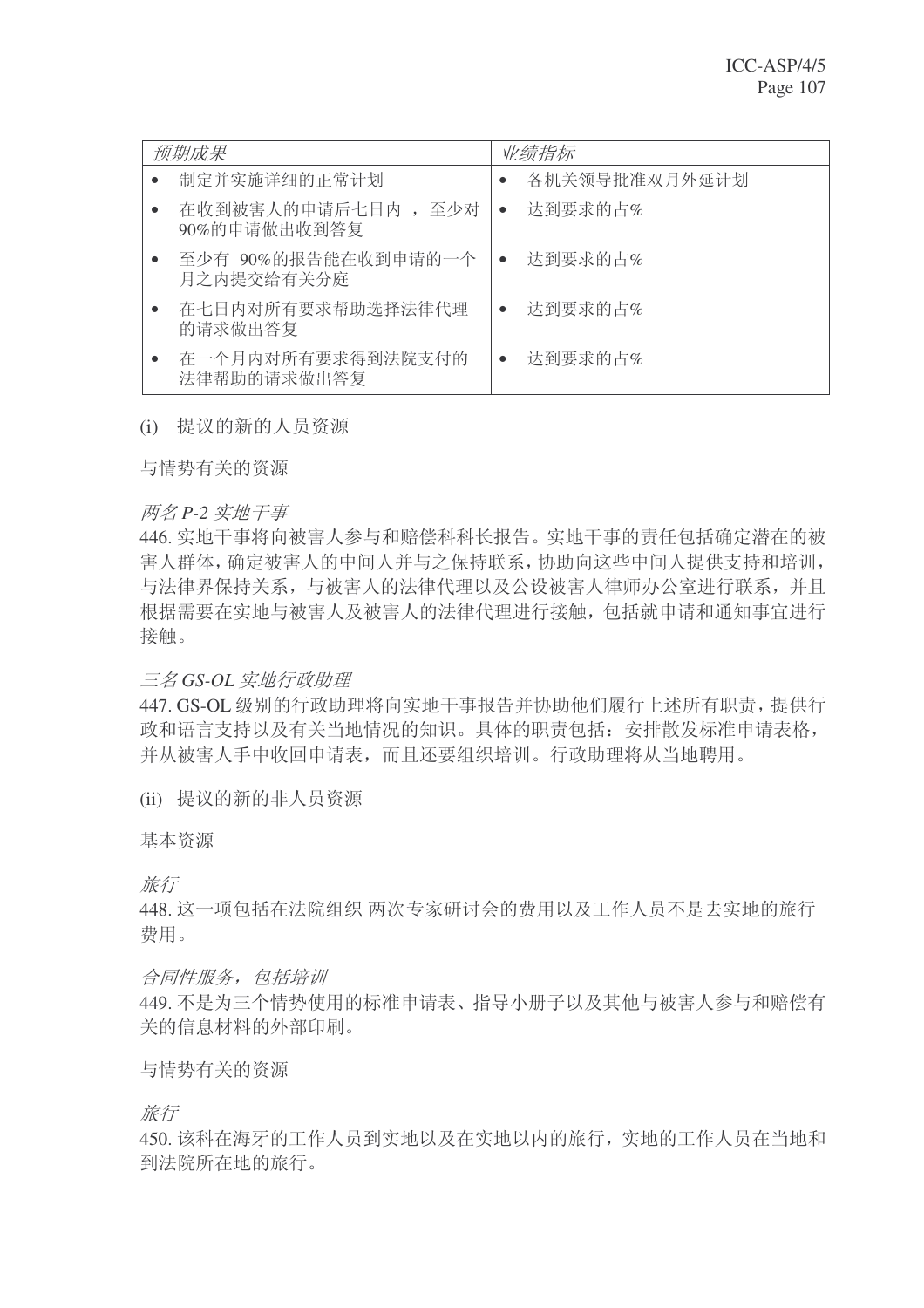| *预期成果* | *业绩指标* |
| --- | --- |
| • 制定并实施详细的正常计划 | • 各机关领导批准双月外延计划 |
| • 在收到被害人的申请后七日内 ，至少对 90%的申请做出收到答复 | • 达到要求的占% |
| • 至少有 90%的报告能在收到申请的一个月之内提交给有关分庭 | • 达到要求的占% |
| • 在七日内对所有要求帮助选择法律代理的请求做出答复 | • 达到要求的占% |
| • 在一个月内对所有要求得到法院支付的法律帮助的请求做出答复 | • 达到要求的占% |

(i) 提议的新的人员资源

与情势有关的资源

*两名 P-2 实地干事*

446. 实地干事将向被害人参与和赔偿科科长报告。实地干事的责任包括确定潜在的被害人群体，确定被害人的中间人并与之保持联系，协助向这些中间人提供支持和培训，与法律界保持关系，与被害人的法律代理以及公设被害人律师办公室进行联系，并且根据需要在实地与被害人及被害人的法律代理进行接触，包括就申请和通知事宜进行接触。

*三名 GS-OL 实地行政助理*

447. GS-OL 级别的行政助理将向实地干事报告并协助他们履行上述所有职责，提供行政和语言支持以及有关当地情况的知识。具体的职责包括：安排散发标准申请表格，并从被害人手中收回申请表，而且还要组织培训。行政助理将从当地聘用。

(ii) 提议的新的非人员资源

基本资源

*旅行*

448. 这一项包括在法院组织 两次专家研讨会的费用以及工作人员不是去实地的旅行费用。

*合同性服务，包括培训*

449. 不是为三个情势使用的标准申请表、指导小册子以及其他与被害人参与和赔偿有关的信息材料的外部印刷。

与情势有关的资源

*旅行*

450. 该科在海牙的工作人员到实地以及在实地以内的旅行，实地的工作人员在当地和到法院所在地的旅行。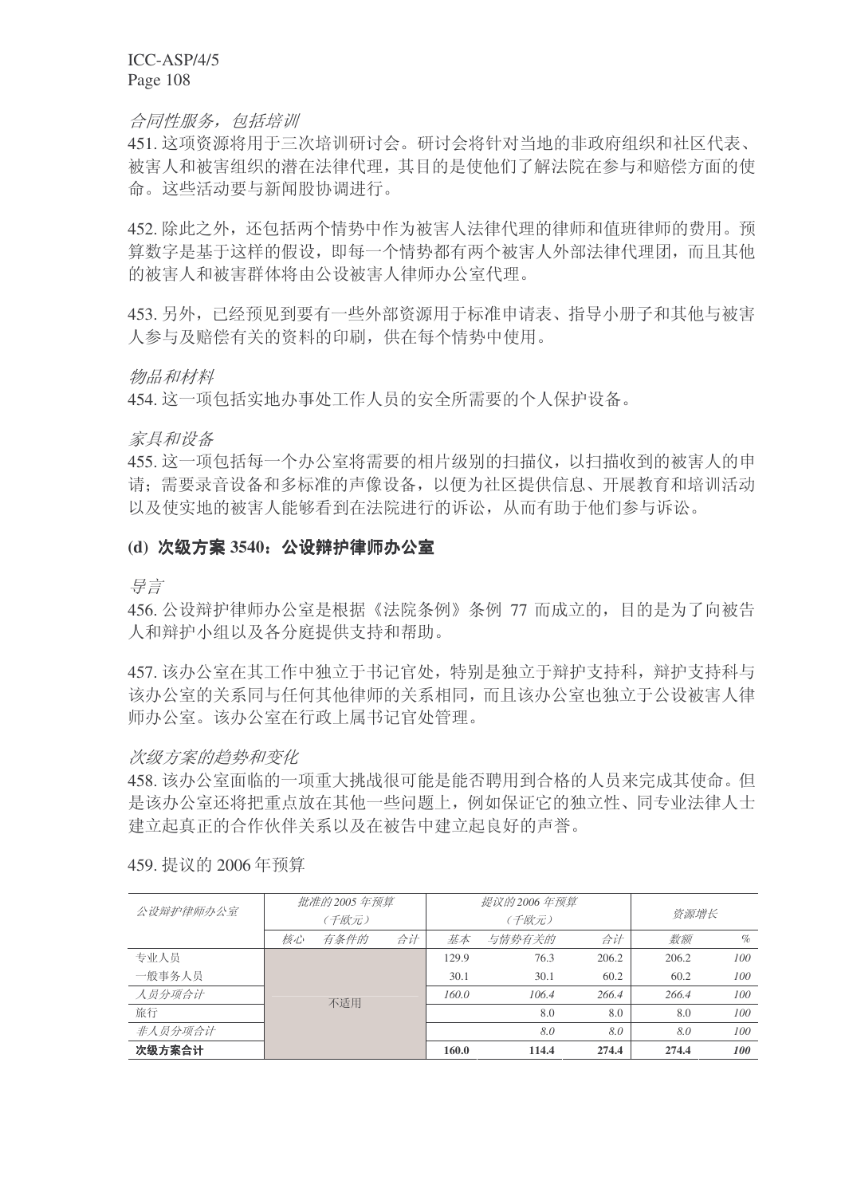*合同性服务，包括培训*

451. 这项资源将用于三次培训研讨会。研讨会将针对当地的非政府组织和社区代表、被害人和被害组织的潜在法律代理，其目的是使他们了解法院在参与和赔偿方面的使命。这些活动要与新闻股协调进行。

452. 除此之外，还包括两个情势中作为被害人法律代理的律师和值班律师的费用。预算数字是基于这样的假设，即每一个情势都有两个被害人外部法律代理团，而且其他的被害人和被害群体将由公设被害人律师办公室代理。

453. 另外，已经预见到要有一些外部资源用于标准申请表、指导小册子和其他与被害人参与及赔偿有关的资料的印刷，供在每个情势中使用。

*物品和材料*

454. 这一项包括实地办事处工作人员的安全所需要的个人保护设备。

*家具和设备*

455. 这一项包括每一个办公室将需要的相片级别的扫描仪，以扫描收到的被害人的申请；需要录音设备和多标准的声像设备，以便为社区提供信息、开展教育和培训活动以及使实地的被害人能够看到在法院进行的诉讼，从而有助于他们参与诉讼。

### (d) 次级方案 3540：公设辩护律师办公室

*导言*

456. 公设辩护律师办公室是根据《法院条例》条例 77 而成立的，目的是为了向被告人和辩护小组以及各分庭提供支持和帮助。

457. 该办公室在其工作中独立于书记官处，特别是独立于辩护支持科，辩护支持科与该办公室的关系同与任何其他律师的关系相同，而且该办公室也独立于公设被害人律师办公室。该办公室在行政上属书记官处管理。

*次级方案的趋势和变化*

458. 该办公室面临的一项重大挑战很可能是能否聘用到合格的人员来完成其使命。但是该办公室还将把重点放在其他一些问题上，例如保证它的独立性、同专业法律人士建立起真正的合作伙伴关系以及在被告中建立起良好的声誉。

459. 提议的 2006 年预算

| *公设辩护律师办公室* | *批准的 2005 年预算 (千欧元)* | | | *提议的 2006 年预算 (千欧元)* | | | *资源增长* | |
|---|---|---|---|---|---|---|---|---|
| | *核心* | *有条件的* | *合计* | *基本* | *与情势有关的* | *合计* | *数额* | *%* |
| 专业人员 | 不适用 | | | 129.9 | 76.3 | 206.2 | 206.2 | *100* |
| 一般事务人员 | | | | 30.1 | 30.1 | 60.2 | 60.2 | *100* |
| *人员分项合计* | | | | *160.0* | *106.4* | *266.4* | *266.4* | *100* |
| 旅行 | | | | | 8.0 | 8.0 | 8.0 | *100* |
| *非人员分项合计* | | | | | *8.0* | *8.0* | *8.0* | *100* |
| **次级方案合计** | | | | **160.0** | **114.4** | **274.4** | **274.4** | ***100*** |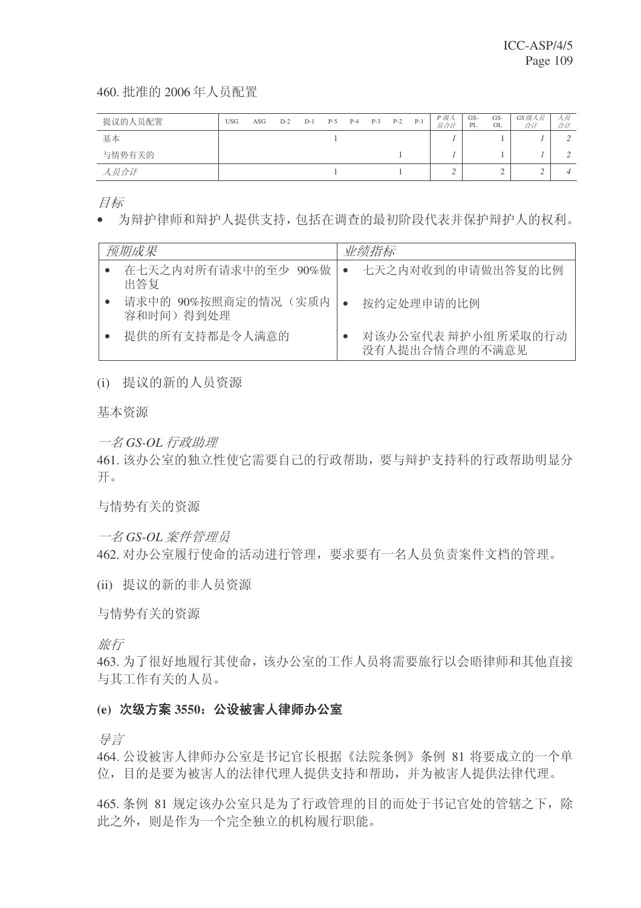460. 批准的 2006 年人员配置

| 提议的人员配置 | USG | ASG | D-2 | D-1 | P-5 | P-4 | P-3 | P-2 | P-1 | *P 级人员合计* | GS-PL | GS-OL | *GS 级人员合计* | *人员合计* |
|---|---|---|---|---|---|---|---|---|---|---|---|---|---|---|
| 基本 | | | | | 1 | | | | | *1* | | 1 | *1* | *2* |
| 与情势有关的 | | | | | | | | 1 | | *1* | | 1 | *1* | *2* |
| *人员合计* | | | | | 1 | | | 1 | | *2* | | 2 | *2* | *4* |

*目标*

- 为辩护律师和辩护人提供支持，包括在调查的最初阶段代表并保护辩护人的权利。

| *预期成果* | *业绩指标* |
|---|---|
| • 在七天之内对所有请求中的至少 90%做出答复 | • 七天之内对收到的申请做出答复的比例 |
| • 请求中的 90%按照商定的情况（实质内容和时间）得到处理 | • 按约定处理申请的比例 |
| • 提供的所有支持都是令人满意的 | • 对该办公室代表 辩护小组所采取的行动没有人提出合情合理的不满意见 |

(i) 提议的新的人员资源

基本资源

*一名 GS-OL 行政助理*

461. 该办公室的独立性使它需要自己的行政帮助，要与辩护支持科的行政帮助明显分开。

与情势有关的资源

*一名 GS-OL 案件管理员*

462. 对办公室履行使命的活动进行管理，要求要有一名人员负责案件文档的管理。

(ii) 提议的新的非人员资源

与情势有关的资源

*旅行*

463. 为了很好地履行其使命，该办公室的工作人员将需要旅行以会晤律师和其他直接与其工作有关的人员。

### (e) 次级方案 3550：公设被害人律师办公室

*导言*

464. 公设被害人律师办公室是书记官长根据《法院条例》条例 81 将要成立的一个单位，目的是要为被害人的法律代理人提供支持和帮助，并为被害人提供法律代理。

465. 条例 81 规定该办公室只是为了行政管理的目的而处于书记官处的管辖之下，除此之外，则是作为一个完全独立的机构履行职能。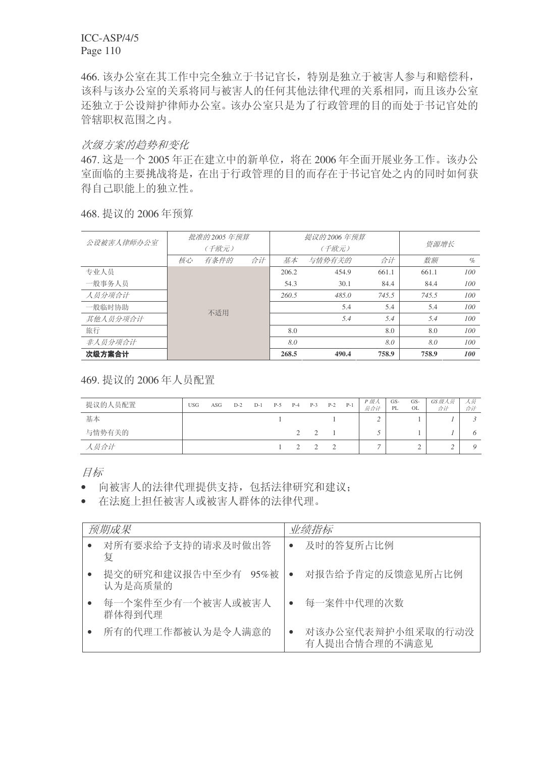466. 该办公室在其工作中完全独立于书记官长，特别是独立于被害人参与和赔偿科，该科与该办公室的关系将同与被害人的任何其他法律代理的关系相同，而且该办公室还独立于公设辩护律师办公室。该办公室只是为了行政管理的目的而处于书记官处的管辖职权范围之内。

*次级方案的趋势和变化*

467. 这是一个 2005 年正在建立中的新单位，将在 2006 年全面开展业务工作。该办公室面临的主要挑战将是，在出于行政管理的目的而存在于书记官处之内的同时如何获得自己职能上的独立性。

468. 提议的 2006 年预算

| *公设被害人律师办公室* | *批准的 2005 年预算（千欧元）* | | | *提议的 2006 年预算（千欧元）* | | | *资源增长* | |
|---|---|---|---|---|---|---|---|---|
| | *核心* | *有条件的* | *合计* | *基本* | *与情势有关的* | *合计* | *数额* | *%* |
| 专业人员 | 不适用 | | | 206.2 | 454.9 | 661.1 | 661.1 | *100* |
| 一般事务人员 | | | | 54.3 | 30.1 | 84.4 | 84.4 | *100* |
| *人员分项合计* | | | | *260.5* | *485.0* | *745.5* | *745.5* | *100* |
| 一般临时协助 | | | | | 5.4 | 5.4 | 5.4 | *100* |
| *其他人员分项合计* | | | | | *5.4* | *5.4* | *5.4* | *100* |
| 旅行 | | | | 8.0 | | 8.0 | 8.0 | *100* |
| *非人员分项合计* | | | | *8.0* | | *8.0* | *8.0* | *100* |
| **次级方案合计** | | | | **268.5** | **490.4** | **758.9** | **758.9** | ***100*** |

469. 提议的 2006 年人员配置

| 提议的人员配置 | USG | ASG | D-2 | D-1 | P-5 | P-4 | P-3 | P-2 | P-1 | *P 级人员合计* | GS-PL | GS-OL | *GS 级人员合计* | *人员合计* |
|---|---|---|---|---|---|---|---|---|---|---|---|---|---|---|
| 基本 | | | | | 1 | | | 1 | | *2* | | 1 | *1* | *3* |
| 与情势有关的 | | | | | | 2 | 2 | 1 | | *5* | | 1 | *1* | *6* |
| *人员合计* | | | | | 1 | 2 | 2 | 2 | | *7* | | 2 | *2* | *9* |

*目标*

- 向被害人的法律代理提供支持，包括法律研究和建议；
- 在法庭上担任被害人或被害人群体的法律代理。

| *预期成果* | *业绩指标* |
|---|---|
| • 对所有要求给予支持的请求及时做出答复 | • 及时的答复所占比例 |
| • 提交的研究和建议报告中至少有 95%被认为是高质量的 | • 对报告给予肯定的反馈意见所占比例 |
| • 每一个案件至少有一个被害人或被害人群体得到代理 | • 每一案件中代理的次数 |
| • 所有的代理工作都被认为是令人满意的 | • 对该办公室代表辩护小组采取的行动没有人提出合情合理的不满意见 |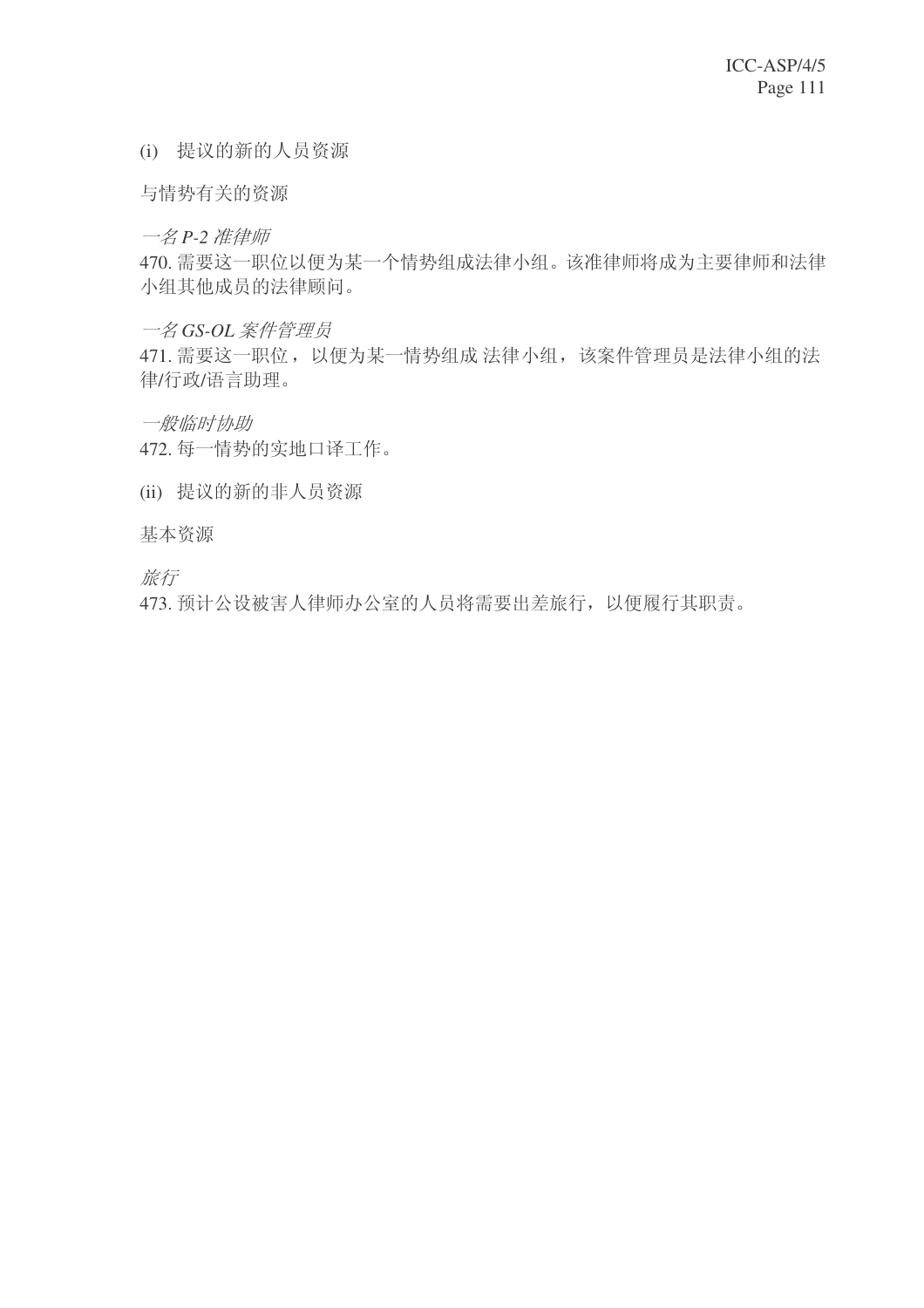(i) 提议的新的人员资源

与情势有关的资源

*一名 P-2 准律师*

470. 需要这一职位以便为某一个情势组成法律小组。该准律师将成为主要律师和法律小组其他成员的法律顾问。

*一名 GS-OL 案件管理员*

471. 需要这一职位，以便为某一情势组成 法律小组，该案件管理员是法律小组的法律/行政/语言助理。

*一般临时协助*

472. 每一情势的实地口译工作。

(ii) 提议的新的非人员资源

基本资源

*旅行*

473. 预计公设被害人律师办公室的人员将需要出差旅行，以便履行其职责。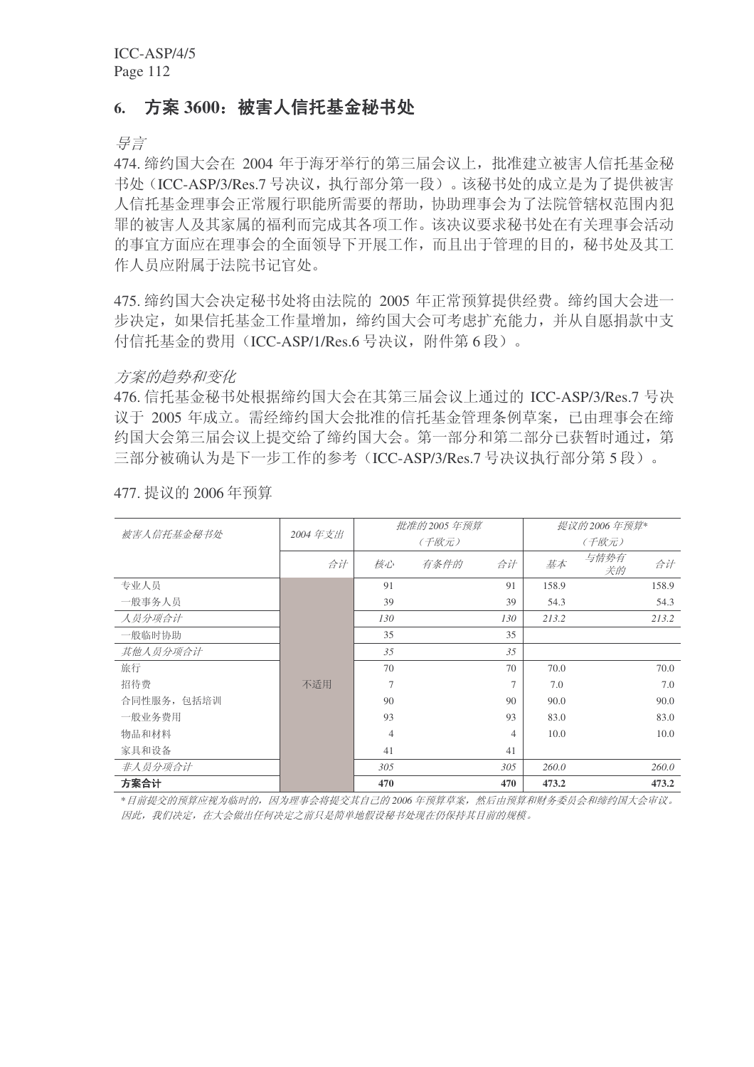## 6. 方案 3600：被害人信托基金秘书处

*导言*

474. 缔约国大会在 2004 年于海牙举行的第三届会议上，批准建立被害人信托基金秘书处（ICC-ASP/3/Res.7 号决议，执行部分第一段）。该秘书处的成立是为了提供被害人信托基金理事会正常履行职能所需要的帮助，协助理事会为了法院管辖权范围内犯罪的被害人及其家属的福利而完成其各项工作。该决议要求秘书处在有关理事会活动的事宜方面应在理事会的全面领导下开展工作，而且出于管理的目的，秘书处及其工作人员应附属于法院书记官处。

475. 缔约国大会决定秘书处将由法院的 2005 年正常预算提供经费。缔约国大会进一步决定，如果信托基金工作量增加，缔约国大会可考虑扩充能力，并从自愿捐款中支付信托基金的费用（ICC-ASP/1/Res.6 号决议，附件第 6 段）。

*方案的趋势和变化*

476. 信托基金秘书处根据缔约国大会在其第三届会议上通过的 ICC-ASP/3/Res.7 号决议于 2005 年成立。需经缔约国大会批准的信托基金管理条例草案，已由理事会在缔约国大会第三届会议上提交给了缔约国大会。第一部分和第二部分已获暂时通过，第三部分被确认为是下一步工作的参考（ICC-ASP/3/Res.7 号决议执行部分第 5 段）。

477. 提议的 2006 年预算

| *被害人信托基金秘书处* | *2004 年支出* | *批准的 2005 年预算（千欧元）* | | | *提议的 2006 年预算*（千欧元）* | | |
|---|---|---|---|---|---|---|---|
| | *合计* | *核心* | *有条件的* | *合计* | *基本* | *与情势有关的* | *合计* |
| 专业人员 | 不适用 | 91 | | 91 | 158.9 | | 158.9 |
| 一般事务人员 | | 39 | | 39 | 54.3 | | 54.3 |
| *人员分项合计* | | *130* | | *130* | *213.2* | | *213.2* |
| 一般临时协助 | | 35 | | 35 | | | |
| *其他人员分项合计* | | *35* | | *35* | | | |
| 旅行 | | 70 | | 70 | 70.0 | | 70.0 |
| 招待费 | | 7 | | 7 | 7.0 | | 7.0 |
| 合同性服务，包括培训 | | 90 | | 90 | 90.0 | | 90.0 |
| 一般业务费用 | | 93 | | 93 | 83.0 | | 83.0 |
| 物品和材料 | | 4 | | 4 | 10.0 | | 10.0 |
| 家具和设备 | | 41 | | 41 | | | |
| *非人员分项合计* | | *305* | | *305* | *260.0* | | *260.0* |
| **方案合计** | | **470** | | **470** | **473.2** | | **473.2** |

*\* 目前提交的预算应视为临时的，因为理事会将提交其自己的 2006 年预算草案，然后由预算和财务委员会和缔约国大会审议。因此，我们决定，在大会做出任何决定之前只是简单地假设秘书处现在仍保持其目前的规模。*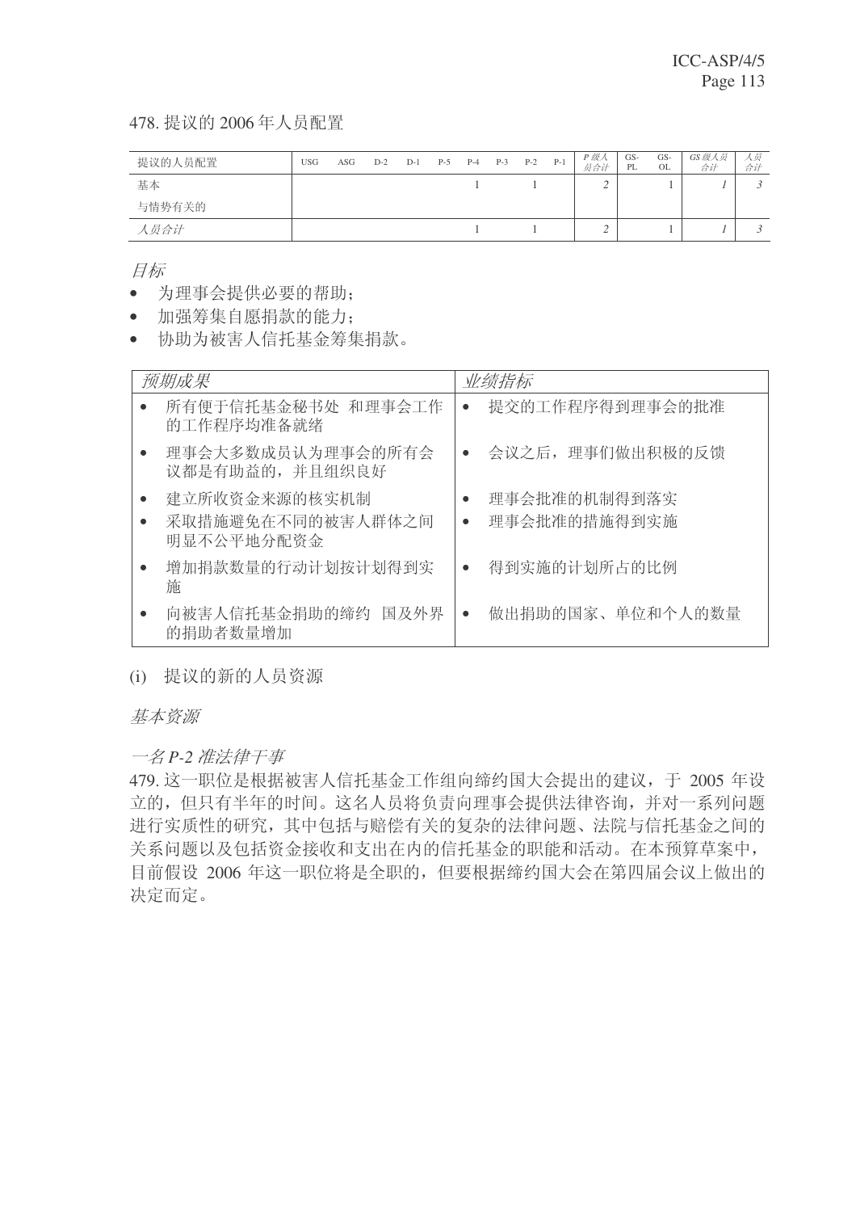478. 提议的 2006 年人员配置

| 提议的人员配置 | USG | ASG | D-2 | D-1 | P-5 | P-4 | P-3 | P-2 | P-1 | *P 级人员合计* | GS-PL | GS-OL | *GS 级人员合计* | *人员合计* |
|---|---|---|---|---|---|---|---|---|---|---|---|---|---|---|
| 基本 | | | | | | 1 | | 1 | | *2* | | 1 | *1* | *3* |
| 与情势有关的 | | | | | | | | | | | | | | |
| *人员合计* | | | | | | 1 | | 1 | | *2* | | 1 | *1* | *3* |

*目标*

- 为理事会提供必要的帮助；
- 加强筹集自愿捐款的能力；
- 协助为被害人信托基金筹集捐款。

| *预期成果* | *业绩指标* |
|---|---|
| • 所有便于信托基金秘书处 和理事会工作的工作程序均准备就绪 | • 提交的工作程序得到理事会的批准 |
| • 理事会大多数成员认为理事会的所有会议都是有助益的，并且组织良好 | • 会议之后，理事们做出积极的反馈 |
| • 建立所收资金来源的核实机制<br>• 采取措施避免在不同的被害人群体之间明显不公平地分配资金 | • 理事会批准的机制得到落实<br>• 理事会批准的措施得到实施 |
| • 增加捐款数量的行动计划按计划得到实施 | • 得到实施的计划所占的比例 |
| • 向被害人信托基金捐助的缔约 国及外界的捐助者数量增加 | • 做出捐助的国家、单位和个人的数量 |

(i) 提议的新的人员资源

*基本资源*

*一名 P-2 准法律干事*

479. 这一职位是根据被害人信托基金工作组向缔约国大会提出的建议，于 2005 年设立的，但只有半年的时间。这名人员将负责向理事会提供法律咨询，并对一系列问题进行实质性的研究，其中包括与赔偿有关的复杂的法律问题、法院与信托基金之间的关系问题以及包括资金接收和支出在内的信托基金的职能和活动。在本预算草案中，目前假设 2006 年这一职位将是全职的，但要根据缔约国大会在第四届会议上做出的决定而定。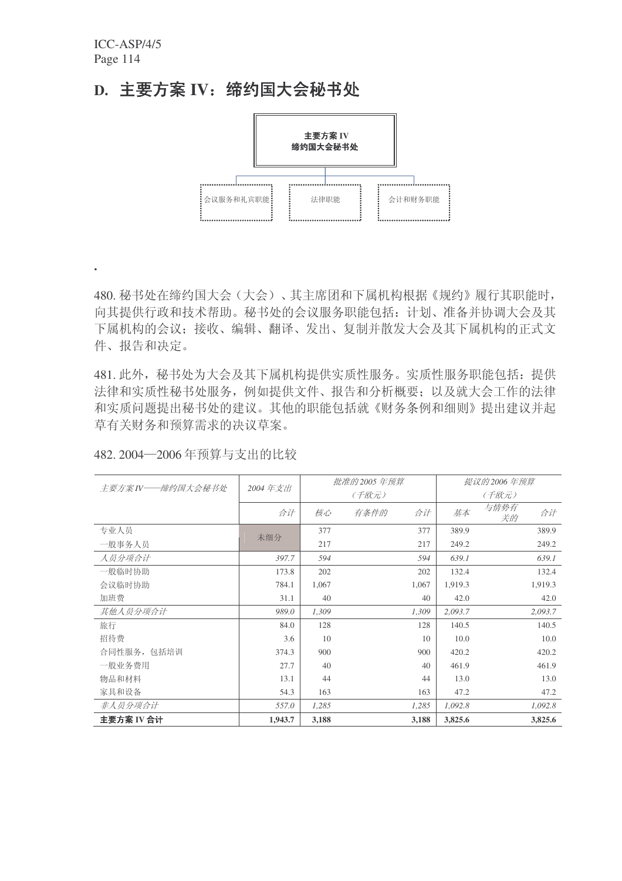## D. 主要方案 IV：缔约国大会秘书处

主要方案 IV
缔约国大会秘书处

会议服务和礼宾职能 | 法律职能 | 会计和财务职能

.

480. 秘书处在缔约国大会（大会）、其主席团和下属机构根据《规约》履行其职能时，向其提供行政和技术帮助。秘书处的会议服务职能包括：计划、准备并协调大会及其下属机构的会议；接收、编辑、翻译、发出、复制并散发大会及其下属机构的正式文件、报告和决定。

481. 此外，秘书处为大会及其下属机构提供实质性服务。实质性服务职能包括：提供法律和实质性秘书处服务，例如提供文件、报告和分析概要；以及就大会工作的法律和实质问题提出秘书处的建议。其他的职能包括就《财务条例和细则》提出建议并起草有关财务和预算需求的决议草案。

482. 2004—2006 年预算与支出的比较

| *主要方案 IV——缔约国大会秘书处* | *2004 年支出* | *批准的 2005 年预算（千欧元）* | | | *提议的 2006 年预算（千欧元）* | | |
|---|---|---|---|---|---|---|---|
| | *合计* | *核心* | *有条件的* | *合计* | *基本* | *与情势有关的* | *合计* |
| 专业人员 | 未细分 | 377 | | 377 | 389.9 | | 389.9 |
| 一般事务人员 | | 217 | | 217 | 249.2 | | 249.2 |
| *人员分项合计* | *397.7* | *594* | | *594* | *639.1* | | *639.1* |
| 一般临时协助 | 173.8 | 202 | | 202 | 132.4 | | 132.4 |
| 会议临时协助 | 784.1 | 1,067 | | 1,067 | 1,919.3 | | 1,919.3 |
| 加班费 | 31.1 | 40 | | 40 | 42.0 | | 42.0 |
| *其他人员分项合计* | *989.0* | *1,309* | | *1,309* | *2,093.7* | | *2,093.7* |
| 旅行 | 84.0 | 128 | | 128 | 140.5 | | 140.5 |
| 招待费 | 3.6 | 10 | | 10 | 10.0 | | 10.0 |
| 合同性服务，包括培训 | 374.3 | 900 | | 900 | 420.2 | | 420.2 |
| 一般业务费用 | 27.7 | 40 | | 40 | 461.9 | | 461.9 |
| 物品和材料 | 13.1 | 44 | | 44 | 13.0 | | 13.0 |
| 家具和设备 | 54.3 | 163 | | 163 | 47.2 | | 47.2 |
| *非人员分项合计* | *557.0* | *1,285* | | *1,285* | *1,092.8* | | *1,092.8* |
| **主要方案 IV 合计** | **1,943.7** | **3,188** | | **3,188** | **3,825.6** | | **3,825.6** |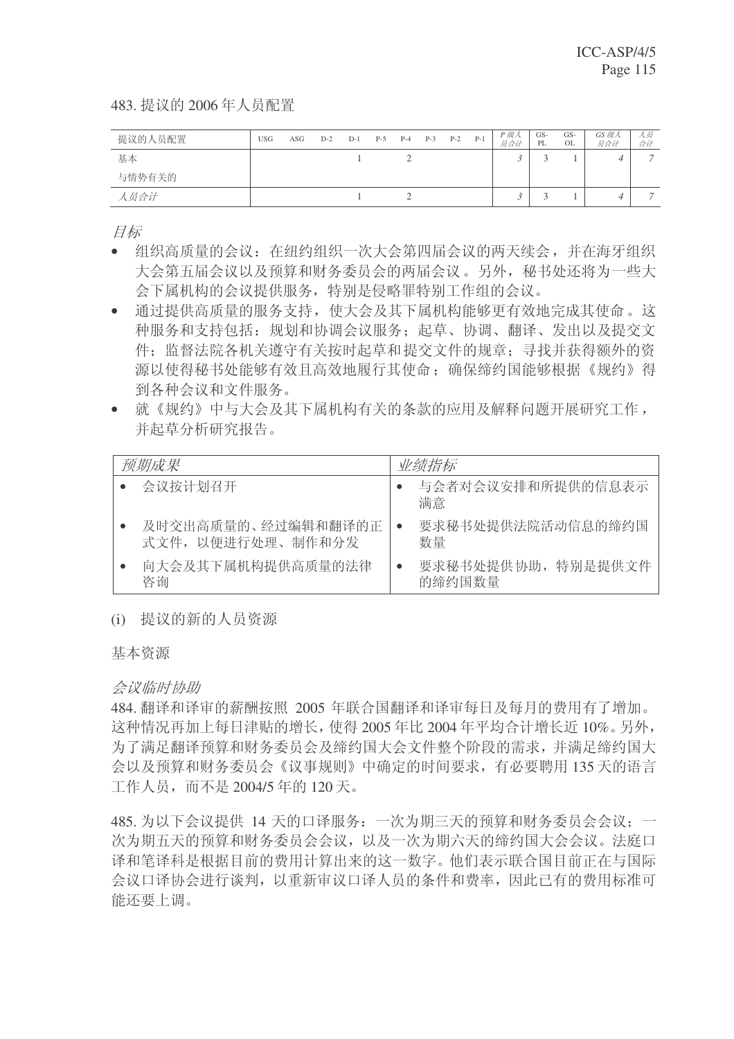483. 提议的 2006 年人员配置

| 提议的人员配置 | USG | ASG | D-2 | D-1 | P-5 | P-4 | P-3 | P-2 | P-1 | *P 级人员合计* | GS-PL | GS-OL | *GS 级人员合计* | *人员合计* |
|---|---|---|---|---|---|---|---|---|---|---|---|---|---|---|
| 基本 | | | | 1 | | 2 | | | | *3* | 3 | 1 | *4* | *7* |
| 与情势有关的 | | | | | | | | | | | | | | |
| *人员合计* | | | | 1 | | 2 | | | | *3* | 3 | 1 | *4* | *7* |

*目标*

- 组织高质量的会议：在纽约组织一次大会第四届会议的两天续会，并在海牙组织大会第五届会议以及预算和财务委员会的两届会议。另外，秘书处还将为一些大会下属机构的会议提供服务，特别是侵略罪特别工作组的会议。
- 通过提供高质量的服务支持，使大会及其下属机构能够更有效地完成其使命。这种服务和支持包括：规划和协调会议服务；起草、协调、翻译、发出以及提交文件；监督法院各机关遵守有关按时起草和提交文件的规章；寻找并获得额外的资源以使得秘书处能够有效且高效地履行其使命；确保缔约国能够根据《规约》得到各种会议和文件服务。
- 就《规约》中与大会及其下属机构有关的条款的应用及解释问题开展研究工作，并起草分析研究报告。

| *预期成果* | *业绩指标* |
|---|---|
| • 会议按计划召开 | • 与会者对会议安排和所提供的信息表示满意 |
| • 及时交出高质量的、经过编辑和翻译的正式文件，以便进行处理、制作和分发 | • 要求秘书处提供法院活动信息的缔约国数量 |
| • 向大会及其下属机构提供高质量的法律咨询 | • 要求秘书处提供协助，特别是提供文件的缔约国数量 |

(i) 提议的新的人员资源

基本资源

*会议临时协助*

484. 翻译和译审的薪酬按照 2005 年联合国翻译和译审每日及每月的费用有了增加。这种情况再加上每日津贴的增长，使得 2005 年比 2004 年平均合计增长近 10%。另外，为了满足翻译预算和财务委员会及缔约国大会文件整个阶段的需求，并满足缔约国大会以及预算和财务委员会《议事规则》中确定的时间要求，有必要聘用 135 天的语言工作人员，而不是 2004/5 年的 120 天。

485. 为以下会议提供 14 天的口译服务：一次为期三天的预算和财务委员会会议；一次为期五天的预算和财务委员会会议，以及一次为期六天的缔约国大会会议。法庭口译和笔译科是根据目前的费用计算出来的这一数字。他们表示联合国目前正在与国际会议口译协会进行谈判，以重新审议口译人员的条件和费率，因此已有的费用标准可能还要上调。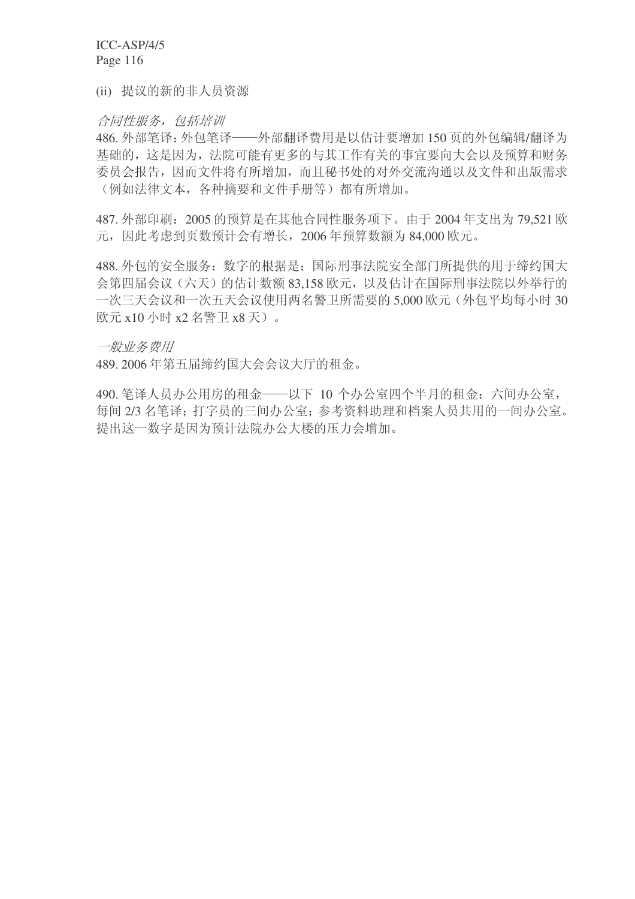(ii) 提议的新的非人员资源

*合同性服务，包括培训*

486. 外部笔译：外包笔译——外部翻译费用是以估计要增加 150 页的外包编辑/翻译为基础的，这是因为，法院可能有更多的与其工作有关的事宜要向大会以及预算和财务委员会报告，因而文件将有所增加，而且秘书处的对外交流沟通以及文件和出版需求（例如法律文本，各种摘要和文件手册等）都有所增加。

487. 外部印刷：2005 的预算是在其他合同性服务项下。由于 2004 年支出为 79,521 欧元，因此考虑到页数预计会有增长，2006 年预算数额为 84,000 欧元。

488. 外包的安全服务：数字的根据是：国际刑事法院安全部门所提供的用于缔约国大会第四届会议（六天）的估计数额 83,158 欧元，以及估计在国际刑事法院以外举行的一次三天会议和一次五天会议使用两名警卫所需要的 5,000 欧元（外包平均每小时 30 欧元 x10 小时 x2 名警卫 x8 天）。

*一般业务费用*

489. 2006 年第五届缔约国大会会议大厅的租金。

490. 笔译人员办公用房的租金——以下 10 个办公室四个半月的租金：六间办公室，每间 2/3 名笔译；打字员的三间办公室；参考资料助理和档案人员共用的一间办公室。提出这一数字是因为预计法院办公大楼的压力会增加。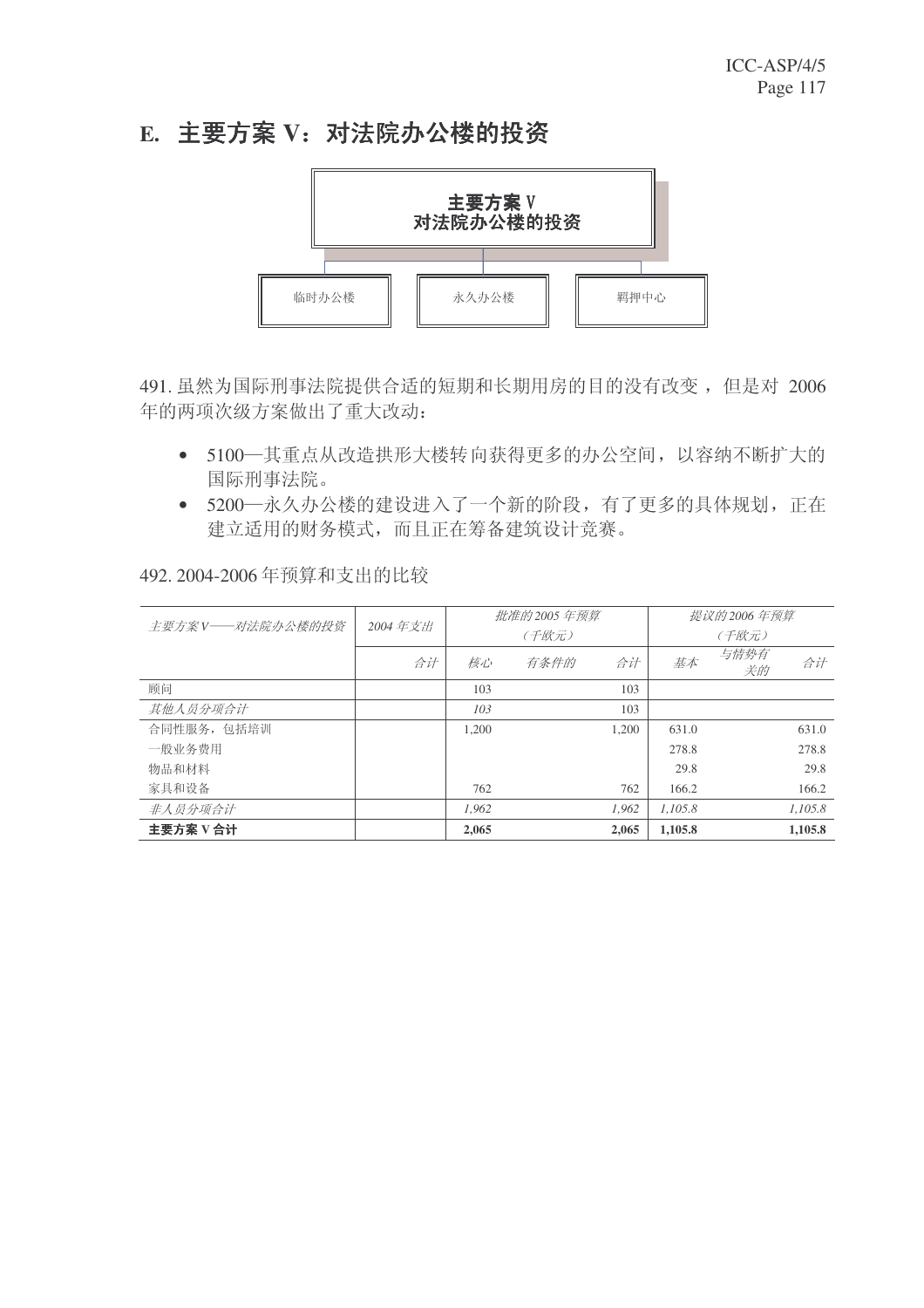## E. 主要方案 V：对法院办公楼的投资

主要方案 V
对法院办公楼的投资

- 临时办公楼
- 永久办公楼
- 羁押中心

491. 虽然为国际刑事法院提供合适的短期和长期用房的目的没有改变，但是对 2006 年的两项次级方案做出了重大改动：

- 5100—其重点从改造拱形大楼转向获得更多的办公空间，以容纳不断扩大的国际刑事法院。
- 5200—永久办公楼的建设进入了一个新的阶段，有了更多的具体规划，正在建立适用的财务模式，而且正在筹备建筑设计竞赛。

492. 2004-2006 年预算和支出的比较

| *主要方案 V——对法院办公楼的投资* | *2004 年支出* | *批准的 2005 年预算（千欧元）* | | | *提议的 2006 年预算（千欧元）* | | |
|---|---|---|---|---|---|---|---|
| | *合计* | *核心* | *有条件的* | *合计* | *基本* | *与情势有关的* | *合计* |
| 顾问 | | 103 | | 103 | | | |
| *其他人员分项合计* | | *103* | | 103 | | | |
| 合同性服务，包括培训 | | 1,200 | | 1,200 | 631.0 | | 631.0 |
| 一般业务费用 | | | | | 278.8 | | 278.8 |
| 物品和材料 | | | | | 29.8 | | 29.8 |
| 家具和设备 | | 762 | | 762 | 166.2 | | 166.2 |
| *非人员分项合计* | | *1,962* | | *1,962* | *1,105.8* | | *1,105.8* |
| **主要方案 V 合计** | | **2,065** | | **2,065** | **1,105.8** | | **1,105.8** |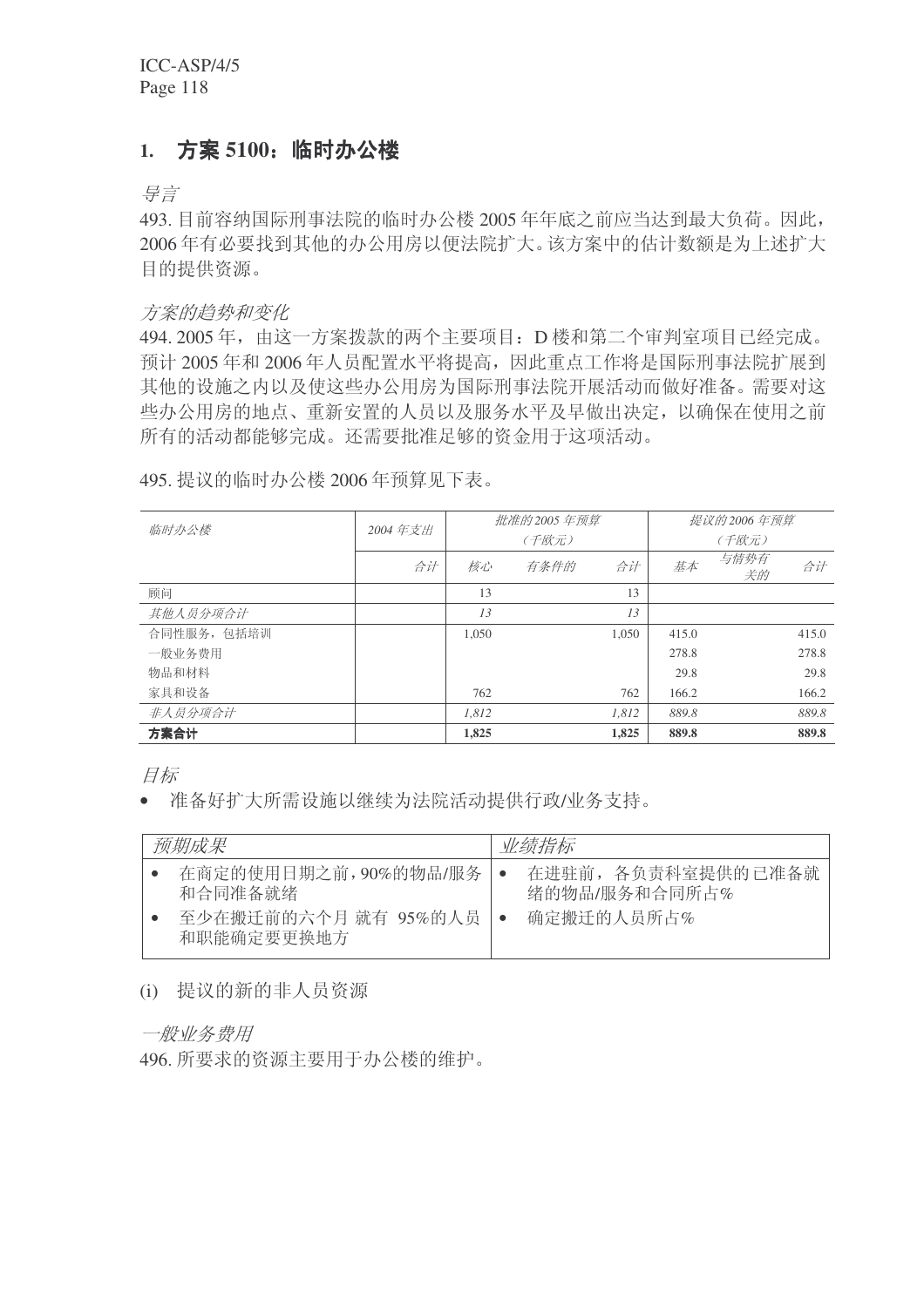## 1. 方案 5100：临时办公楼

*导言*

493. 目前容纳国际刑事法院的临时办公楼 2005 年年底之前应当达到最大负荷。因此，2006 年有必要找到其他的办公用房以便法院扩大。该方案中的估计数额是为上述扩大目的提供资源。

*方案的趋势和变化*

494. 2005 年，由这一方案拨款的两个主要项目：D 楼和第二个审判室项目已经完成。预计 2005 年和 2006 年人员配置水平将提高，因此重点工作将是国际刑事法院扩展到其他的设施之内以及使这些办公用房为国际刑事法院开展活动而做好准备。需要对这些办公用房的地点、重新安置的人员以及服务水平及早做出决定，以确保在使用之前所有的活动都能够完成。还需要批准足够的资金用于这项活动。

495. 提议的临时办公楼 2006 年预算见下表。

| *临时办公楼* | *2004 年支出* | *批准的 2005 年预算（千欧元）* | | | *提议的 2006 年预算（千欧元）* | | |
|---|---|---|---|---|---|---|---|
| | *合计* | *核心* | *有条件的* | *合计* | *基本* | *与情势有关的* | *合计* |
| 顾问 | | 13 | | 13 | | | |
| *其他人员分项合计* | | *13* | | *13* | | | |
| 合同性服务，包括培训 | | 1,050 | | 1,050 | 415.0 | | 415.0 |
| 一般业务费用 | | | | | 278.8 | | 278.8 |
| 物品和材料 | | | | | 29.8 | | 29.8 |
| 家具和设备 | | 762 | | 762 | 166.2 | | 166.2 |
| *非人员分项合计* | | *1,812* | | *1,812* | *889.8* | | *889.8* |
| **方案合计** | | **1,825** | | **1,825** | **889.8** | | **889.8** |

*目标*

- 准备好扩大所需设施以继续为法院活动提供行政/业务支持。

| *预期成果* | *业绩指标* |
|---|---|
| • 在商定的使用日期之前，90%的物品/服务和合同准备就绪<br>• 至少在搬迁前的六个月 就有 95%的人员和职能确定要更换地方 | • 在进驻前，各负责科室提供的已准备就绪的物品/服务和合同所占%<br>• 确定搬迁的人员所占% |

(i) 提议的新的非人员资源

*一般业务费用*

496. 所要求的资源主要用于办公楼的维护。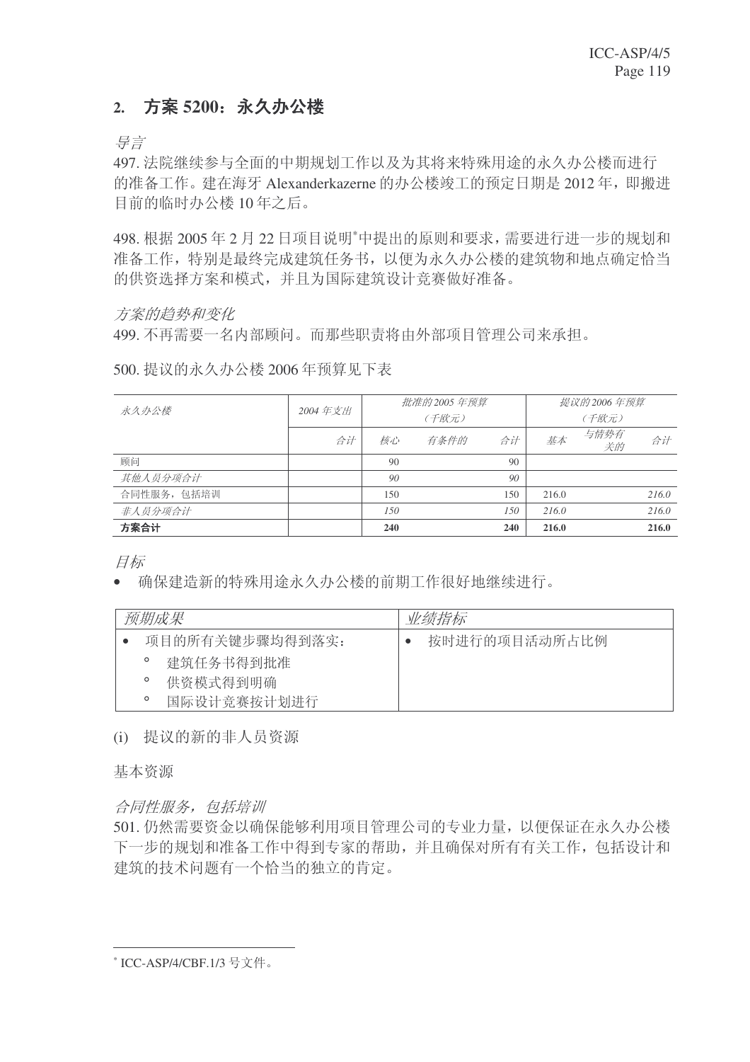## 2. 方案 5200：永久办公楼

*导言*

497. 法院继续参与全面的中期规划工作以及为其将来特殊用途的永久办公楼而进行的准备工作。建在海牙 Alexanderkazerne 的办公楼竣工的预定日期是 2012 年，即搬进目前的临时办公楼 10 年之后。

498. 根据 2005 年 2 月 22 日项目说明*中提出的原则和要求，需要进行进一步的规划和准备工作，特别是最终完成建筑任务书，以便为永久办公楼的建筑物和地点确定恰当的供资选择方案和模式，并且为国际建筑设计竞赛做好准备。

*方案的趋势和变化*

499. 不再需要一名内部顾问。而那些职责将由外部项目管理公司来承担。

500. 提议的永久办公楼 2006 年预算见下表

| *永久办公楼* | *2004 年支出* | *批准的 2005 年预算（千欧元）* | | | *提议的 2006 年预算（千欧元）* | | |
|---|---|---|---|---|---|---|---|
| | *合计* | *核心* | *有条件的* | *合计* | *基本* | *与情势有关的* | *合计* |
| 顾问 | | 90 | | 90 | | | |
| *其他人员分项合计* | | *90* | | *90* | | | |
| 合同性服务，包括培训 | | 150 | | 150 | 216.0 | | *216.0* |
| *非人员分项合计* | | *150* | | *150* | *216.0* | | *216.0* |
| **方案合计** | | **240** | | **240** | **216.0** | | **216.0** |

*目标*

- 确保建造新的特殊用途永久办公楼的前期工作很好地继续进行。

| *预期成果* | *业绩指标* |
|---|---|
| • 项目的所有关键步骤均得到落实：<br>° 建筑任务书得到批准<br>° 供资模式得到明确<br>° 国际设计竞赛按计划进行 | • 按时进行的项目活动所占比例 |

(i) 提议的新的非人员资源

基本资源

*合同性服务，包括培训*

501. 仍然需要资金以确保能够利用项目管理公司的专业力量，以便保证在永久办公楼下一步的规划和准备工作中得到专家的帮助，并且确保对所有有关工作，包括设计和建筑的技术问题有一个恰当的独立的肯定。

---

* ICC-ASP/4/CBF.1/3 号文件。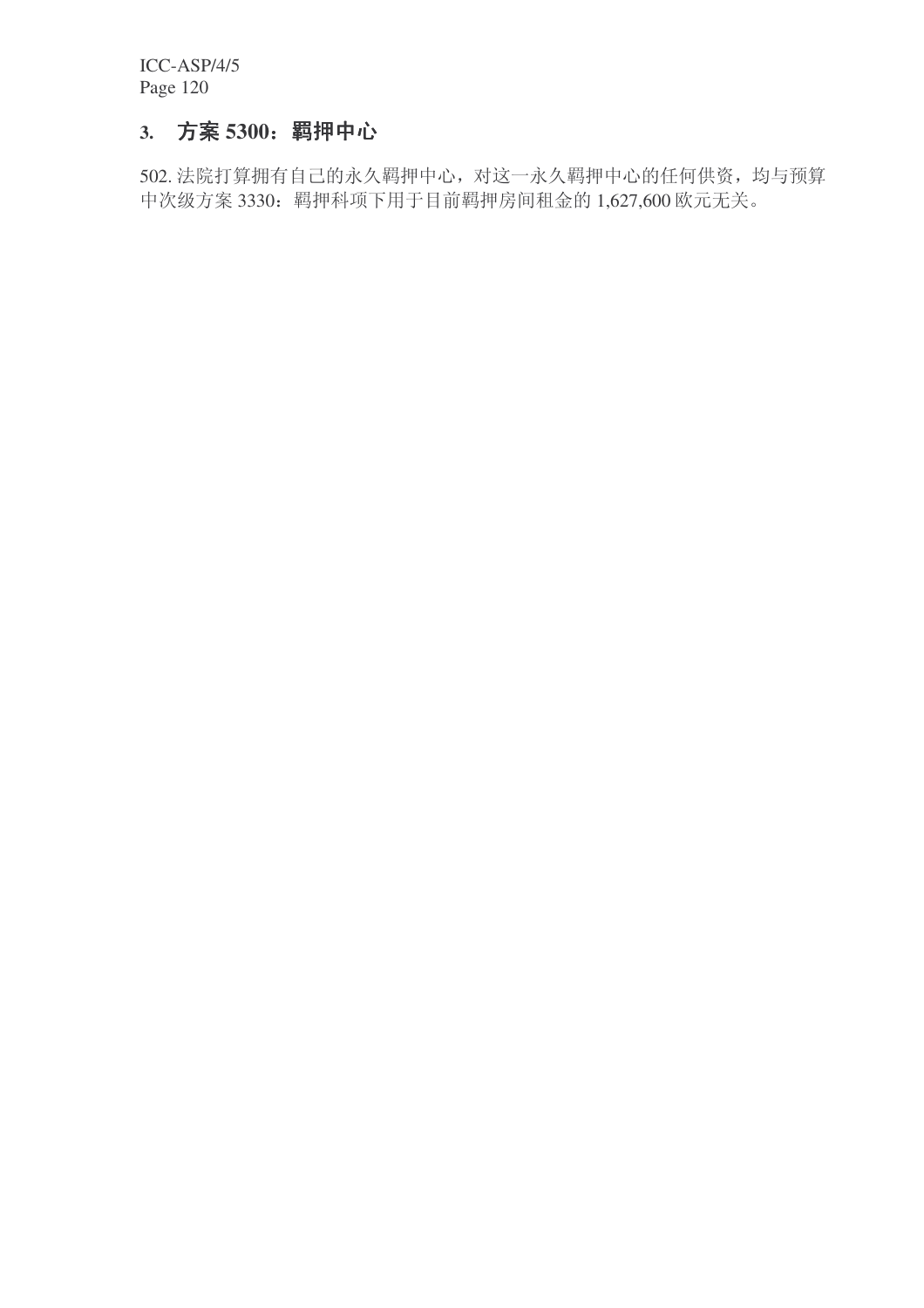### 3. 方案 5300：羁押中心

502. 法院打算拥有自己的永久羁押中心，对这一永久羁押中心的任何供资，均与预算中次级方案 3330：羁押科项下用于目前羁押房间租金的 1,627,600 欧元无关。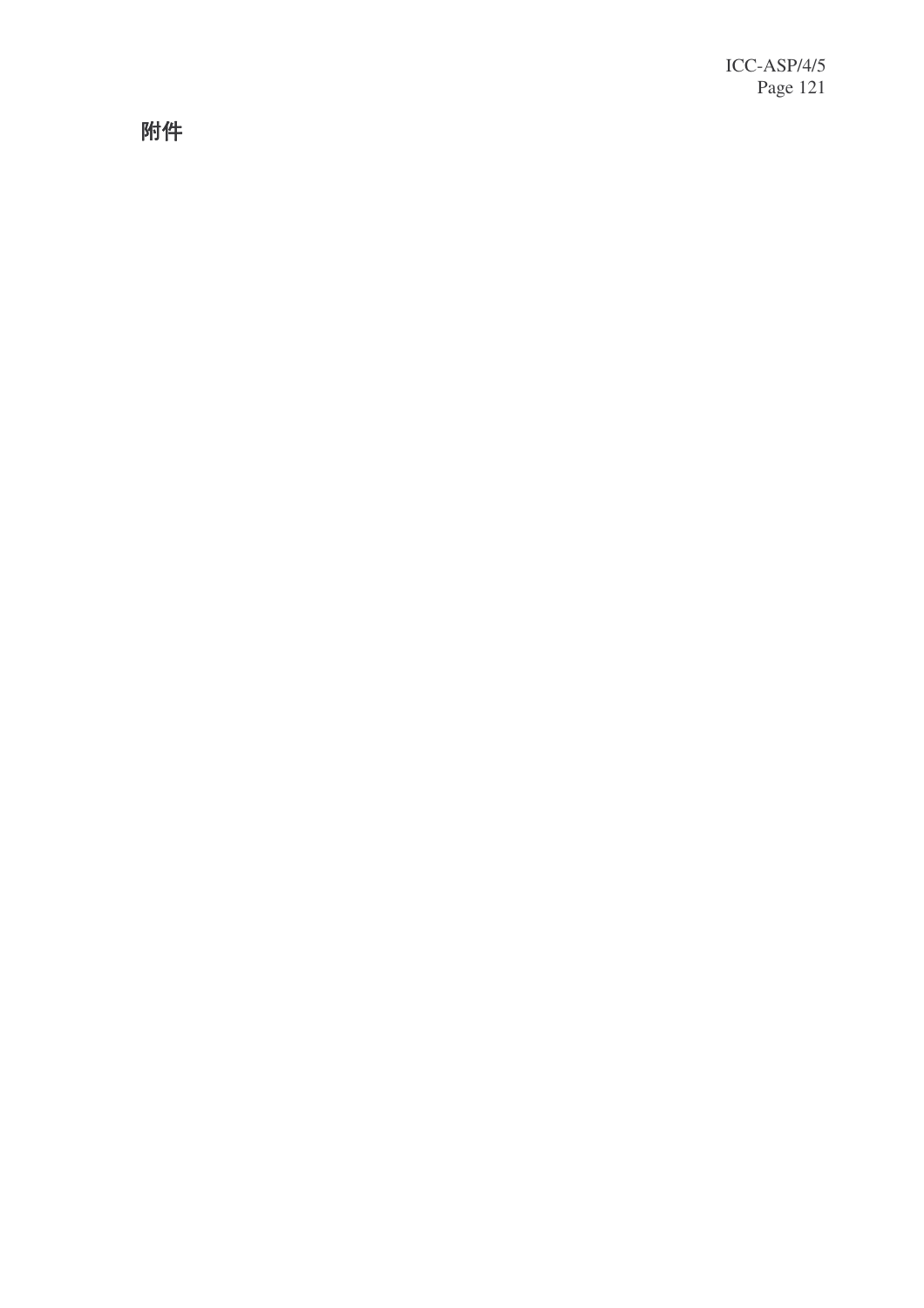# 附件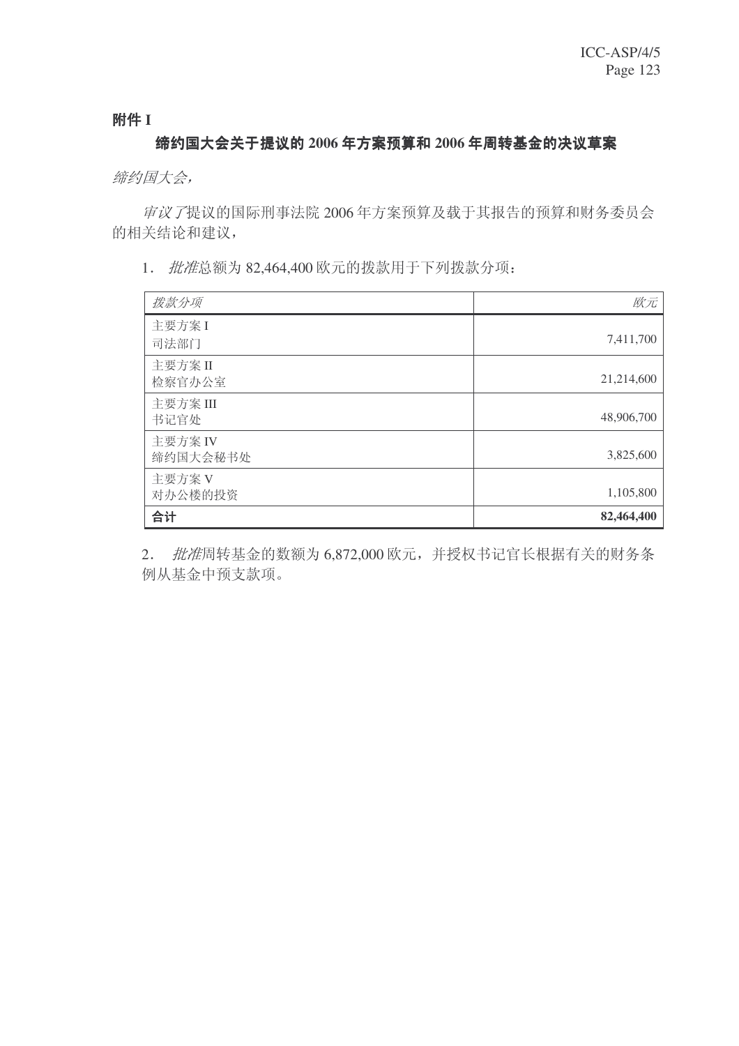**附件 I**

## 缔约国大会关于提议的 2006 年方案预算和 2006 年周转基金的决议草案

*缔约国大会，*

*审议了*提议的国际刑事法院 2006 年方案预算及载于其报告的预算和财务委员会的相关结论和建议，

1. *批准*总额为 82,464,400 欧元的拨款用于下列拨款分项：

| *拨款分项* | *欧元* |
| --- | ---: |
| 主要方案 I<br>司法部门 | 7,411,700 |
| 主要方案 II<br>检察官办公室 | 21,214,600 |
| 主要方案 III<br>书记官处 | 48,906,700 |
| 主要方案 IV<br>缔约国大会秘书处 | 3,825,600 |
| 主要方案 V<br>对办公楼的投资 | 1,105,800 |
| **合计** | **82,464,400** |

2. *批准*周转基金的数额为 6,872,000 欧元，并授权书记官长根据有关的财务条例从基金中预支款项。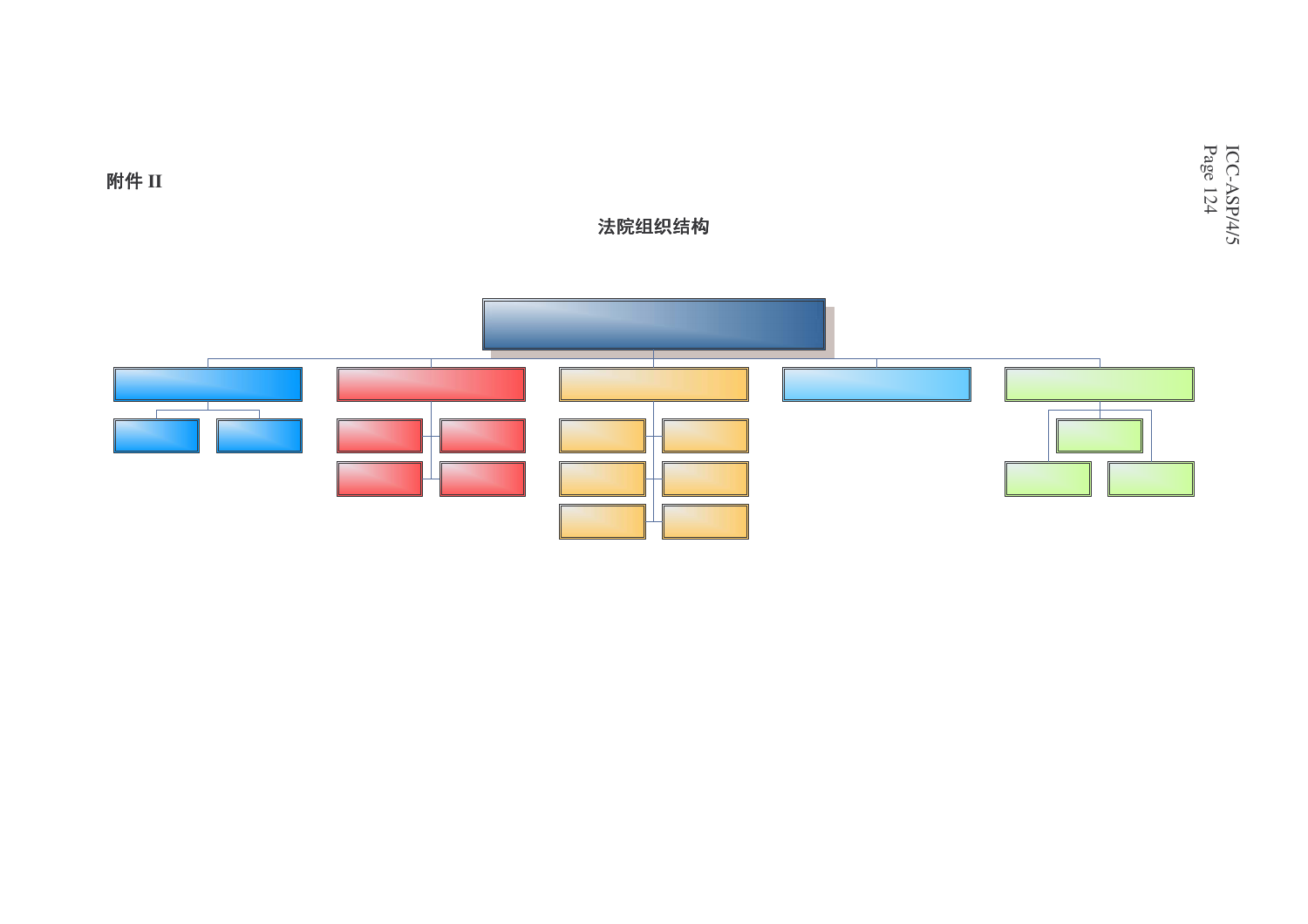**附件 II**

**法院组织结构**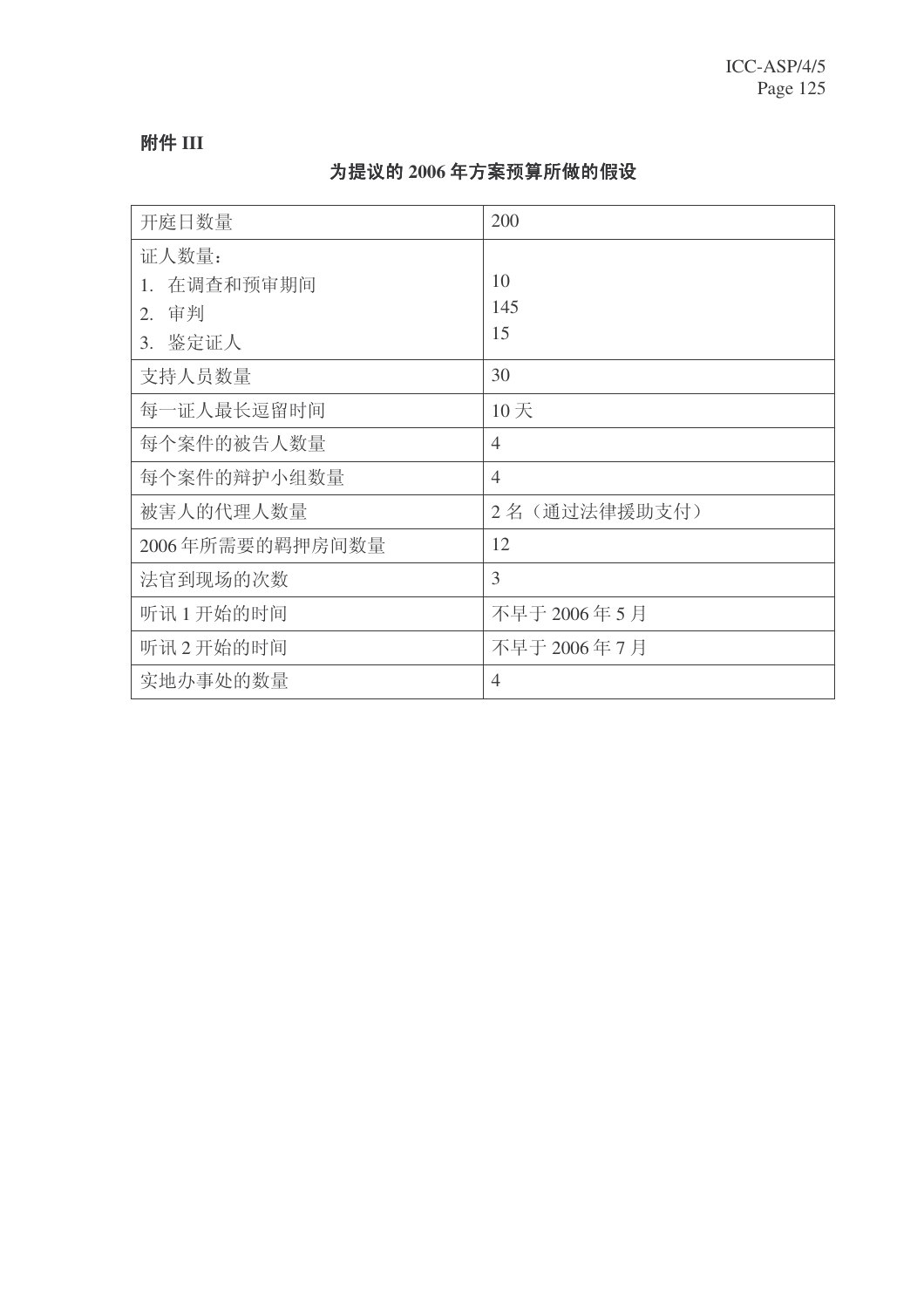## 附件 III

### 为提议的 2006 年方案预算所做的假设

| | |
|---|---|
| 开庭日数量 | 200 |
| 证人数量：<br>1. 在调查和预审期间<br>2. 审判<br>3. 鉴定证人 | <br>10<br>145<br>15 |
| 支持人员数量 | 30 |
| 每一证人最长逗留时间 | 10 天 |
| 每个案件的被告人数量 | 4 |
| 每个案件的辩护小组数量 | 4 |
| 被害人的代理人数量 | 2 名（通过法律援助支付） |
| 2006 年所需要的羁押房间数量 | 12 |
| 法官到现场的次数 | 3 |
| 听讯 1 开始的时间 | 不早于 2006 年 5 月 |
| 听讯 2 开始的时间 | 不早于 2006 年 7 月 |
| 实地办事处的数量 | 4 |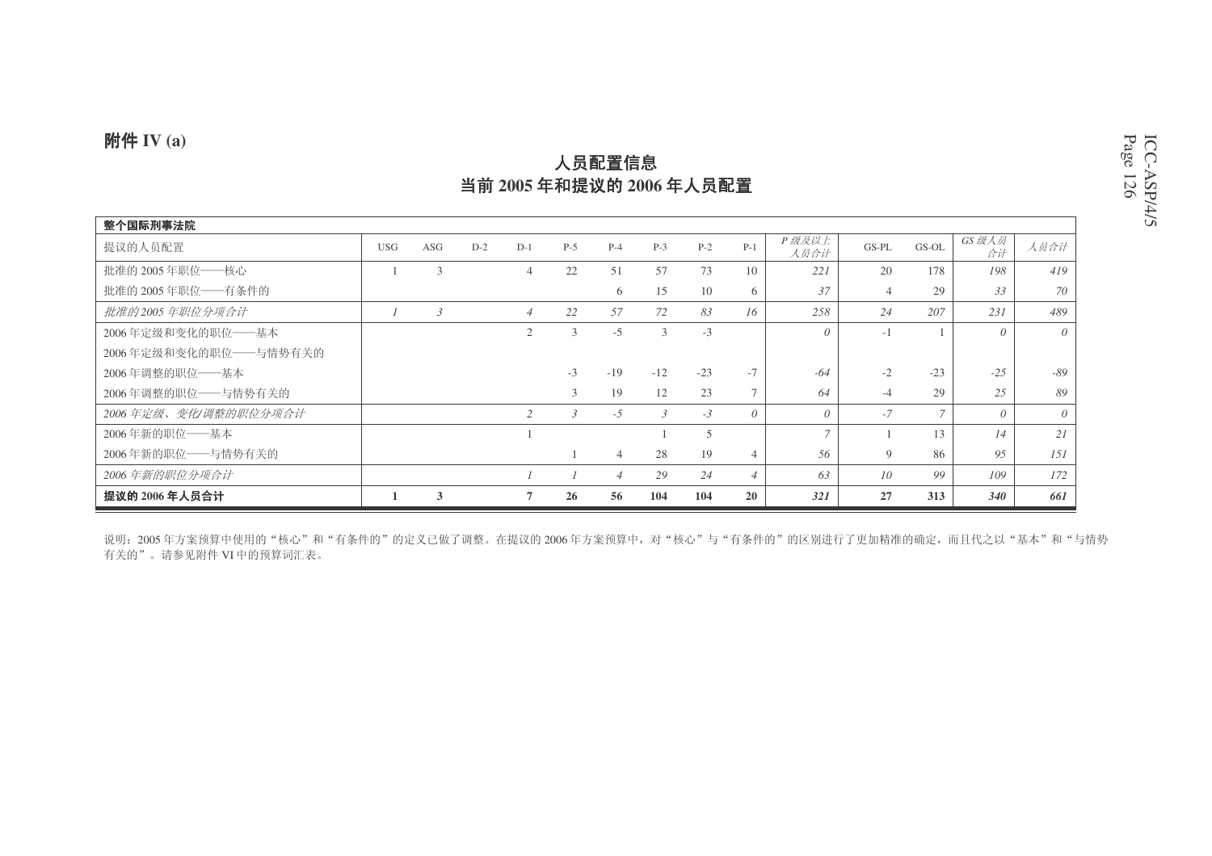**附件 IV (a)**

## 人员配置信息
## 当前 2005 年和提议的 2006 年人员配置

| 整个国际刑事法院 | | | | | | | | | | | | | | |
|---|---|---|---|---|---|---|---|---|---|---|---|---|---|---|
| 提议的人员配置 | USG | ASG | D-2 | D-1 | P-5 | P-4 | P-3 | P-2 | P-1 | *P 级及以上人员合计* | GS-PL | GS-OL | *GS 级人员合计* | *人员合计* |
| 批准的 2005 年职位——核心 | 1 | 3 | | 4 | 22 | 51 | 57 | 73 | 10 | *221* | 20 | 178 | *198* | *419* |
| 批准的 2005 年职位——有条件的 | | | | | | 6 | 15 | 10 | 6 | *37* | 4 | 29 | *33* | *70* |
| *批准的 2005 年职位分项合计* | *1* | *3* | | *4* | *22* | *57* | *72* | *83* | *16* | *258* | *24* | *207* | *231* | *489* |
| 2006 年定级和变化的职位——基本 | | | | 2 | 3 | -5 | 3 | -3 | | *0* | -1 | 1 | *0* | *0* |
| 2006 年定级和变化的职位——与情势有关的 | | | | | | | | | | | | | | |
| 2006 年调整的职位——基本 | | | | | -3 | -19 | -12 | -23 | -7 | *-64* | -2 | -23 | *-25* | *-89* |
| 2006 年调整的职位——与情势有关的 | | | | | 3 | 19 | 12 | 23 | 7 | *64* | -4 | 29 | *25* | *89* |
| *2006 年定级、变化/调整的职位分项合计* | | | | *2* | *3* | *-5* | *3* | *-3* | *0* | *0* | *-7* | *7* | *0* | *0* |
| 2006 年新的职位——基本 | | | | 1 | | | 1 | 5 | | *7* | 1 | 13 | *14* | *21* |
| 2006 年新的职位——与情势有关的 | | | | | 1 | 4 | 28 | 19 | 4 | *56* | 9 | 86 | *95* | *151* |
| *2006 年新的职位分项合计* | | | | *1* | *1* | *4* | *29* | *24* | *4* | *63* | *10* | *99* | *109* | *172* |
| **提议的 2006 年人员合计** | **1** | **3** | | **7** | **26** | **56** | **104** | **104** | **20** | ***321*** | **27** | **313** | ***340*** | ***661*** |

说明：2005 年方案预算中使用的“核心”和“有条件的”的定义已做了调整。在提议的 2006 年方案预算中，对“核心”与“有条件的”的区别进行了更加精准的确定，而且代之以“基本”和“与情势有关的”。请参见附件 VI 中的预算词汇表。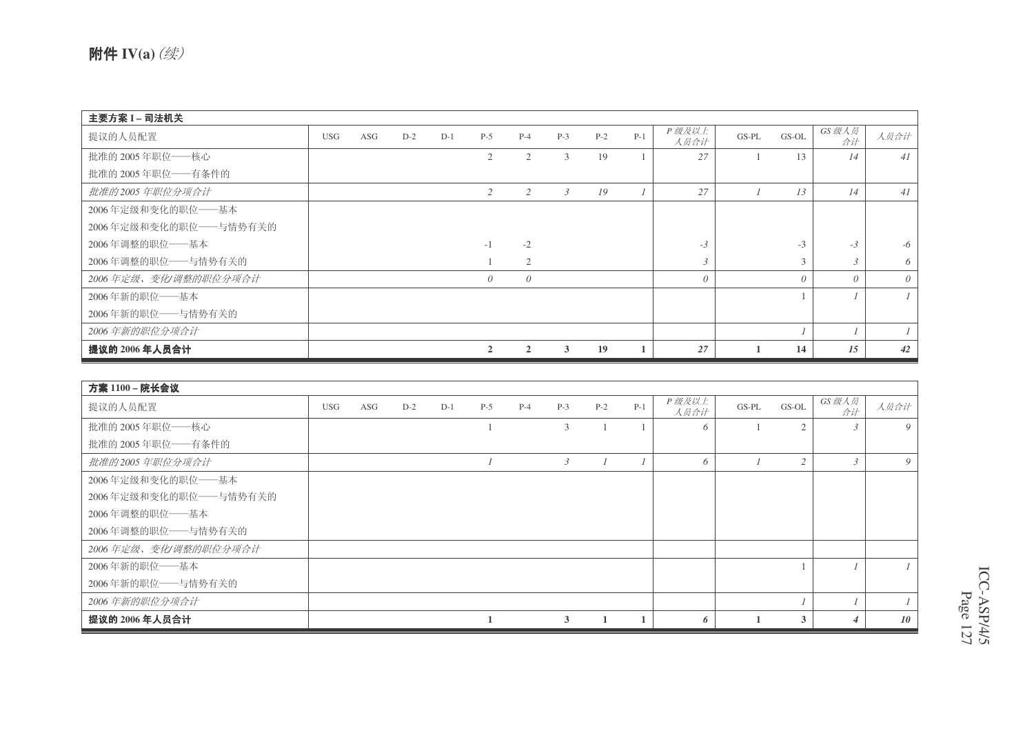## 附件 IV(a) *(续)*

| 主要方案 I – 司法机关 | | | | | | | | | | | | | | |
|---|---|---|---|---|---|---|---|---|---|---|---|---|---|---|
| 提议的人员配置 | USG | ASG | D-2 | D-1 | P-5 | P-4 | P-3 | P-2 | P-1 | *P 级及以上人员合计* | GS-PL | GS-OL | *GS 级人员合计* | *人员合计* |
| 批准的 2005 年职位——核心 | | | | | 2 | 2 | 3 | 19 | 1 | 27 | 1 | 13 | 14 | 41 |
| 批准的 2005 年职位——有条件的 | | | | | | | | | | | | | | |
| *批准的 2005 年职位分项合计* | | | | | *2* | *2* | *3* | *19* | *1* | *27* | *1* | *13* | *14* | *41* |
| 2006 年定级和变化的职位——基本 | | | | | | | | | | | | | | |
| 2006 年定级和变化的职位——与情势有关的 | | | | | | | | | | | | | | |
| 2006 年调整的职位——基本 | | | | | -1 | -2 | | | | -3 | | -3 | -3 | -6 |
| 2006 年调整的职位——与情势有关的 | | | | | 1 | 2 | | | | 3 | | 3 | 3 | 6 |
| *2006 年定级、变化/调整的职位分项合计* | | | | | *0* | *0* | | | | *0* | | *0* | *0* | *0* |
| 2006 年新的职位——基本 | | | | | | | | | | | | 1 | 1 | 1 |
| 2006 年新的职位——与情势有关的 | | | | | | | | | | | | | | |
| *2006 年新的职位分项合计* | | | | | | | | | | | | *1* | *1* | *1* |
| **提议的 2006 年人员合计** | | | | | **2** | **2** | **3** | **19** | **1** | ***27*** | **1** | **14** | ***15*** | ***42*** |

| 方案 1100 – 院长会议 | | | | | | | | | | | | | | |
|---|---|---|---|---|---|---|---|---|---|---|---|---|---|---|
| 提议的人员配置 | USG | ASG | D-2 | D-1 | P-5 | P-4 | P-3 | P-2 | P-1 | *P 级及以上人员合计* | GS-PL | GS-OL | *GS 级人员合计* | *人员合计* |
| 批准的 2005 年职位——核心 | | | | | 1 | | 3 | 1 | 1 | 6 | 1 | 2 | 3 | 9 |
| 批准的 2005 年职位——有条件的 | | | | | | | | | | | | | | |
| *批准的 2005 年职位分项合计* | | | | | *1* | | *3* | *1* | *1* | *6* | *1* | *2* | *3* | *9* |
| 2006 年定级和变化的职位——基本 | | | | | | | | | | | | | | |
| 2006 年定级和变化的职位——与情势有关的 | | | | | | | | | | | | | | |
| 2006 年调整的职位——基本 | | | | | | | | | | | | | | |
| 2006 年调整的职位——与情势有关的 | | | | | | | | | | | | | | |
| *2006 年定级、变化/调整的职位分项合计* | | | | | | | | | | | | | | |
| 2006 年新的职位——基本 | | | | | | | | | | | | 1 | 1 | 1 |
| 2006 年新的职位——与情势有关的 | | | | | | | | | | | | | | |
| *2006 年新的职位分项合计* | | | | | | | | | | | | *1* | *1* | *1* |
| **提议的 2006 年人员合计** | | | | | **1** | | **3** | **1** | **1** | ***6*** | **1** | **3** | ***4*** | ***10*** |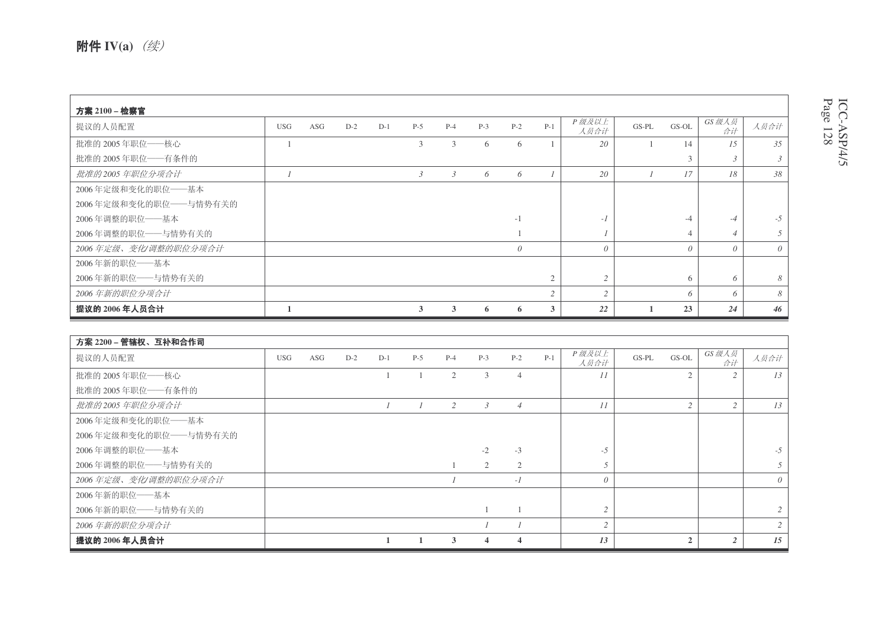## 附件 IV(a) *（续）*

| **方案 2100 – 检察官** | | | | | | | | | | | | | | |
|---|---|---|---|---|---|---|---|---|---|---|---|---|---|---|
| 提议的人员配置 | USG | ASG | D-2 | D-1 | P-5 | P-4 | P-3 | P-2 | P-1 | *P 级及以上人员合计* | GS-PL | GS-OL | *GS 级人员合计* | *人员合计* |
| 批准的 2005 年职位——核心 | 1 | | | | 3 | 3 | 6 | 6 | 1 | *20* | 1 | 14 | *15* | *35* |
| 批准的 2005 年职位——有条件的 | | | | | | | | | | | | 3 | *3* | *3* |
| *批准的 2005 年职位分项合计* | *1* | | | | *3* | *3* | *6* | *6* | *1* | *20* | *1* | *17* | *18* | *38* |
| 2006 年定级和变化的职位——基本 | | | | | | | | | | | | | | |
| 2006 年定级和变化的职位——与情势有关的 | | | | | | | | | | | | | | |
| 2006 年调整的职位——基本 | | | | | | | | -1 | | *-1* | | -4 | *-4* | *-5* |
| 2006 年调整的职位——与情势有关的 | | | | | | | | 1 | | *1* | | 4 | *4* | *5* |
| *2006 年定级、变化/调整的职位分项合计* | | | | | | | | *0* | | *0* | | *0* | *0* | *0* |
| 2006 年新的职位——基本 | | | | | | | | | | | | | | |
| 2006 年新的职位——与情势有关的 | | | | | | | | | 2 | *2* | | 6 | *6* | *8* |
| *2006 年新的职位分项合计* | | | | | | | | | *2* | *2* | | *6* | *6* | *8* |
| **提议的 2006 年人员合计** | **1** | | | | **3** | **3** | **6** | **6** | **3** | ***22*** | **1** | **23** | ***24*** | ***46*** |

| **方案 2200 – 管辖权、互补和合作司** | | | | | | | | | | | | | | |
|---|---|---|---|---|---|---|---|---|---|---|---|---|---|---|
| 提议的人员配置 | USG | ASG | D-2 | D-1 | P-5 | P-4 | P-3 | P-2 | P-1 | *P 级及以上人员合计* | GS-PL | GS-OL | *GS 级人员合计* | *人员合计* |
| 批准的 2005 年职位——核心 | | | | 1 | 1 | 2 | 3 | 4 | | *11* | | 2 | *2* | *13* |
| 批准的 2005 年职位——有条件的 | | | | | | | | | | | | | | |
| *批准的 2005 年职位分项合计* | | | | *1* | *1* | *2* | *3* | *4* | | *11* | | *2* | *2* | *13* |
| 2006 年定级和变化的职位——基本 | | | | | | | | | | | | | | |
| 2006 年定级和变化的职位——与情势有关的 | | | | | | | | | | | | | | |
| 2006 年调整的职位——基本 | | | | | | | -2 | -3 | | *-5* | | | | *-5* |
| 2006 年调整的职位——与情势有关的 | | | | | | 1 | 2 | 2 | | *5* | | | | *5* |
| *2006 年定级、变化/调整的职位分项合计* | | | | | | *1* | | *-1* | | *0* | | | | *0* |
| 2006 年新的职位——基本 | | | | | | | | | | | | | | |
| 2006 年新的职位——与情势有关的 | | | | | | | 1 | 1 | | *2* | | | | *2* |
| *2006 年新的职位分项合计* | | | | | | | *1* | *1* | | *2* | | | | *2* |
| **提议的 2006 年人员合计** | | | | **1** | **1** | **3** | **4** | **4** | | ***13*** | | **2** | ***2*** | ***15*** |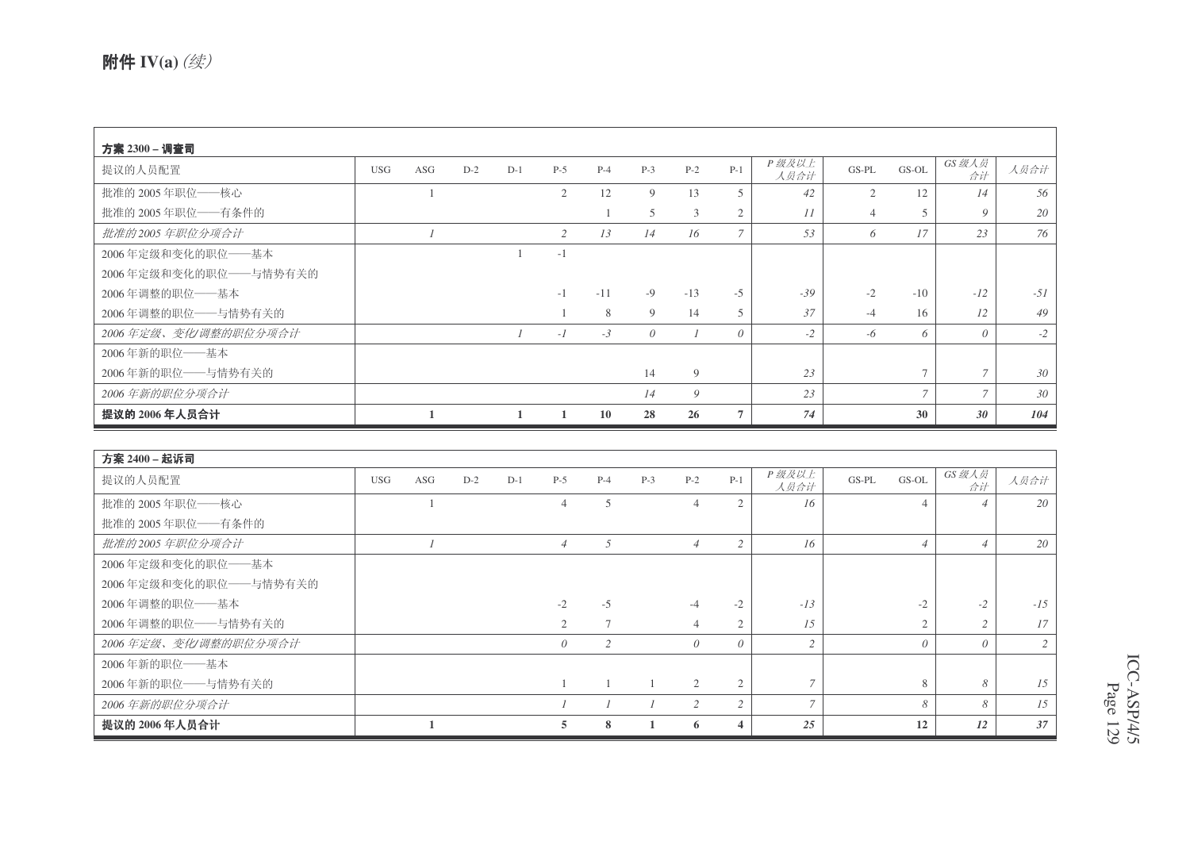**附件 IV(a)** *(续)*

| **方案 2300 – 调查司** | | | | | | | | | | | | | | |
|---|---|---|---|---|---|---|---|---|---|---|---|---|---|---|
| 提议的人员配置 | USG | ASG | D-2 | D-1 | P-5 | P-4 | P-3 | P-2 | P-1 | *P 级及以上人员合计* | GS-PL | GS-OL | *GS 级人员合计* | *人员合计* |
| 批准的 2005 年职位——核心 | | 1 | | | 2 | 12 | 9 | 13 | 5 | *42* | 2 | 12 | *14* | *56* |
| 批准的 2005 年职位——有条件的 | | | | | | 1 | 5 | 3 | 2 | *11* | 4 | 5 | *9* | *20* |
| *批准的 2005 年职位分项合计* | | *1* | | | *2* | *13* | *14* | *16* | *7* | *53* | *6* | *17* | *23* | *76* |
| 2006 年定级和变化的职位——基本 | | | | 1 | -1 | | | | | | | | | |
| 2006 年定级和变化的职位——与情势有关的 | | | | | | | | | | | | | | |
| 2006 年调整的职位——基本 | | | | | -1 | -11 | -9 | -13 | -5 | *-39* | -2 | -10 | *-12* | *-51* |
| 2006 年调整的职位——与情势有关的 | | | | | 1 | 8 | 9 | 14 | 5 | *37* | -4 | 16 | *12* | *49* |
| *2006 年定级、变化/调整的职位分项合计* | | | | *1* | *-1* | *-3* | *0* | *1* | *0* | *-2* | *-6* | *6* | *0* | *-2* |
| 2006 年新的职位——基本 | | | | | | | | | | | | | | |
| 2006 年新的职位——与情势有关的 | | | | | | | 14 | 9 | | *23* | | 7 | *7* | *30* |
| *2006 年新的职位分项合计* | | | | | | | *14* | *9* | | *23* | | *7* | *7* | *30* |
| **提议的 2006 年人员合计** | | **1** | | **1** | **1** | **10** | **28** | **26** | **7** | ***74*** | | **30** | ***30*** | ***104*** |

| **方案 2400 – 起诉司** | | | | | | | | | | | | | | |
|---|---|---|---|---|---|---|---|---|---|---|---|---|---|---|
| 提议的人员配置 | USG | ASG | D-2 | D-1 | P-5 | P-4 | P-3 | P-2 | P-1 | *P 级及以上人员合计* | GS-PL | GS-OL | *GS 级人员合计* | *人员合计* |
| 批准的 2005 年职位——核心 | | 1 | | | 4 | 5 | | 4 | 2 | *16* | | 4 | *4* | *20* |
| 批准的 2005 年职位——有条件的 | | | | | | | | | | | | | | |
| *批准的 2005 年职位分项合计* | | *1* | | | *4* | *5* | | *4* | *2* | *16* | | *4* | *4* | *20* |
| 2006 年定级和变化的职位——基本 | | | | | | | | | | | | | | |
| 2006 年定级和变化的职位——与情势有关的 | | | | | | | | | | | | | | |
| 2006 年调整的职位——基本 | | | | | -2 | -5 | | -4 | -2 | *-13* | | -2 | *-2* | *-15* |
| 2006 年调整的职位——与情势有关的 | | | | | 2 | 7 | | 4 | 2 | *15* | | 2 | *2* | *17* |
| *2006 年定级、变化/调整的职位分项合计* | | | | | *0* | *2* | | *0* | *0* | *2* | | *0* | *0* | *2* |
| 2006 年新的职位——基本 | | | | | | | | | | | | | | |
| 2006 年新的职位——与情势有关的 | | | | | 1 | 1 | 1 | 2 | 2 | *7* | | 8 | *8* | *15* |
| *2006 年新的职位分项合计* | | | | | *1* | *1* | *1* | *2* | *2* | *7* | | *8* | *8* | *15* |
| **提议的 2006 年人员合计** | | **1** | | | **5** | **8** | **1** | **6** | **4** | ***25*** | | **12** | ***12*** | ***37*** |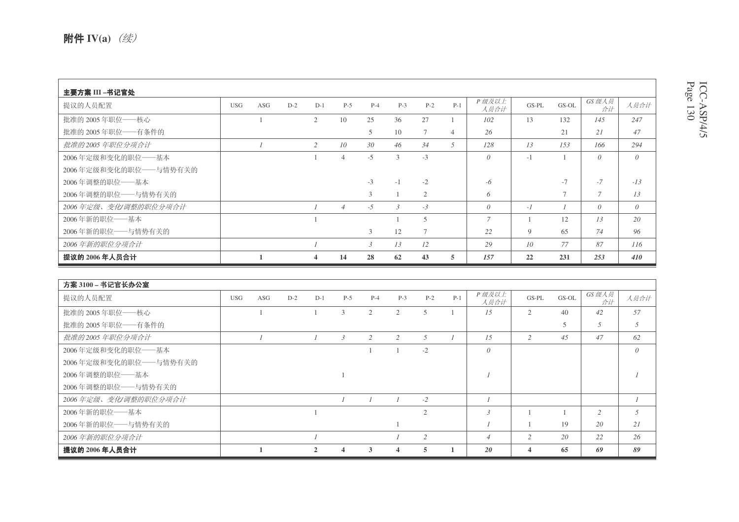## 附件 IV(a) *（续）*

| 主要方案 III –书记官处 | | | | | | | | | | | | | | |
|---|---|---|---|---|---|---|---|---|---|---|---|---|---|---|
| 提议的人员配置 | USG | ASG | D-2 | D-1 | P-5 | P-4 | P-3 | P-2 | P-1 | *P 级及以上人员合计* | GS-PL | GS-OL | *GS 级人员合计* | *人员合计* |
| 批准的 2005 年职位——核心 | | 1 | | 2 | 10 | 25 | 36 | 27 | 1 | *102* | 13 | 132 | *145* | *247* |
| 批准的 2005 年职位——有条件的 | | | | | | 5 | 10 | 7 | 4 | *26* | | 21 | *21* | *47* |
| *批准的 2005 年职位分项合计* | | *1* | | *2* | *10* | *30* | *46* | *34* | *5* | *128* | *13* | *153* | *166* | *294* |
| 2006 年定级和变化的职位——基本 | | | | 1 | 4 | -5 | 3 | -3 | | *0* | -1 | 1 | *0* | *0* |
| 2006 年定级和变化的职位——与情势有关的 | | | | | | | | | | | | | | |
| 2006 年调整的职位——基本 | | | | | | -3 | -1 | -2 | | *-6* | | -7 | *-7* | *-13* |
| 2006 年调整的职位——与情势有关的 | | | | | | 3 | 1 | 2 | | *6* | | 7 | *7* | *13* |
| *2006 年定级、变化/调整的职位分项合计* | | | | *1* | *4* | *-5* | *3* | *-3* | | *0* | *-1* | *1* | *0* | *0* |
| 2006 年新的职位——基本 | | | | 1 | | | 1 | 5 | | *7* | 1 | 12 | *13* | *20* |
| 2006 年新的职位——与情势有关的 | | | | | | 3 | 12 | 7 | | *22* | 9 | 65 | *74* | *96* |
| *2006 年新的职位分项合计* | | | | *1* | | *3* | *13* | *12* | | *29* | *10* | *77* | *87* | *116* |
| **提议的 2006 年人员合计** | | **1** | | **4** | **14** | **28** | **62** | **43** | **5** | ***157*** | **22** | **231** | ***253*** | ***410*** |

| 方案 3100 – 书记官长办公室 | | | | | | | | | | | | | | |
|---|---|---|---|---|---|---|---|---|---|---|---|---|---|---|
| 提议的人员配置 | USG | ASG | D-2 | D-1 | P-5 | P-4 | P-3 | P-2 | P-1 | *P 级及以上人员合计* | GS-PL | GS-OL | *GS 级人员合计* | *人员合计* |
| 批准的 2005 年职位——核心 | | 1 | | 1 | 3 | 2 | 2 | 5 | 1 | *15* | 2 | 40 | *42* | *57* |
| 批准的 2005 年职位——有条件的 | | | | | | | | | | | | 5 | *5* | *5* |
| *批准的 2005 年职位分项合计* | | *1* | | *1* | *3* | *2* | *2* | *5* | *1* | *15* | *2* | *45* | *47* | *62* |
| 2006 年定级和变化的职位——基本 | | | | | | 1 | 1 | -2 | | *0* | | | | *0* |
| 2006 年定级和变化的职位——与情势有关的 | | | | | | | | | | | | | | |
| 2006 年调整的职位——基本 | | | | | 1 | | | | | *1* | | | | *1* |
| 2006 年调整的职位——与情势有关的 | | | | | | | | | | | | | | |
| *2006 年定级、变化/调整的职位分项合计* | | | | | *1* | *1* | *1* | *-2* | | *1* | | | | *1* |
| 2006 年新的职位——基本 | | | | 1 | | | | 2 | | *3* | 1 | 1 | *2* | *5* |
| 2006 年新的职位——与情势有关的 | | | | | | | 1 | | | *1* | 1 | 19 | *20* | *21* |
| *2006 年新的职位分项合计* | | | | *1* | | | *1* | *2* | | *4* | *2* | *20* | *22* | *26* |
| **提议的 2006 年人员合计** | | **1** | | **2** | **4** | **3** | **4** | **5** | **1** | ***20*** | **4** | **65** | ***69*** | ***89*** |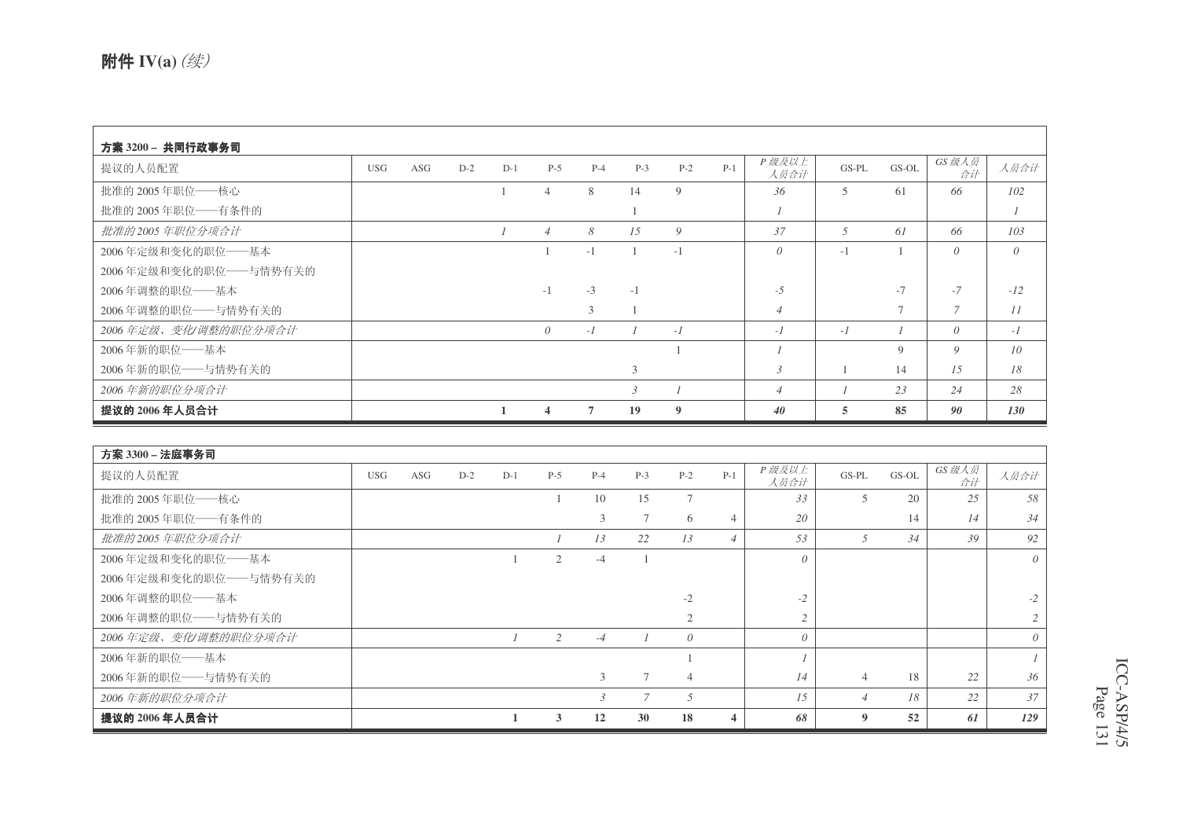**附件 IV(a)** *(续)*

| 方案 3200 – 共同行政事务司 | | | | | | | | | | | | | | |
|---|---|---|---|---|---|---|---|---|---|---|---|---|---|---|
| 提议的人员配置 | USG | ASG | D-2 | D-1 | P-5 | P-4 | P-3 | P-2 | P-1 | *P 级及以上人员合计* | GS-PL | GS-OL | *GS 级人员合计* | *人员合计* |
| 批准的 2005 年职位——核心 | | | | 1 | 4 | 8 | 14 | 9 | | *36* | 5 | 61 | *66* | *102* |
| 批准的 2005 年职位——有条件的 | | | | | | | 1 | | | *1* | | | | *1* |
| *批准的 2005 年职位分项合计* | | | | *1* | *4* | *8* | *15* | *9* | | *37* | *5* | *61* | *66* | *103* |
| 2006 年定级和变化的职位——基本 | | | | | 1 | -1 | 1 | -1 | | *0* | -1 | 1 | *0* | *0* |
| 2006 年定级和变化的职位——与情势有关的 | | | | | | | | | | | | | | |
| 2006 年调整的职位——基本 | | | | | -1 | -3 | -1 | | | *-5* | | -7 | *-7* | *-12* |
| 2006 年调整的职位——与情势有关的 | | | | | | 3 | 1 | | | *4* | | 7 | *7* | *11* |
| *2006 年定级、变化/调整的职位分项合计* | | | | | *0* | *-1* | *1* | *-1* | | *-1* | *-1* | *1* | *0* | *-1* |
| 2006 年新的职位——基本 | | | | | | | | 1 | | *1* | | 9 | *9* | *10* |
| 2006 年新的职位——与情势有关的 | | | | | | | 3 | | | *3* | 1 | 14 | *15* | *18* |
| *2006 年新的职位分项合计* | | | | | | | *3* | *1* | | *4* | *1* | *23* | *24* | *28* |
| **提议的 2006 年人员合计** | | | | **1** | **4** | **7** | **19** | **9** | | ***40*** | **5** | **85** | ***90*** | ***130*** |

| 方案 3300 – 法庭事务司 | | | | | | | | | | | | | | |
|---|---|---|---|---|---|---|---|---|---|---|---|---|---|---|
| 提议的人员配置 | USG | ASG | D-2 | D-1 | P-5 | P-4 | P-3 | P-2 | P-1 | *P 级及以上人员合计* | GS-PL | GS-OL | *GS 级人员合计* | *人员合计* |
| 批准的 2005 年职位——核心 | | | | | 1 | 10 | 15 | 7 | | *33* | 5 | 20 | *25* | *58* |
| 批准的 2005 年职位——有条件的 | | | | | | 3 | 7 | 6 | 4 | *20* | | 14 | *14* | *34* |
| *批准的 2005 年职位分项合计* | | | | | *1* | *13* | *22* | *13* | *4* | *53* | *5* | *34* | *39* | *92* |
| 2006 年定级和变化的职位——基本 | | | | 1 | 2 | -4 | 1 | | | *0* | | | | *0* |
| 2006 年定级和变化的职位——与情势有关的 | | | | | | | | | | | | | | |
| 2006 年调整的职位——基本 | | | | | | | | -2 | | *-2* | | | | *-2* |
| 2006 年调整的职位——与情势有关的 | | | | | | | | 2 | | *2* | | | | *2* |
| *2006 年定级、变化/调整的职位分项合计* | | | | *1* | *2* | *-4* | *1* | *0* | | *0* | | | | *0* |
| 2006 年新的职位——基本 | | | | | | | | 1 | | *1* | | | | *1* |
| 2006 年新的职位——与情势有关的 | | | | | | 3 | 7 | 4 | | *14* | 4 | 18 | *22* | *36* |
| *2006 年新的职位分项合计* | | | | | | *3* | *7* | *5* | | *15* | *4* | *18* | *22* | *37* |
| **提议的 2006 年人员合计** | | | | **1** | **3** | **12** | **30** | **18** | **4** | ***68*** | **9** | **52** | ***61*** | ***129*** |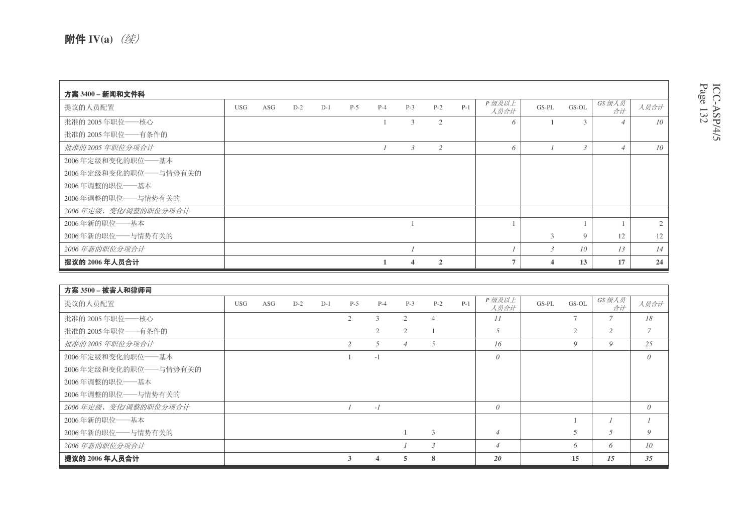**附件 IV(a)** *（续）*

| 方案 3400 – 新闻和文件科 | | | | | | | | | | | | | | |
|---|---|---|---|---|---|---|---|---|---|---|---|---|---|---|
| 提议的人员配置 | USG | ASG | D-2 | D-1 | P-5 | P-4 | P-3 | P-2 | P-1 | *P 级及以上人员合计* | GS-PL | GS-OL | *GS 级人员合计* | *人员合计* |
| 批准的 2005 年职位——核心 | | | | | | 1 | 3 | 2 | | *6* | 1 | 3 | *4* | *10* |
| 批准的 2005 年职位——有条件的 | | | | | | | | | | | | | | |
| *批准的 2005 年职位分项合计* | | | | | | *1* | *3* | *2* | | *6* | *1* | *3* | *4* | *10* |
| 2006 年定级和变化的职位——基本 | | | | | | | | | | | | | | |
| 2006 年定级和变化的职位——与情势有关的 | | | | | | | | | | | | | | |
| 2006 年调整的职位——基本 | | | | | | | | | | | | | | |
| 2006 年调整的职位——与情势有关的 | | | | | | | | | | | | | | |
| *2006 年定级、变化/调整的职位分项合计* | | | | | | | | | | | | | | |
| 2006 年新的职位——基本 | | | | | | | 1 | | | 1 | | 1 | 1 | 2 |
| 2006 年新的职位——与情势有关的 | | | | | | | | | | | 3 | 9 | 12 | 12 |
| *2006 年新的职位分项合计* | | | | | | | *1* | | | *1* | *3* | *10* | *13* | *14* |
| **提议的 2006 年人员合计** | | | | | | **1** | **4** | **2** | | **7** | **4** | **13** | **17** | **24** |

| 方案 3500 – 被害人和律师司 | | | | | | | | | | | | | | |
|---|---|---|---|---|---|---|---|---|---|---|---|---|---|---|
| 提议的人员配置 | USG | ASG | D-2 | D-1 | P-5 | P-4 | P-3 | P-2 | P-1 | *P 级及以上人员合计* | GS-PL | GS-OL | *GS 级人员合计* | *人员合计* |
| 批准的 2005 年职位——核心 | | | | | 2 | 3 | 2 | 4 | | *11* | | 7 | *7* | *18* |
| 批准的 2005 年职位——有条件的 | | | | | | 2 | 2 | 1 | | *5* | | 2 | *2* | *7* |
| *批准的 2005 年职位分项合计* | | | | | *2* | *5* | *4* | *5* | | *16* | | *9* | *9* | *25* |
| 2006 年定级和变化的职位——基本 | | | | | 1 | -1 | | | | *0* | | | | *0* |
| 2006 年定级和变化的职位——与情势有关的 | | | | | | | | | | | | | | |
| 2006 年调整的职位——基本 | | | | | | | | | | | | | | |
| 2006 年调整的职位——与情势有关的 | | | | | | | | | | | | | | |
| *2006 年定级、变化/调整的职位分项合计* | | | | | *1* | *-1* | | | | *0* | | | | *0* |
| 2006 年新的职位——基本 | | | | | | | | | | | | 1 | *1* | *1* |
| 2006 年新的职位——与情势有关的 | | | | | | | 1 | 3 | | *4* | | 5 | *5* | *9* |
| *2006 年新的职位分项合计* | | | | | | | *1* | *3* | | *4* | | *6* | *6* | *10* |
| **提议的 2006 年人员合计** | | | | | **3** | **4** | **5** | **8** | | ***20*** | | **15** | ***15*** | ***35*** |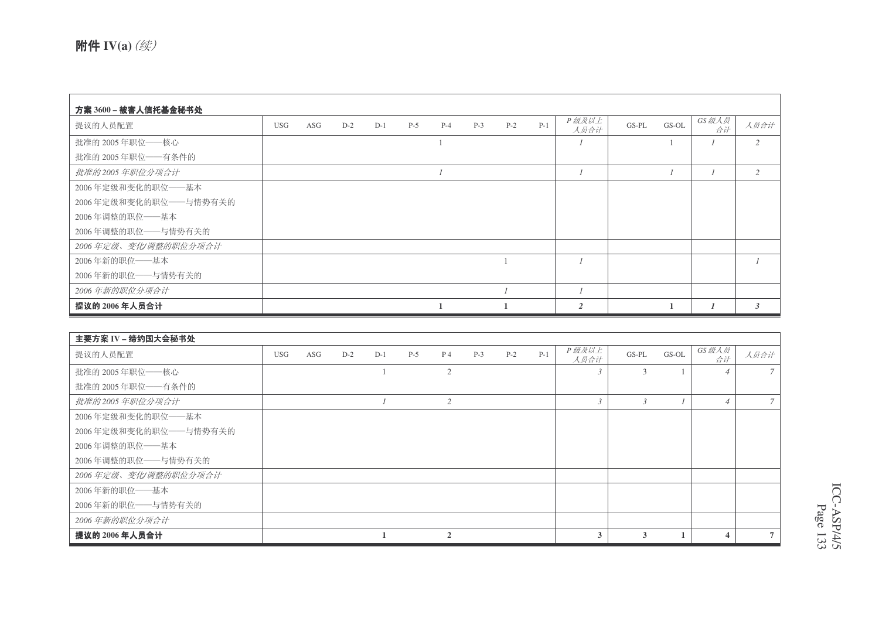# 附件 IV(a) *(续)*

| 方案 3600 – 被害人信托基金秘书处 | | | | | | | | | | | | | | |
|---|---|---|---|---|---|---|---|---|---|---|---|---|---|---|
| 提议的人员配置 | USG | ASG | D-2 | D-1 | P-5 | P-4 | P-3 | P-2 | P-1 | *P 级及以上人员合计* | GS-PL | GS-OL | *GS 级人员合计* | *人员合计* |
| 批准的 2005 年职位——核心 | | | | | | 1 | | | | *1* | | 1 | *1* | *2* |
| 批准的 2005 年职位——有条件的 | | | | | | | | | | | | | | |
| *批准的 2005 年职位分项合计* | | | | | | *1* | | | | *1* | | *1* | *1* | *2* |
| 2006 年定级和变化的职位——基本 | | | | | | | | | | | | | | |
| 2006 年定级和变化的职位——与情势有关的 | | | | | | | | | | | | | | |
| 2006 年调整的职位——基本 | | | | | | | | | | | | | | |
| 2006 年调整的职位——与情势有关的 | | | | | | | | | | | | | | |
| *2006 年定级、变化/调整的职位分项合计* | | | | | | | | | | | | | | |
| 2006 年新的职位——基本 | | | | | | | | 1 | | *1* | | | | *1* |
| 2006 年新的职位——与情势有关的 | | | | | | | | | | | | | | |
| *2006 年新的职位分项合计* | | | | | | | | *1* | | *1* | | | | |
| **提议的 2006 年人员合计** | | | | | | **1** | | **1** | | ***2*** | | **1** | ***1*** | ***3*** |

| 主要方案 IV – 缔约国大会秘书处 | | | | | | | | | | | | | | |
|---|---|---|---|---|---|---|---|---|---|---|---|---|---|---|
| 提议的人员配置 | USG | ASG | D-2 | D-1 | P-5 | P 4 | P-3 | P-2 | P-1 | *P 级及以上人员合计* | GS-PL | GS-OL | *GS 级人员合计* | *人员合计* |
| 批准的 2005 年职位——核心 | | | | 1 | | 2 | | | | *3* | 3 | 1 | *4* | *7* |
| 批准的 2005 年职位——有条件的 | | | | | | | | | | | | | | |
| *批准的 2005 年职位分项合计* | | | | *1* | | *2* | | | | *3* | *3* | *1* | *4* | *7* |
| 2006 年定级和变化的职位——基本 | | | | | | | | | | | | | | |
| 2006 年定级和变化的职位——与情势有关的 | | | | | | | | | | | | | | |
| 2006 年调整的职位——基本 | | | | | | | | | | | | | | |
| 2006 年调整的职位——与情势有关的 | | | | | | | | | | | | | | |
| *2006 年定级、变化/调整的职位分项合计* | | | | | | | | | | | | | | |
| 2006 年新的职位——基本 | | | | | | | | | | | | | | |
| 2006 年新的职位——与情势有关的 | | | | | | | | | | | | | | |
| *2006 年新的职位分项合计* | | | | | | | | | | | | | | |
| **提议的 2006 年人员合计** | | | | **1** | | **2** | | | | **3** | **3** | **1** | **4** | **7** |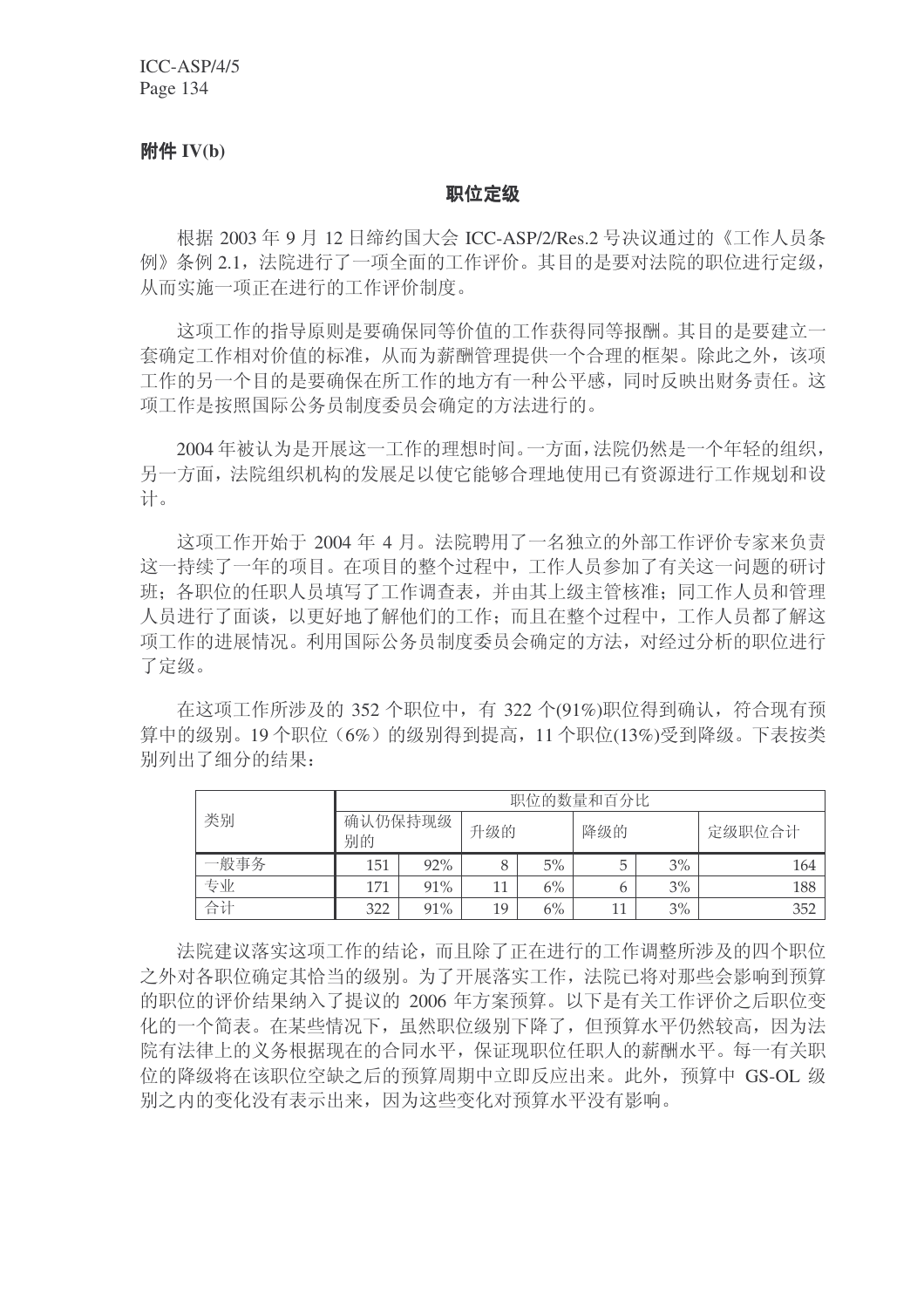**附件 IV(b)**

## 职位定级

根据 2003 年 9 月 12 日缔约国大会 ICC-ASP/2/Res.2 号决议通过的《工作人员条例》条例 2.1，法院进行了一项全面的工作评价。其目的是要对法院的职位进行定级，从而实施一项正在进行的工作评价制度。

这项工作的指导原则是要确保同等价值的工作获得同等报酬。其目的是要建立一套确定工作相对价值的标准，从而为薪酬管理提供一个合理的框架。除此之外，该项工作的另一个目的是要确保在所工作的地方有一种公平感，同时反映出财务责任。这项工作是按照国际公务员制度委员会确定的方法进行的。

2004 年被认为是开展这一工作的理想时间。一方面，法院仍然是一个年轻的组织，另一方面，法院组织机构的发展足以使它能够合理地使用已有资源进行工作规划和设计。

这项工作开始于 2004 年 4 月。法院聘用了一名独立的外部工作评价专家来负责这一持续了一年的项目。在项目的整个过程中，工作人员参加了有关这一问题的研讨班；各职位的任职人员填写了工作调查表，并由其上级主管核准；同工作人员和管理人员进行了面谈，以更好地了解他们的工作；而且在整个过程中，工作人员都了解这项工作的进展情况。利用国际公务员制度委员会确定的方法，对经过分析的职位进行了定级。

在这项工作所涉及的 352 个职位中，有 322 个(91%)职位得到确认，符合现有预算中的级别。19 个职位（6%）的级别得到提高，11 个职位(13%)受到降级。下表按类别列出了细分的结果：

| 类别 | 职位的数量和百分比 | | | | | | |
|---|---|---|---|---|---|---|---|
| | 确认仍保持现级别的 | | 升级的 | | 降级的 | | 定级职位合计 |
| 一般事务 | 151 | 92% | 8 | 5% | 5 | 3% | 164 |
| 专业 | 171 | 91% | 11 | 6% | 6 | 3% | 188 |
| 合计 | 322 | 91% | 19 | 6% | 11 | 3% | 352 |

法院建议落实这项工作的结论，而且除了正在进行的工作调整所涉及的四个职位之外对各职位确定其恰当的级别。为了开展落实工作，法院已将对那些会影响到预算的职位的评价结果纳入了提议的 2006 年方案预算。以下是有关工作评价之后职位变化的一个简表。在某些情况下，虽然职位级别下降了，但预算水平仍然较高，因为法院有法律上的义务根据现在的合同水平，保证现职位任职人的薪酬水平。每一有关职位的降级将在该职位空缺之后的预算周期中立即反应出来。此外，预算中 GS-OL 级别之内的变化没有表示出来，因为这些变化对预算水平没有影响。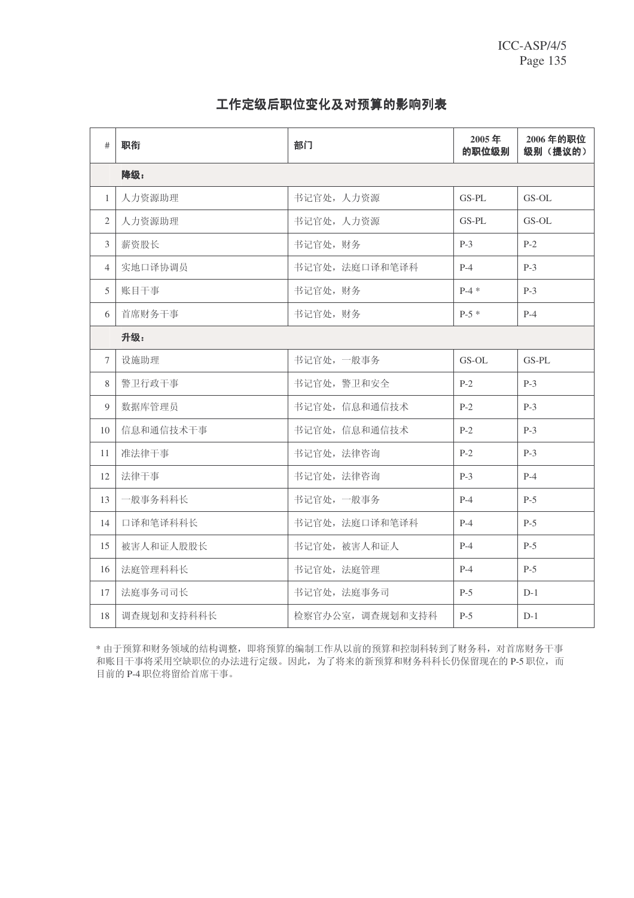## 工作定级后职位变化及对预算的影响列表

| # | 职衔 | 部门 | 2005 年的职位级别 | 2006 年的职位级别（提议的） |
|---|---|---|---|---|
| | **降级：** | | | |
| 1 | 人力资源助理 | 书记官处，人力资源 | GS-PL | GS-OL |
| 2 | 人力资源助理 | 书记官处，人力资源 | GS-PL | GS-OL |
| 3 | 薪资股长 | 书记官处，财务 | P-3 | P-2 |
| 4 | 实地口译协调员 | 书记官处，法庭口译和笔译科 | P-4 | P-3 |
| 5 | 账目干事 | 书记官处，财务 | P-4 * | P-3 |
| 6 | 首席财务干事 | 书记官处，财务 | P-5 * | P-4 |
| | **升级：** | | | |
| 7 | 设施助理 | 书记官处，一般事务 | GS-OL | GS-PL |
| 8 | 警卫行政干事 | 书记官处，警卫和安全 | P-2 | P-3 |
| 9 | 数据库管理员 | 书记官处，信息和通信技术 | P-2 | P-3 |
| 10 | 信息和通信技术干事 | 书记官处，信息和通信技术 | P-2 | P-3 |
| 11 | 准法律干事 | 书记官处，法律咨询 | P-2 | P-3 |
| 12 | 法律干事 | 书记官处，法律咨询 | P-3 | P-4 |
| 13 | 一般事务科科长 | 书记官处，一般事务 | P-4 | P-5 |
| 14 | 口译和笔译科科长 | 书记官处，法庭口译和笔译科 | P-4 | P-5 |
| 15 | 被害人和证人股股长 | 书记官处，被害人和证人 | P-4 | P-5 |
| 16 | 法庭管理科科长 | 书记官处，法庭管理 | P-4 | P-5 |
| 17 | 法庭事务司司长 | 书记官处，法庭事务司 | P-5 | D-1 |
| 18 | 调查规划和支持科科长 | 检察官办公室，调查规划和支持科 | P-5 | D-1 |

* 由于预算和财务领域的结构调整，即将预算的编制工作从以前的预算和控制科转到了财务科，对首席财务干事和账目干事将采用空缺职位的办法进行定级。因此，为了将来的新预算和财务科科长仍保留现在的 P-5 职位，而目前的 P-4 职位将留给首席干事。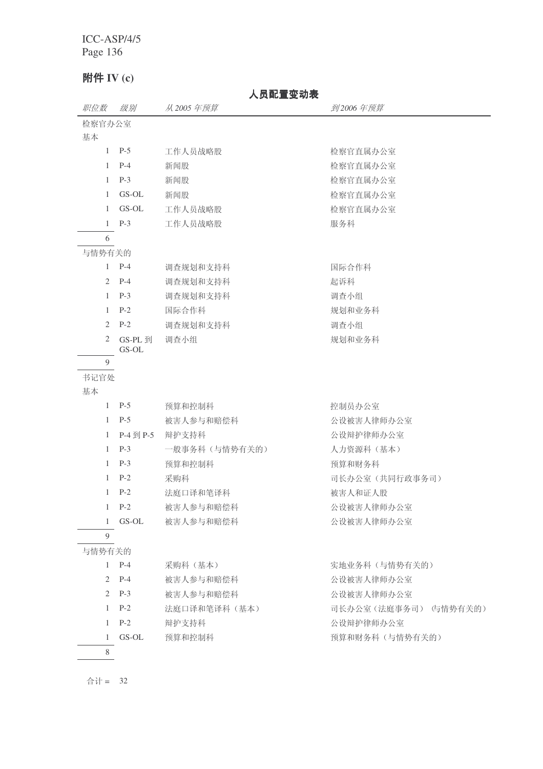## 附件 IV (c)

**人员配置变动表**

| *职位数* | *级别* | *从 2005 年预算* | *到 2006 年预算* |
|---|---|---|---|
| 检察官办公室 | | | |
| 基本 | | | |
| 1 | P-5 | 工作人员战略股 | 检察官直属办公室 |
| 1 | P-4 | 新闻股 | 检察官直属办公室 |
| 1 | P-3 | 新闻股 | 检察官直属办公室 |
| 1 | GS-OL | 新闻股 | 检察官直属办公室 |
| 1 | GS-OL | 工作人员战略股 | 检察官直属办公室 |
| 1 | P-3 | 工作人员战略股 | 服务科 |
| 6 | | | |
| 与情势有关的 | | | |
| 1 | P-4 | 调查规划和支持科 | 国际合作科 |
| 2 | P-4 | 调查规划和支持科 | 起诉科 |
| 1 | P-3 | 调查规划和支持科 | 调查小组 |
| 1 | P-2 | 国际合作科 | 规划和业务科 |
| 2 | P-2 | 调查规划和支持科 | 调查小组 |
| 2 | GS-PL 到 GS-OL | 调查小组 | 规划和业务科 |
| 9 | | | |
| 书记官处 | | | |
| 基本 | | | |
| 1 | P-5 | 预算和控制科 | 控制员办公室 |
| 1 | P-5 | 被害人参与和赔偿科 | 公设被害人律师办公室 |
| 1 | P-4 到 P-5 | 辩护支持科 | 公设辩护律师办公室 |
| 1 | P-3 | 一般事务科（与情势有关的） | 人力资源科（基本） |
| 1 | P-3 | 预算和控制科 | 预算和财务科 |
| 1 | P-2 | 采购科 | 司长办公室（共同行政事务司） |
| 1 | P-2 | 法庭口译和笔译科 | 被害人和证人股 |
| 1 | P-2 | 被害人参与和赔偿科 | 公设被害人律师办公室 |
| 1 | GS-OL | 被害人参与和赔偿科 | 公设被害人律师办公室 |
| 9 | | | |
| 与情势有关的 | | | |
| 1 | P-4 | 采购科（基本） | 实地业务科（与情势有关的） |
| 2 | P-4 | 被害人参与和赔偿科 | 公设被害人律师办公室 |
| 2 | P-3 | 被害人参与和赔偿科 | 公设被害人律师办公室 |
| 1 | P-2 | 法庭口译和笔译科（基本） | 司长办公室（法庭事务司）（与情势有关的） |
| 1 | P-2 | 辩护支持科 | 公设辩护律师办公室 |
| 1 | GS-OL | 预算和控制科 | 预算和财务科（与情势有关的） |
| 8 | | | |

合计 = 32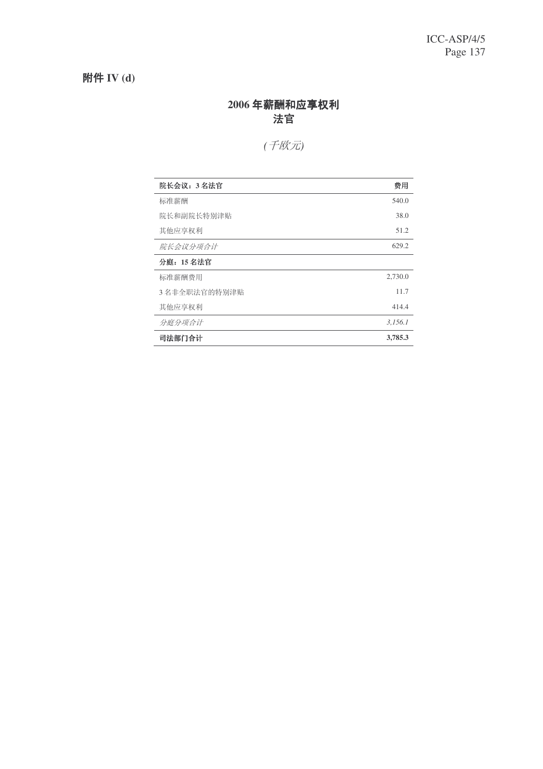**附件 IV (d)**

## 2006 年薪酬和应享权利
## 法官

*(千欧元)*

| **院长会议：3 名法官** | **费用** |
|---|---|
| 标准薪酬 | 540.0 |
| 院长和副院长特别津贴 | 38.0 |
| 其他应享权利 | 51.2 |
| *院长会议分项合计* | 629.2 |
| **分庭：15 名法官** | |
| 标准薪酬费用 | 2,730.0 |
| 3 名非全职法官的特别津贴 | 11.7 |
| 其他应享权利 | 414.4 |
| *分庭分项合计* | *3,156.1* |
| **司法部门合计** | **3,785.3** |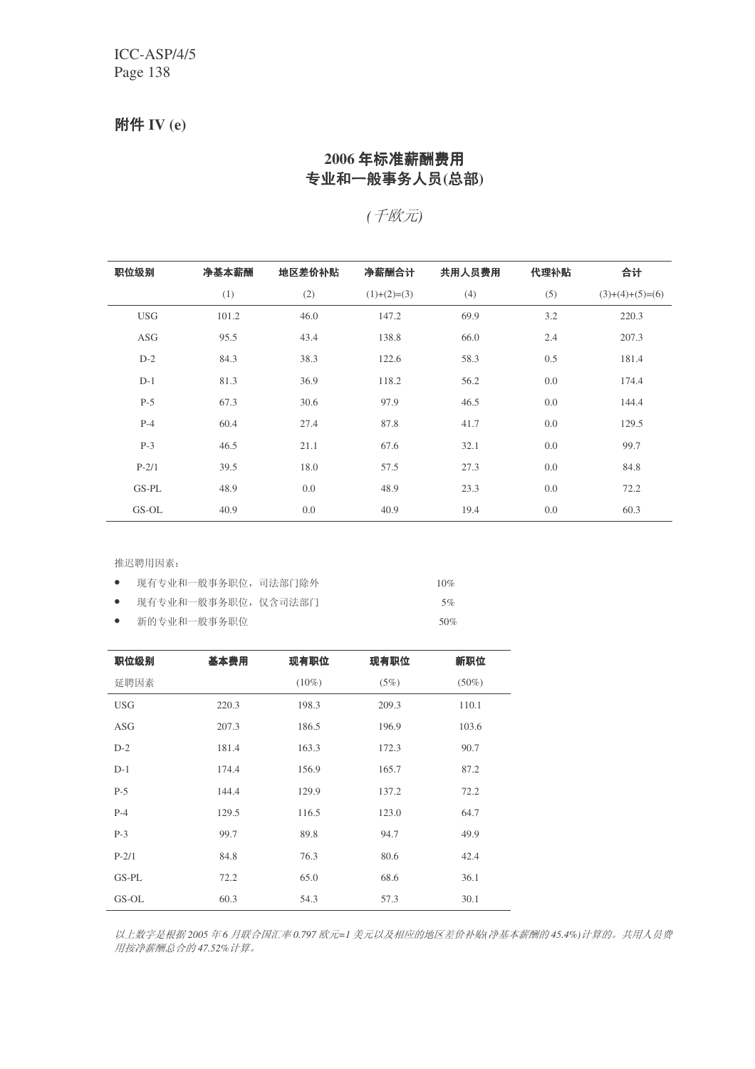## 附件 IV (e)

### 2006 年标准薪酬费用
### 专业和一般事务人员(总部)

*(千欧元)*

| 职位级别 | 净基本薪酬 | 地区差价补贴 | 净薪酬合计 | 共用人员费用 | 代理补贴 | 合计 |
|---|---|---|---|---|---|---|
| | (1) | (2) | (1)+(2)=(3) | (4) | (5) | (3)+(4)+(5)=(6) |
| USG | 101.2 | 46.0 | 147.2 | 69.9 | 3.2 | 220.3 |
| ASG | 95.5 | 43.4 | 138.8 | 66.0 | 2.4 | 207.3 |
| D-2 | 84.3 | 38.3 | 122.6 | 58.3 | 0.5 | 181.4 |
| D-1 | 81.3 | 36.9 | 118.2 | 56.2 | 0.0 | 174.4 |
| P-5 | 67.3 | 30.6 | 97.9 | 46.5 | 0.0 | 144.4 |
| P-4 | 60.4 | 27.4 | 87.8 | 41.7 | 0.0 | 129.5 |
| P-3 | 46.5 | 21.1 | 67.6 | 32.1 | 0.0 | 99.7 |
| P-2/1 | 39.5 | 18.0 | 57.5 | 27.3 | 0.0 | 84.8 |
| GS-PL | 48.9 | 0.0 | 48.9 | 23.3 | 0.0 | 72.2 |
| GS-OL | 40.9 | 0.0 | 40.9 | 19.4 | 0.0 | 60.3 |

推迟聘用因素：

- 现有专业和一般事务职位，司法部门除外　　10%
- 现有专业和一般事务职位，仅含司法部门　　5%
- 新的专业和一般事务职位　　50%

| 职位级别 | 基本费用 | 现有职位 | 现有职位 | 新职位 |
|---|---|---|---|---|
| 延聘因素 | | (10%) | (5%) | (50%) |
| USG | 220.3 | 198.3 | 209.3 | 110.1 |
| ASG | 207.3 | 186.5 | 196.9 | 103.6 |
| D-2 | 181.4 | 163.3 | 172.3 | 90.7 |
| D-1 | 174.4 | 156.9 | 165.7 | 87.2 |
| P-5 | 144.4 | 129.9 | 137.2 | 72.2 |
| P-4 | 129.5 | 116.5 | 123.0 | 64.7 |
| P-3 | 99.7 | 89.8 | 94.7 | 49.9 |
| P-2/1 | 84.8 | 76.3 | 80.6 | 42.4 |
| GS-PL | 72.2 | 65.0 | 68.6 | 36.1 |
| GS-OL | 60.3 | 54.3 | 57.3 | 30.1 |

*以上数字是根据 2005 年 6 月联合国汇率 0.797 欧元=1 美元以及相应的地区差价补贴(净基本薪酬的 45.4%)计算的。共用人员费用按净薪酬总合的 47.52%计算。*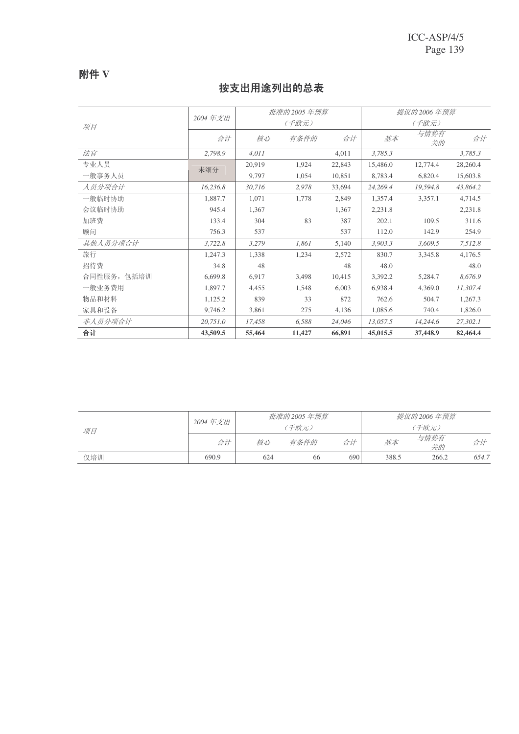# 附件 V

## 按支出用途列出的总表

| 项目 | 2004 年支出 | 批准的2005 年预算（千欧元） | | | 提议的2006 年预算（千欧元） | | |
|---|---|---|---|---|---|---|---|
| | 合计 | 核心 | 有条件的 | 合计 | 基本 | 与情势有关的 | 合计 |
| *法官* | *2,798.9* | *4,011* | | 4,011 | *3,785.3* | | *3,785.3* |
| 专业人员 | 未细分 | 20,919 | 1,924 | 22,843 | 15,486.0 | 12,774.4 | 28,260.4 |
| 一般事务人员 | | 9,797 | 1,054 | 10,851 | 8,783.4 | 6,820.4 | 15,603.8 |
| *人员分项合计* | *16,236.8* | *30,716* | *2,978* | 33,694 | *24,269.4* | *19,594.8* | *43,864.2* |
| 一般临时协助 | 1,887.7 | 1,071 | 1,778 | 2,849 | 1,357.4 | 3,357.1 | 4,714.5 |
| 会议临时协助 | 945.4 | 1,367 | | 1,367 | 2,231.8 | | 2,231.8 |
| 加班费 | 133.4 | 304 | 83 | 387 | 202.1 | 109.5 | 311.6 |
| 顾问 | 756.3 | 537 | | 537 | 112.0 | 142.9 | 254.9 |
| *其他人员分项合计* | *3,722.8* | *3,279* | *1,861* | 5,140 | *3,903.3* | *3,609.5* | *7,512.8* |
| 旅行 | 1,247.3 | 1,338 | 1,234 | 2,572 | 830.7 | 3,345.8 | 4,176.5 |
| 招待费 | 34.8 | 48 | | 48 | 48.0 | | 48.0 |
| 合同性服务，包括培训 | 6,699.8 | 6,917 | 3,498 | 10,415 | 3,392.2 | 5,284.7 | *8,676.9* |
| 一般业务费用 | 1,897.7 | 4,455 | 1,548 | 6,003 | 6,938.4 | 4,369.0 | *11,307.4* |
| 物品和材料 | 1,125.2 | 839 | 33 | 872 | 762.6 | 504.7 | 1,267.3 |
| 家具和设备 | 9,746.2 | 3,861 | 275 | 4,136 | 1,085.6 | 740.4 | 1,826.0 |
| *非人员分项合计* | *20,751.0* | *17,458* | *6,588* | *24,046* | *13,057.5* | *14,244.6* | *27,302.1* |
| **合计** | **43,509.5** | **55,464** | **11,427** | **66,891** | **45,015.5** | **37,448.9** | **82,464.4** |

| 项目 | 2004 年支出 | 批准的2005 年预算（千欧元） | | | 提议的2006 年预算（千欧元） | | |
|---|---|---|---|---|---|---|---|
| | 合计 | 核心 | 有条件的 | 合计 | 基本 | 与情势有关的 | 合计 |
| 仅培训 | 690.9 | 624 | 66 | 690 | 388.5 | 266.2 | *654.7* |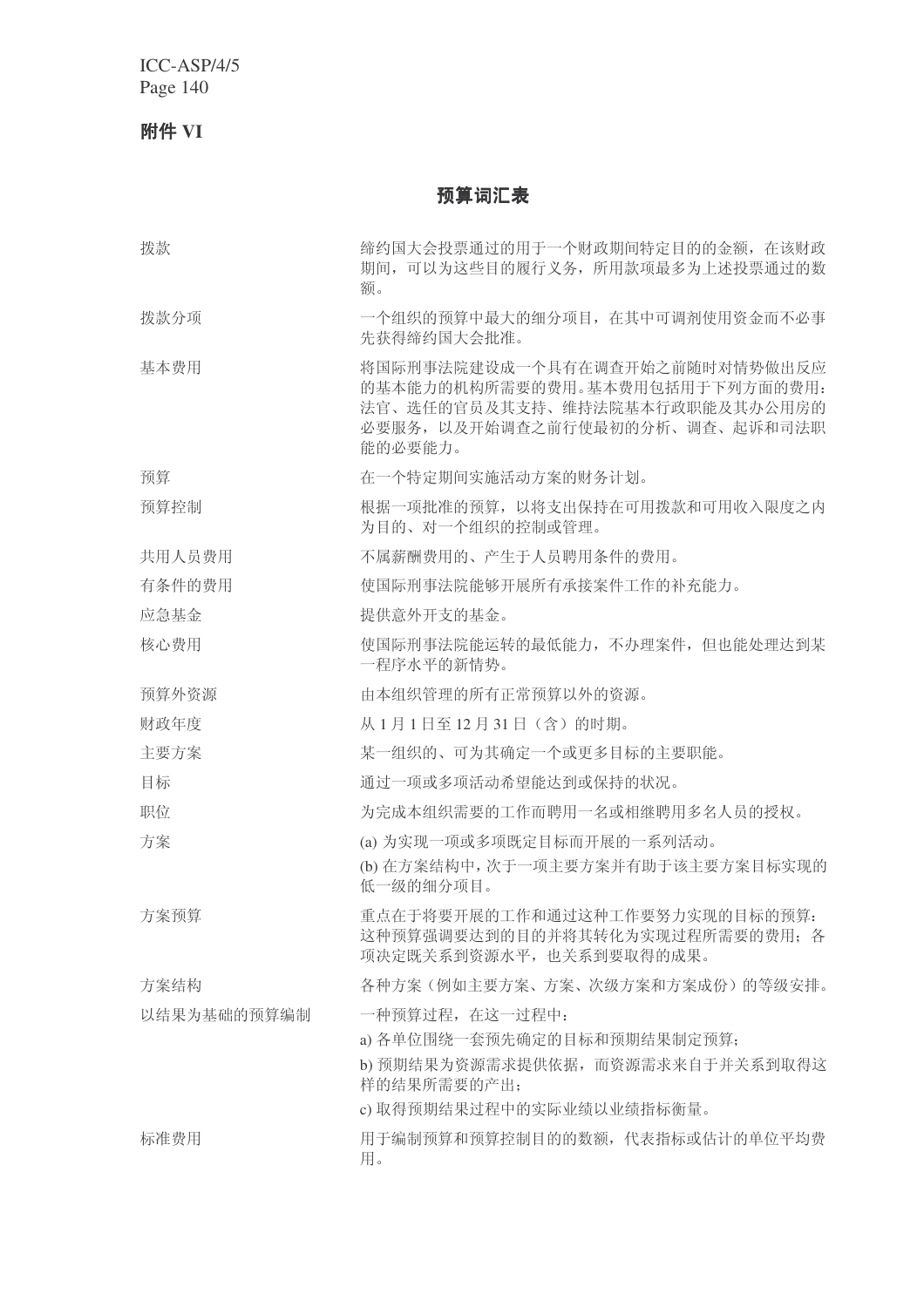## 附件 VI

# 预算词汇表

| | |
|---|---|
| 拨款 | 缔约国大会投票通过的用于一个财政期间特定目的的金额，在该财政期间，可以为这些目的履行义务，所用款项最多为上述投票通过的数额。 |
| 拨款分项 | 一个组织的预算中最大的细分项目，在其中可调剂使用资金而不必事先获得缔约国大会批准。 |
| 基本费用 | 将国际刑事法院建设成一个具有在调查开始之前随时对情势做出反应的基本能力的机构所需要的费用。基本费用包括用于下列方面的费用：法官、选任的官员及其支持、维持法院基本行政职能及其办公用房的必要服务，以及开始调查之前行使最初的分析、调查、起诉和司法职能的必要能力。 |
| 预算 | 在一个特定期间实施活动方案的财务计划。 |
| 预算控制 | 根据一项批准的预算，以将支出保持在可用拨款和可用收入限度之内为目的、对一个组织的控制或管理。 |
| 共用人员费用 | 不属薪酬费用的、产生于人员聘用条件的费用。 |
| 有条件的费用 | 使国际刑事法院能够开展所有承接案件工作的补充能力。 |
| 应急基金 | 提供意外开支的基金。 |
| 核心费用 | 使国际刑事法院能运转的最低能力，不办理案件，但也能处理达到某一程序水平的新情势。 |
| 预算外资源 | 由本组织管理的所有正常预算以外的资源。 |
| 财政年度 | 从 1 月 1 日至 12 月 31 日（含）的时期。 |
| 主要方案 | 某一组织的、可为其确定一个或更多目标的主要职能。 |
| 目标 | 通过一项或多项活动希望能达到或保持的状况。 |
| 职位 | 为完成本组织需要的工作而聘用一名或相继聘用多名人员的授权。 |
| 方案 | (a) 为实现一项或多项既定目标而开展的一系列活动。<br>(b) 在方案结构中，次于一项主要方案并有助于该主要方案目标实现的低一级的细分项目。 |
| 方案预算 | 重点在于将要开展的工作和通过这种工作要努力实现的目标的预算：这种预算强调要达到的目的并将其转化为实现过程所需要的费用；各项决定既关系到资源水平，也关系到要取得的成果。 |
| 方案结构 | 各种方案（例如主要方案、方案、次级方案和方案成份）的等级安排。 |
| 以结果为基础的预算编制 | 一种预算过程，在这一过程中：<br>a) 各单位围绕一套预先确定的目标和预期结果制定预算；<br>b) 预期结果为资源需求提供依据，而资源需求来自于并关系到取得这样的结果所需要的产出；<br>c) 取得预期结果过程中的实际业绩以业绩指标衡量。 |
| 标准费用 | 用于编制预算和预算控制目的的数额，代表指标或估计的单位平均费用。 |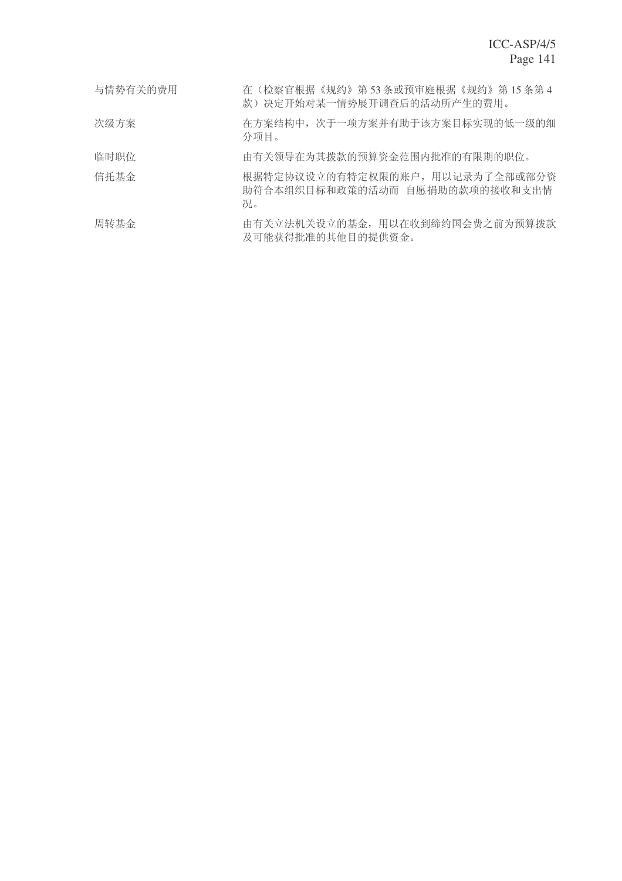| | |
|---|---|
| 与情势有关的费用 | 在（检察官根据《规约》第 53 条或预审庭根据《规约》第 15 条第 4 款）决定开始对某一情势展开调查后的活动所产生的费用。 |
| 次级方案 | 在方案结构中，次于一项方案并有助于该方案目标实现的低一级的细分项目。 |
| 临时职位 | 由有关领导在为其拨款的预算资金范围内批准的有限期的职位。 |
| 信托基金 | 根据特定协议设立的有特定权限的账户，用以记录为了全部或部分资助符合本组织目标和政策的活动而 自愿捐助的款项的接收和支出情况。 |
| 周转基金 | 由有关立法机关设立的基金，用以在收到缔约国会费之前为预算拨款及可能获得批准的其他目的提供资金。 |